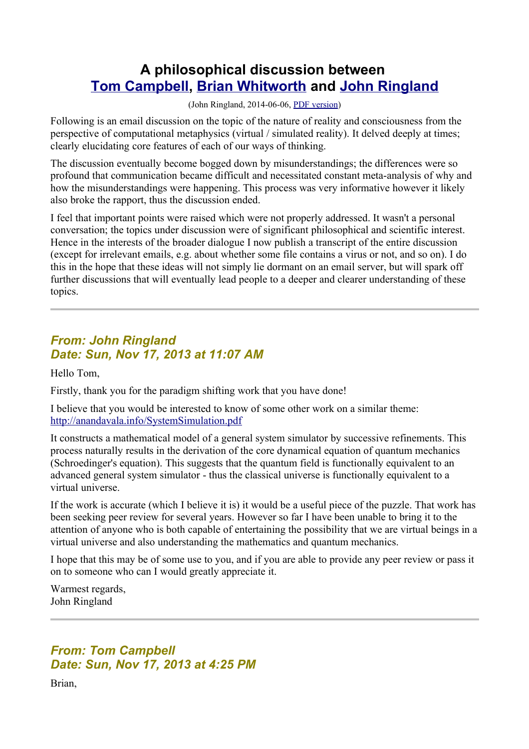# A philosophical discussion between Tom Campbell, Brian Whitworth and John Ringland

(John Ringland, 2014-06-06, PDF version)

Following is an email discussion on the topic of the nature of reality and consciousness from the perspective of computational metaphysics (virtual / simulated reality). It delved deeply at times; clearly elucidating core features of each of our ways of thinking.

The discussion eventually become bogged down by misunderstandings; the differences were so profound that communication became difficult and necessitated constant meta-analysis of why and how the misunderstandings were happening. This process was very informative however it likely also broke the rapport, thus the discussion ended.

I feel that important points were raised which were not properly addressed. It wasn't a personal conversation; the topics under discussion were of significant philosophical and scientific interest. Hence in the interests of the broader dialogue I now publish a transcript of the entire discussion (except for irrelevant emails, e.g. about whether some file contains a virus or not, and so on). I do this in the hope that these ideas will not simply lie dormant on an email server, but will spark off further discussions that will eventually lead people to a deeper and clearer understanding of these topics.

---

### *From: John Ringland*
### *Date: Sun, Nov 17, 2013 at 11:07 AM*

Hello Tom,

Firstly, thank you for the paradigm shifting work that you have done!

I believe that you would be interested to know of some other work on a similar theme: http://anandavala.info/SystemSimulation.pdf

It constructs a mathematical model of a general system simulator by successive refinements. This process naturally results in the derivation of the core dynamical equation of quantum mechanics (Schroedinger's equation). This suggests that the quantum field is functionally equivalent to an advanced general system simulator - thus the classical universe is functionally equivalent to a virtual universe.

If the work is accurate (which I believe it is) it would be a useful piece of the puzzle. That work has been seeking peer review for several years. However so far I have been unable to bring it to the attention of anyone who is both capable of entertaining the possibility that we are virtual beings in a virtual universe and also understanding the mathematics and quantum mechanics.

I hope that this may be of some use to you, and if you are able to provide any peer review or pass it on to someone who can I would greatly appreciate it.

Warmest regards,
John Ringland

---

### *From: Tom Campbell*
### *Date: Sun, Nov 17, 2013 at 4:25 PM*

Brian,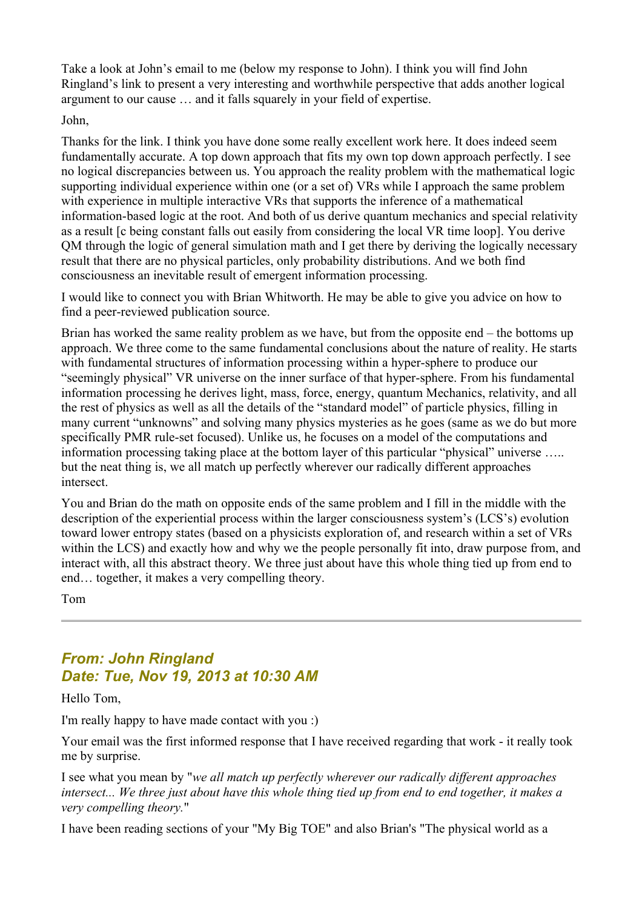Take a look at John's email to me (below my response to John). I think you will find John Ringland's link to present a very interesting and worthwhile perspective that adds another logical argument to our cause … and it falls squarely in your field of expertise.

John,

Thanks for the link. I think you have done some really excellent work here. It does indeed seem fundamentally accurate. A top down approach that fits my own top down approach perfectly. I see no logical discrepancies between us. You approach the reality problem with the mathematical logic supporting individual experience within one (or a set of) VRs while I approach the same problem with experience in multiple interactive VRs that supports the inference of a mathematical information-based logic at the root. And both of us derive quantum mechanics and special relativity as a result [c being constant falls out easily from considering the local VR time loop]. You derive QM through the logic of general simulation math and I get there by deriving the logically necessary result that there are no physical particles, only probability distributions. And we both find consciousness an inevitable result of emergent information processing.

I would like to connect you with Brian Whitworth. He may be able to give you advice on how to find a peer-reviewed publication source.

Brian has worked the same reality problem as we have, but from the opposite end – the bottoms up approach. We three come to the same fundamental conclusions about the nature of reality. He starts with fundamental structures of information processing within a hyper-sphere to produce our "seemingly physical" VR universe on the inner surface of that hyper-sphere. From his fundamental information processing he derives light, mass, force, energy, quantum Mechanics, relativity, and all the rest of physics as well as all the details of the "standard model" of particle physics, filling in many current "unknowns" and solving many physics mysteries as he goes (same as we do but more specifically PMR rule-set focused). Unlike us, he focuses on a model of the computations and information processing taking place at the bottom layer of this particular "physical" universe ….. but the neat thing is, we all match up perfectly wherever our radically different approaches intersect.

You and Brian do the math on opposite ends of the same problem and I fill in the middle with the description of the experiential process within the larger consciousness system's (LCS's) evolution toward lower entropy states (based on a physicists exploration of, and research within a set of VRs within the LCS) and exactly how and why we the people personally fit into, draw purpose from, and interact with, all this abstract theory. We three just about have this whole thing tied up from end to end… together, it makes a very compelling theory.

Tom

---

## *From: John Ringland*
## *Date: Tue, Nov 19, 2013 at 10:30 AM*

Hello Tom,

I'm really happy to have made contact with you :)

Your email was the first informed response that I have received regarding that work - it really took me by surprise.

I see what you mean by "*we all match up perfectly wherever our radically different approaches intersect... We three just about have this whole thing tied up from end to end together, it makes a very compelling theory.*"

I have been reading sections of your "My Big TOE" and also Brian's "The physical world as a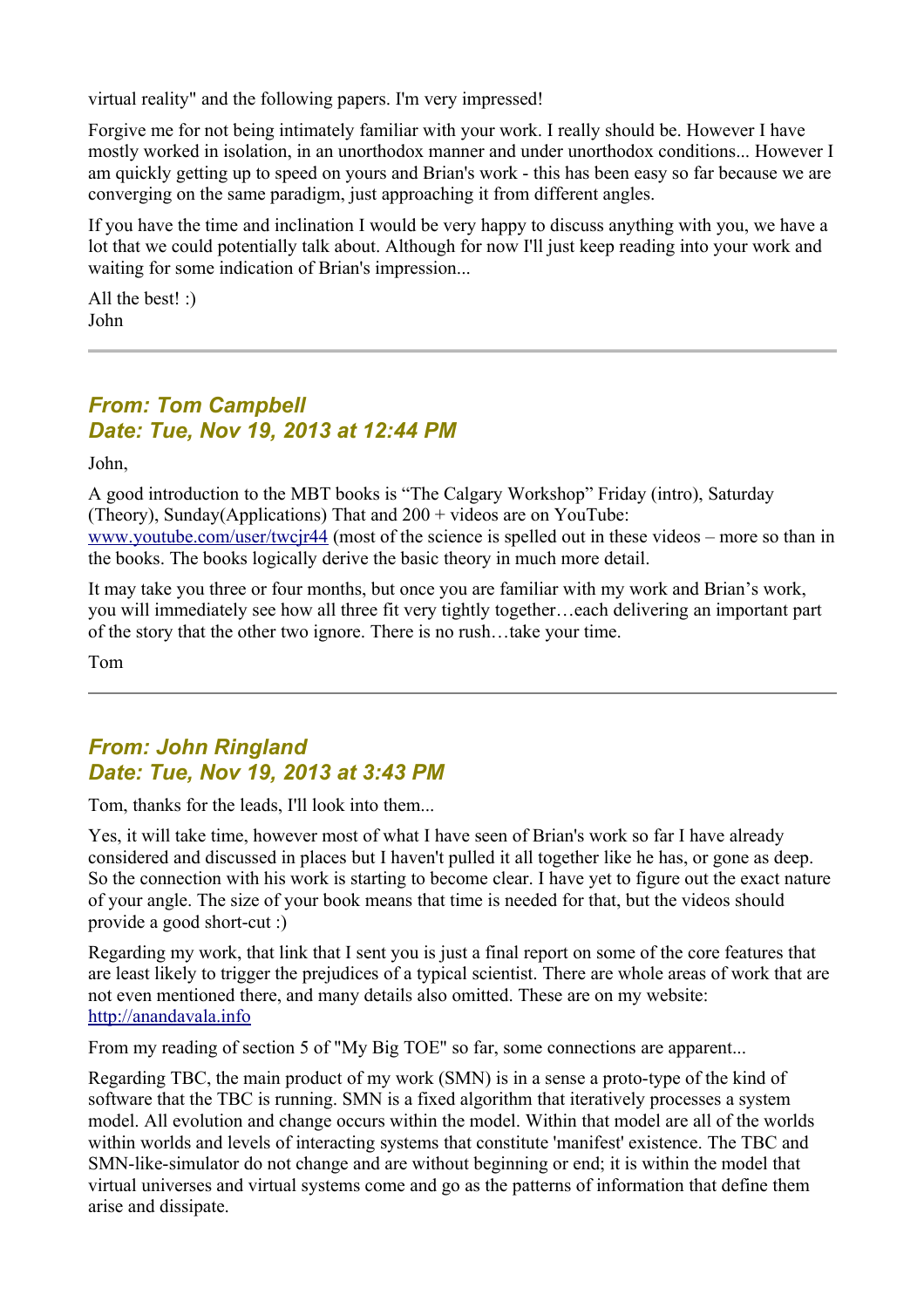virtual reality" and the following papers. I'm very impressed!

Forgive me for not being intimately familiar with your work. I really should be. However I have mostly worked in isolation, in an unorthodox manner and under unorthodox conditions... However I am quickly getting up to speed on yours and Brian's work - this has been easy so far because we are converging on the same paradigm, just approaching it from different angles.

If you have the time and inclination I would be very happy to discuss anything with you, we have a lot that we could potentially talk about. Although for now I'll just keep reading into your work and waiting for some indication of Brian's impression...

All the best! :)
John

---

### *From: Tom Campbell*
### *Date: Tue, Nov 19, 2013 at 12:44 PM*

John,

A good introduction to the MBT books is "The Calgary Workshop" Friday (intro), Saturday (Theory), Sunday(Applications) That and 200 + videos are on YouTube: [www.youtube.com/user/twcjr44](http://www.youtube.com/user/twcjr44) (most of the science is spelled out in these videos – more so than in the books. The books logically derive the basic theory in much more detail.

It may take you three or four months, but once you are familiar with my work and Brian's work, you will immediately see how all three fit very tightly together…each delivering an important part of the story that the other two ignore. There is no rush…take your time.

Tom

---

### *From: John Ringland*
### *Date: Tue, Nov 19, 2013 at 3:43 PM*

Tom, thanks for the leads, I'll look into them...

Yes, it will take time, however most of what I have seen of Brian's work so far I have already considered and discussed in places but I haven't pulled it all together like he has, or gone as deep. So the connection with his work is starting to become clear. I have yet to figure out the exact nature of your angle. The size of your book means that time is needed for that, but the videos should provide a good short-cut :)

Regarding my work, that link that I sent you is just a final report on some of the core features that are least likely to trigger the prejudices of a typical scientist. There are whole areas of work that are not even mentioned there, and many details also omitted. These are on my website: [http://anandavala.info](http://anandavala.info)

From my reading of section 5 of "My Big TOE" so far, some connections are apparent...

Regarding TBC, the main product of my work (SMN) is in a sense a proto-type of the kind of software that the TBC is running. SMN is a fixed algorithm that iteratively processes a system model. All evolution and change occurs within the model. Within that model are all of the worlds within worlds and levels of interacting systems that constitute 'manifest' existence. The TBC and SMN-like-simulator do not change and are without beginning or end; it is within the model that virtual universes and virtual systems come and go as the patterns of information that define them arise and dissipate.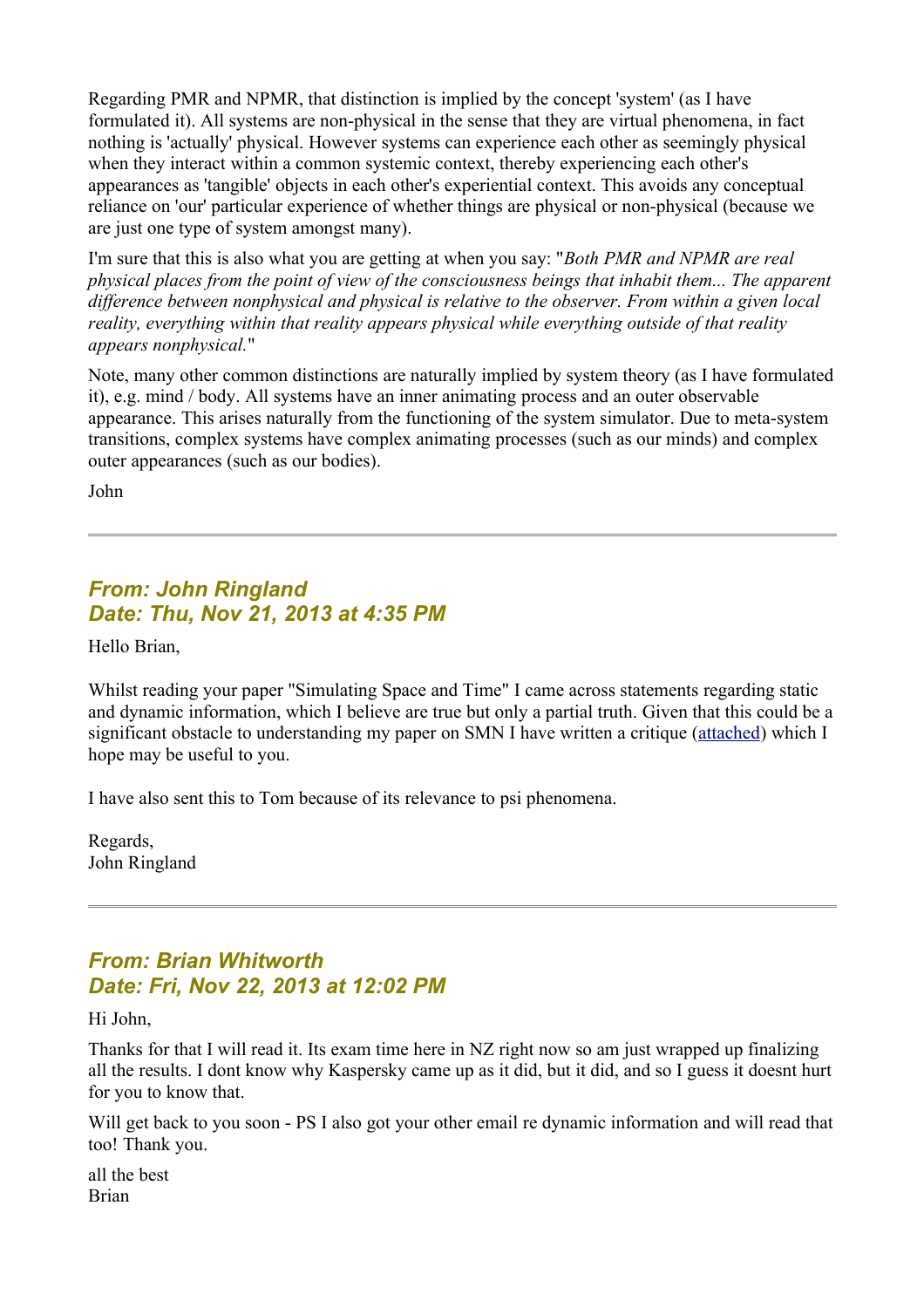Regarding PMR and NPMR, that distinction is implied by the concept 'system' (as I have formulated it). All systems are non-physical in the sense that they are virtual phenomena, in fact nothing is 'actually' physical. However systems can experience each other as seemingly physical when they interact within a common systemic context, thereby experiencing each other's appearances as 'tangible' objects in each other's experiential context. This avoids any conceptual reliance on 'our' particular experience of whether things are physical or non-physical (because we are just one type of system amongst many).

I'm sure that this is also what you are getting at when you say: "*Both PMR and NPMR are real physical places from the point of view of the consciousness beings that inhabit them... The apparent difference between nonphysical and physical is relative to the observer. From within a given local reality, everything within that reality appears physical while everything outside of that reality appears nonphysical.*"

Note, many other common distinctions are naturally implied by system theory (as I have formulated it), e.g. mind / body. All systems have an inner animating process and an outer observable appearance. This arises naturally from the functioning of the system simulator. Due to meta-system transitions, complex systems have complex animating processes (such as our minds) and complex outer appearances (such as our bodies).

John

---

### *From: John Ringland*
### *Date: Thu, Nov 21, 2013 at 4:35 PM*

Hello Brian,

Whilst reading your paper "Simulating Space and Time" I came across statements regarding static and dynamic information, which I believe are true but only a partial truth. Given that this could be a significant obstacle to understanding my paper on SMN I have written a critique (attached) which I hope may be useful to you.

I have also sent this to Tom because of its relevance to psi phenomena.

Regards,
John Ringland

---

### *From: Brian Whitworth*
### *Date: Fri, Nov 22, 2013 at 12:02 PM*

Hi John,

Thanks for that I will read it. Its exam time here in NZ right now so am just wrapped up finalizing all the results. I dont know why Kaspersky came up as it did, but it did, and so I guess it doesnt hurt for you to know that.

Will get back to you soon - PS I also got your other email re dynamic information and will read that too! Thank you.

all the best
Brian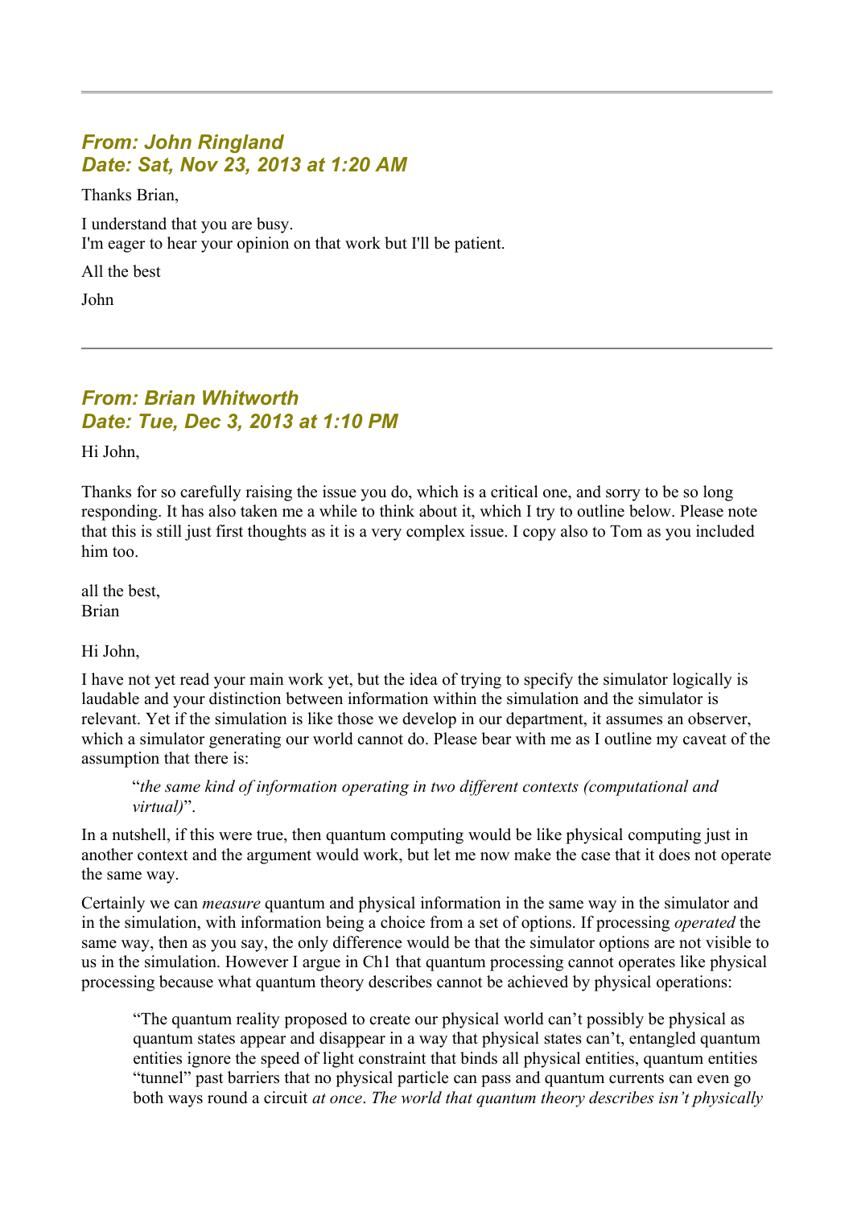---

### *From: John Ringland*
### *Date: Sat, Nov 23, 2013 at 1:20 AM*

Thanks Brian,

I understand that you are busy.
I'm eager to hear your opinion on that work but I'll be patient.

All the best

John

---

### *From: Brian Whitworth*
### *Date: Tue, Dec 3, 2013 at 1:10 PM*

Hi John,

Thanks for so carefully raising the issue you do, which is a critical one, and sorry to be so long responding. It has also taken me a while to think about it, which I try to outline below. Please note that this is still just first thoughts as it is a very complex issue. I copy also to Tom as you included him too.

all the best,
Brian

Hi John,

I have not yet read your main work yet, but the idea of trying to specify the simulator logically is laudable and your distinction between information within the simulation and the simulator is relevant. Yet if the simulation is like those we develop in our department, it assumes an observer, which a simulator generating our world cannot do. Please bear with me as I outline my caveat of the assumption that there is:

> "*the same kind of information operating in two different contexts (computational and virtual)*".

In a nutshell, if this were true, then quantum computing would be like physical computing just in another context and the argument would work, but let me now make the case that it does not operate the same way.

Certainly we can *measure* quantum and physical information in the same way in the simulator and in the simulation, with information being a choice from a set of options. If processing *operated* the same way, then as you say, the only difference would be that the simulator options are not visible to us in the simulation. However I argue in Ch1 that quantum processing cannot operates like physical processing because what quantum theory describes cannot be achieved by physical operations:

> "The quantum reality proposed to create our physical world can't possibly be physical as quantum states appear and disappear in a way that physical states can't, entangled quantum entities ignore the speed of light constraint that binds all physical entities, quantum entities "tunnel" past barriers that no physical particle can pass and quantum currents can even go both ways round a circuit *at once*. *The world that quantum theory describes isn't physically*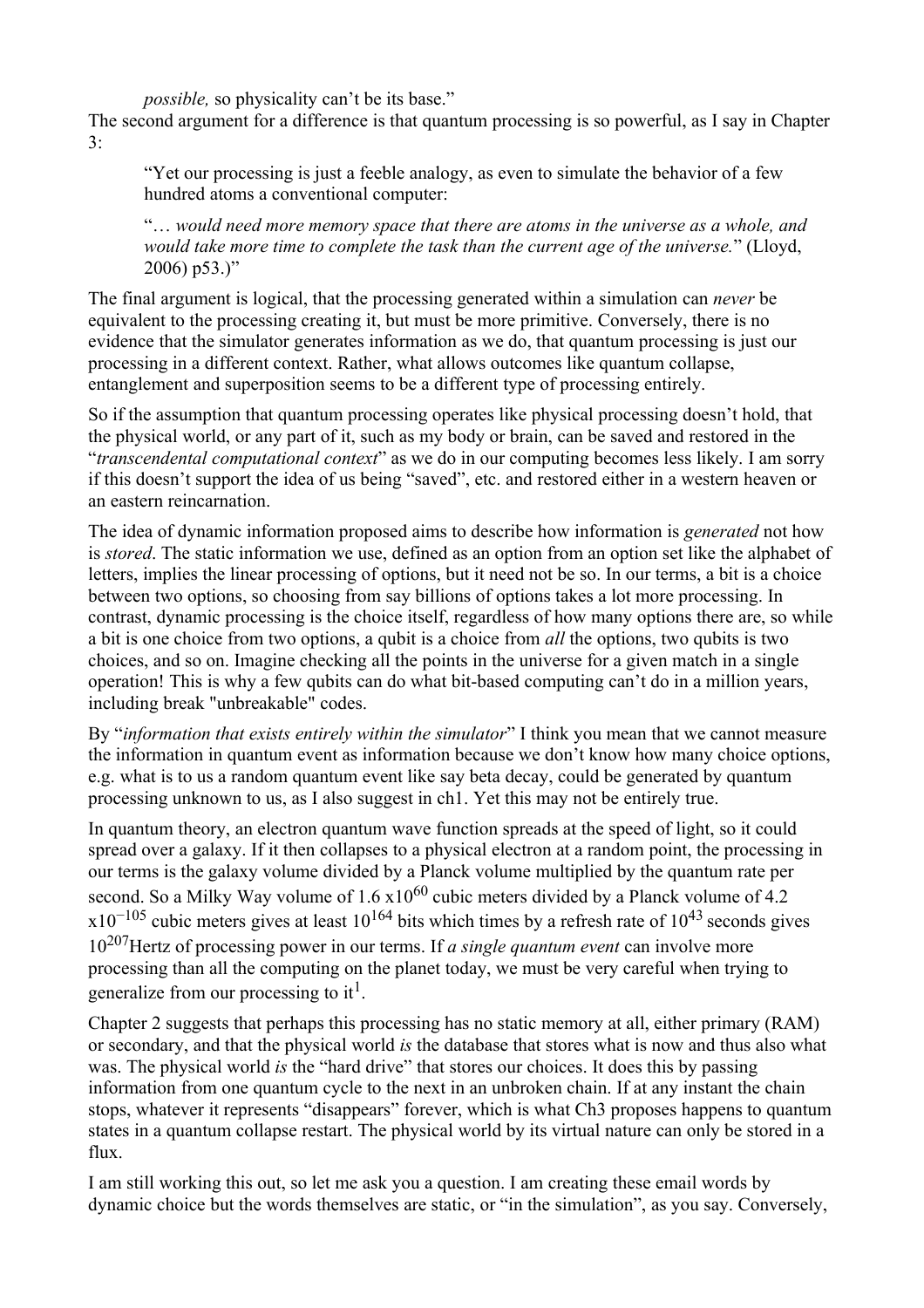*possible,* so physicality can't be its base."

The second argument for a difference is that quantum processing is so powerful, as I say in Chapter 3:

> "Yet our processing is just a feeble analogy, as even to simulate the behavior of a few hundred atoms a conventional computer:
>
> "… *would need more memory space that there are atoms in the universe as a whole, and would take more time to complete the task than the current age of the universe.*" (Lloyd, 2006) p53.)"

The final argument is logical, that the processing generated within a simulation can *never* be equivalent to the processing creating it, but must be more primitive. Conversely, there is no evidence that the simulator generates information as we do, that quantum processing is just our processing in a different context. Rather, what allows outcomes like quantum collapse, entanglement and superposition seems to be a different type of processing entirely.

So if the assumption that quantum processing operates like physical processing doesn't hold, that the physical world, or any part of it, such as my body or brain, can be saved and restored in the "*transcendental computational context*" as we do in our computing becomes less likely. I am sorry if this doesn't support the idea of us being "saved", etc. and restored either in a western heaven or an eastern reincarnation.

The idea of dynamic information proposed aims to describe how information is *generated* not how is *stored*. The static information we use, defined as an option from an option set like the alphabet of letters, implies the linear processing of options, but it need not be so. In our terms, a bit is a choice between two options, so choosing from say billions of options takes a lot more processing. In contrast, dynamic processing is the choice itself, regardless of how many options there are, so while a bit is one choice from two options, a qubit is a choice from *all* the options, two qubits is two choices, and so on. Imagine checking all the points in the universe for a given match in a single operation! This is why a few qubits can do what bit-based computing can't do in a million years, including break "unbreakable" codes.

By "*information that exists entirely within the simulator*" I think you mean that we cannot measure the information in quantum event as information because we don't know how many choice options, e.g. what is to us a random quantum event like say beta decay, could be generated by quantum processing unknown to us, as I also suggest in ch1. Yet this may not be entirely true.

In quantum theory, an electron quantum wave function spreads at the speed of light, so it could spread over a galaxy. If it then collapses to a physical electron at a random point, the processing in our terms is the galaxy volume divided by a Planck volume multiplied by the quantum rate per second. So a Milky Way volume of $1.6 \times 10^{60}$ cubic meters divided by a Planck volume of $4.2 \times 10^{-105}$ cubic meters gives at least $10^{164}$ bits which times by a refresh rate of $10^{43}$ seconds gives $10^{207}$Hertz of processing power in our terms. If *a single quantum event* can involve more processing than all the computing on the planet today, we must be very careful when trying to generalize from our processing to it[1].

Chapter 2 suggests that perhaps this processing has no static memory at all, either primary (RAM) or secondary, and that the physical world *is* the database that stores what is now and thus also what was. The physical world *is* the "hard drive" that stores our choices. It does this by passing information from one quantum cycle to the next in an unbroken chain. If at any instant the chain stops, whatever it represents "disappears" forever, which is what Ch3 proposes happens to quantum states in a quantum collapse restart. The physical world by its virtual nature can only be stored in a flux.

I am still working this out, so let me ask you a question. I am creating these email words by dynamic choice but the words themselves are static, or "in the simulation", as you say. Conversely,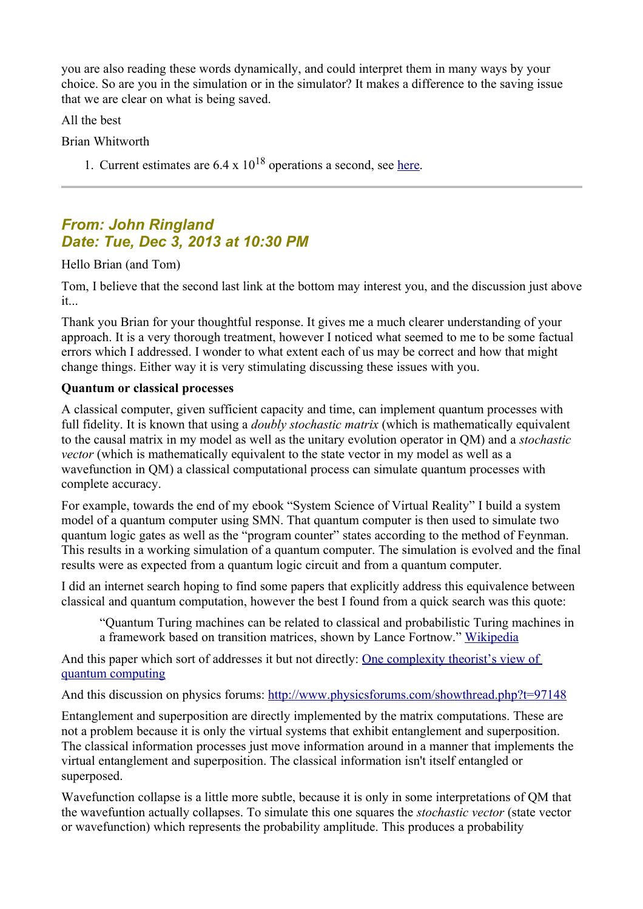you are also reading these words dynamically, and could interpret them in many ways by your choice. So are you in the simulation or in the simulator? It makes a difference to the saving issue that we are clear on what is being saved.

All the best

Brian Whitworth

1. Current estimates are $6.4 \times 10^{18}$ operations a second, see here.

---

### *From: John Ringland*
### *Date: Tue, Dec 3, 2013 at 10:30 PM*

Hello Brian (and Tom)

Tom, I believe that the second last link at the bottom may interest you, and the discussion just above it...

Thank you Brian for your thoughtful response. It gives me a much clearer understanding of your approach. It is a very thorough treatment, however I noticed what seemed to me to be some factual errors which I addressed. I wonder to what extent each of us may be correct and how that might change things. Either way it is very stimulating discussing these issues with you.

**Quantum or classical processes**

A classical computer, given sufficient capacity and time, can implement quantum processes with full fidelity. It is known that using a *doubly stochastic matrix* (which is mathematically equivalent to the causal matrix in my model as well as the unitary evolution operator in QM) and a *stochastic vector* (which is mathematically equivalent to the state vector in my model as well as a wavefunction in QM) a classical computational process can simulate quantum processes with complete accuracy.

For example, towards the end of my ebook "System Science of Virtual Reality" I build a system model of a quantum computer using SMN. That quantum computer is then used to simulate two quantum logic gates as well as the "program counter" states according to the method of Feynman. This results in a working simulation of a quantum computer. The simulation is evolved and the final results were as expected from a quantum logic circuit and from a quantum computer.

I did an internet search hoping to find some papers that explicitly address this equivalence between classical and quantum computation, however the best I found from a quick search was this quote:

> "Quantum Turing machines can be related to classical and probabilistic Turing machines in a framework based on transition matrices, shown by Lance Fortnow." Wikipedia

And this paper which sort of addresses it but not directly: One complexity theorist's view of quantum computing

And this discussion on physics forums: http://www.physicsforums.com/showthread.php?t=97148

Entanglement and superposition are directly implemented by the matrix computations. These are not a problem because it is only the virtual systems that exhibit entanglement and superposition. The classical information processes just move information around in a manner that implements the virtual entanglement and superposition. The classical information isn't itself entangled or superposed.

Wavefunction collapse is a little more subtle, because it is only in some interpretations of QM that the wavefuntion actually collapses. To simulate this one squares the *stochastic vector* (state vector or wavefunction) which represents the probability amplitude. This produces a probability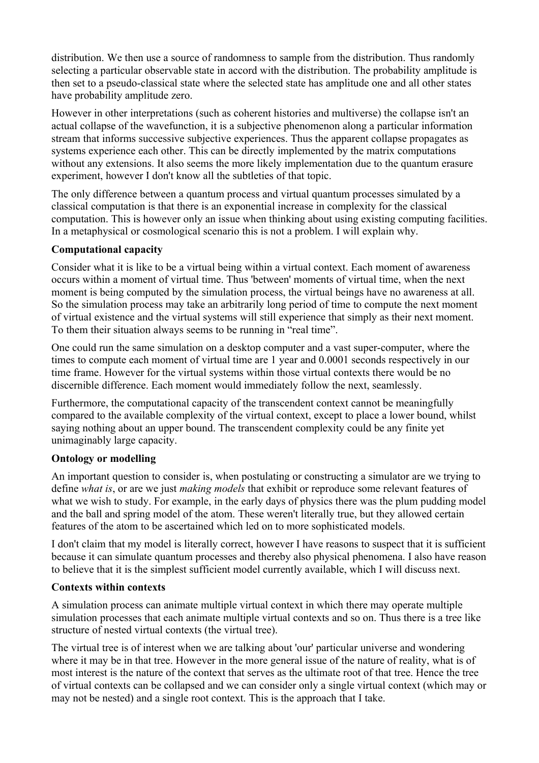distribution. We then use a source of randomness to sample from the distribution. Thus randomly selecting a particular observable state in accord with the distribution. The probability amplitude is then set to a pseudo-classical state where the selected state has amplitude one and all other states have probability amplitude zero.

However in other interpretations (such as coherent histories and multiverse) the collapse isn't an actual collapse of the wavefunction, it is a subjective phenomenon along a particular information stream that informs successive subjective experiences. Thus the apparent collapse propagates as systems experience each other. This can be directly implemented by the matrix computations without any extensions. It also seems the more likely implementation due to the quantum erasure experiment, however I don't know all the subtleties of that topic.

The only difference between a quantum process and virtual quantum processes simulated by a classical computation is that there is an exponential increase in complexity for the classical computation. This is however only an issue when thinking about using existing computing facilities. In a metaphysical or cosmological scenario this is not a problem. I will explain why.

**Computational capacity**

Consider what it is like to be a virtual being within a virtual context. Each moment of awareness occurs within a moment of virtual time. Thus 'between' moments of virtual time, when the next moment is being computed by the simulation process, the virtual beings have no awareness at all. So the simulation process may take an arbitrarily long period of time to compute the next moment of virtual existence and the virtual systems will still experience that simply as their next moment. To them their situation always seems to be running in "real time".

One could run the same simulation on a desktop computer and a vast super-computer, where the times to compute each moment of virtual time are 1 year and 0.0001 seconds respectively in our time frame. However for the virtual systems within those virtual contexts there would be no discernible difference. Each moment would immediately follow the next, seamlessly.

Furthermore, the computational capacity of the transcendent context cannot be meaningfully compared to the available complexity of the virtual context, except to place a lower bound, whilst saying nothing about an upper bound. The transcendent complexity could be any finite yet unimaginably large capacity.

**Ontology or modelling**

An important question to consider is, when postulating or constructing a simulator are we trying to define *what is*, or are we just *making models* that exhibit or reproduce some relevant features of what we wish to study. For example, in the early days of physics there was the plum pudding model and the ball and spring model of the atom. These weren't literally true, but they allowed certain features of the atom to be ascertained which led on to more sophisticated models.

I don't claim that my model is literally correct, however I have reasons to suspect that it is sufficient because it can simulate quantum processes and thereby also physical phenomena. I also have reason to believe that it is the simplest sufficient model currently available, which I will discuss next.

**Contexts within contexts**

A simulation process can animate multiple virtual context in which there may operate multiple simulation processes that each animate multiple virtual contexts and so on. Thus there is a tree like structure of nested virtual contexts (the virtual tree).

The virtual tree is of interest when we are talking about 'our' particular universe and wondering where it may be in that tree. However in the more general issue of the nature of reality, what is of most interest is the nature of the context that serves as the ultimate root of that tree. Hence the tree of virtual contexts can be collapsed and we can consider only a single virtual context (which may or may not be nested) and a single root context. This is the approach that I take.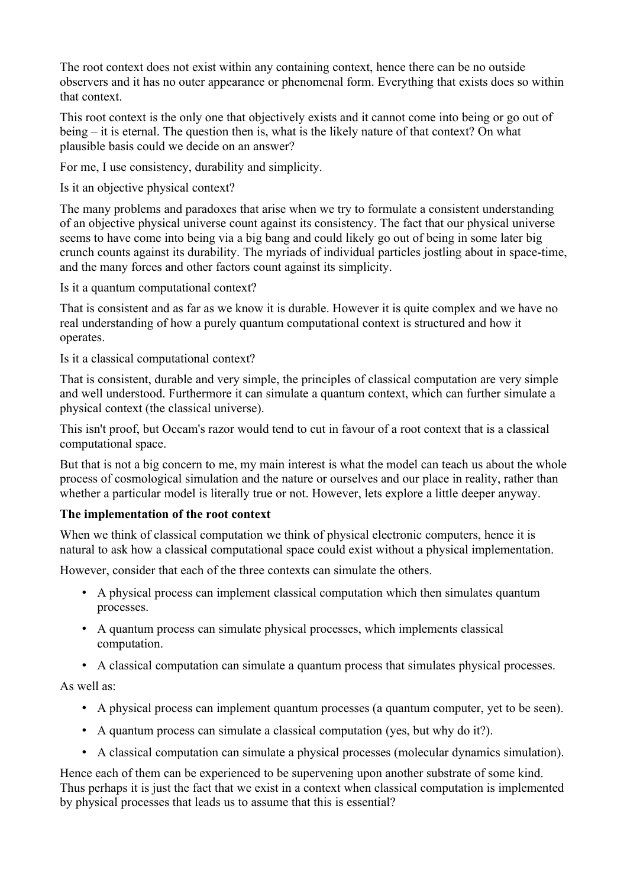The root context does not exist within any containing context, hence there can be no outside observers and it has no outer appearance or phenomenal form. Everything that exists does so within that context.

This root context is the only one that objectively exists and it cannot come into being or go out of being – it is eternal. The question then is, what is the likely nature of that context? On what plausible basis could we decide on an answer?

For me, I use consistency, durability and simplicity.

Is it an objective physical context?

The many problems and paradoxes that arise when we try to formulate a consistent understanding of an objective physical universe count against its consistency. The fact that our physical universe seems to have come into being via a big bang and could likely go out of being in some later big crunch counts against its durability. The myriads of individual particles jostling about in space-time, and the many forces and other factors count against its simplicity.

Is it a quantum computational context?

That is consistent and as far as we know it is durable. However it is quite complex and we have no real understanding of how a purely quantum computational context is structured and how it operates.

Is it a classical computational context?

That is consistent, durable and very simple, the principles of classical computation are very simple and well understood. Furthermore it can simulate a quantum context, which can further simulate a physical context (the classical universe).

This isn't proof, but Occam's razor would tend to cut in favour of a root context that is a classical computational space.

But that is not a big concern to me, my main interest is what the model can teach us about the whole process of cosmological simulation and the nature or ourselves and our place in reality, rather than whether a particular model is literally true or not. However, lets explore a little deeper anyway.

**The implementation of the root context**

When we think of classical computation we think of physical electronic computers, hence it is natural to ask how a classical computational space could exist without a physical implementation.

However, consider that each of the three contexts can simulate the others.

- A physical process can implement classical computation which then simulates quantum processes.
- A quantum process can simulate physical processes, which implements classical computation.
- A classical computation can simulate a quantum process that simulates physical processes.

As well as:

- A physical process can implement quantum processes (a quantum computer, yet to be seen).
- A quantum process can simulate a classical computation (yes, but why do it?).
- A classical computation can simulate a physical processes (molecular dynamics simulation).

Hence each of them can be experienced to be supervening upon another substrate of some kind. Thus perhaps it is just the fact that we exist in a context when classical computation is implemented by physical processes that leads us to assume that this is essential?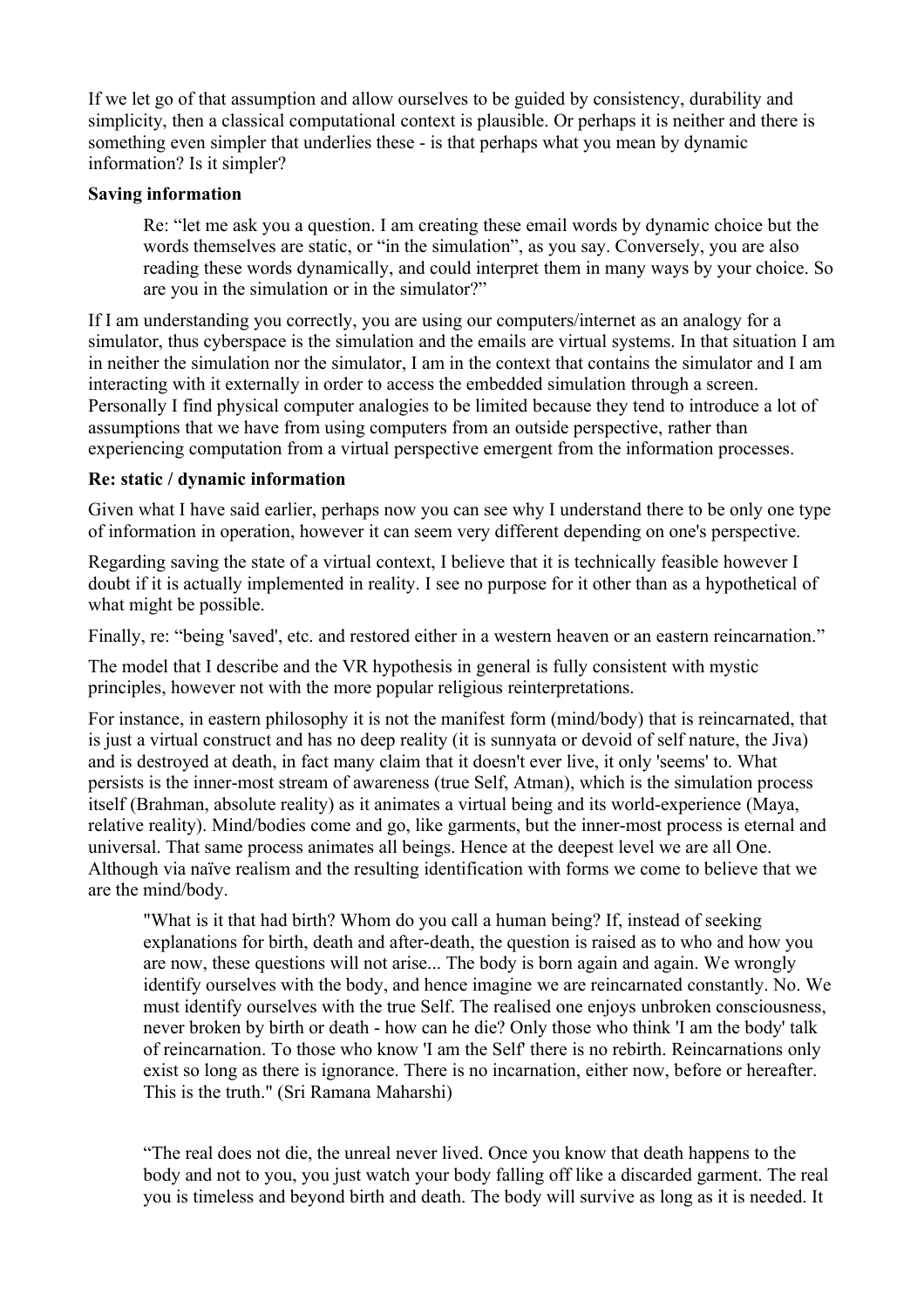If we let go of that assumption and allow ourselves to be guided by consistency, durability and simplicity, then a classical computational context is plausible. Or perhaps it is neither and there is something even simpler that underlies these - is that perhaps what you mean by dynamic information? Is it simpler?

**Saving information**

> Re: "let me ask you a question. I am creating these email words by dynamic choice but the words themselves are static, or "in the simulation", as you say. Conversely, you are also reading these words dynamically, and could interpret them in many ways by your choice. So are you in the simulation or in the simulator?"

If I am understanding you correctly, you are using our computers/internet as an analogy for a simulator, thus cyberspace is the simulation and the emails are virtual systems. In that situation I am in neither the simulation nor the simulator, I am in the context that contains the simulator and I am interacting with it externally in order to access the embedded simulation through a screen. Personally I find physical computer analogies to be limited because they tend to introduce a lot of assumptions that we have from using computers from an outside perspective, rather than experiencing computation from a virtual perspective emergent from the information processes.

**Re: static / dynamic information**

Given what I have said earlier, perhaps now you can see why I understand there to be only one type of information in operation, however it can seem very different depending on one's perspective.

Regarding saving the state of a virtual context, I believe that it is technically feasible however I doubt if it is actually implemented in reality. I see no purpose for it other than as a hypothetical of what might be possible.

Finally, re: "being 'saved', etc. and restored either in a western heaven or an eastern reincarnation."

The model that I describe and the VR hypothesis in general is fully consistent with mystic principles, however not with the more popular religious reinterpretations.

For instance, in eastern philosophy it is not the manifest form (mind/body) that is reincarnated, that is just a virtual construct and has no deep reality (it is sunnyata or devoid of self nature, the Jiva) and is destroyed at death, in fact many claim that it doesn't ever live, it only 'seems' to. What persists is the inner-most stream of awareness (true Self, Atman), which is the simulation process itself (Brahman, absolute reality) as it animates a virtual being and its world-experience (Maya, relative reality). Mind/bodies come and go, like garments, but the inner-most process is eternal and universal. That same process animates all beings. Hence at the deepest level we are all One. Although via naïve realism and the resulting identification with forms we come to believe that we are the mind/body.

> "What is it that had birth? Whom do you call a human being? If, instead of seeking explanations for birth, death and after-death, the question is raised as to who and how you are now, these questions will not arise... The body is born again and again. We wrongly identify ourselves with the body, and hence imagine we are reincarnated constantly. No. We must identify ourselves with the true Self. The realised one enjoys unbroken consciousness, never broken by birth or death - how can he die? Only those who think 'I am the body' talk of reincarnation. To those who know 'I am the Self' there is no rebirth. Reincarnations only exist so long as there is ignorance. There is no incarnation, either now, before or hereafter. This is the truth." (Sri Ramana Maharshi)

> "The real does not die, the unreal never lived. Once you know that death happens to the body and not to you, you just watch your body falling off like a discarded garment. The real you is timeless and beyond birth and death. The body will survive as long as it is needed. It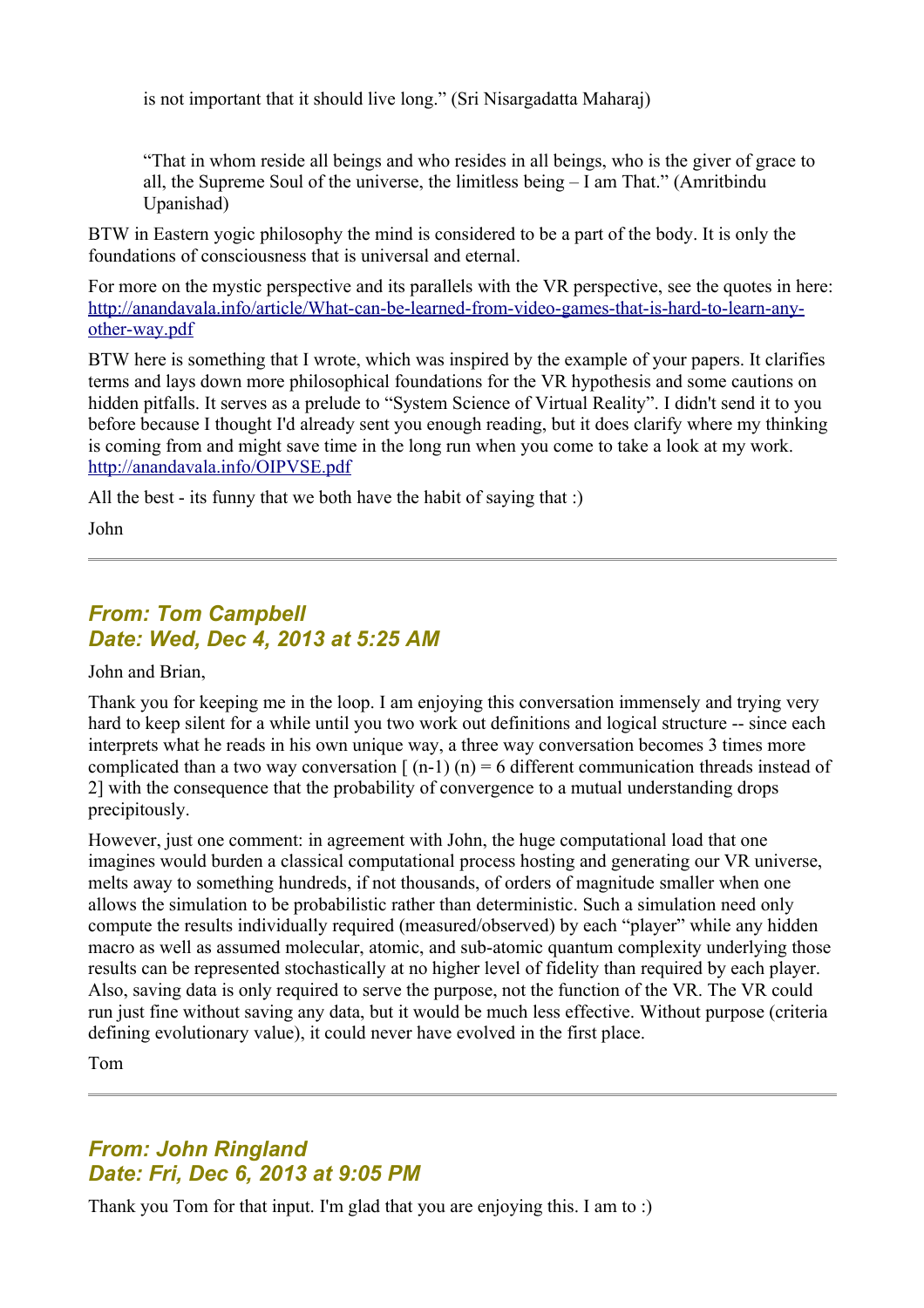> is not important that it should live long." (Sri Nisargadatta Maharaj)

> "That in whom reside all beings and who resides in all beings, who is the giver of grace to all, the Supreme Soul of the universe, the limitless being – I am That." (Amritbindu Upanishad)

BTW in Eastern yogic philosophy the mind is considered to be a part of the body. It is only the foundations of consciousness that is universal and eternal.

For more on the mystic perspective and its parallels with the VR perspective, see the quotes in here: [http://anandavala.info/article/What-can-be-learned-from-video-games-that-is-hard-to-learn-any-other-way.pdf](http://anandavala.info/article/What-can-be-learned-from-video-games-that-is-hard-to-learn-any-other-way.pdf)

BTW here is something that I wrote, which was inspired by the example of your papers. It clarifies terms and lays down more philosophical foundations for the VR hypothesis and some cautions on hidden pitfalls. It serves as a prelude to "System Science of Virtual Reality". I didn't send it to you before because I thought I'd already sent you enough reading, but it does clarify where my thinking is coming from and might save time in the long run when you come to take a look at my work. [http://anandavala.info/OIPVSE.pdf](http://anandavala.info/OIPVSE.pdf)

All the best - its funny that we both have the habit of saying that :)

John

---

### *From: Tom Campbell*
### *Date: Wed, Dec 4, 2013 at 5:25 AM*

John and Brian,

Thank you for keeping me in the loop. I am enjoying this conversation immensely and trying very hard to keep silent for a while until you two work out definitions and logical structure -- since each interprets what he reads in his own unique way, a three way conversation becomes 3 times more complicated than a two way conversation [ (n-1) (n) = 6 different communication threads instead of 2] with the consequence that the probability of convergence to a mutual understanding drops precipitously.

However, just one comment: in agreement with John, the huge computational load that one imagines would burden a classical computational process hosting and generating our VR universe, melts away to something hundreds, if not thousands, of orders of magnitude smaller when one allows the simulation to be probabilistic rather than deterministic. Such a simulation need only compute the results individually required (measured/observed) by each "player" while any hidden macro as well as assumed molecular, atomic, and sub-atomic quantum complexity underlying those results can be represented stochastically at no higher level of fidelity than required by each player. Also, saving data is only required to serve the purpose, not the function of the VR. The VR could run just fine without saving any data, but it would be much less effective. Without purpose (criteria defining evolutionary value), it could never have evolved in the first place.

Tom

---

### *From: John Ringland*
### *Date: Fri, Dec 6, 2013 at 9:05 PM*

Thank you Tom for that input. I'm glad that you are enjoying this. I am to :)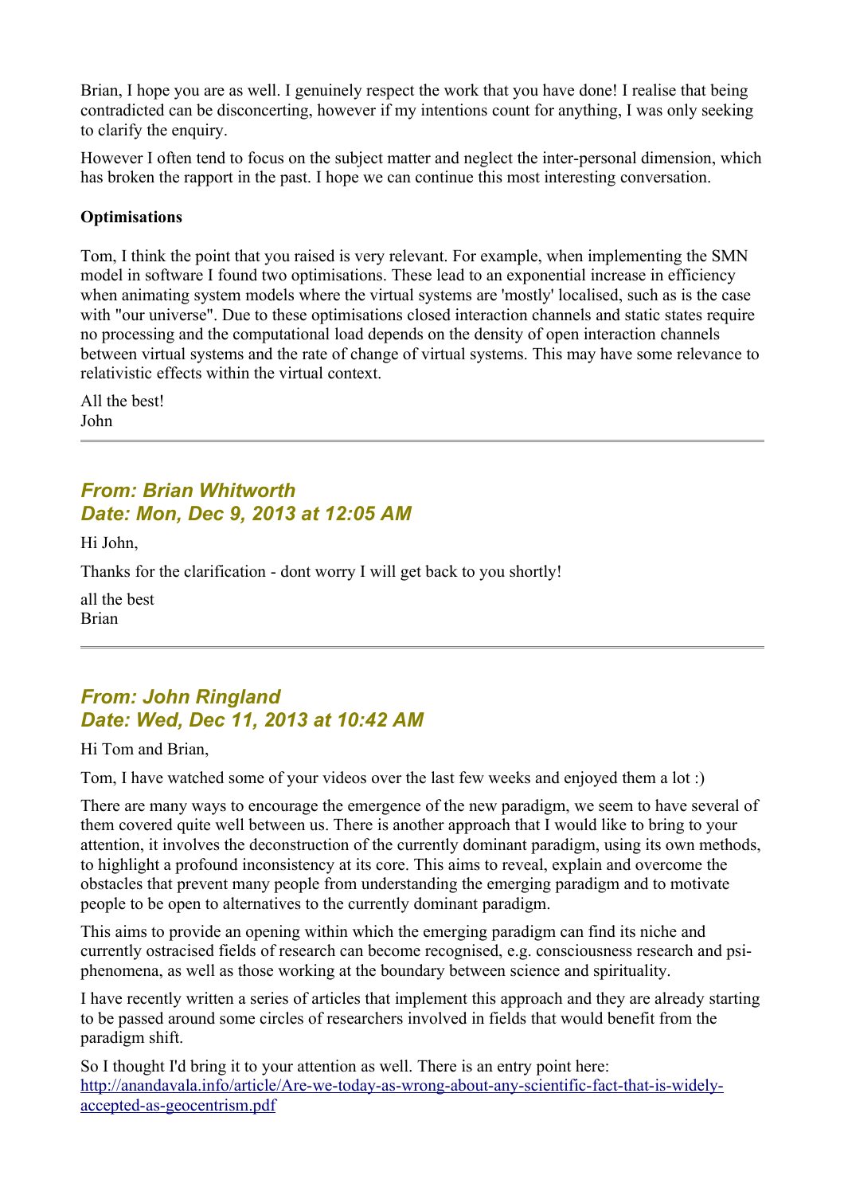Brian, I hope you are as well. I genuinely respect the work that you have done! I realise that being contradicted can be disconcerting, however if my intentions count for anything, I was only seeking to clarify the enquiry.

However I often tend to focus on the subject matter and neglect the inter-personal dimension, which has broken the rapport in the past. I hope we can continue this most interesting conversation.

**Optimisations**

Tom, I think the point that you raised is very relevant. For example, when implementing the SMN model in software I found two optimisations. These lead to an exponential increase in efficiency when animating system models where the virtual systems are 'mostly' localised, such as is the case with "our universe". Due to these optimisations closed interaction channels and static states require no processing and the computational load depends on the density of open interaction channels between virtual systems and the rate of change of virtual systems. This may have some relevance to relativistic effects within the virtual context.

All the best!
John

---

### *From: Brian Whitworth*
### *Date: Mon, Dec 9, 2013 at 12:05 AM*

Hi John,

Thanks for the clarification - dont worry I will get back to you shortly!

all the best
Brian

---

### *From: John Ringland*
### *Date: Wed, Dec 11, 2013 at 10:42 AM*

Hi Tom and Brian,

Tom, I have watched some of your videos over the last few weeks and enjoyed them a lot :)

There are many ways to encourage the emergence of the new paradigm, we seem to have several of them covered quite well between us. There is another approach that I would like to bring to your attention, it involves the deconstruction of the currently dominant paradigm, using its own methods, to highlight a profound inconsistency at its core. This aims to reveal, explain and overcome the obstacles that prevent many people from understanding the emerging paradigm and to motivate people to be open to alternatives to the currently dominant paradigm.

This aims to provide an opening within which the emerging paradigm can find its niche and currently ostracised fields of research can become recognised, e.g. consciousness research and psi-phenomena, as well as those working at the boundary between science and spirituality.

I have recently written a series of articles that implement this approach and they are already starting to be passed around some circles of researchers involved in fields that would benefit from the paradigm shift.

So I thought I'd bring it to your attention as well. There is an entry point here:
[http://anandavala.info/article/Are-we-today-as-wrong-about-any-scientific-fact-that-is-widely-accepted-as-geocentrism.pdf](http://anandavala.info/article/Are-we-today-as-wrong-about-any-scientific-fact-that-is-widely-accepted-as-geocentrism.pdf)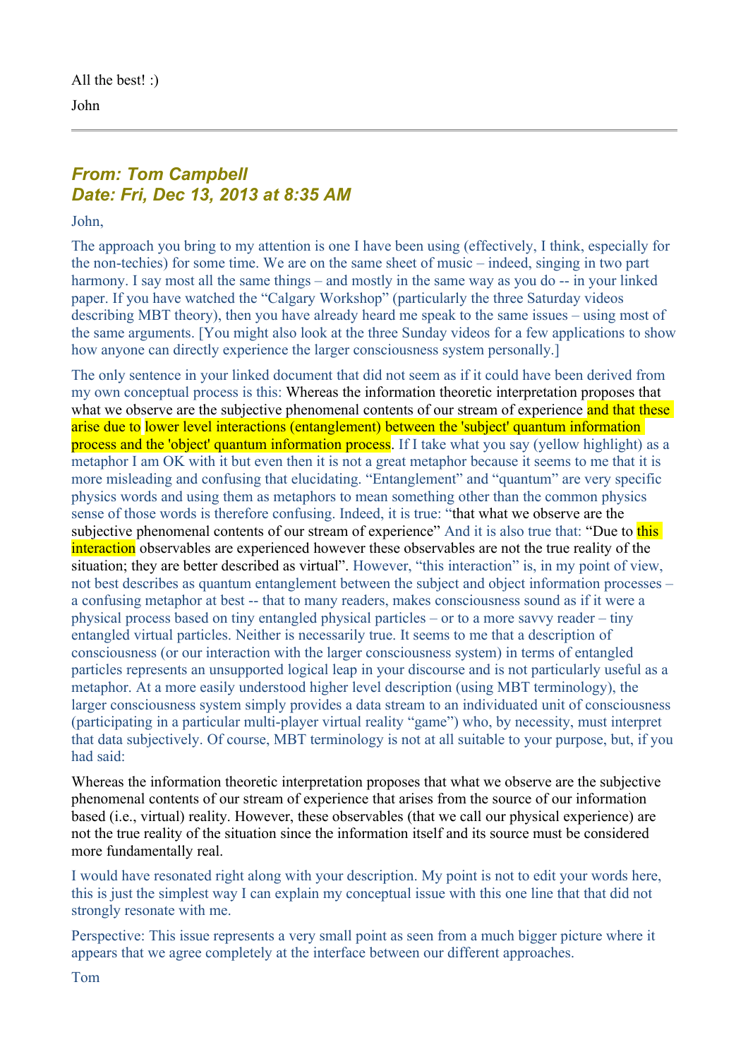All the best! :)

John

---

***From: Tom Campbell***
***Date: Fri, Dec 13, 2013 at 8:35 AM***

John,

The approach you bring to my attention is one I have been using (effectively, I think, especially for the non-techies) for some time. We are on the same sheet of music – indeed, singing in two part harmony. I say most all the same things – and mostly in the same way as you do -- in your linked paper. If you have watched the "Calgary Workshop" (particularly the three Saturday videos describing MBT theory), then you have already heard me speak to the same issues – using most of the same arguments. [You might also look at the three Sunday videos for a few applications to show how anyone can directly experience the larger consciousness system personally.]

The only sentence in your linked document that did not seem as if it could have been derived from my own conceptual process is this: Whereas the information theoretic interpretation proposes that what we observe are the subjective phenomenal contents of our stream of experience and that these arise due to lower level interactions (entanglement) between the 'subject' quantum information process and the 'object' quantum information process. If I take what you say (yellow highlight) as a metaphor I am OK with it but even then it is not a great metaphor because it seems to me that it is more misleading and confusing that elucidating. "Entanglement" and "quantum" are very specific physics words and using them as metaphors to mean something other than the common physics sense of those words is therefore confusing. Indeed, it is true: "that what we observe are the subjective phenomenal contents of our stream of experience" And it is also true that: "Due to this interaction observables are experienced however these observables are not the true reality of the situation; they are better described as virtual". However, "this interaction" is, in my point of view, not best describes as quantum entanglement between the subject and object information processes – a confusing metaphor at best -- that to many readers, makes consciousness sound as if it were a physical process based on tiny entangled physical particles – or to a more savvy reader – tiny entangled virtual particles. Neither is necessarily true. It seems to me that a description of consciousness (or our interaction with the larger consciousness system) in terms of entangled particles represents an unsupported logical leap in your discourse and is not particularly useful as a metaphor. At a more easily understood higher level description (using MBT terminology), the larger consciousness system simply provides a data stream to an individuated unit of consciousness (participating in a particular multi-player virtual reality "game") who, by necessity, must interpret that data subjectively. Of course, MBT terminology is not at all suitable to your purpose, but, if you had said:

Whereas the information theoretic interpretation proposes that what we observe are the subjective phenomenal contents of our stream of experience that arises from the source of our information based (i.e., virtual) reality. However, these observables (that we call our physical experience) are not the true reality of the situation since the information itself and its source must be considered more fundamentally real.

I would have resonated right along with your description. My point is not to edit your words here, this is just the simplest way I can explain my conceptual issue with this one line that that did not strongly resonate with me.

Perspective: This issue represents a very small point as seen from a much bigger picture where it appears that we agree completely at the interface between our different approaches.

Tom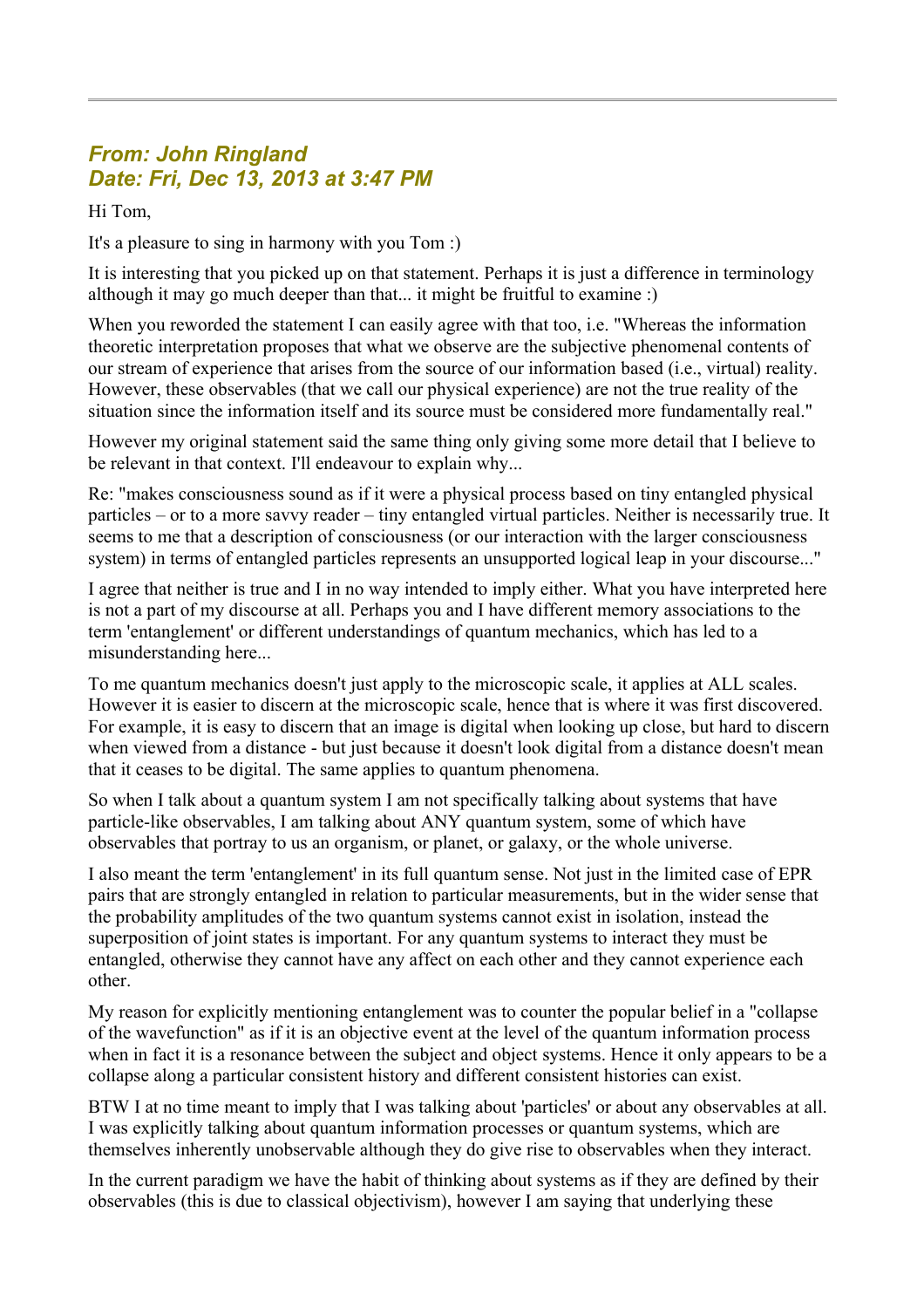---

### *From: John Ringland*
### *Date: Fri, Dec 13, 2013 at 3:47 PM*

Hi Tom,

It's a pleasure to sing in harmony with you Tom :)

It is interesting that you picked up on that statement. Perhaps it is just a difference in terminology although it may go much deeper than that... it might be fruitful to examine :)

When you reworded the statement I can easily agree with that too, i.e. "Whereas the information theoretic interpretation proposes that what we observe are the subjective phenomenal contents of our stream of experience that arises from the source of our information based (i.e., virtual) reality. However, these observables (that we call our physical experience) are not the true reality of the situation since the information itself and its source must be considered more fundamentally real."

However my original statement said the same thing only giving some more detail that I believe to be relevant in that context. I'll endeavour to explain why...

Re: "makes consciousness sound as if it were a physical process based on tiny entangled physical particles – or to a more savvy reader – tiny entangled virtual particles. Neither is necessarily true. It seems to me that a description of consciousness (or our interaction with the larger consciousness system) in terms of entangled particles represents an unsupported logical leap in your discourse..."

I agree that neither is true and I in no way intended to imply either. What you have interpreted here is not a part of my discourse at all. Perhaps you and I have different memory associations to the term 'entanglement' or different understandings of quantum mechanics, which has led to a misunderstanding here...

To me quantum mechanics doesn't just apply to the microscopic scale, it applies at ALL scales. However it is easier to discern at the microscopic scale, hence that is where it was first discovered. For example, it is easy to discern that an image is digital when looking up close, but hard to discern when viewed from a distance - but just because it doesn't look digital from a distance doesn't mean that it ceases to be digital. The same applies to quantum phenomena.

So when I talk about a quantum system I am not specifically talking about systems that have particle-like observables, I am talking about ANY quantum system, some of which have observables that portray to us an organism, or planet, or galaxy, or the whole universe.

I also meant the term 'entanglement' in its full quantum sense. Not just in the limited case of EPR pairs that are strongly entangled in relation to particular measurements, but in the wider sense that the probability amplitudes of the two quantum systems cannot exist in isolation, instead the superposition of joint states is important. For any quantum systems to interact they must be entangled, otherwise they cannot have any affect on each other and they cannot experience each other.

My reason for explicitly mentioning entanglement was to counter the popular belief in a "collapse of the wavefunction" as if it is an objective event at the level of the quantum information process when in fact it is a resonance between the subject and object systems. Hence it only appears to be a collapse along a particular consistent history and different consistent histories can exist.

BTW I at no time meant to imply that I was talking about 'particles' or about any observables at all. I was explicitly talking about quantum information processes or quantum systems, which are themselves inherently unobservable although they do give rise to observables when they interact.

In the current paradigm we have the habit of thinking about systems as if they are defined by their observables (this is due to classical objectivism), however I am saying that underlying these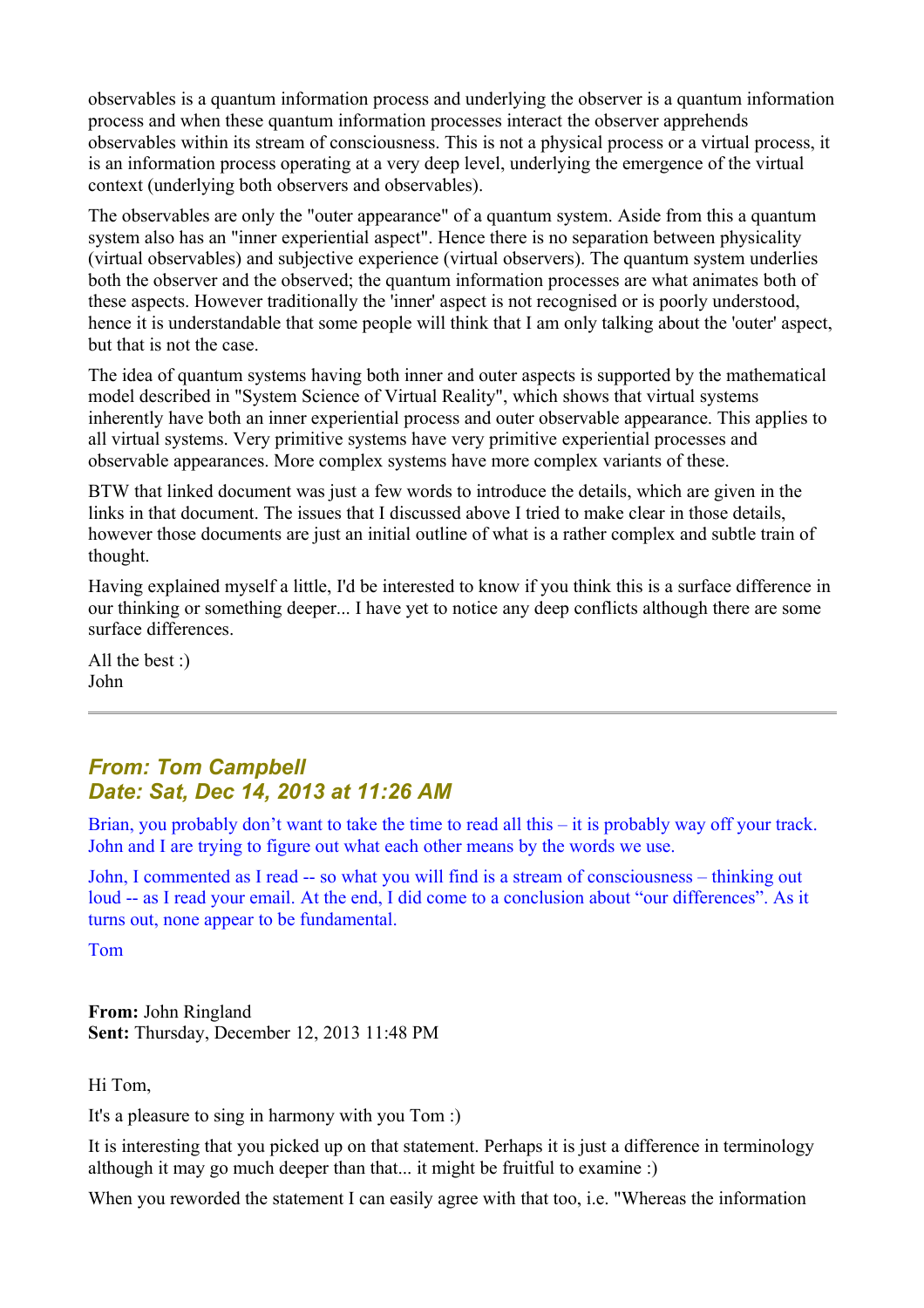observables is a quantum information process and underlying the observer is a quantum information process and when these quantum information processes interact the observer apprehends observables within its stream of consciousness. This is not a physical process or a virtual process, it is an information process operating at a very deep level, underlying the emergence of the virtual context (underlying both observers and observables).

The observables are only the "outer appearance" of a quantum system. Aside from this a quantum system also has an "inner experiential aspect". Hence there is no separation between physicality (virtual observables) and subjective experience (virtual observers). The quantum system underlies both the observer and the observed; the quantum information processes are what animates both of these aspects. However traditionally the 'inner' aspect is not recognised or is poorly understood, hence it is understandable that some people will think that I am only talking about the 'outer' aspect, but that is not the case.

The idea of quantum systems having both inner and outer aspects is supported by the mathematical model described in "System Science of Virtual Reality", which shows that virtual systems inherently have both an inner experiential process and outer observable appearance. This applies to all virtual systems. Very primitive systems have very primitive experiential processes and observable appearances. More complex systems have more complex variants of these.

BTW that linked document was just a few words to introduce the details, which are given in the links in that document. The issues that I discussed above I tried to make clear in those details, however those documents are just an initial outline of what is a rather complex and subtle train of thought.

Having explained myself a little, I'd be interested to know if you think this is a surface difference in our thinking or something deeper... I have yet to notice any deep conflicts although there are some surface differences.

All the best :)
John

---

### *From: Tom Campbell*
### *Date: Sat, Dec 14, 2013 at 11:26 AM*

Brian, you probably don't want to take the time to read all this – it is probably way off your track. John and I are trying to figure out what each other means by the words we use.

John, I commented as I read -- so what you will find is a stream of consciousness – thinking out loud -- as I read your email. At the end, I did come to a conclusion about "our differences". As it turns out, none appear to be fundamental.

Tom

**From:** John Ringland
**Sent:** Thursday, December 12, 2013 11:48 PM

Hi Tom,

It's a pleasure to sing in harmony with you Tom :)

It is interesting that you picked up on that statement. Perhaps it is just a difference in terminology although it may go much deeper than that... it might be fruitful to examine :)

When you reworded the statement I can easily agree with that too, i.e. "Whereas the information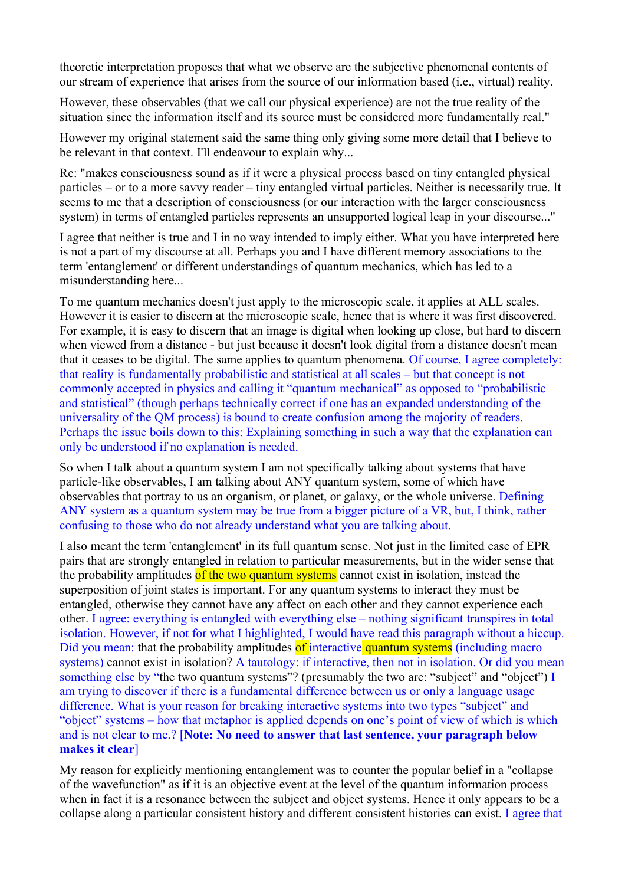theoretic interpretation proposes that what we observe are the subjective phenomenal contents of our stream of experience that arises from the source of our information based (i.e., virtual) reality.

However, these observables (that we call our physical experience) are not the true reality of the situation since the information itself and its source must be considered more fundamentally real."

However my original statement said the same thing only giving some more detail that I believe to be relevant in that context. I'll endeavour to explain why...

Re: "makes consciousness sound as if it were a physical process based on tiny entangled physical particles – or to a more savvy reader – tiny entangled virtual particles. Neither is necessarily true. It seems to me that a description of consciousness (or our interaction with the larger consciousness system) in terms of entangled particles represents an unsupported logical leap in your discourse..."

I agree that neither is true and I in no way intended to imply either. What you have interpreted here is not a part of my discourse at all. Perhaps you and I have different memory associations to the term 'entanglement' or different understandings of quantum mechanics, which has led to a misunderstanding here...

To me quantum mechanics doesn't just apply to the microscopic scale, it applies at ALL scales. However it is easier to discern at the microscopic scale, hence that is where it was first discovered. For example, it is easy to discern that an image is digital when looking up close, but hard to discern when viewed from a distance - but just because it doesn't look digital from a distance doesn't mean that it ceases to be digital. The same applies to quantum phenomena. Of course, I agree completely: that reality is fundamentally probabilistic and statistical at all scales – but that concept is not commonly accepted in physics and calling it "quantum mechanical" as opposed to "probabilistic and statistical" (though perhaps technically correct if one has an expanded understanding of the universality of the QM process) is bound to create confusion among the majority of readers. Perhaps the issue boils down to this: Explaining something in such a way that the explanation can only be understood if no explanation is needed.

So when I talk about a quantum system I am not specifically talking about systems that have particle-like observables, I am talking about ANY quantum system, some of which have observables that portray to us an organism, or planet, or galaxy, or the whole universe. Defining ANY system as a quantum system may be true from a bigger picture of a VR, but, I think, rather confusing to those who do not already understand what you are talking about.

I also meant the term 'entanglement' in its full quantum sense. Not just in the limited case of EPR pairs that are strongly entangled in relation to particular measurements, but in the wider sense that the probability amplitudes of the two quantum systems cannot exist in isolation, instead the superposition of joint states is important. For any quantum systems to interact they must be entangled, otherwise they cannot have any affect on each other and they cannot experience each other. I agree: everything is entangled with everything else – nothing significant transpires in total isolation. However, if not for what I highlighted, I would have read this paragraph without a hiccup. Did you mean: that the probability amplitudes of interactive quantum systems (including macro systems) cannot exist in isolation? A tautology: if interactive, then not in isolation. Or did you mean something else by "the two quantum systems"? (presumably the two are: "subject" and "object") I am trying to discover if there is a fundamental difference between us or only a language usage difference. What is your reason for breaking interactive systems into two types "subject" and "object" systems – how that metaphor is applied depends on one's point of view of which is which and is not clear to me.? [**Note: No need to answer that last sentence, your paragraph below makes it clear**]

My reason for explicitly mentioning entanglement was to counter the popular belief in a "collapse of the wavefunction" as if it is an objective event at the level of the quantum information process when in fact it is a resonance between the subject and object systems. Hence it only appears to be a collapse along a particular consistent history and different consistent histories can exist. I agree that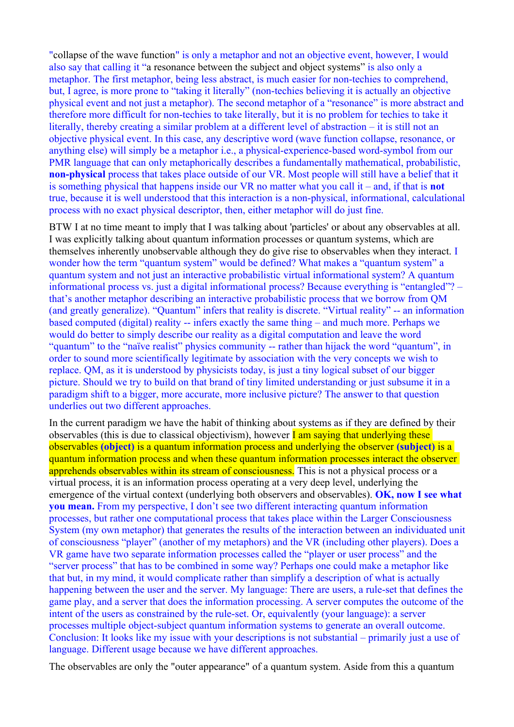"collapse of the wave function" is only a metaphor and not an objective event, however, I would also say that calling it "a resonance between the subject and object systems" is also only a metaphor. The first metaphor, being less abstract, is much easier for non-techies to comprehend, but, I agree, is more prone to "taking it literally" (non-techies believing it is actually an objective physical event and not just a metaphor). The second metaphor of a "resonance" is more abstract and therefore more difficult for non-techies to take literally, but it is no problem for techies to take it literally, thereby creating a similar problem at a different level of abstraction – it is still not an objective physical event. In this case, any descriptive word (wave function collapse, resonance, or anything else) will simply be a metaphor i.e., a physical-experience-based word-symbol from our PMR language that can only metaphorically describes a fundamentally mathematical, probabilistic, **non-physical** process that takes place outside of our VR. Most people will still have a belief that it is something physical that happens inside our VR no matter what you call it – and, if that is **not** true, because it is well understood that this interaction is a non-physical, informational, calculational process with no exact physical descriptor, then, either metaphor will do just fine.

BTW I at no time meant to imply that I was talking about 'particles' or about any observables at all. I was explicitly talking about quantum information processes or quantum systems, which are themselves inherently unobservable although they do give rise to observables when they interact. I wonder how the term "quantum system" would be defined? What makes a "quantum system" a quantum system and not just an interactive probabilistic virtual informational system? A quantum informational process vs. just a digital informational process? Because everything is "entangled"? – that's another metaphor describing an interactive probabilistic process that we borrow from QM (and greatly generalize). "Quantum" infers that reality is discrete. "Virtual reality" -- an information based computed (digital) reality -- infers exactly the same thing – and much more. Perhaps we would do better to simply describe our reality as a digital computation and leave the word "quantum" to the "naïve realist" physics community -- rather than hijack the word "quantum", in order to sound more scientifically legitimate by association with the very concepts we wish to replace. QM, as it is understood by physicists today, is just a tiny logical subset of our bigger picture. Should we try to build on that brand of tiny limited understanding or just subsume it in a paradigm shift to a bigger, more accurate, more inclusive picture? The answer to that question underlies out two different approaches.

In the current paradigm we have the habit of thinking about systems as if they are defined by their observables (this is due to classical objectivism), however I am saying that underlying these observables **(object)** is a quantum information process and underlying the observer **(subject)** is a quantum information process and when these quantum information processes interact the observer apprehends observables within its stream of consciousness. This is not a physical process or a virtual process, it is an information process operating at a very deep level, underlying the emergence of the virtual context (underlying both observers and observables). **OK, now I see what you mean.** From my perspective, I don't see two different interacting quantum information processes, but rather one computational process that takes place within the Larger Consciousness System (my own metaphor) that generates the results of the interaction between an individuated unit of consciousness "player" (another of my metaphors) and the VR (including other players). Does a VR game have two separate information processes called the "player or user process" and the "server process" that has to be combined in some way? Perhaps one could make a metaphor like that but, in my mind, it would complicate rather than simplify a description of what is actually happening between the user and the server. My language: There are users, a rule-set that defines the game play, and a server that does the information processing. A server computes the outcome of the intent of the users as constrained by the rule-set. Or, equivalently (your language): a server processes multiple object-subject quantum information systems to generate an overall outcome. Conclusion: It looks like my issue with your descriptions is not substantial – primarily just a use of language. Different usage because we have different approaches.

The observables are only the "outer appearance" of a quantum system. Aside from this a quantum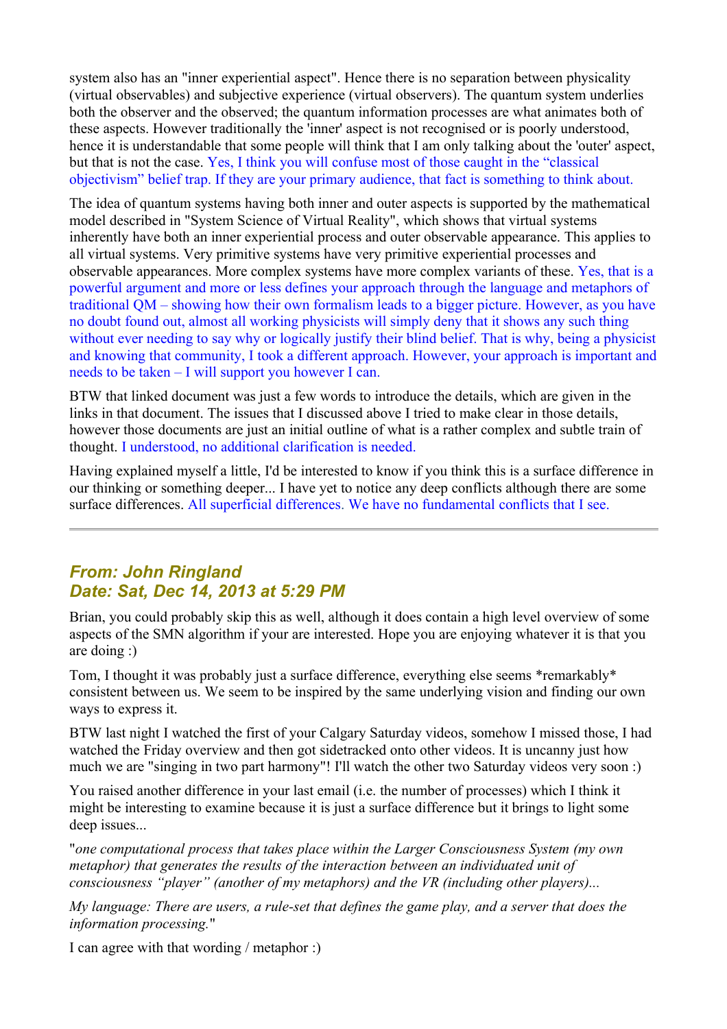system also has an "inner experiential aspect". Hence there is no separation between physicality (virtual observables) and subjective experience (virtual observers). The quantum system underlies both the observer and the observed; the quantum information processes are what animates both of these aspects. However traditionally the 'inner' aspect is not recognised or is poorly understood, hence it is understandable that some people will think that I am only talking about the 'outer' aspect, but that is not the case. Yes, I think you will confuse most of those caught in the “classical objectivism” belief trap. If they are your primary audience, that fact is something to think about.

The idea of quantum systems having both inner and outer aspects is supported by the mathematical model described in "System Science of Virtual Reality", which shows that virtual systems inherently have both an inner experiential process and outer observable appearance. This applies to all virtual systems. Very primitive systems have very primitive experiential processes and observable appearances. More complex systems have more complex variants of these. Yes, that is a powerful argument and more or less defines your approach through the language and metaphors of traditional QM – showing how their own formalism leads to a bigger picture. However, as you have no doubt found out, almost all working physicists will simply deny that it shows any such thing without ever needing to say why or logically justify their blind belief. That is why, being a physicist and knowing that community, I took a different approach. However, your approach is important and needs to be taken – I will support you however I can.

BTW that linked document was just a few words to introduce the details, which are given in the links in that document. The issues that I discussed above I tried to make clear in those details, however those documents are just an initial outline of what is a rather complex and subtle train of thought. I understood, no additional clarification is needed.

Having explained myself a little, I'd be interested to know if you think this is a surface difference in our thinking or something deeper... I have yet to notice any deep conflicts although there are some surface differences. All superficial differences. We have no fundamental conflicts that I see.

---

### *From: John Ringland*
### *Date: Sat, Dec 14, 2013 at 5:29 PM*

Brian, you could probably skip this as well, although it does contain a high level overview of some aspects of the SMN algorithm if your are interested. Hope you are enjoying whatever it is that you are doing :)

Tom, I thought it was probably just a surface difference, everything else seems *remarkably* consistent between us. We seem to be inspired by the same underlying vision and finding our own ways to express it.

BTW last night I watched the first of your Calgary Saturday videos, somehow I missed those, I had watched the Friday overview and then got sidetracked onto other videos. It is uncanny just how much we are "singing in two part harmony"! I'll watch the other two Saturday videos very soon :)

You raised another difference in your last email (i.e. the number of processes) which I think it might be interesting to examine because it is just a surface difference but it brings to light some deep issues...

"*one computational process that takes place within the Larger Consciousness System (my own metaphor) that generates the results of the interaction between an individuated unit of consciousness “player” (another of my metaphors) and the VR (including other players)...*

*My language: There are users, a rule-set that defines the game play, and a server that does the information processing.*"

I can agree with that wording / metaphor :)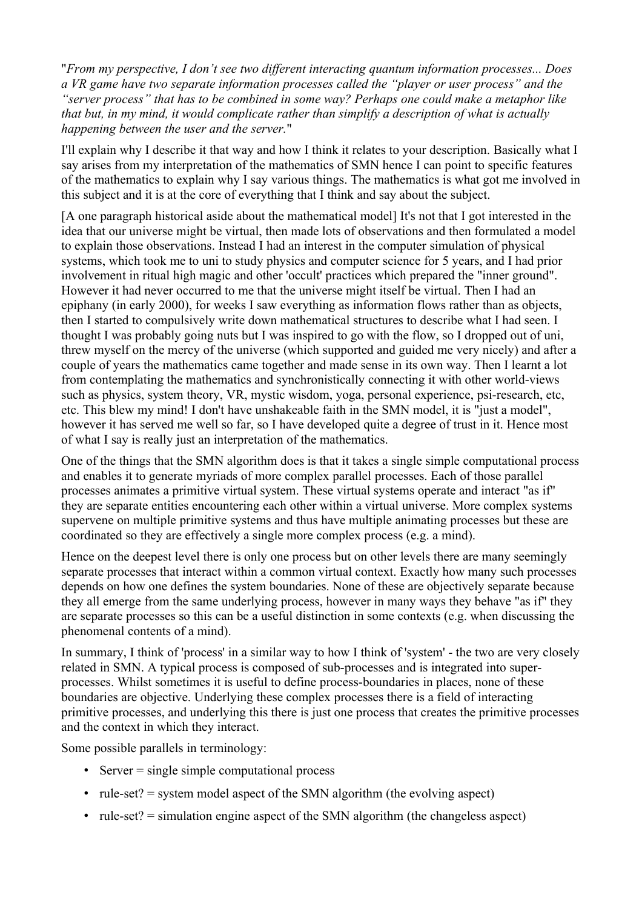"*From my perspective, I don't see two different interacting quantum information processes... Does a VR game have two separate information processes called the "player or user process" and the "server process" that has to be combined in some way? Perhaps one could make a metaphor like that but, in my mind, it would complicate rather than simplify a description of what is actually happening between the user and the server.*"

I'll explain why I describe it that way and how I think it relates to your description. Basically what I say arises from my interpretation of the mathematics of SMN hence I can point to specific features of the mathematics to explain why I say various things. The mathematics is what got me involved in this subject and it is at the core of everything that I think and say about the subject.

[A one paragraph historical aside about the mathematical model] It's not that I got interested in the idea that our universe might be virtual, then made lots of observations and then formulated a model to explain those observations. Instead I had an interest in the computer simulation of physical systems, which took me to uni to study physics and computer science for 5 years, and I had prior involvement in ritual high magic and other 'occult' practices which prepared the "inner ground". However it had never occurred to me that the universe might itself be virtual. Then I had an epiphany (in early 2000), for weeks I saw everything as information flows rather than as objects, then I started to compulsively write down mathematical structures to describe what I had seen. I thought I was probably going nuts but I was inspired to go with the flow, so I dropped out of uni, threw myself on the mercy of the universe (which supported and guided me very nicely) and after a couple of years the mathematics came together and made sense in its own way. Then I learnt a lot from contemplating the mathematics and synchronistically connecting it with other world-views such as physics, system theory, VR, mystic wisdom, yoga, personal experience, psi-research, etc, etc. This blew my mind! I don't have unshakeable faith in the SMN model, it is "just a model", however it has served me well so far, so I have developed quite a degree of trust in it. Hence most of what I say is really just an interpretation of the mathematics.

One of the things that the SMN algorithm does is that it takes a single simple computational process and enables it to generate myriads of more complex parallel processes. Each of those parallel processes animates a primitive virtual system. These virtual systems operate and interact "as if" they are separate entities encountering each other within a virtual universe. More complex systems supervene on multiple primitive systems and thus have multiple animating processes but these are coordinated so they are effectively a single more complex process (e.g. a mind).

Hence on the deepest level there is only one process but on other levels there are many seemingly separate processes that interact within a common virtual context. Exactly how many such processes depends on how one defines the system boundaries. None of these are objectively separate because they all emerge from the same underlying process, however in many ways they behave "as if" they are separate processes so this can be a useful distinction in some contexts (e.g. when discussing the phenomenal contents of a mind).

In summary, I think of 'process' in a similar way to how I think of 'system' - the two are very closely related in SMN. A typical process is composed of sub-processes and is integrated into super-processes. Whilst sometimes it is useful to define process-boundaries in places, none of these boundaries are objective. Underlying these complex processes there is a field of interacting primitive processes, and underlying this there is just one process that creates the primitive processes and the context in which they interact.

Some possible parallels in terminology:

- Server = single simple computational process
- rule-set? = system model aspect of the SMN algorithm (the evolving aspect)
- rule-set? = simulation engine aspect of the SMN algorithm (the changeless aspect)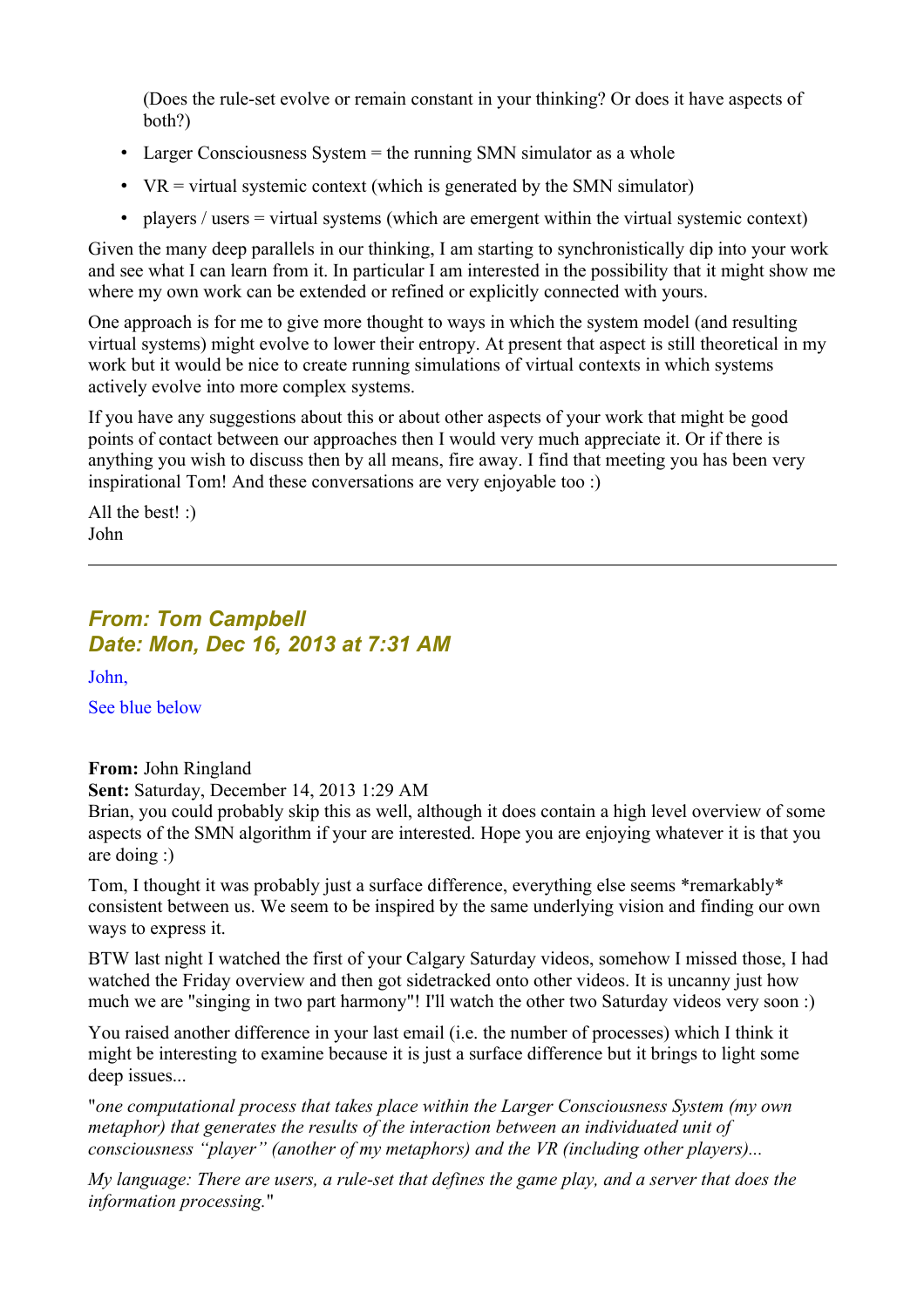(Does the rule-set evolve or remain constant in your thinking? Or does it have aspects of both?)

- Larger Consciousness System = the running SMN simulator as a whole
- VR = virtual systemic context (which is generated by the SMN simulator)
- players / users = virtual systems (which are emergent within the virtual systemic context)

Given the many deep parallels in our thinking, I am starting to synchronistically dip into your work and see what I can learn from it. In particular I am interested in the possibility that it might show me where my own work can be extended or refined or explicitly connected with yours.

One approach is for me to give more thought to ways in which the system model (and resulting virtual systems) might evolve to lower their entropy. At present that aspect is still theoretical in my work but it would be nice to create running simulations of virtual contexts in which systems actively evolve into more complex systems.

If you have any suggestions about this or about other aspects of your work that might be good points of contact between our approaches then I would very much appreciate it. Or if there is anything you wish to discuss then by all means, fire away. I find that meeting you has been very inspirational Tom! And these conversations are very enjoyable too :)

All the best! :)
John

---

### *From: Tom Campbell*
### *Date: Mon, Dec 16, 2013 at 7:31 AM*

John,

See blue below

**From:** John Ringland
**Sent:** Saturday, December 14, 2013 1:29 AM
Brian, you could probably skip this as well, although it does contain a high level overview of some aspects of the SMN algorithm if your are interested. Hope you are enjoying whatever it is that you are doing :)

Tom, I thought it was probably just a surface difference, everything else seems *remarkably* consistent between us. We seem to be inspired by the same underlying vision and finding our own ways to express it.

BTW last night I watched the first of your Calgary Saturday videos, somehow I missed those, I had watched the Friday overview and then got sidetracked onto other videos. It is uncanny just how much we are "singing in two part harmony"! I'll watch the other two Saturday videos very soon :)

You raised another difference in your last email (i.e. the number of processes) which I think it might be interesting to examine because it is just a surface difference but it brings to light some deep issues...

"*one computational process that takes place within the Larger Consciousness System (my own metaphor) that generates the results of the interaction between an individuated unit of consciousness "player" (another of my metaphors) and the VR (including other players)...*

*My language: There are users, a rule-set that defines the game play, and a server that does the information processing.*"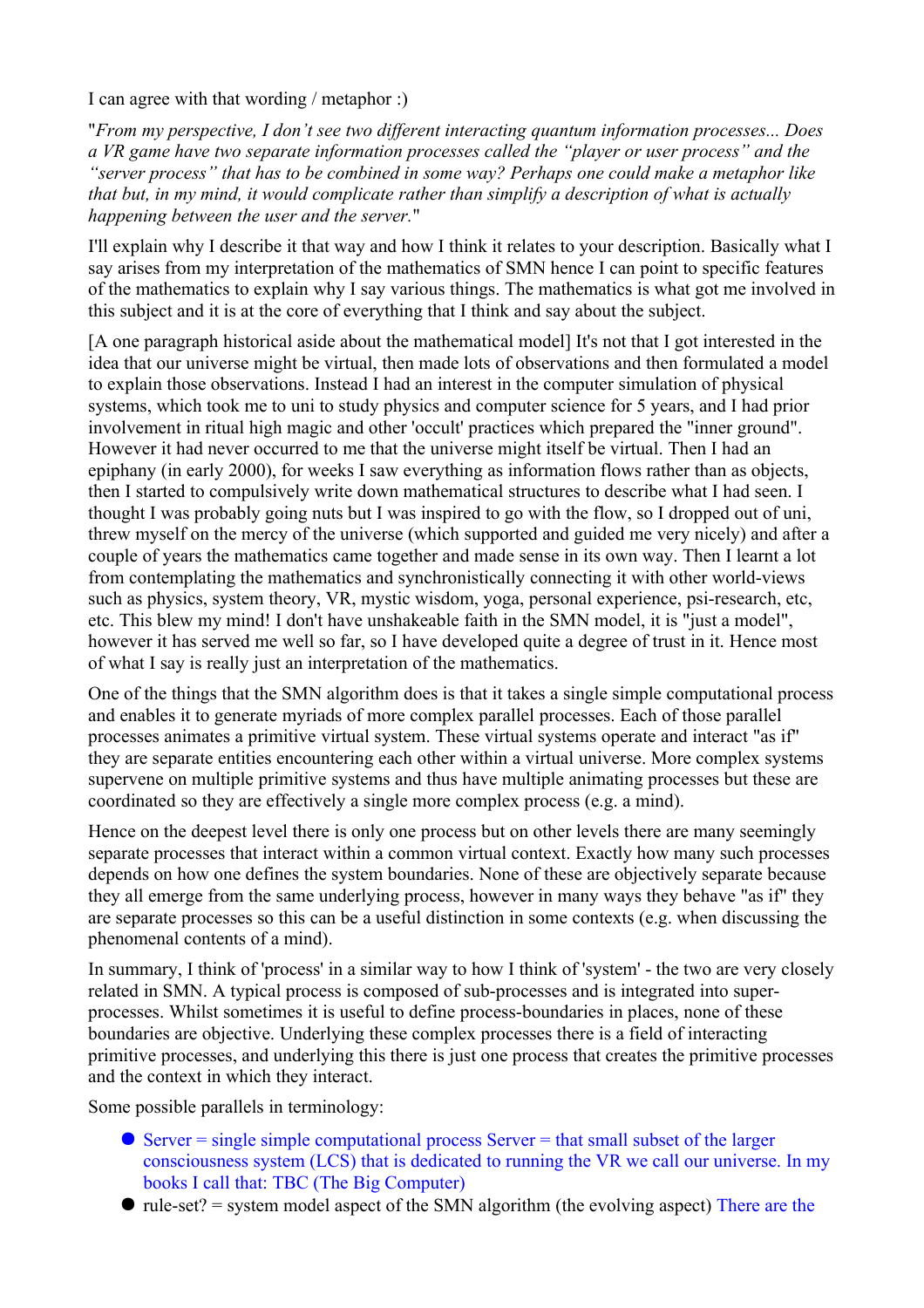I can agree with that wording / metaphor :)

"*From my perspective, I don't see two different interacting quantum information processes... Does a VR game have two separate information processes called the "player or user process" and the "server process" that has to be combined in some way? Perhaps one could make a metaphor like that but, in my mind, it would complicate rather than simplify a description of what is actually happening between the user and the server.*"

I'll explain why I describe it that way and how I think it relates to your description. Basically what I say arises from my interpretation of the mathematics of SMN hence I can point to specific features of the mathematics to explain why I say various things. The mathematics is what got me involved in this subject and it is at the core of everything that I think and say about the subject.

[A one paragraph historical aside about the mathematical model] It's not that I got interested in the idea that our universe might be virtual, then made lots of observations and then formulated a model to explain those observations. Instead I had an interest in the computer simulation of physical systems, which took me to uni to study physics and computer science for 5 years, and I had prior involvement in ritual high magic and other 'occult' practices which prepared the "inner ground". However it had never occurred to me that the universe might itself be virtual. Then I had an epiphany (in early 2000), for weeks I saw everything as information flows rather than as objects, then I started to compulsively write down mathematical structures to describe what I had seen. I thought I was probably going nuts but I was inspired to go with the flow, so I dropped out of uni, threw myself on the mercy of the universe (which supported and guided me very nicely) and after a couple of years the mathematics came together and made sense in its own way. Then I learnt a lot from contemplating the mathematics and synchronistically connecting it with other world-views such as physics, system theory, VR, mystic wisdom, yoga, personal experience, psi-research, etc, etc. This blew my mind! I don't have unshakeable faith in the SMN model, it is "just a model", however it has served me well so far, so I have developed quite a degree of trust in it. Hence most of what I say is really just an interpretation of the mathematics.

One of the things that the SMN algorithm does is that it takes a single simple computational process and enables it to generate myriads of more complex parallel processes. Each of these parallel processes animates a primitive virtual system. These virtual systems operate and interact "as if" they are separate entities encountering each other within a virtual universe. More complex systems supervene on multiple primitive systems and thus have multiple animating processes but these are coordinated so they are effectively a single more complex process (e.g. a mind).

Hence on the deepest level there is only one process but on other levels there are many seemingly separate processes that interact within a common virtual context. Exactly how many such processes depends on how one defines the system boundaries. None of these are objectively separate because they all emerge from the same underlying process, however in many ways they behave "as if" they are separate processes so this can be a useful distinction in some contexts (e.g. when discussing the phenomenal contents of a mind).

In summary, I think of 'process' in a similar way to how I think of 'system' - the two are very closely related in SMN. A typical process is composed of sub-processes and is integrated into super-processes. Whilst sometimes it is useful to define process-boundaries in places, none of these boundaries are objective. Underlying these complex processes there is a field of interacting primitive processes, and underlying this there is just one process that creates the primitive processes and the context in which they interact.

Some possible parallels in terminology:

- Server = single simple computational process Server = that small subset of the larger consciousness system (LCS) that is dedicated to running the VR we call our universe. In my books I call that: TBC (The Big Computer)
- rule-set? = system model aspect of the SMN algorithm (the evolving aspect) There are the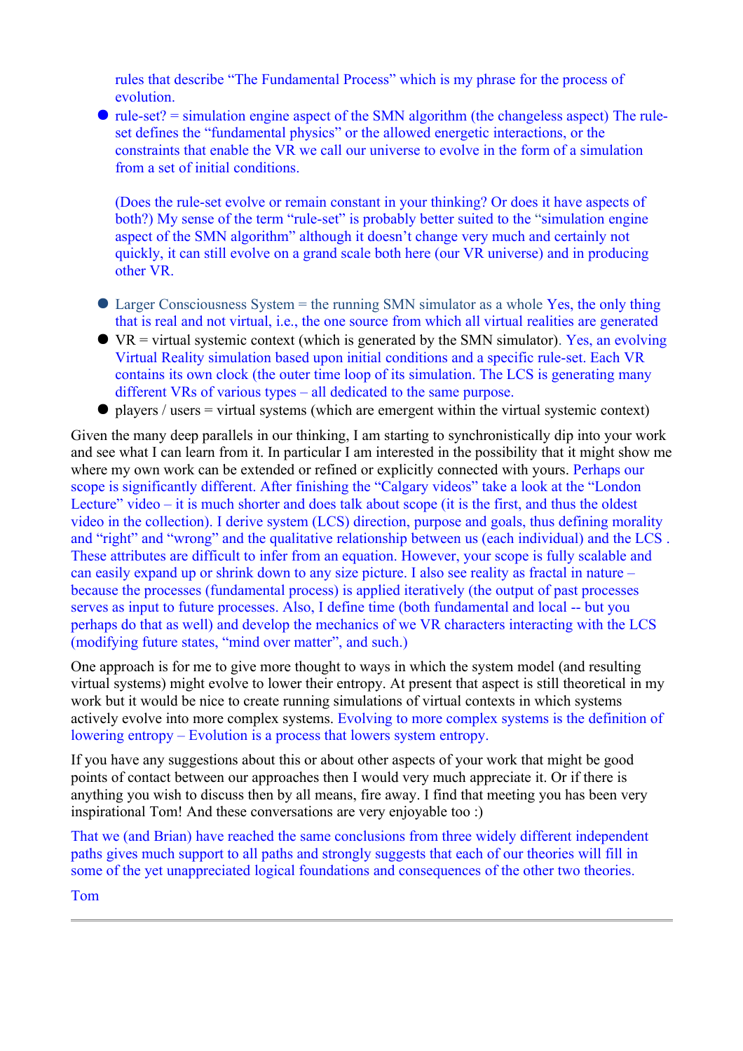rules that describe "The Fundamental Process" which is my phrase for the process of evolution.

- rule-set? = simulation engine aspect of the SMN algorithm (the changeless aspect) The rule-set defines the "fundamental physics" or the allowed energetic interactions, or the constraints that enable the VR we call our universe to evolve in the form of a simulation from a set of initial conditions.

  (Does the rule-set evolve or remain constant in your thinking? Or does it have aspects of both?) My sense of the term "rule-set" is probably better suited to the "simulation engine aspect of the SMN algorithm" although it doesn't change very much and certainly not quickly, it can still evolve on a grand scale both here (our VR universe) and in producing other VR.

- Larger Consciousness System = the running SMN simulator as a whole Yes, the only thing that is real and not virtual, i.e., the one source from which all virtual realities are generated
- VR = virtual systemic context (which is generated by the SMN simulator). Yes, an evolving Virtual Reality simulation based upon initial conditions and a specific rule-set. Each VR contains its own clock (the outer time loop of its simulation. The LCS is generating many different VRs of various types – all dedicated to the same purpose.
- players / users = virtual systems (which are emergent within the virtual systemic context)

Given the many deep parallels in our thinking, I am starting to synchronistically dip into your work and see what I can learn from it. In particular I am interested in the possibility that it might show me where my own work can be extended or refined or explicitly connected with yours. Perhaps our scope is significantly different. After finishing the "Calgary videos" take a look at the "London Lecture" video – it is much shorter and does talk about scope (it is the first, and thus the oldest video in the collection). I derive system (LCS) direction, purpose and goals, thus defining morality and "right" and "wrong" and the qualitative relationship between us (each individual) and the LCS . These attributes are difficult to infer from an equation. However, your scope is fully scalable and can easily expand up or shrink down to any size picture. I also see reality as fractal in nature – because the processes (fundamental process) is applied iteratively (the output of past processes serves as input to future processes. Also, I define time (both fundamental and local -- but you perhaps do that as well) and develop the mechanics of we VR characters interacting with the LCS (modifying future states, "mind over matter", and such.)

One approach is for me to give more thought to ways in which the system model (and resulting virtual systems) might evolve to lower their entropy. At present that aspect is still theoretical in my work but it would be nice to create running simulations of virtual contexts in which systems actively evolve into more complex systems. Evolving to more complex systems is the definition of lowering entropy – Evolution is a process that lowers system entropy.

If you have any suggestions about this or about other aspects of your work that might be good points of contact between our approaches then I would very much appreciate it. Or if there is anything you wish to discuss then by all means, fire away. I find that meeting you has been very inspirational Tom! And these conversations are very enjoyable too :)

That we (and Brian) have reached the same conclusions from three widely different independent paths gives much support to all paths and strongly suggests that each of our theories will fill in some of the yet unappreciated logical foundations and consequences of the other two theories.

Tom

---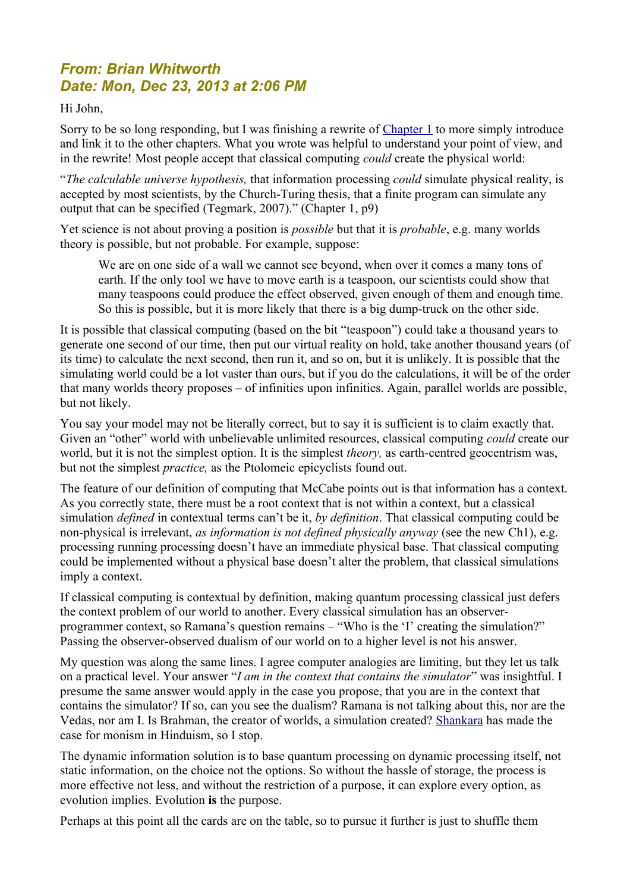## *From: Brian Whitworth*
## *Date: Mon, Dec 23, 2013 at 2:06 PM*

Hi John,

Sorry to be so long responding, but I was finishing a rewrite of Chapter 1 to more simply introduce and link it to the other chapters. What you wrote was helpful to understand your point of view, and in the rewrite! Most people accept that classical computing *could* create the physical world:

"*The calculable universe hypothesis,* that information processing *could* simulate physical reality, is accepted by most scientists, by the Church-Turing thesis, that a finite program can simulate any output that can be specified (Tegmark, 2007)." (Chapter 1, p9)

Yet science is not about proving a position is *possible* but that it is *probable*, e.g. many worlds theory is possible, but not probable. For example, suppose:

> We are on one side of a wall we cannot see beyond, when over it comes a many tons of earth. If the only tool we have to move earth is a teaspoon, our scientists could show that many teaspoons could produce the effect observed, given enough of them and enough time. So this is possible, but it is more likely that there is a big dump-truck on the other side.

It is possible that classical computing (based on the bit "teaspoon") could take a thousand years to generate one second of our time, then put our virtual reality on hold, take another thousand years (of its time) to calculate the next second, then run it, and so on, but it is unlikely. It is possible that the simulating world could be a lot vaster than ours, but if you do the calculations, it will be of the order that many worlds theory proposes – of infinities upon infinities. Again, parallel worlds are possible, but not likely.

You say your model may not be literally correct, but to say it is sufficient is to claim exactly that. Given an "other" world with unbelievable unlimited resources, classical computing *could* create our world, but it is not the simplest option. It is the simplest *theory,* as earth-centred geocentrism was, but not the simplest *practice,* as the Ptolomeic epicyclists found out.

The feature of our definition of computing that McCabe points out is that information has a context. As you correctly state, there must be a root context that is not within a context, but a classical simulation *defined* in contextual terms can't be it, *by definition*. That classical computing could be non-physical is irrelevant, *as information is not defined physically anyway* (see the new Ch1), e.g. processing running processing doesn't have an immediate physical base. That classical computing could be implemented without a physical base doesn't alter the problem, that classical simulations imply a context.

If classical computing is contextual by definition, making quantum processing classical just defers the context problem of our world to another. Every classical simulation has an observer-programmer context, so Ramana's question remains – "Who is the 'I' creating the simulation?" Passing the observer-observed dualism of our world on to a higher level is not his answer.

My question was along the same lines. I agree computer analogies are limiting, but they let us talk on a practical level. Your answer "*I am in the context that contains the simulator*" was insightful. I presume the same answer would apply in the case you propose, that you are in the context that contains the simulator? If so, can you see the dualism? Ramana is not talking about this, nor are the Vedas, nor am I. Is Brahman, the creator of worlds, a simulation created? Shankara has made the case for monism in Hinduism, so I stop.

The dynamic information solution is to base quantum processing on dynamic processing itself, not static information, on the choice not the options. So without the hassle of storage, the process is more effective not less, and without the restriction of a purpose, it can explore every option, as evolution implies. Evolution **is** the purpose.

Perhaps at this point all the cards are on the table, so to pursue it further is just to shuffle them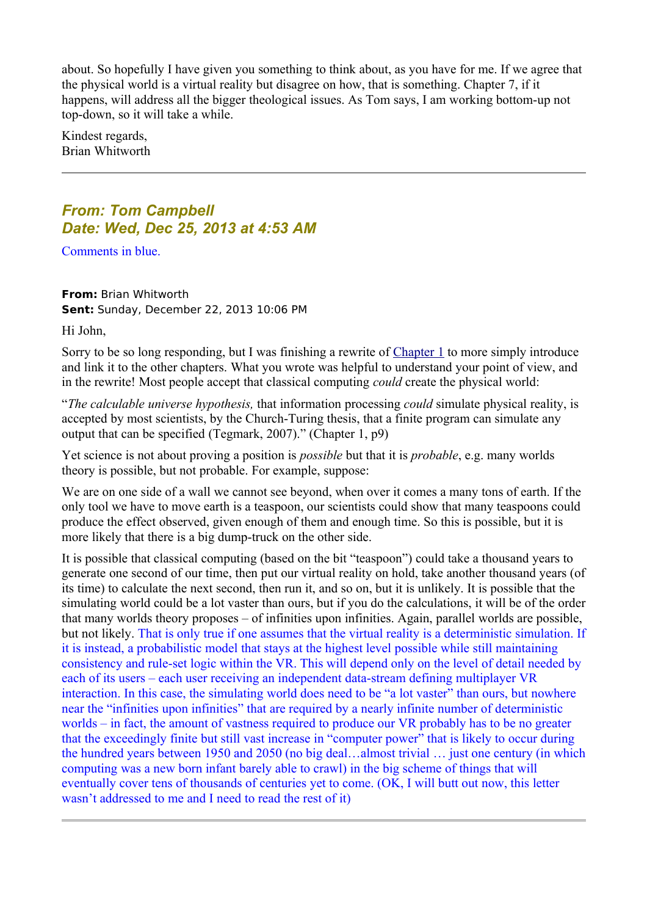about. So hopefully I have given you something to think about, as you have for me. If we agree that the physical world is a virtual reality but disagree on how, that is something. Chapter 7, if it happens, will address all the bigger theological issues. As Tom says, I am working bottom-up not top-down, so it will take a while.

Kindest regards,
Brian Whitworth

---

### *From: Tom Campbell*
### *Date: Wed, Dec 25, 2013 at 4:53 AM*

Comments in blue.

**From:** Brian Whitworth
**Sent:** Sunday, December 22, 2013 10:06 PM

Hi John,

Sorry to be so long responding, but I was finishing a rewrite of Chapter 1 to more simply introduce and link it to the other chapters. What you wrote was helpful to understand your point of view, and in the rewrite! Most people accept that classical computing *could* create the physical world:

"*The calculable universe hypothesis,* that information processing *could* simulate physical reality, is accepted by most scientists, by the Church-Turing thesis, that a finite program can simulate any output that can be specified (Tegmark, 2007)." (Chapter 1, p9)

Yet science is not about proving a position is *possible* but that it is *probable*, e.g. many worlds theory is possible, but not probable. For example, suppose:

We are on one side of a wall we cannot see beyond, when over it comes a many tons of earth. If the only tool we have to move earth is a teaspoon, our scientists could show that many teaspoons could produce the effect observed, given enough of them and enough time. So this is possible, but it is more likely that there is a big dump-truck on the other side.

It is possible that classical computing (based on the bit "teaspoon") could take a thousand years to generate one second of our time, then put our virtual reality on hold, take another thousand years (of its time) to calculate the next second, then run it, and so on, but it is unlikely. It is possible that the simulating world could be a lot vaster than ours, but if you do the calculations, it will be of the order that many worlds theory proposes – of infinities upon infinities. Again, parallel worlds are possible, but not likely. That is only true if one assumes that the virtual reality is a deterministic simulation. If it is instead, a probabilistic model that stays at the highest level possible while still maintaining consistency and rule-set logic within the VR. This will depend only on the level of detail needed by each of its users – each user receiving an independent data-stream defining multiplayer VR interaction. In this case, the simulating world does need to be "a lot vaster" than ours, but nowhere near the "infinities upon infinities" that are required by a nearly infinite number of deterministic worlds – in fact, the amount of vastness required to produce our VR probably has to be no greater that the exceedingly finite but still vast increase in "computer power" that is likely to occur during the hundred years between 1950 and 2050 (no big deal…almost trivial … just one century (in which computing was a new born infant barely able to crawl) in the big scheme of things that will eventually cover tens of thousands of centuries yet to come. (OK, I will butt out now, this letter wasn't addressed to me and I need to read the rest of it)

---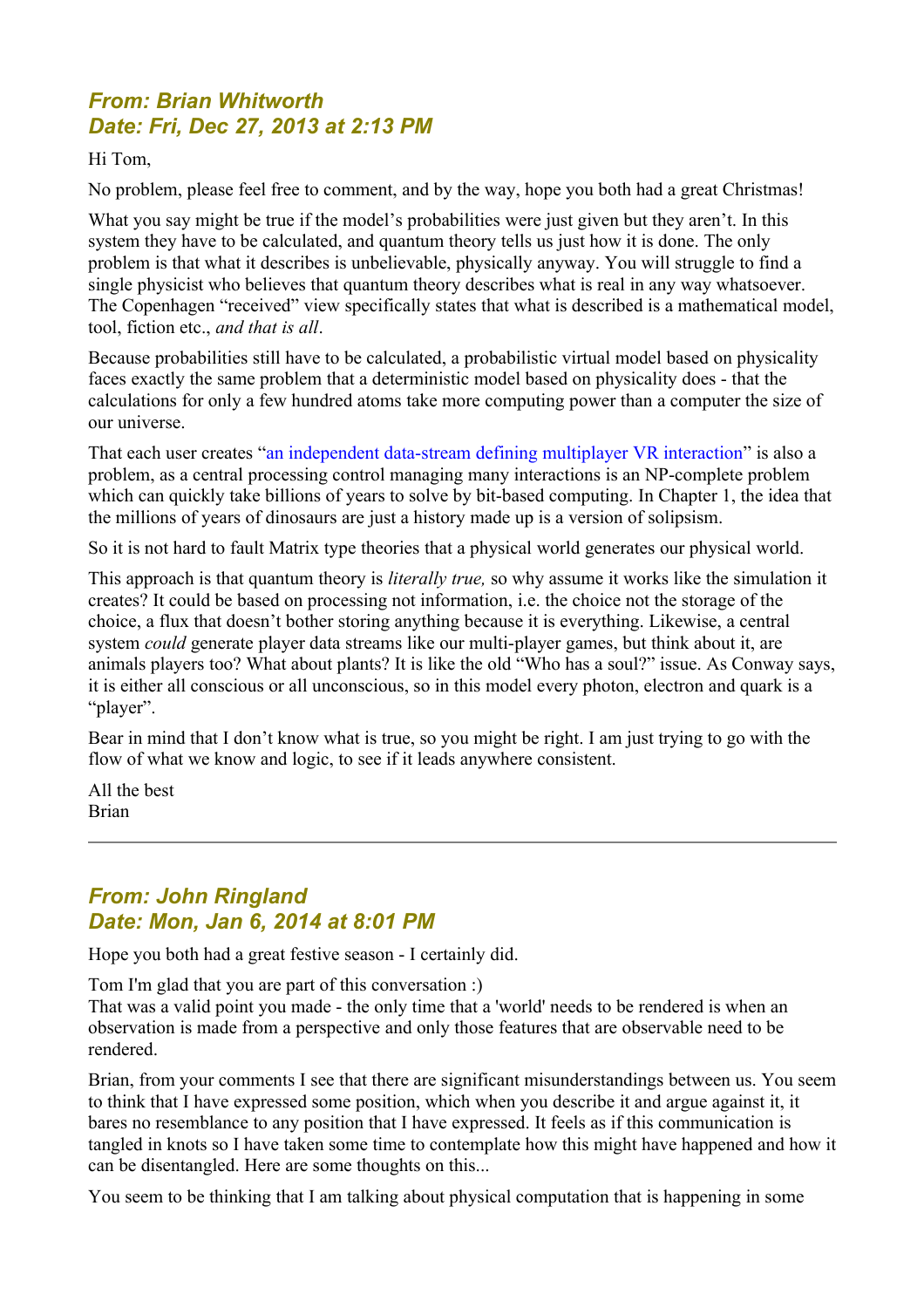### *From: Brian Whitworth*
### *Date: Fri, Dec 27, 2013 at 2:13 PM*

Hi Tom,

No problem, please feel free to comment, and by the way, hope you both had a great Christmas!

What you say might be true if the model's probabilities were just given but they aren't. In this system they have to be calculated, and quantum theory tells us just how it is done. The only problem is that what it describes is unbelievable, physically anyway. You will struggle to find a single physicist who believes that quantum theory describes what is real in any way whatsoever. The Copenhagen "received" view specifically states that what is described is a mathematical model, tool, fiction etc., *and that is all*.

Because probabilities still have to be calculated, a probabilistic virtual model based on physicality faces exactly the same problem that a deterministic model based on physicality does - that the calculations for only a few hundred atoms take more computing power than a computer the size of our universe.

That each user creates "an independent data-stream defining multiplayer VR interaction" is also a problem, as a central processing control managing many interactions is an NP-complete problem which can quickly take billions of years to solve by bit-based computing. In Chapter 1, the idea that the millions of years of dinosaurs are just a history made up is a version of solipsism.

So it is not hard to fault Matrix type theories that a physical world generates our physical world.

This approach is that quantum theory is *literally true,* so why assume it works like the simulation it creates? It could be based on processing not information, i.e. the choice not the storage of the choice, a flux that doesn't bother storing anything because it is everything. Likewise, a central system *could* generate player data streams like our multi-player games, but think about it, are animals players too? What about plants? It is like the old "Who has a soul?" issue. As Conway says, it is either all conscious or all unconscious, so in this model every photon, electron and quark is a "player".

Bear in mind that I don't know what is true, so you might be right. I am just trying to go with the flow of what we know and logic, to see if it leads anywhere consistent.

All the best
Brian

---

### *From: John Ringland*
### *Date: Mon, Jan 6, 2014 at 8:01 PM*

Hope you both had a great festive season - I certainly did.

Tom I'm glad that you are part of this conversation :)
That was a valid point you made - the only time that a 'world' needs to be rendered is when an observation is made from a perspective and only those features that are observable need to be rendered.

Brian, from your comments I see that there are significant misunderstandings between us. You seem to think that I have expressed some position, which when you describe it and argue against it, it bares no resemblance to any position that I have expressed. It feels as if this communication is tangled in knots so I have taken some time to contemplate how this might have happened and how it can be disentangled. Here are some thoughts on this...

You seem to be thinking that I am talking about physical computation that is happening in some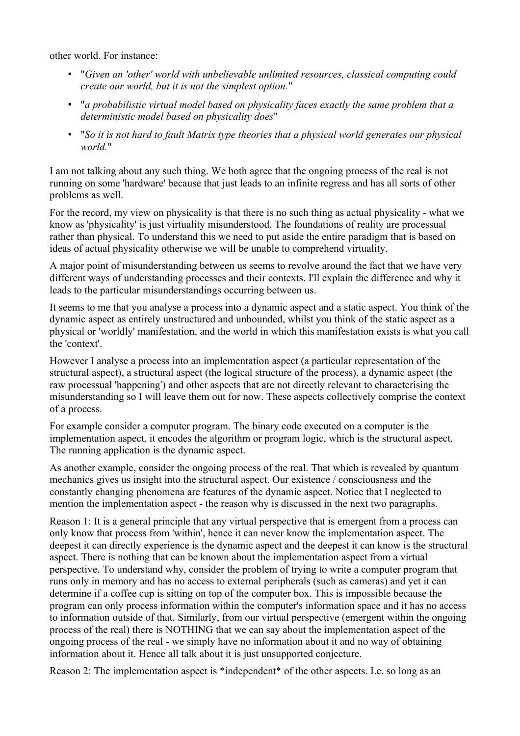other world. For instance:

- "*Given an 'other' world with unbelievable unlimited resources, classical computing could create our world, but it is not the simplest option.*"
- "*a probabilistic virtual model based on physicality faces exactly the same problem that a deterministic model based on physicality does*"
- "*So it is not hard to fault Matrix type theories that a physical world generates our physical world.*"

I am not talking about any such thing. We both agree that the ongoing process of the real is not running on some 'hardware' because that just leads to an infinite regress and has all sorts of other problems as well.

For the record, my view on physicality is that there is no such thing as actual physicality - what we know as 'physicality' is just virtuality misunderstood. The foundations of reality are processual rather than physical. To understand this we need to put aside the entire paradigm that is based on ideas of actual physicality otherwise we will be unable to comprehend virtuality.

A major point of misunderstanding between us seems to revolve around the fact that we have very different ways of understanding processes and their contexts. I'll explain the difference and why it leads to the particular misunderstandings occurring between us.

It seems to me that you analyse a process into a dynamic aspect and a static aspect. You think of the dynamic aspect as entirely unstructured and unbounded, whilst you think of the static aspect as a physical or 'worldly' manifestation, and the world in which this manifestation exists is what you call the 'context'.

However I analyse a process into an implementation aspect (a particular representation of the structural aspect), a structural aspect (the logical structure of the process), a dynamic aspect (the raw processual 'happening') and other aspects that are not directly relevant to characterising the misunderstanding so I will leave them out for now. These aspects collectively comprise the context of a process.

For example consider a computer program. The binary code executed on a computer is the implementation aspect, it encodes the algorithm or program logic, which is the structural aspect. The running application is the dynamic aspect.

As another example, consider the ongoing process of the real. That which is revealed by quantum mechanics gives us insight into the structural aspect. Our existence / consciousness and the constantly changing phenomena are features of the dynamic aspect. Notice that I neglected to mention the implementation aspect - the reason why is discussed in the next two paragraphs.

Reason 1: It is a general principle that any virtual perspective that is emergent from a process can only know that process from 'within', hence it can never know the implementation aspect. The deepest it can directly experience is the dynamic aspect and the deepest it can know is the structural aspect. There is nothing that can be known about the implementation aspect from a virtual perspective. To understand why, consider the problem of trying to write a computer program that runs only in memory and has no access to external peripherals (such as cameras) and yet it can determine if a coffee cup is sitting on top of the computer box. This is impossible because the program can only process information within the computer's information space and it has no access to information outside of that. Similarly, from our virtual perspective (emergent within the ongoing process of the real) there is NOTHING that we can say about the implementation aspect of the ongoing process of the real - we simply have no information about it and no way of obtaining information about it. Hence all talk about it is just unsupported conjecture.

Reason 2: The implementation aspect is *independent* of the other aspects. I.e. so long as an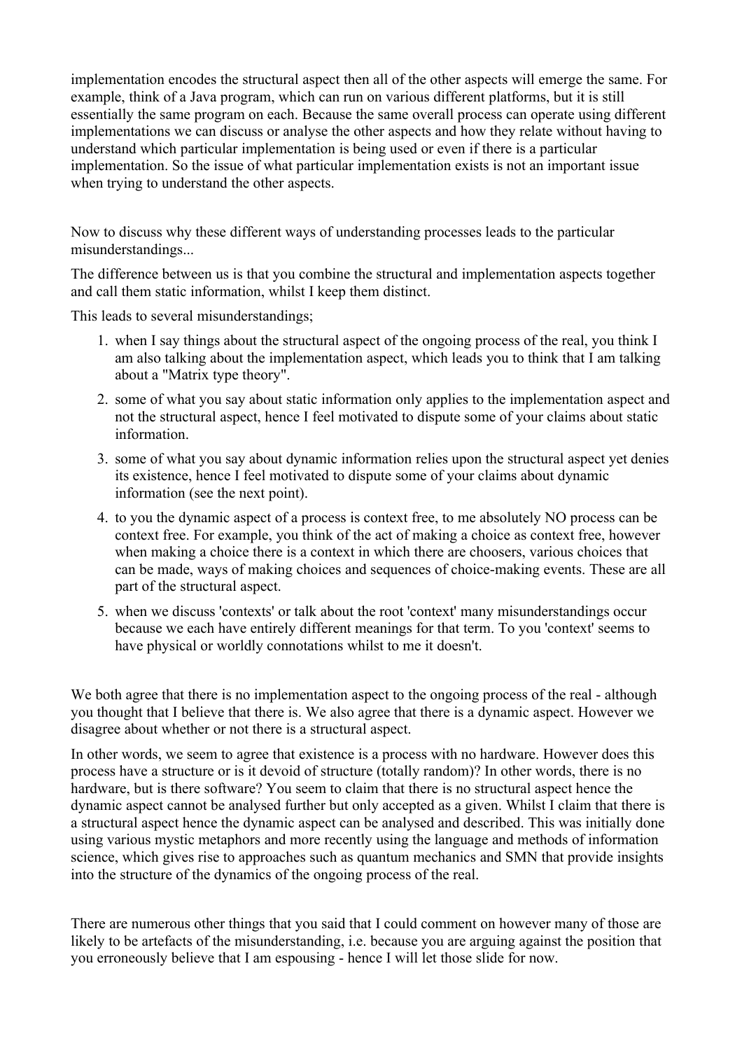implementation encodes the structural aspect then all of the other aspects will emerge the same. For example, think of a Java program, which can run on various different platforms, but it is still essentially the same program on each. Because the same overall process can operate using different implementations we can discuss or analyse the other aspects and how they relate without having to understand which particular implementation is being used or even if there is a particular implementation. So the issue of what particular implementation exists is not an important issue when trying to understand the other aspects.

Now to discuss why these different ways of understanding processes leads to the particular misunderstandings...

The difference between us is that you combine the structural and implementation aspects together and call them static information, whilst I keep them distinct.

This leads to several misunderstandings;

1. when I say things about the structural aspect of the ongoing process of the real, you think I am also talking about the implementation aspect, which leads you to think that I am talking about a "Matrix type theory".
2. some of what you say about static information only applies to the implementation aspect and not the structural aspect, hence I feel motivated to dispute some of your claims about static information.
3. some of what you say about dynamic information relies upon the structural aspect yet denies its existence, hence I feel motivated to dispute some of your claims about dynamic information (see the next point).
4. to you the dynamic aspect of a process is context free, to me absolutely NO process can be context free. For example, you think of the act of making a choice as context free, however when making a choice there is a context in which there are choosers, various choices that can be made, ways of making choices and sequences of choice-making events. These are all part of the structural aspect.
5. when we discuss 'contexts' or talk about the root 'context' many misunderstandings occur because we each have entirely different meanings for that term. To you 'context' seems to have physical or worldly connotations whilst to me it doesn't.

We both agree that there is no implementation aspect to the ongoing process of the real - although you thought that I believe that there is. We also agree that there is a dynamic aspect. However we disagree about whether or not there is a structural aspect.

In other words, we seem to agree that existence is a process with no hardware. However does this process have a structure or is it devoid of structure (totally random)? In other words, there is no hardware, but is there software? You seem to claim that there is no structural aspect hence the dynamic aspect cannot be analysed further but only accepted as a given. Whilst I claim that there is a structural aspect hence the dynamic aspect can be analysed and described. This was initially done using various mystic metaphors and more recently using the language and methods of information science, which gives rise to approaches such as quantum mechanics and SMN that provide insights into the structure of the dynamics of the ongoing process of the real.

There are numerous other things that you said that I could comment on however many of those are likely to be artefacts of the misunderstanding, i.e. because you are arguing against the position that you erroneously believe that I am espousing - hence I will let those slide for now.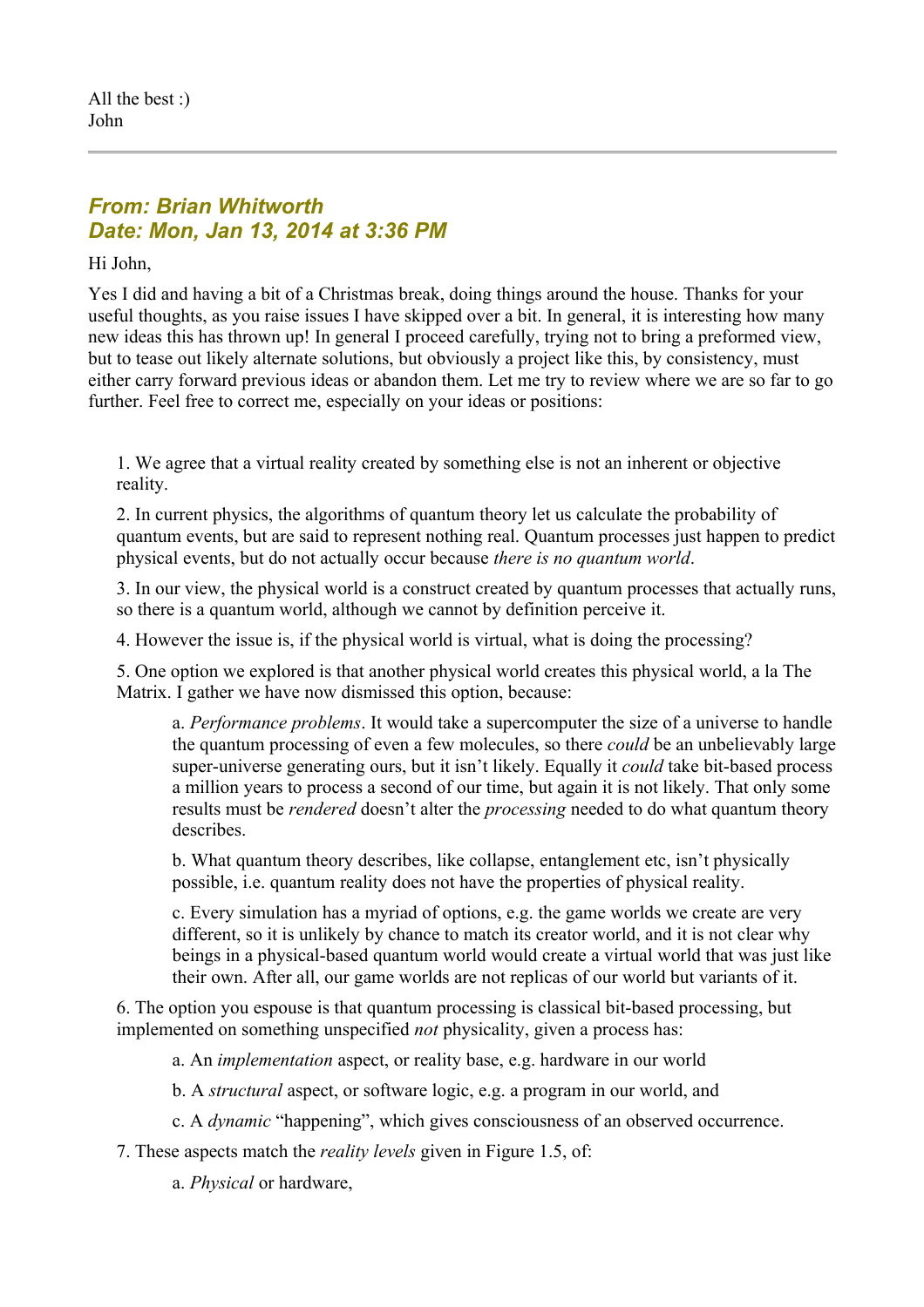All the best :)
John

---

### *From: Brian Whitworth*
### *Date: Mon, Jan 13, 2014 at 3:36 PM*

Hi John,

Yes I did and having a bit of a Christmas break, doing things around the house. Thanks for your useful thoughts, as you raise issues I have skipped over a bit. In general, it is interesting how many new ideas this has thrown up! In general I proceed carefully, trying not to bring a preformed view, but to tease out likely alternate solutions, but obviously a project like this, by consistency, must either carry forward previous ideas or abandon them. Let me try to review where we are so far to go further. Feel free to correct me, especially on your ideas or positions:

1. We agree that a virtual reality created by something else is not an inherent or objective reality.

2. In current physics, the algorithms of quantum theory let us calculate the probability of quantum events, but are said to represent nothing real. Quantum processes just happen to predict physical events, but do not actually occur because *there is no quantum world*.

3. In our view, the physical world is a construct created by quantum processes that actually runs, so there is a quantum world, although we cannot by definition perceive it.

4. However the issue is, if the physical world is virtual, what is doing the processing?

5. One option we explored is that another physical world creates this physical world, a la The Matrix. I gather we have now dismissed this option, because:

   a. *Performance problems*. It would take a supercomputer the size of a universe to handle the quantum processing of even a few molecules, so there *could* be an unbelievably large super-universe generating ours, but it isn't likely. Equally it *could* take bit-based process a million years to process a second of our time, but again it is not likely. That only some results must be *rendered* doesn't alter the *processing* needed to do what quantum theory describes.

   b. What quantum theory describes, like collapse, entanglement etc, isn't physically possible, i.e. quantum reality does not have the properties of physical reality.

   c. Every simulation has a myriad of options, e.g. the game worlds we create are very different, so it is unlikely by chance to match its creator world, and it is not clear why beings in a physical-based quantum world would create a virtual world that was just like their own. After all, our game worlds are not replicas of our world but variants of it.

6. The option you espouse is that quantum processing is classical bit-based processing, but implemented on something unspecified *not* physicality, given a process has:

   a. An *implementation* aspect, or reality base, e.g. hardware in our world

   b. A *structural* aspect, or software logic, e.g. a program in our world, and

   c. A *dynamic* "happening", which gives consciousness of an observed occurrence.

7. These aspects match the *reality levels* given in Figure 1.5, of:

   a. *Physical* or hardware,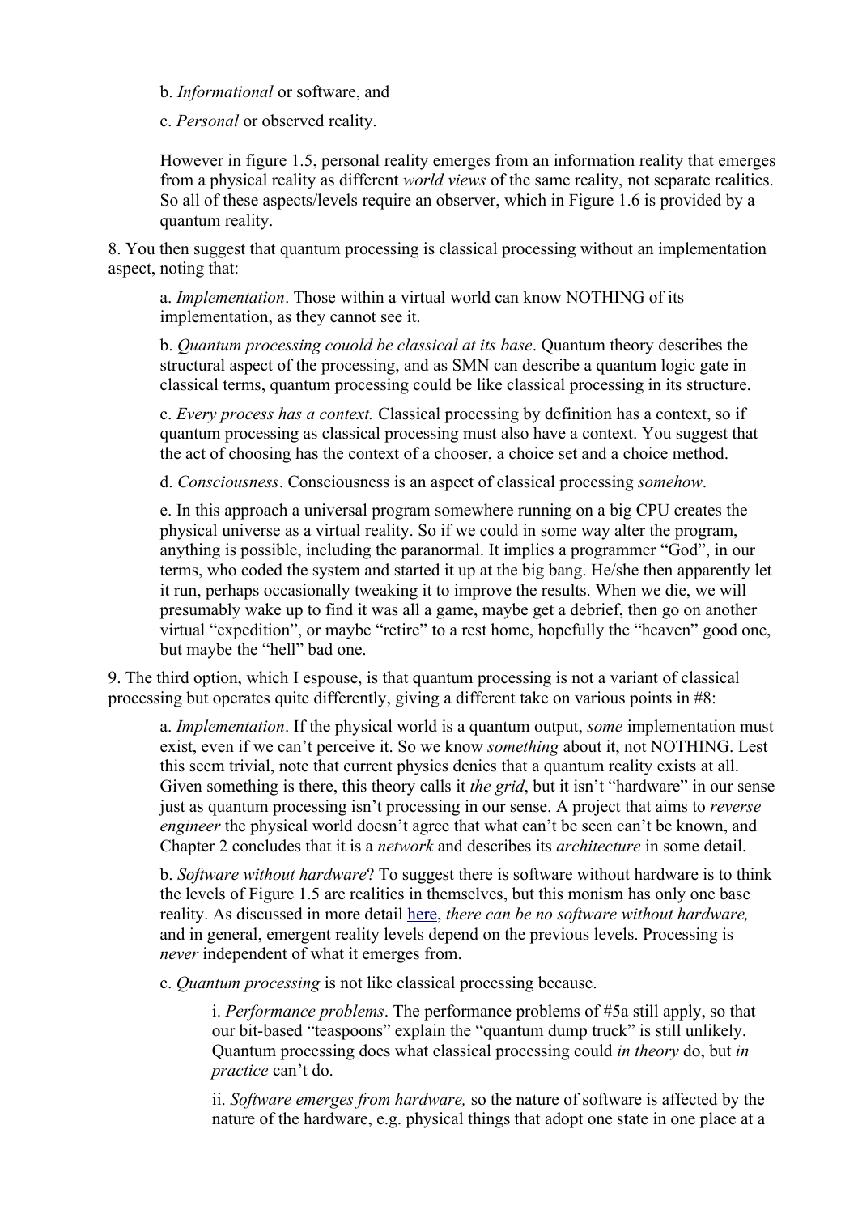b. *Informational* or software, and

c. *Personal* or observed reality.

However in figure 1.5, personal reality emerges from an information reality that emerges from a physical reality as different *world views* of the same reality, not separate realities. So all of these aspects/levels require an observer, which in Figure 1.6 is provided by a quantum reality.

8. You then suggest that quantum processing is classical processing without an implementation aspect, noting that:

a. *Implementation*. Those within a virtual world can know NOTHING of its implementation, as they cannot see it.

b. *Quantum processing couold be classical at its base*. Quantum theory describes the structural aspect of the processing, and as SMN can describe a quantum logic gate in classical terms, quantum processing could be like classical processing in its structure.

c. *Every process has a context.* Classical processing by definition has a context, so if quantum processing as classical processing must also have a context. You suggest that the act of choosing has the context of a chooser, a choice set and a choice method.

d. *Consciousness*. Consciousness is an aspect of classical processing *somehow*.

e. In this approach a universal program somewhere running on a big CPU creates the physical universe as a virtual reality. So if we could in some way alter the program, anything is possible, including the paranormal. It implies a programmer "God", in our terms, who coded the system and started it up at the big bang. He/she then apparently let it run, perhaps occasionally tweaking it to improve the results. When we die, we will presumably wake up to find it was all a game, maybe get a debrief, then go on another virtual "expedition", or maybe "retire" to a rest home, hopefully the "heaven" good one, but maybe the "hell" bad one.

9. The third option, which I espouse, is that quantum processing is not a variant of classical processing but operates quite differently, giving a different take on various points in #8:

a. *Implementation*. If the physical world is a quantum output, *some* implementation must exist, even if we can't perceive it. So we know *something* about it, not NOTHING. Lest this seem trivial, note that current physics denies that a quantum reality exists at all. Given something is there, this theory calls it *the grid*, but it isn't "hardware" in our sense just as quantum processing isn't processing in our sense. A project that aims to *reverse engineer* the physical world doesn't agree that what can't be seen can't be known, and Chapter 2 concludes that it is a *network* and describes its *architecture* in some detail.

b. *Software without hardware*? To suggest there is software without hardware is to think the levels of Figure 1.5 are realities in themselves, but this monism has only one base reality. As discussed in more detail here, *there can be no software without hardware,* and in general, emergent reality levels depend on the previous levels. Processing is *never* independent of what it emerges from.

c. *Quantum processing* is not like classical processing because.

i. *Performance problems*. The performance problems of #5a still apply, so that our bit-based "teaspoons" explain the "quantum dump truck" is still unlikely. Quantum processing does what classical processing could *in theory* do, but *in practice* can't do.

ii. *Software emerges from hardware,* so the nature of software is affected by the nature of the hardware, e.g. physical things that adopt one state in one place at a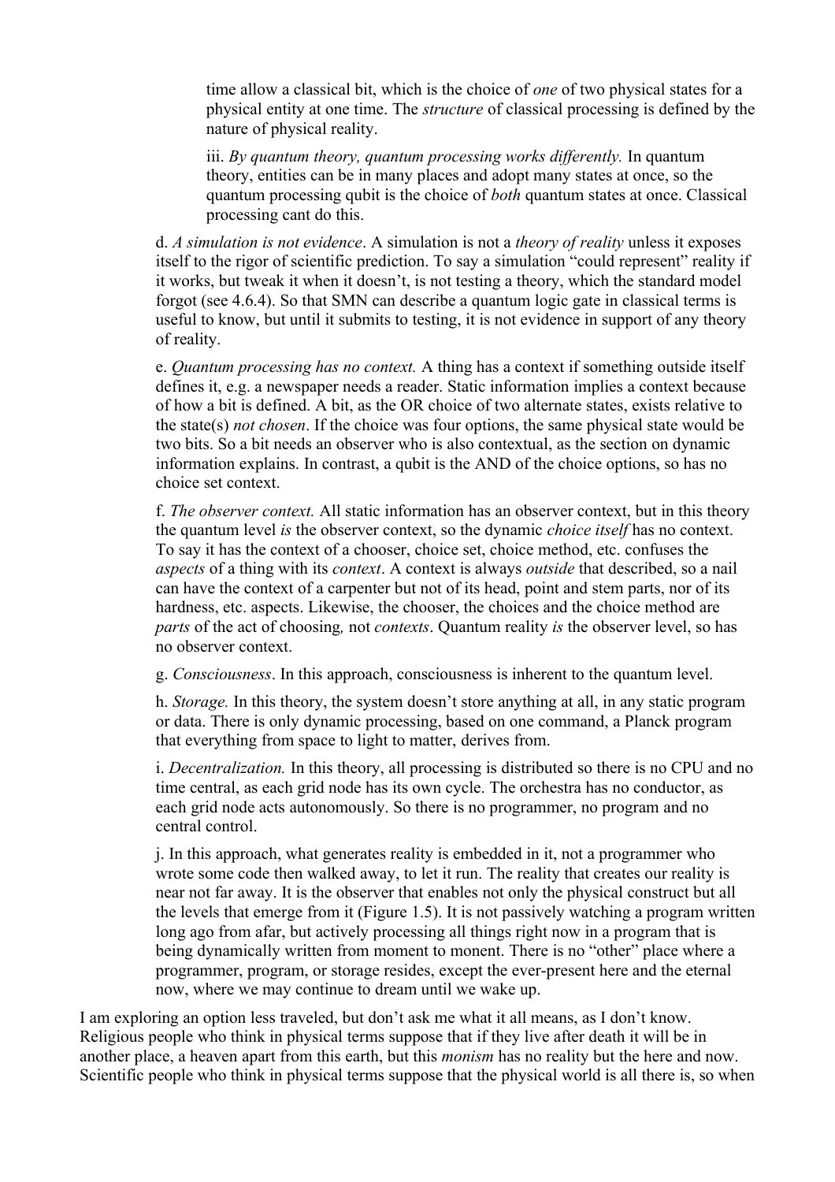time allow a classical bit, which is the choice of *one* of two physical states for a physical entity at one time. The *structure* of classical processing is defined by the nature of physical reality.

iii. *By quantum theory, quantum processing works differently.* In quantum theory, entities can be in many places and adopt many states at once, so the quantum processing qubit is the choice of *both* quantum states at once. Classical processing cant do this.

d. *A simulation is not evidence*. A simulation is not a *theory of reality* unless it exposes itself to the rigor of scientific prediction. To say a simulation "could represent" reality if it works, but tweak it when it doesn't, is not testing a theory, which the standard model forgot (see 4.6.4). So that SMN can describe a quantum logic gate in classical terms is useful to know, but until it submits to testing, it is not evidence in support of any theory of reality.

e. *Quantum processing has no context.* A thing has a context if something outside itself defines it, e.g. a newspaper needs a reader. Static information implies a context because of how a bit is defined. A bit, as the OR choice of two alternate states, exists relative to the state(s) *not chosen*. If the choice was four options, the same physical state would be two bits. So a bit needs an observer who is also contextual, as the section on dynamic information explains. In contrast, a qubit is the AND of the choice options, so has no choice set context.

f. *The observer context.* All static information has an observer context, but in this theory the quantum level *is* the observer context, so the dynamic *choice itself* has no context. To say it has the context of a chooser, choice set, choice method, etc. confuses the *aspects* of a thing with its *context*. A context is always *outside* that described, so a nail can have the context of a carpenter but not of its head, point and stem parts, nor of its hardness, etc. aspects. Likewise, the chooser, the choices and the choice method are *parts* of the act of choosing*,* not *contexts*. Quantum reality *is* the observer level, so has no observer context.

g. *Consciousness*. In this approach, consciousness is inherent to the quantum level.

h. *Storage.* In this theory, the system doesn't store anything at all, in any static program or data. There is only dynamic processing, based on one command, a Planck program that everything from space to light to matter, derives from.

i. *Decentralization.* In this theory, all processing is distributed so there is no CPU and no time central, as each grid node has its own cycle. The orchestra has no conductor, as each grid node acts autonomously. So there is no programmer, no program and no central control.

j. In this approach, what generates reality is embedded in it, not a programmer who wrote some code then walked away, to let it run. The reality that creates our reality is near not far away. It is the observer that enables not only the physical construct but all the levels that emerge from it (Figure 1.5). It is not passively watching a program written long ago from afar, but actively processing all things right now in a program that is being dynamically written from moment to monent. There is no "other" place where a programmer, program, or storage resides, except the ever-present here and the eternal now, where we may continue to dream until we wake up.

I am exploring an option less traveled, but don't ask me what it all means, as I don't know. Religious people who think in physical terms suppose that if they live after death it will be in another place, a heaven apart from this earth, but this *monism* has no reality but the here and now. Scientific people who think in physical terms suppose that the physical world is all there is, so when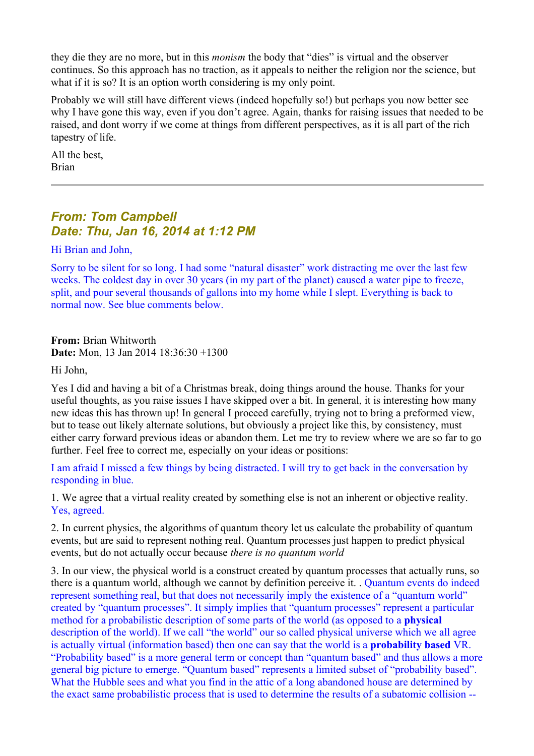they die they are no more, but in this *monism* the body that "dies" is virtual and the observer continues. So this approach has no traction, as it appeals to neither the religion nor the science, but what if it is so? It is an option worth considering is my only point.

Probably we will still have different views (indeed hopefully so!) but perhaps you now better see why I have gone this way, even if you don't agree. Again, thanks for raising issues that needed to be raised, and dont worry if we come at things from different perspectives, as it is all part of the rich tapestry of life.

All the best,
Brian

---

### *From: Tom Campbell*
### *Date: Thu, Jan 16, 2014 at 1:12 PM*

Hi Brian and John,

Sorry to be silent for so long. I had some "natural disaster" work distracting me over the last few weeks. The coldest day in over 30 years (in my part of the planet) caused a water pipe to freeze, split, and pour several thousands of gallons into my home while I slept. Everything is back to normal now. See blue comments below.

**From:** Brian Whitworth
**Date:** Mon, 13 Jan 2014 18:36:30 +1300

Hi John,

Yes I did and having a bit of a Christmas break, doing things around the house. Thanks for your useful thoughts, as you raise issues I have skipped over a bit. In general, it is interesting how many new ideas this has thrown up! In general I proceed carefully, trying not to bring a preformed view, but to tease out likely alternate solutions, but obviously a project like this, by consistency, must either carry forward previous ideas or abandon them. Let me try to review where we are so far to go further. Feel free to correct me, especially on your ideas or positions:

I am afraid I missed a few things by being distracted. I will try to get back in the conversation by responding in blue.

1. We agree that a virtual reality created by something else is not an inherent or objective reality. Yes, agreed.

2. In current physics, the algorithms of quantum theory let us calculate the probability of quantum events, but are said to represent nothing real. Quantum processes just happen to predict physical events, but do not actually occur because *there is no quantum world*

3. In our view, the physical world is a construct created by quantum processes that actually runs, so there is a quantum world, although we cannot by definition perceive it. . Quantum events do indeed represent something real, but that does not necessarily imply the existence of a "quantum world" created by "quantum processes". It simply implies that "quantum processes" represent a particular method for a probabilistic description of some parts of the world (as opposed to a **physical** description of the world). If we call "the world" our so called physical universe which we all agree is actually virtual (information based) then one can say that the world is a **probability based** VR. "Probability based" is a more general term or concept than "quantum based" and thus allows a more general big picture to emerge. "Quantum based" represents a limited subset of "probability based". What the Hubble sees and what you find in the attic of a long abandoned house are determined by the exact same probabilistic process that is used to determine the results of a subatomic collision --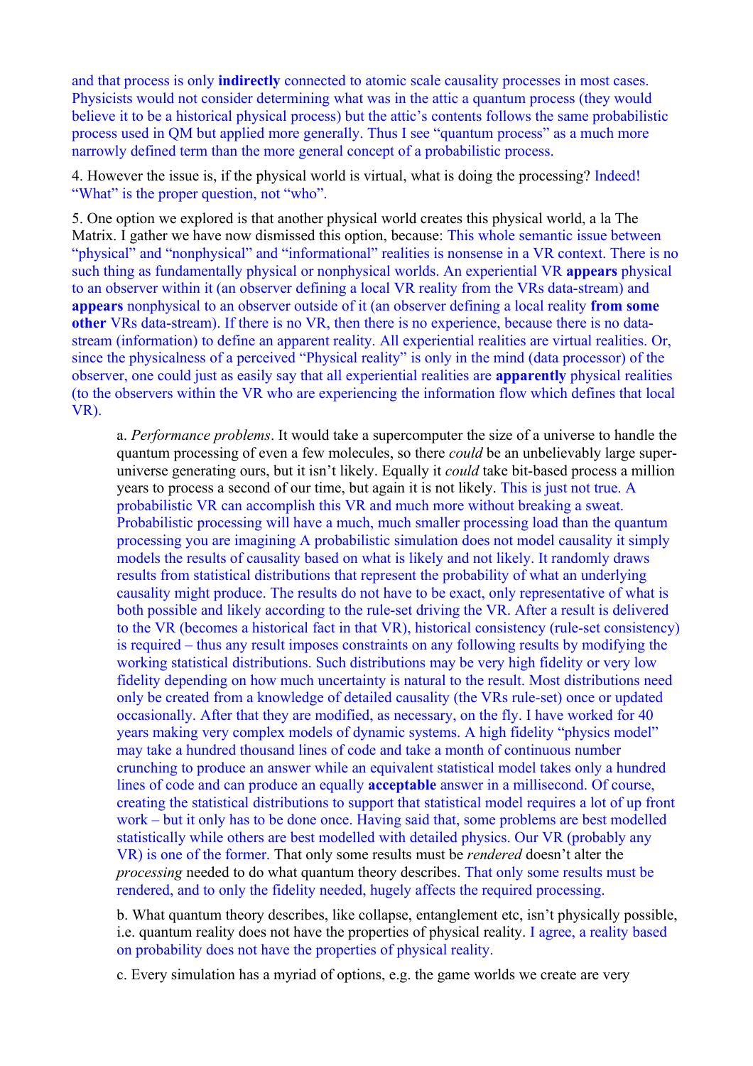and that process is only **indirectly** connected to atomic scale causality processes in most cases. Physicists would not consider determining what was in the attic a quantum process (they would believe it to be a historical physical process) but the attic's contents follows the same probabilistic process used in QM but applied more generally. Thus I see "quantum process" as a much more narrowly defined term than the more general concept of a probabilistic process.

4. However the issue is, if the physical world is virtual, what is doing the processing? Indeed! "What" is the proper question, not "who".

5. One option we explored is that another physical world creates this physical world, a la The Matrix. I gather we have now dismissed this option, because: This whole semantic issue between "physical" and "nonphysical" and "informational" realities is nonsense in a VR context. There is no such thing as fundamentally physical or nonphysical worlds. An experiential VR **appears** physical to an observer within it (an observer defining a local VR reality from the VRs data-stream) and **appears** nonphysical to an observer outside of it (an observer defining a local reality **from some other** VRs data-stream). If there is no VR, then there is no experience, because there is no data-stream (information) to define an apparent reality. All experiential realities are virtual realities. Or, since the physicalness of a perceived "Physical reality" is only in the mind (data processor) of the observer, one could just as easily say that all experiential realities are **apparently** physical realities (to the observers within the VR who are experiencing the information flow which defines that local VR).

> a. *Performance problems*. It would take a supercomputer the size of a universe to handle the quantum processing of even a few molecules, so there *could* be an unbelievably large super-universe generating ours, but it isn't likely. Equally it *could* take bit-based process a million years to process a second of our time, but again it is not likely. This is just not true. A probabilistic VR can accomplish this VR and much more without breaking a sweat. Probabilistic processing will have a much, much smaller processing load than the quantum processing you are imagining A probabilistic simulation does not model causality it simply models the results of causality based on what is likely and not likely. It randomly draws results from statistical distributions that represent the probability of what an underlying causality might produce. The results do not have to be exact, only representative of what is both possible and likely according to the rule-set driving the VR. After a result is delivered to the VR (becomes a historical fact in that VR), historical consistency (rule-set consistency) is required – thus any result imposes constraints on any following results by modifying the working statistical distributions. Such distributions may be very high fidelity or very low fidelity depending on how much uncertainty is natural to the result. Most distributions need only be created from a knowledge of detailed causality (the VRs rule-set) once or updated occasionally. After that they are modified, as necessary, on the fly. I have worked for 40 years making very complex models of dynamic systems. A high fidelity "physics model" may take a hundred thousand lines of code and take a month of continuous number crunching to produce an answer while an equivalent statistical model takes only a hundred lines of code and can produce an equally **acceptable** answer in a millisecond. Of course, creating the statistical distributions to support that statistical model requires a lot of up front work – but it only has to be done once. Having said that, some problems are best modelled statistically while others are best modelled with detailed physics. Our VR (probably any VR) is one of the former. That only some results must be *rendered* doesn't alter the *processing* needed to do what quantum theory describes. That only some results must be rendered, and to only the fidelity needed, hugely affects the required processing.
>
> b. What quantum theory describes, like collapse, entanglement etc, isn't physically possible, i.e. quantum reality does not have the properties of physical reality. I agree, a reality based on probability does not have the properties of physical reality.
>
> c. Every simulation has a myriad of options, e.g. the game worlds we create are very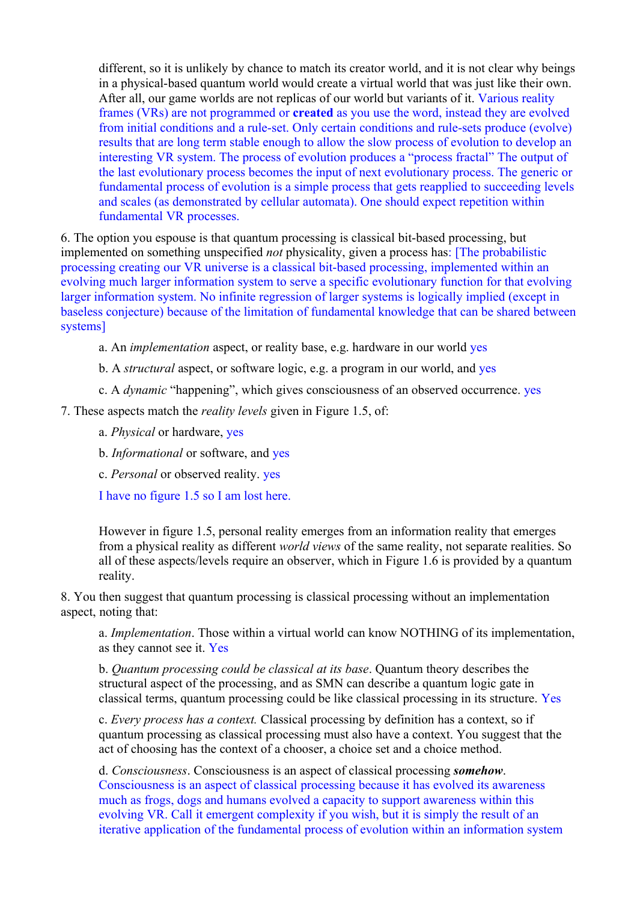different, so it is unlikely by chance to match its creator world, and it is not clear why beings in a physical-based quantum world would create a virtual world that was just like their own. After all, our game worlds are not replicas of our world but variants of it. Various reality frames (VRs) are not programmed or **created** as you use the word, instead they are evolved from initial conditions and a rule-set. Only certain conditions and rule-sets produce (evolve) results that are long term stable enough to allow the slow process of evolution to develop an interesting VR system. The process of evolution produces a "process fractal" The output of the last evolutionary process becomes the input of next evolutionary process. The generic or fundamental process of evolution is a simple process that gets reapplied to succeeding levels and scales (as demonstrated by cellular automata). One should expect repetition within fundamental VR processes.

6. The option you espouse is that quantum processing is classical bit-based processing, but implemented on something unspecified *not* physicality, given a process has: [The probabilistic processing creating our VR universe is a classical bit-based processing, implemented within an evolving much larger information system to serve a specific evolutionary function for that evolving larger information system. No infinite regression of larger systems is logically implied (except in baseless conjecture) because of the limitation of fundamental knowledge that can be shared between systems]

   a. An *implementation* aspect, or reality base, e.g. hardware in our world yes

   b. A *structural* aspect, or software logic, e.g. a program in our world, and yes

   c. A *dynamic* "happening", which gives consciousness of an observed occurrence. yes

7. These aspects match the *reality levels* given in Figure 1.5, of:

   a. *Physical* or hardware, yes

   b. *Informational* or software, and yes

   c. *Personal* or observed reality. yes

   I have no figure 1.5 so I am lost here.

   However in figure 1.5, personal reality emerges from an information reality that emerges from a physical reality as different *world views* of the same reality, not separate realities. So all of these aspects/levels require an observer, which in Figure 1.6 is provided by a quantum reality.

8. You then suggest that quantum processing is classical processing without an implementation aspect, noting that:

   a. *Implementation*. Those within a virtual world can know NOTHING of its implementation, as they cannot see it. Yes

   b. *Quantum processing could be classical at its base*. Quantum theory describes the structural aspect of the processing, and as SMN can describe a quantum logic gate in classical terms, quantum processing could be like classical processing in its structure. Yes

   c. *Every process has a context.* Classical processing by definition has a context, so if quantum processing as classical processing must also have a context. You suggest that the act of choosing has the context of a chooser, a choice set and a choice method.

   d. *Consciousness*. Consciousness is an aspect of classical processing ***somehow***. Consciousness is an aspect of classical processing because it has evolved its awareness much as frogs, dogs and humans evolved a capacity to support awareness within this evolving VR. Call it emergent complexity if you wish, but it is simply the result of an iterative application of the fundamental process of evolution within an information system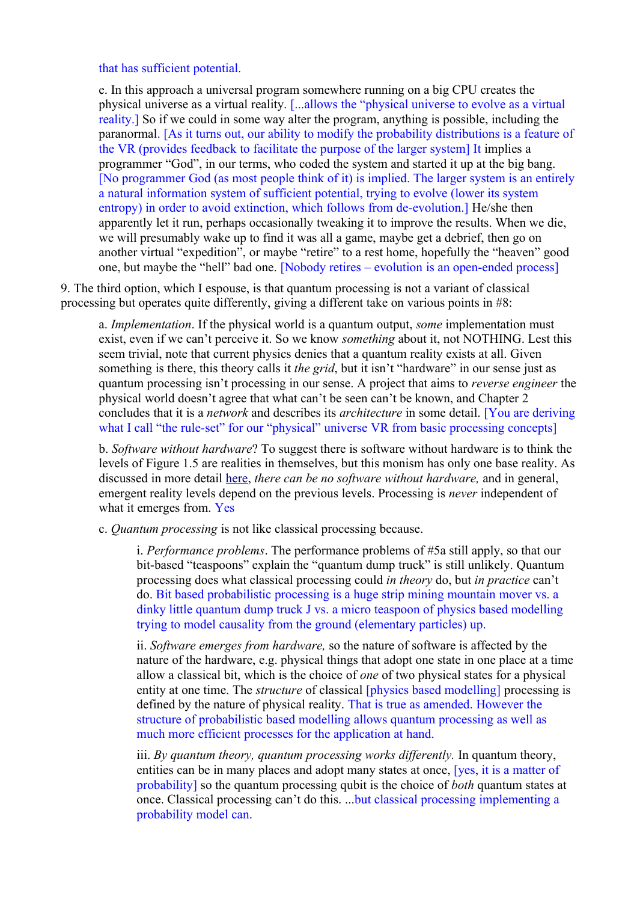that has sufficient potential.

e. In this approach a universal program somewhere running on a big CPU creates the physical universe as a virtual reality. [...allows the "physical universe to evolve as a virtual reality.] So if we could in some way alter the program, anything is possible, including the paranormal. [As it turns out, our ability to modify the probability distributions is a feature of the VR (provides feedback to facilitate the purpose of the larger system] It implies a programmer "God", in our terms, who coded the system and started it up at the big bang. [No programmer God (as most people think of it) is implied. The larger system is an entirely a natural information system of sufficient potential, trying to evolve (lower its system entropy) in order to avoid extinction, which follows from de-evolution.] He/she then apparently let it run, perhaps occasionally tweaking it to improve the results. When we die, we will presumably wake up to find it was all a game, maybe get a debrief, then go on another virtual "expedition", or maybe "retire" to a rest home, hopefully the "heaven" good one, but maybe the "hell" bad one. [Nobody retires – evolution is an open-ended process]

9. The third option, which I espouse, is that quantum processing is not a variant of classical processing but operates quite differently, giving a different take on various points in #8:

a. *Implementation*. If the physical world is a quantum output, *some* implementation must exist, even if we can't perceive it. So we know *something* about it, not NOTHING. Lest this seem trivial, note that current physics denies that a quantum reality exists at all. Given something is there, this theory calls it *the grid*, but it isn't "hardware" in our sense just as quantum processing isn't processing in our sense. A project that aims to *reverse engineer* the physical world doesn't agree that what can't be seen can't be known, and Chapter 2 concludes that it is a *network* and describes its *architecture* in some detail. [You are deriving what I call "the rule-set" for our "physical" universe VR from basic processing concepts]

b. *Software without hardware*? To suggest there is software without hardware is to think the levels of Figure 1.5 are realities in themselves, but this monism has only one base reality. As discussed in more detail here, *there can be no software without hardware,* and in general, emergent reality levels depend on the previous levels. Processing is *never* independent of what it emerges from. Yes

c. *Quantum processing* is not like classical processing because.

i. *Performance problems*. The performance problems of #5a still apply, so that our bit-based "teaspoons" explain the "quantum dump truck" is still unlikely. Quantum processing does what classical processing could *in theory* do, but *in practice* can't do. Bit based probabilistic processing is a huge strip mining mountain mover vs. a dinky little quantum dump truck J vs. a micro teaspoon of physics based modelling trying to model causality from the ground (elementary particles) up.

ii. *Software emerges from hardware,* so the nature of software is affected by the nature of the hardware, e.g. physical things that adopt one state in one place at a time allow a classical bit, which is the choice of *one* of two physical states for a physical entity at one time. The *structure* of classical [physics based modelling] processing is defined by the nature of physical reality. That is true as amended. However the structure of probabilistic based modelling allows quantum processing as well as much more efficient processes for the application at hand.

iii. *By quantum theory, quantum processing works differently.* In quantum theory, entities can be in many places and adopt many states at once, [yes, it is a matter of probability] so the quantum processing qubit is the choice of *both* quantum states at once. Classical processing can't do this. ...but classical processing implementing a probability model can.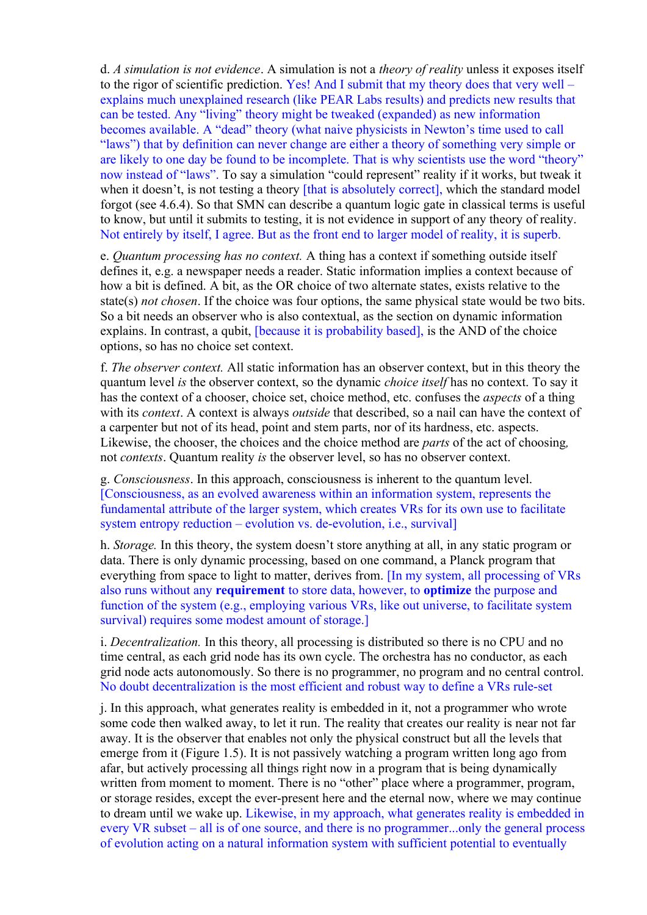d. *A simulation is not evidence*. A simulation is not a *theory of reality* unless it exposes itself to the rigor of scientific prediction. Yes! And I submit that my theory does that very well – explains much unexplained research (like PEAR Labs results) and predicts new results that can be tested. Any "living" theory might be tweaked (expanded) as new information becomes available. A "dead" theory (what naive physicists in Newton's time used to call "laws") that by definition can never change are either a theory of something very simple or are likely to one day be found to be incomplete. That is why scientists use the word "theory" now instead of "laws". To say a simulation "could represent" reality if it works, but tweak it when it doesn't, is not testing a theory [that is absolutely correct], which the standard model forgot (see 4.6.4). So that SMN can describe a quantum logic gate in classical terms is useful to know, but until it submits to testing, it is not evidence in support of any theory of reality. Not entirely by itself, I agree. But as the front end to larger model of reality, it is superb.

e. *Quantum processing has no context.* A thing has a context if something outside itself defines it, e.g. a newspaper needs a reader. Static information implies a context because of how a bit is defined. A bit, as the OR choice of two alternate states, exists relative to the state(s) *not chosen*. If the choice was four options, the same physical state would be two bits. So a bit needs an observer who is also contextual, as the section on dynamic information explains. In contrast, a qubit, [because it is probability based], is the AND of the choice options, so has no choice set context.

f. *The observer context.* All static information has an observer context, but in this theory the quantum level *is* the observer context, so the dynamic *choice itself* has no context. To say it has the context of a chooser, choice set, choice method, etc. confuses the *aspects* of a thing with its *context*. A context is always *outside* that described, so a nail can have the context of a carpenter but not of its head, point and stem parts, nor of its hardness, etc. aspects. Likewise, the chooser, the choices and the choice method are *parts* of the act of choosing*,* not *contexts*. Quantum reality *is* the observer level, so has no observer context.

g. *Consciousness*. In this approach, consciousness is inherent to the quantum level. [Consciousness, as an evolved awareness within an information system, represents the fundamental attribute of the larger system, which creates VRs for its own use to facilitate system entropy reduction – evolution vs. de-evolution, i.e., survival]

h. *Storage.* In this theory, the system doesn't store anything at all, in any static program or data. There is only dynamic processing, based on one command, a Planck program that everything from space to light to matter, derives from. [In my system, all processing of VRs also runs without any **requirement** to store data, however, to **optimize** the purpose and function of the system (e.g., employing various VRs, like out universe, to facilitate system survival) requires some modest amount of storage.]

i. *Decentralization.* In this theory, all processing is distributed so there is no CPU and no time central, as each grid node has its own cycle. The orchestra has no conductor, as each grid node acts autonomously. So there is no programmer, no program and no central control. No doubt decentralization is the most efficient and robust way to define a VRs rule-set

j. In this approach, what generates reality is embedded in it, not a programmer who wrote some code then walked away, to let it run. The reality that creates our reality is near not far away. It is the observer that enables not only the physical construct but all the levels that emerge from it (Figure 1.5). It is not passively watching a program written long ago from afar, but actively processing all things right now in a program that is being dynamically written from moment to moment. There is no "other" place where a programmer, program, or storage resides, except the ever-present here and the eternal now, where we may continue to dream until we wake up. Likewise, in my approach, what generates reality is embedded in every VR subset – all is of one source, and there is no programmer...only the general process of evolution acting on a natural information system with sufficient potential to eventually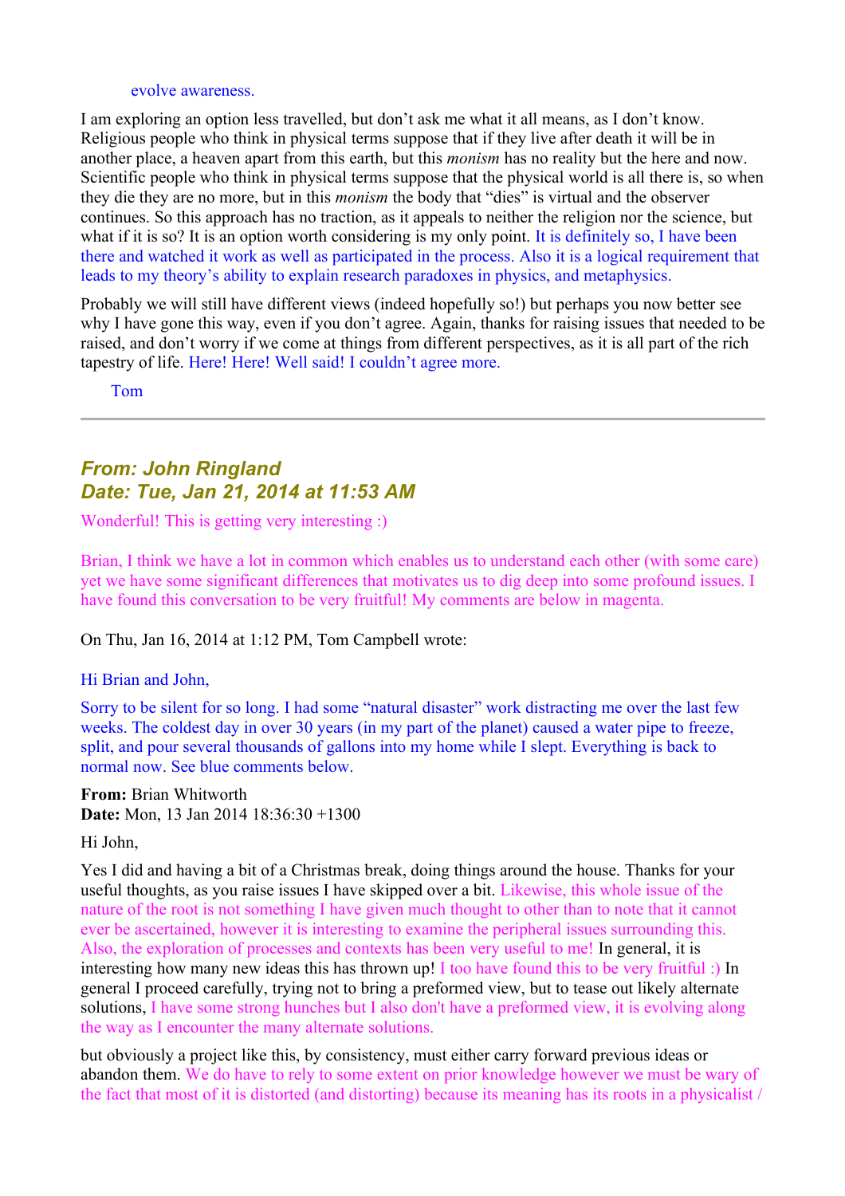evolve awareness.

I am exploring an option less travelled, but don't ask me what it all means, as I don't know. Religious people who think in physical terms suppose that if they live after death it will be in another place, a heaven apart from this earth, but this *monism* has no reality but the here and now. Scientific people who think in physical terms suppose that the physical world is all there is, so when they die they are no more, but in this *monism* the body that "dies" is virtual and the observer continues. So this approach has no traction, as it appeals to neither the religion nor the science, but what if it is so? It is an option worth considering is my only point. It is definitely so, I have been there and watched it work as well as participated in the process. Also it is a logical requirement that leads to my theory's ability to explain research paradoxes in physics, and metaphysics.

Probably we will still have different views (indeed hopefully so!) but perhaps you now better see why I have gone this way, even if you don't agree. Again, thanks for raising issues that needed to be raised, and don't worry if we come at things from different perspectives, as it is all part of the rich tapestry of life. Here! Here! Well said! I couldn't agree more.

Tom

---

## *From: John Ringland*
## *Date: Tue, Jan 21, 2014 at 11:53 AM*

Wonderful! This is getting very interesting :)

Brian, I think we have a lot in common which enables us to understand each other (with some care) yet we have some significant differences that motivates us to dig deep into some profound issues. I have found this conversation to be very fruitful! My comments are below in magenta.

On Thu, Jan 16, 2014 at 1:12 PM, Tom Campbell wrote:

Hi Brian and John,

Sorry to be silent for so long. I had some "natural disaster" work distracting me over the last few weeks. The coldest day in over 30 years (in my part of the planet) caused a water pipe to freeze, split, and pour several thousands of gallons into my home while I slept. Everything is back to normal now. See blue comments below.

**From:** Brian Whitworth
**Date:** Mon, 13 Jan 2014 18:36:30 +1300

Hi John,

Yes I did and having a bit of a Christmas break, doing things around the house. Thanks for your useful thoughts, as you raise issues I have skipped over a bit. Likewise, this whole issue of the nature of the root is not something I have given much thought to other than to note that it cannot ever be ascertained, however it is interesting to examine the peripheral issues surrounding this. Also, the exploration of processes and contexts has been very useful to me! In general, it is interesting how many new ideas this has thrown up! I too have found this to be very fruitful :) In general I proceed carefully, trying not to bring a preformed view, but to tease out likely alternate solutions, I have some strong hunches but I also don't have a preformed view, it is evolving along the way as I encounter the many alternate solutions.

but obviously a project like this, by consistency, must either carry forward previous ideas or abandon them. We do have to rely to some extent on prior knowledge however we must be wary of the fact that most of it is distorted (and distorting) because its meaning has its roots in a physicalist /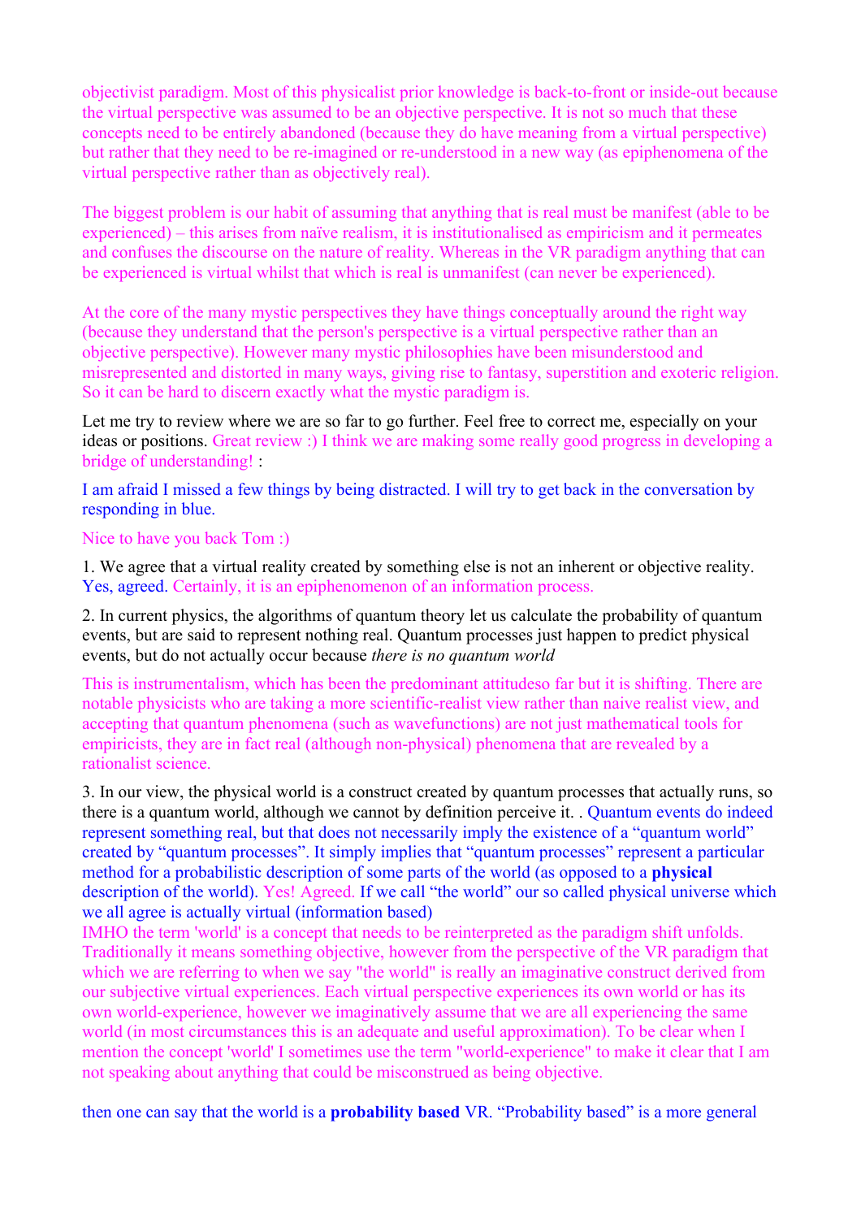objectivist paradigm. Most of this physicalist prior knowledge is back-to-front or inside-out because the virtual perspective was assumed to be an objective perspective. It is not so much that these concepts need to be entirely abandoned (because they do have meaning from a virtual perspective) but rather that they need to be re-imagined or re-understood in a new way (as epiphenomena of the virtual perspective rather than as objectively real).

The biggest problem is our habit of assuming that anything that is real must be manifest (able to be experienced) – this arises from naïve realism, it is institutionalised as empiricism and it permeates and confuses the discourse on the nature of reality. Whereas in the VR paradigm anything that can be experienced is virtual whilst that which is real is unmanifest (can never be experienced).

At the core of the many mystic perspectives they have things conceptually around the right way (because they understand that the person's perspective is a virtual perspective rather than an objective perspective). However many mystic philosophies have been misunderstood and misrepresented and distorted in many ways, giving rise to fantasy, superstition and exoteric religion. So it can be hard to discern exactly what the mystic paradigm is.

Let me try to review where we are so far to go further. Feel free to correct me, especially on your ideas or positions. Great review :) I think we are making some really good progress in developing a bridge of understanding! :

I am afraid I missed a few things by being distracted. I will try to get back in the conversation by responding in blue.

Nice to have you back Tom :)

1. We agree that a virtual reality created by something else is not an inherent or objective reality. Yes, agreed. Certainly, it is an epiphenomenon of an information process.

2. In current physics, the algorithms of quantum theory let us calculate the probability of quantum events, but are said to represent nothing real. Quantum processes just happen to predict physical events, but do not actually occur because *there is no quantum world*

This is instrumentalism, which has been the predominant attitudeso far but it is shifting. There are notable physicists who are taking a more scientific-realist view rather than naive realist view, and accepting that quantum phenomena (such as wavefunctions) are not just mathematical tools for empiricists, they are in fact real (although non-physical) phenomena that are revealed by a rationalist science.

3. In our view, the physical world is a construct created by quantum processes that actually runs, so there is a quantum world, although we cannot by definition perceive it. . Quantum events do indeed represent something real, but that does not necessarily imply the existence of a "quantum world" created by "quantum processes". It simply implies that "quantum processes" represent a particular method for a probabilistic description of some parts of the world (as opposed to a **physical** description of the world). Yes! Agreed. If we call "the world" our so called physical universe which we all agree is actually virtual (information based)

IMHO the term 'world' is a concept that needs to be reinterpreted as the paradigm shift unfolds. Traditionally it means something objective, however from the perspective of the VR paradigm that which we are referring to when we say "the world" is really an imaginative construct derived from our subjective virtual experiences. Each virtual perspective experiences its own world or has its own world-experience, however we imaginatively assume that we are all experiencing the same world (in most circumstances this is an adequate and useful approximation). To be clear when I mention the concept 'world' I sometimes use the term "world-experience" to make it clear that I am not speaking about anything that could be misconstrued as being objective.

then one can say that the world is a **probability based** VR. "Probability based" is a more general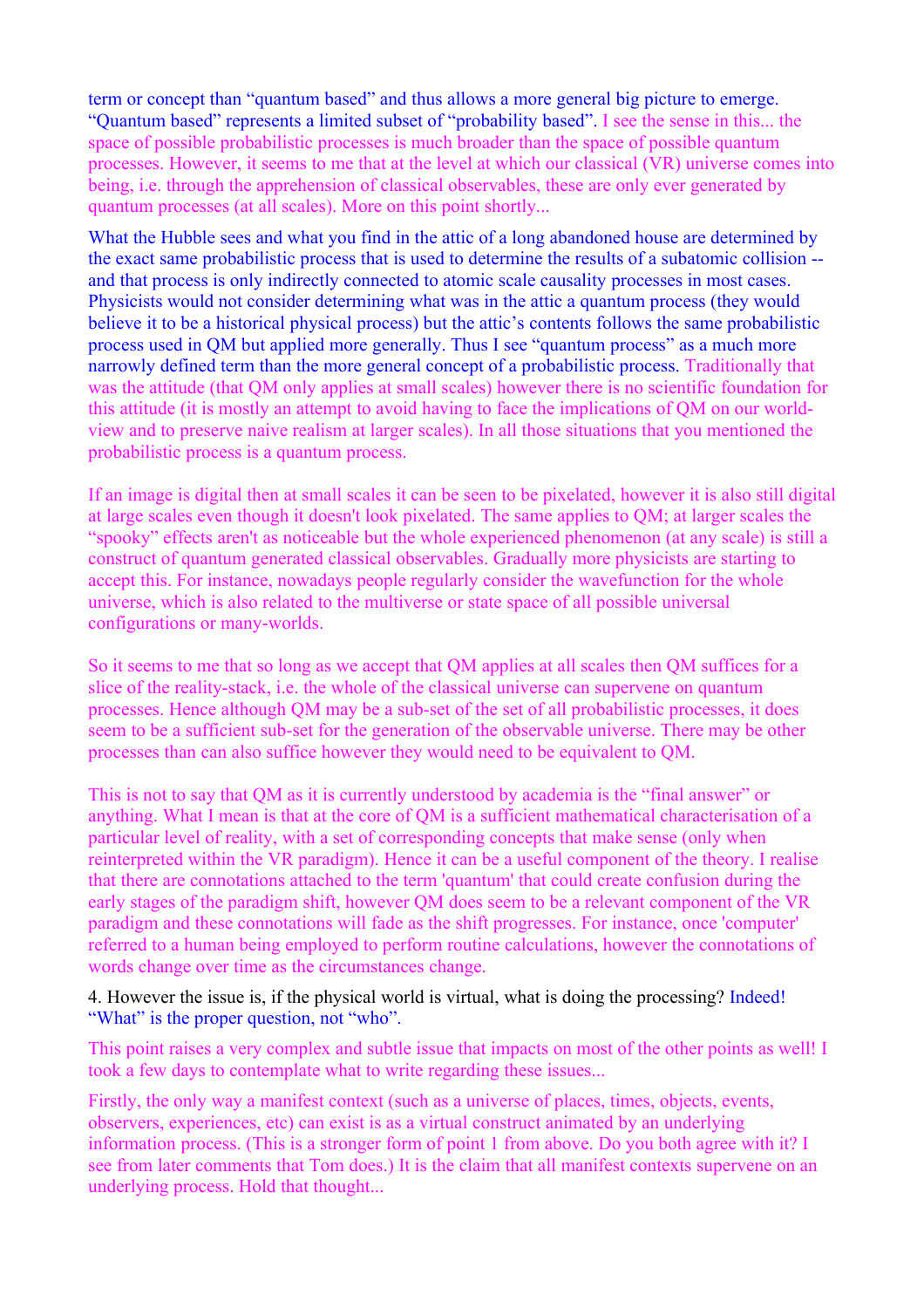term or concept than “quantum based” and thus allows a more general big picture to emerge. “Quantum based” represents a limited subset of “probability based”. I see the sense in this... the space of possible probabilistic processes is much broader than the space of possible quantum processes. However, it seems to me that at the level at which our classical (VR) universe comes into being, i.e. through the apprehension of classical observables, these are only ever generated by quantum processes (at all scales). More on this point shortly...

What the Hubble sees and what you find in the attic of a long abandoned house are determined by the exact same probabilistic process that is used to determine the results of a subatomic collision -- and that process is only indirectly connected to atomic scale causality processes in most cases. Physicists would not consider determining what was in the attic a quantum process (they would believe it to be a historical physical process) but the attic’s contents follows the same probabilistic process used in QM but applied more generally. Thus I see “quantum process” as a much more narrowly defined term than the more general concept of a probabilistic process. Traditionally that was the attitude (that QM only applies at small scales) however there is no scientific foundation for this attitude (it is mostly an attempt to avoid having to face the implications of QM on our world-view and to preserve naive realism at larger scales). In all those situations that you mentioned the probabilistic process is a quantum process.

If an image is digital then at small scales it can be seen to be pixelated, however it is also still digital at large scales even though it doesn't look pixelated. The same applies to QM; at larger scales the “spooky” effects aren't as noticeable but the whole experienced phenomenon (at any scale) is still a construct of quantum generated classical observables. Gradually more physicists are starting to accept this. For instance, nowadays people regularly consider the wavefunction for the whole universe, which is also related to the multiverse or state space of all possible universal configurations or many-worlds.

So it seems to me that so long as we accept that QM applies at all scales then QM suffices for a slice of the reality-stack, i.e. the whole of the classical universe can supervene on quantum processes. Hence although QM may be a sub-set of the set of all probabilistic processes, it does seem to be a sufficient sub-set for the generation of the observable universe. There may be other processes than can also suffice however they would need to be equivalent to QM.

This is not to say that QM as it is currently understood by academia is the “final answer” or anything. What I mean is that at the core of QM is a sufficient mathematical characterisation of a particular level of reality, with a set of corresponding concepts that make sense (only when reinterpreted within the VR paradigm). Hence it can be a useful component of the theory. I realise that there are connotations attached to the term 'quantum' that could create confusion during the early stages of the paradigm shift, however QM does seem to be a relevant component of the VR paradigm and these connotations will fade as the shift progresses. For instance, once 'computer' referred to a human being employed to perform routine calculations, however the connotations of words change over time as the circumstances change.

4. However the issue is, if the physical world is virtual, what is doing the processing? Indeed! “What” is the proper question, not “who”.

This point raises a very complex and subtle issue that impacts on most of the other points as well! I took a few days to contemplate what to write regarding these issues...

Firstly, the only way a manifest context (such as a universe of places, times, objects, events, observers, experiences, etc) can exist is as a virtual construct animated by an underlying information process. (This is a stronger form of point 1 from above. Do you both agree with it? I see from later comments that Tom does.) It is the claim that all manifest contexts supervene on an underlying process. Hold that thought...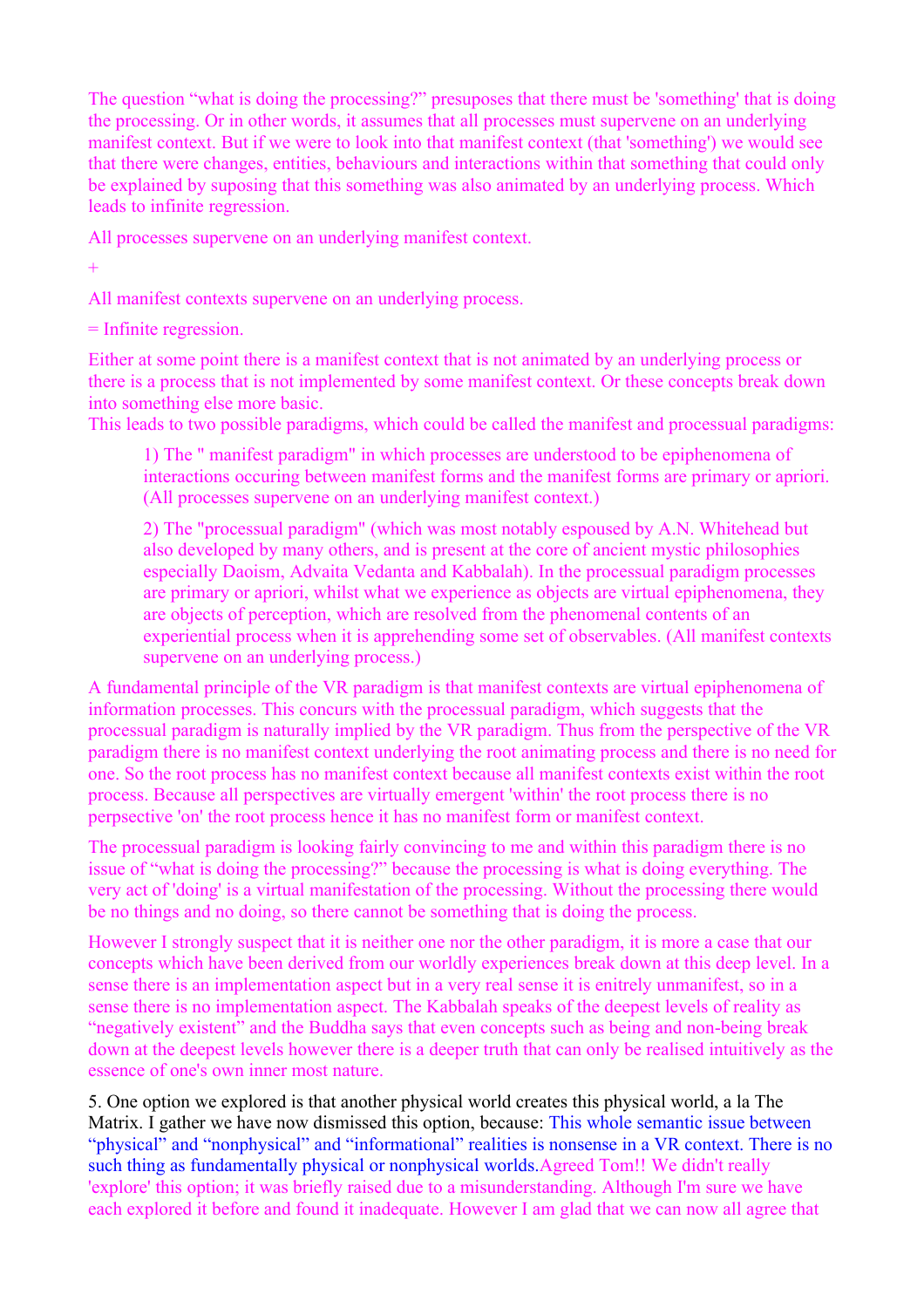The question “what is doing the processing?” presupposes that there must be 'something' that is doing the processing. Or in other words, it assumes that all processes must supervene on an underlying manifest context. But if we were to look into that manifest context (that 'something') we would see that there were changes, entities, behaviours and interactions within that something that could only be explained by suposing that this something was also animated by an underlying process. Which leads to infinite regression.

All processes supervene on an underlying manifest context.

+

All manifest contexts supervene on an underlying process.

= Infinite regression.

Either at some point there is a manifest context that is not animated by an underlying process or there is a process that is not implemented by some manifest context. Or these concepts break down into something else more basic.
This leads to two possible paradigms, which could be called the manifest and processual paradigms:

> 1) The " manifest paradigm" in which processes are understood to be epiphenomena of interactions occuring between manifest forms and the manifest forms are primary or apriori. (All processes supervene on an underlying manifest context.)
>
> 2) The "processual paradigm" (which was most notably espoused by A.N. Whitehead but also developed by many others, and is present at the core of ancient mystic philosophies especially Daoism, Advaita Vedanta and Kabbalah). In the processual paradigm processes are primary or apriori, whilst what we experience as objects are virtual epiphenomena, they are objects of perception, which are resolved from the phenomenal contents of an experiential process when it is apprehending some set of observables. (All manifest contexts supervene on an underlying process.)

A fundamental principle of the VR paradigm is that manifest contexts are virtual epiphenomena of information processes. This concurs with the processual paradigm, which suggests that the processual paradigm is naturally implied by the VR paradigm. Thus from the perspective of the VR paradigm there is no manifest context underlying the root animating process and there is no need for one. So the root process has no manifest context because all manifest contexts exist within the root process. Because all perspectives are virtually emergent 'within' the root process there is no perpsective 'on' the root process hence it has no manifest form or manifest context.

The processual paradigm is looking fairly convincing to me and within this paradigm there is no issue of “what is doing the processing?” because the processing is what is doing everything. The very act of 'doing' is a virtual manifestation of the processing. Without the processing there would be no things and no doing, so there cannot be something that is doing the process.

However I strongly suspect that it is neither one nor the other paradigm, it is more a case that our concepts which have been derived from our worldly experiences break down at this deep level. In a sense there is an implementation aspect but in a very real sense it is enitrely unmanifest, so in a sense there is no implementation aspect. The Kabbalah speaks of the deepest levels of reality as “negatively existent” and the Buddha says that even concepts such as being and non-being break down at the deepest levels however there is a deeper truth that can only be realised intuitively as the essence of one's own inner most nature.

5. One option we explored is that another physical world creates this physical world, a la The Matrix. I gather we have now dismissed this option, because: This whole semantic issue between “physical” and “nonphysical” and “informational” realities is nonsense in a VR context. There is no such thing as fundamentally physical or nonphysical worlds.Agreed Tom!! We didn't really 'explore' this option; it was briefly raised due to a misunderstanding. Although I'm sure we have each explored it before and found it inadequate. However I am glad that we can now all agree that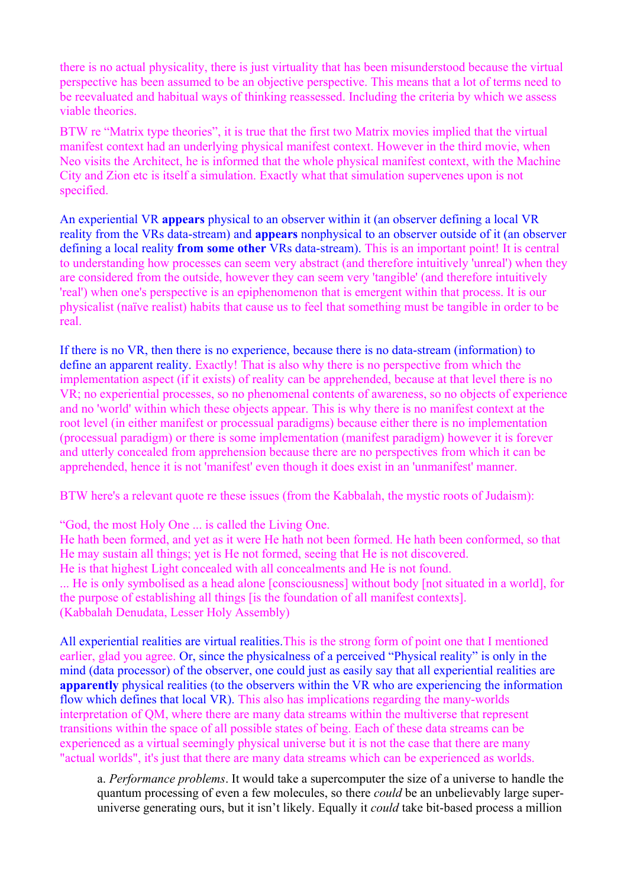there is no actual physicality, there is just virtuality that has been misunderstood because the virtual perspective has been assumed to be an objective perspective. This means that a lot of terms need to be reevaluated and habitual ways of thinking reassessed. Including the criteria by which we assess viable theories.

BTW re "Matrix type theories", it is true that the first two Matrix movies implied that the virtual manifest context had an underlying physical manifest context. However in the third movie, when Neo visits the Architect, he is informed that the whole physical manifest context, with the Machine City and Zion etc is itself a simulation. Exactly what that simulation supervenes upon is not specified.

An experiential VR **appears** physical to an observer within it (an observer defining a local VR reality from the VRs data-stream) and **appears** nonphysical to an observer outside of it (an observer defining a local reality **from some other** VRs data-stream). This is an important point! It is central to understanding how processes can seem very abstract (and therefore intuitively 'unreal') when they are considered from the outside, however they can seem very 'tangible' (and therefore intuitively 'real') when one's perspective is an epiphenomenon that is emergent within that process. It is our physicalist (naïve realist) habits that cause us to feel that something must be tangible in order to be real.

If there is no VR, then there is no experience, because there is no data-stream (information) to define an apparent reality. Exactly! That is also why there is no perspective from which the implementation aspect (if it exists) of reality can be apprehended, because at that level there is no VR; no experiential processes, so no phenomenal contents of awareness, so no objects of experience and no 'world' within which these objects appear. This is why there is no manifest context at the root level (in either manifest or processual paradigms) because either there is no implementation (processual paradigm) or there is some implementation (manifest paradigm) however it is forever and utterly concealed from apprehension because there are no perspectives from which it can be apprehended, hence it is not 'manifest' even though it does exist in an 'unmanifest' manner.

BTW here's a relevant quote re these issues (from the Kabbalah, the mystic roots of Judaism):

"God, the most Holy One ... is called the Living One.
He hath been formed, and yet as it were He hath not been formed. He hath been conformed, so that He may sustain all things; yet is He not formed, seeing that He is not discovered.
He is that highest Light concealed with all concealments and He is not found.
... He is only symbolised as a head alone [consciousness] without body [not situated in a world], for the purpose of establishing all things [is the foundation of all manifest contexts].
(Kabbalah Denudata, Lesser Holy Assembly)

All experiential realities are virtual realities.This is the strong form of point one that I mentioned earlier, glad you agree. Or, since the physicalness of a perceived "Physical reality" is only in the mind (data processor) of the observer, one could just as easily say that all experiential realities are **apparently** physical realities (to the observers within the VR who are experiencing the information flow which defines that local VR). This also has implications regarding the many-worlds interpretation of QM, where there are many data streams within the multiverse that represent transitions within the space of all possible states of being. Each of these data streams can be experienced as a virtual seemingly physical universe but it is not the case that there are many "actual worlds", it's just that there are many data streams which can be experienced as worlds.

> a. *Performance problems*. It would take a supercomputer the size of a universe to handle the quantum processing of even a few molecules, so there *could* be an unbelievably large super-universe generating ours, but it isn't likely. Equally it *could* take bit-based process a million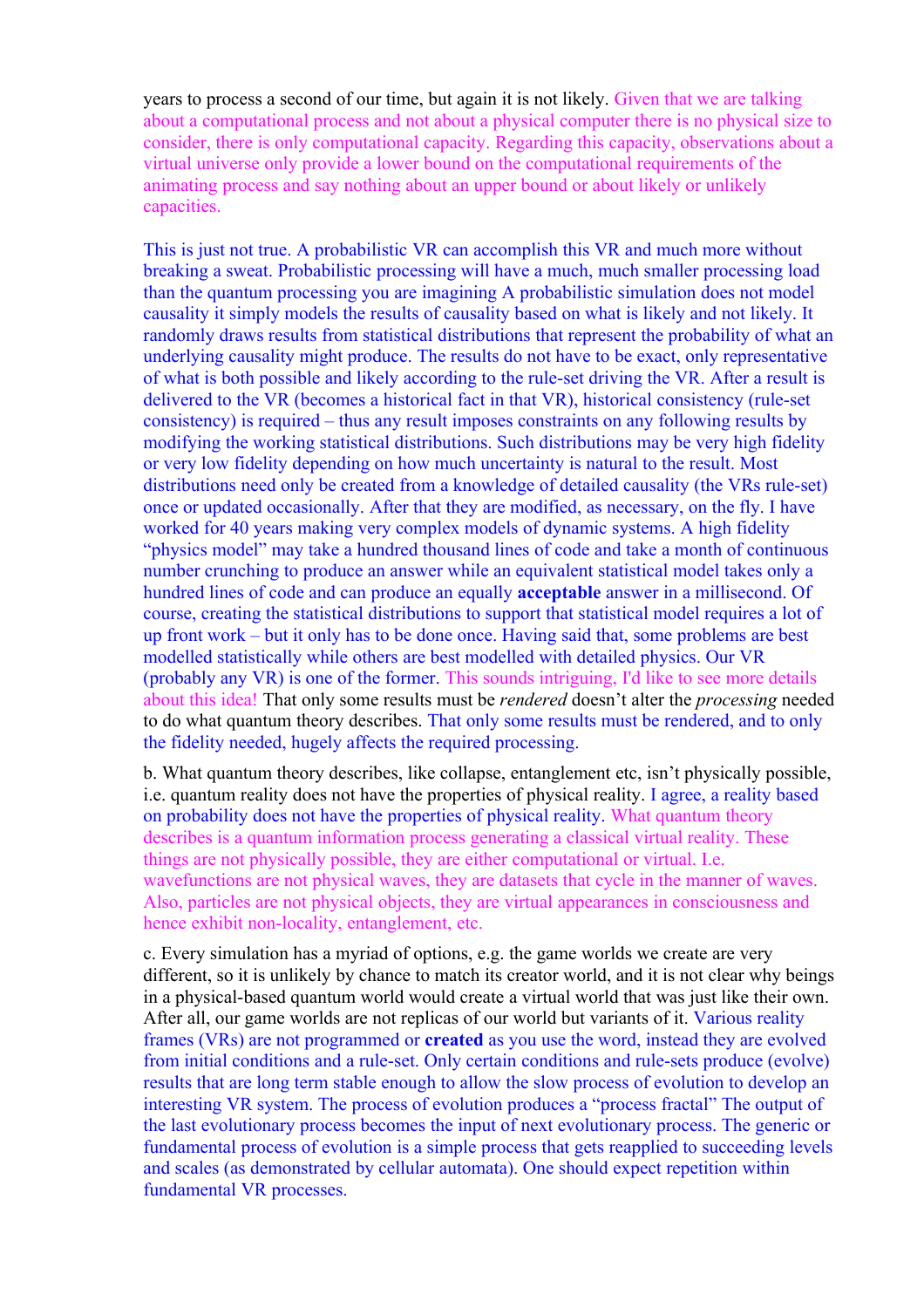years to process a second of our time, but again it is not likely. Given that we are talking about a computational process and not about a physical computer there is no physical size to consider, there is only computational capacity. Regarding this capacity, observations about a virtual universe only provide a lower bound on the computational requirements of the animating process and say nothing about an upper bound or about likely or unlikely capacities.

This is just not true. A probabilistic VR can accomplish this VR and much more without breaking a sweat. Probabilistic processing will have a much, much smaller processing load than the quantum processing you are imagining A probabilistic simulation does not model causality it simply models the results of causality based on what is likely and not likely. It randomly draws results from statistical distributions that represent the probability of what an underlying causality might produce. The results do not have to be exact, only representative of what is both possible and likely according to the rule-set driving the VR. After a result is delivered to the VR (becomes a historical fact in that VR), historical consistency (rule-set consistency) is required – thus any result imposes constraints on any following results by modifying the working statistical distributions. Such distributions may be very high fidelity or very low fidelity depending on how much uncertainty is natural to the result. Most distributions need only be created from a knowledge of detailed causality (the VRs rule-set) once or updated occasionally. After that they are modified, as necessary, on the fly. I have worked for 40 years making very complex models of dynamic systems. A high fidelity "physics model" may take a hundred thousand lines of code and take a month of continuous number crunching to produce an answer while an equivalent statistical model takes only a hundred lines of code and can produce an equally **acceptable** answer in a millisecond. Of course, creating the statistical distributions to support that statistical model requires a lot of up front work – but it only has to be done once. Having said that, some problems are best modelled statistically while others are best modelled with detailed physics. Our VR (probably any VR) is one of the former. This sounds intriguing, I'd like to see more details about this idea! That only some results must be *rendered* doesn't alter the *processing* needed to do what quantum theory describes. That only some results must be rendered, and to only the fidelity needed, hugely affects the required processing.

b. What quantum theory describes, like collapse, entanglement etc, isn't physically possible, i.e. quantum reality does not have the properties of physical reality. I agree, a reality based on probability does not have the properties of physical reality. What quantum theory describes is a quantum information process generating a classical virtual reality. These things are not physically possible, they are either computational or virtual. I.e. wavefunctions are not physical waves, they are datasets that cycle in the manner of waves. Also, particles are not physical objects, they are virtual appearances in consciousness and hence exhibit non-locality, entanglement, etc.

c. Every simulation has a myriad of options, e.g. the game worlds we create are very different, so it is unlikely by chance to match its creator world, and it is not clear why beings in a physical-based quantum world would create a virtual world that was just like their own. After all, our game worlds are not replicas of our world but variants of it. Various reality frames (VRs) are not programmed or **created** as you use the word, instead they are evolved from initial conditions and a rule-set. Only certain conditions and rule-sets produce (evolve) results that are long term stable enough to allow the slow process of evolution to develop an interesting VR system. The process of evolution produces a "process fractal" The output of the last evolutionary process becomes the input of next evolutionary process. The generic or fundamental process of evolution is a simple process that gets reapplied to succeeding levels and scales (as demonstrated by cellular automata). One should expect repetition within fundamental VR processes.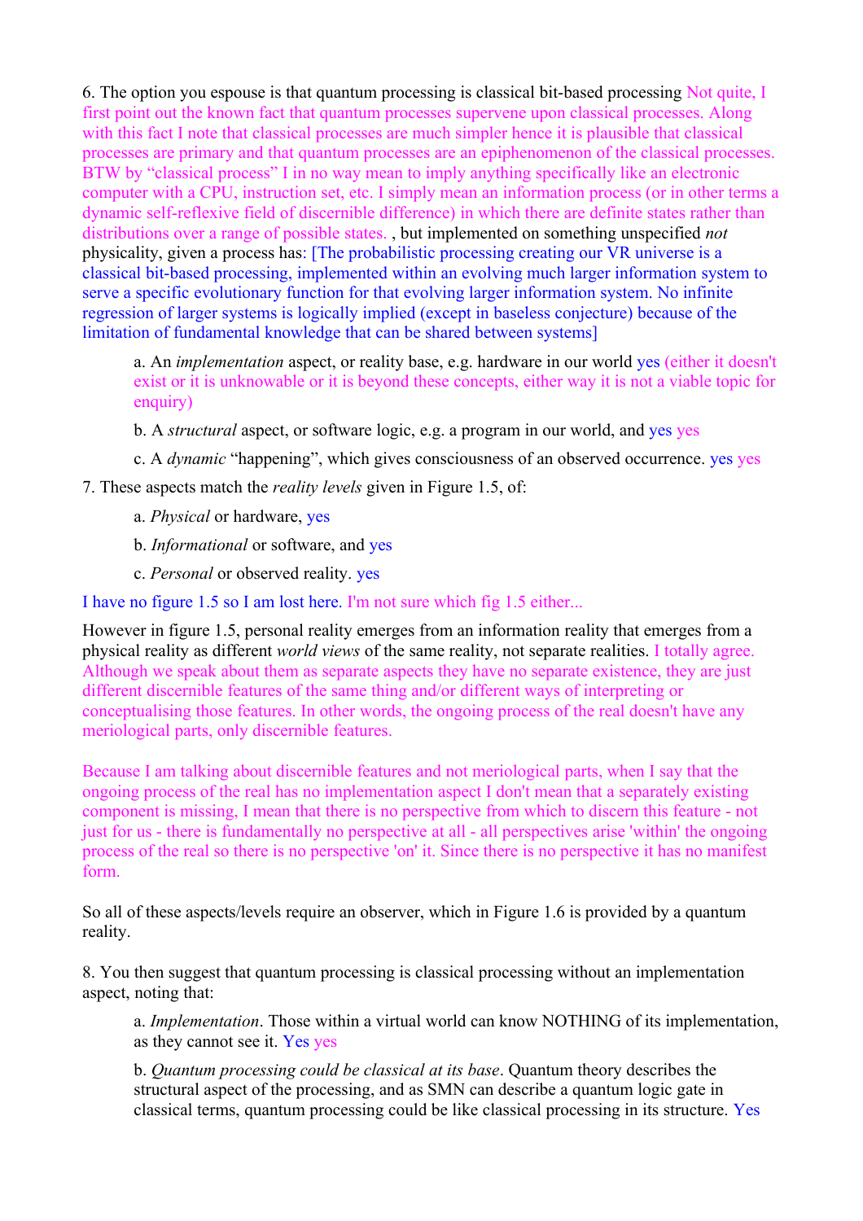6. The option you espouse is that quantum processing is classical bit-based processing Not quite, I first point out the known fact that quantum processes supervene upon classical processes. Along with this fact I note that classical processes are much simpler hence it is plausible that classical processes are primary and that quantum processes are an epiphenomenon of the classical processes. BTW by "classical process" I in no way mean to imply anything specifically like an electronic computer with a CPU, instruction set, etc. I simply mean an information process (or in other terms a dynamic self-reflexive field of discernible difference) in which there are definite states rather than distributions over a range of possible states. , but implemented on something unspecified *not* physicality, given a process has: [The probabilistic processing creating our VR universe is a classical bit-based processing, implemented within an evolving much larger information system to serve a specific evolutionary function for that evolving larger information system. No infinite regression of larger systems is logically implied (except in baseless conjecture) because of the limitation of fundamental knowledge that can be shared between systems]

> a. An *implementation* aspect, or reality base, e.g. hardware in our world yes (either it doesn't exist or it is unknowable or it is beyond these concepts, either way it is not a viable topic for enquiry)
>
> b. A *structural* aspect, or software logic, e.g. a program in our world, and yes yes
>
> c. A *dynamic* "happening", which gives consciousness of an observed occurrence. yes yes

7. These aspects match the *reality levels* given in Figure 1.5, of:

> a. *Physical* or hardware, yes
>
> b. *Informational* or software, and yes
>
> c. *Personal* or observed reality. yes

I have no figure 1.5 so I am lost here. I'm not sure which fig 1.5 either...

However in figure 1.5, personal reality emerges from an information reality that emerges from a physical reality as different *world views* of the same reality, not separate realities. I totally agree. Although we speak about them as separate aspects they have no separate existence, they are just different discernible features of the same thing and/or different ways of interpreting or conceptualising those features. In other words, the ongoing process of the real doesn't have any meriological parts, only discernible features.

Because I am talking about discernible features and not meriological parts, when I say that the ongoing process of the real has no implementation aspect I don't mean that a separately existing component is missing, I mean that there is no perspective from which to discern this feature - not just for us - there is fundamentally no perspective at all - all perspectives arise 'within' the ongoing process of the real so there is no perspective 'on' it. Since there is no perspective it has no manifest form.

So all of these aspects/levels require an observer, which in Figure 1.6 is provided by a quantum reality.

8. You then suggest that quantum processing is classical processing without an implementation aspect, noting that:

> a. *Implementation*. Those within a virtual world can know NOTHING of its implementation, as they cannot see it. Yes yes
>
> b. *Quantum processing could be classical at its base*. Quantum theory describes the structural aspect of the processing, and as SMN can describe a quantum logic gate in classical terms, quantum processing could be like classical processing in its structure. Yes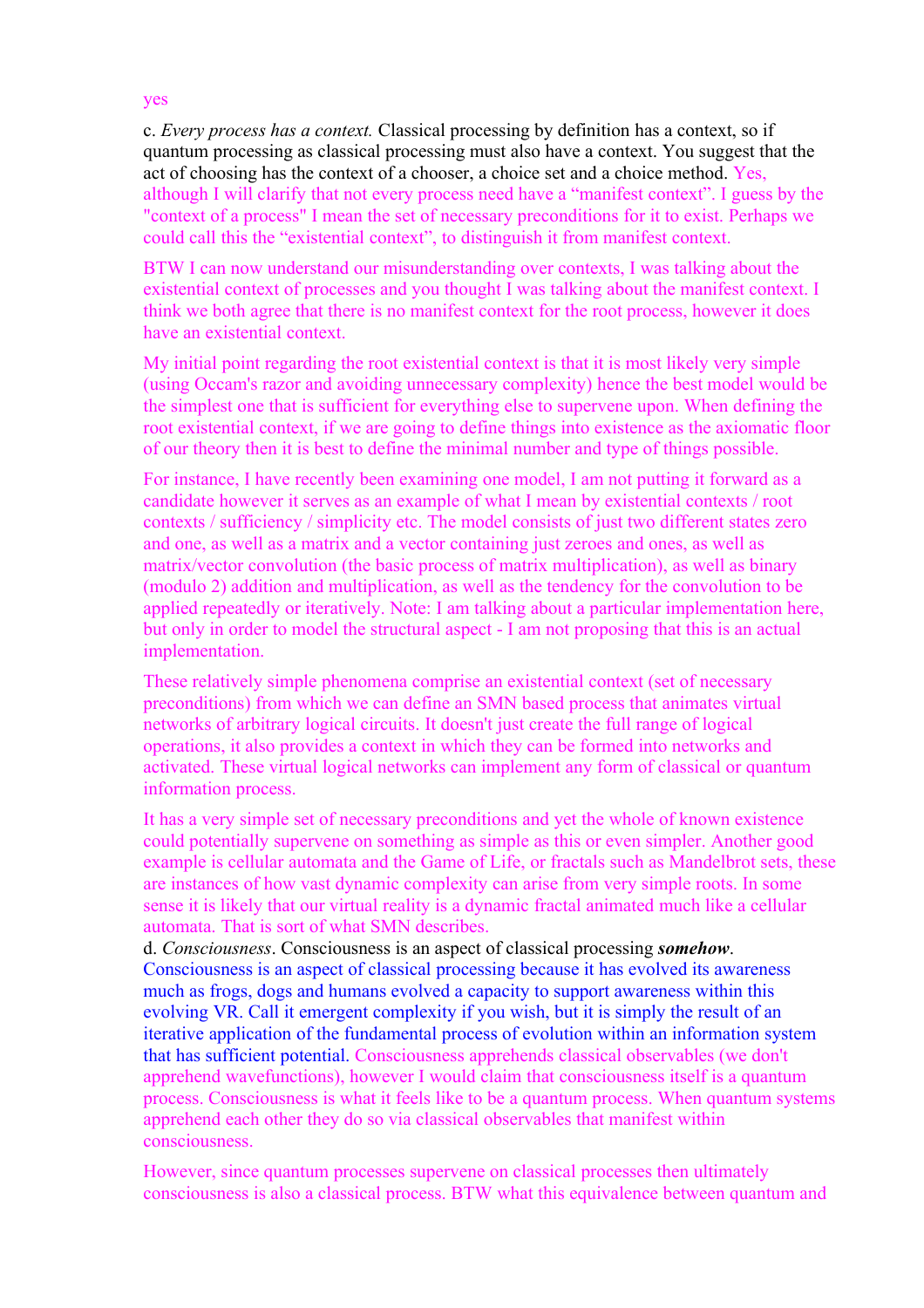yes

c. *Every process has a context.* Classical processing by definition has a context, so if quantum processing as classical processing must also have a context. You suggest that the act of choosing has the context of a chooser, a choice set and a choice method. Yes, although I will clarify that not every process need have a “manifest context”. I guess by the "context of a process" I mean the set of necessary preconditions for it to exist. Perhaps we could call this the “existential context”, to distinguish it from manifest context.

BTW I can now understand our misunderstanding over contexts, I was talking about the existential context of processes and you thought I was talking about the manifest context. I think we both agree that there is no manifest context for the root process, however it does have an existential context.

My initial point regarding the root existential context is that it is most likely very simple (using Occam's razor and avoiding unnecessary complexity) hence the best model would be the simplest one that is sufficient for everything else to supervene upon. When defining the root existential context, if we are going to define things into existence as the axiomatic floor of our theory then it is best to define the minimal number and type of things possible.

For instance, I have recently been examining one model, I am not putting it forward as a candidate however it serves as an example of what I mean by existential contexts / root contexts / sufficiency / simplicity etc. The model consists of just two different states zero and one, as well as a matrix and a vector containing just zeroes and ones, as well as matrix/vector convolution (the basic process of matrix multiplication), as well as binary (modulo 2) addition and multiplication, as well as the tendency for the convolution to be applied repeatedly or iteratively. Note: I am talking about a particular implementation here, but only in order to model the structural aspect - I am not proposing that this is an actual implementation.

These relatively simple phenomena comprise an existential context (set of necessary preconditions) from which we can define an SMN based process that animates virtual networks of arbitrary logical circuits. It doesn't just create the full range of logical operations, it also provides a context in which they can be formed into networks and activated. These virtual logical networks can implement any form of classical or quantum information process.

It has a very simple set of necessary preconditions and yet the whole of known existence could potentially supervene on something as simple as this or even simpler. Another good example is cellular automata and the Game of Life, or fractals such as Mandelbrot sets, these are instances of how vast dynamic complexity can arise from very simple roots. In some sense it is likely that our virtual reality is a dynamic fractal animated much like a cellular automata. That is sort of what SMN describes.

d. *Consciousness*. Consciousness is an aspect of classical processing ***somehow***. Consciousness is an aspect of classical processing because it has evolved its awareness much as frogs, dogs and humans evolved a capacity to support awareness within this evolving VR. Call it emergent complexity if you wish, but it is simply the result of an iterative application of the fundamental process of evolution within an information system that has sufficient potential. Consciousness apprehends classical observables (we don't apprehend wavefunctions), however I would claim that consciousness itself is a quantum process. Consciousness is what it feels like to be a quantum process. When quantum systems apprehend each other they do so via classical observables that manifest within consciousness.

However, since quantum processes supervene on classical processes then ultimately consciousness is also a classical process. BTW what this equivalence between quantum and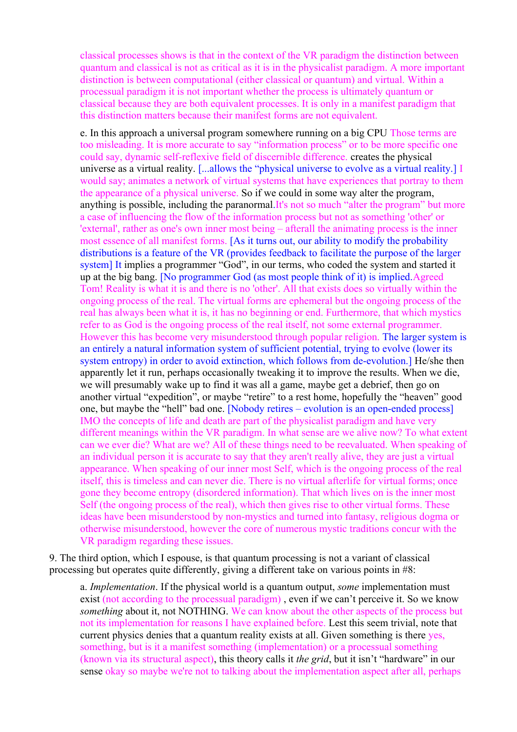classical processes shows is that in the context of the VR paradigm the distinction between quantum and classical is not as critical as it is in the physicalist paradigm. A more important distinction is between computational (either classical or quantum) and virtual. Within a processual paradigm it is not important whether the process is ultimately quantum or classical because they are both equivalent processes. It is only in a manifest paradigm that this distinction matters because their manifest forms are not equivalent.

e. In this approach a universal program somewhere running on a big CPU Those terms are too misleading. It is more accurate to say "information process" or to be more specific one could say, dynamic self-reflexive field of discernible difference. creates the physical universe as a virtual reality. [...allows the "physical universe to evolve as a virtual reality.] I would say; animates a network of virtual systems that have experiences that portray to them the appearance of a physical universe. So if we could in some way alter the program, anything is possible, including the paranormal.It's not so much "alter the program" but more a case of influencing the flow of the information process but not as something 'other' or 'external', rather as one's own inner most being – afterall the animating process is the inner most essence of all manifest forms. [As it turns out, our ability to modify the probability distributions is a feature of the VR (provides feedback to facilitate the purpose of the larger system] It implies a programmer "God", in our terms, who coded the system and started it up at the big bang. [No programmer God (as most people think of it) is implied.Agreed Tom! Reality is what it is and there is no 'other'. All that exists does so virtually within the ongoing process of the real. The virtual forms are ephemeral but the ongoing process of the real has always been what it is, it has no beginning or end. Furthermore, that which mystics refer to as God is the ongoing process of the real itself, not some external programmer. However this has become very misunderstood through popular religion. The larger system is an entirely a natural information system of sufficient potential, trying to evolve (lower its system entropy) in order to avoid extinction, which follows from de-evolution.] He/she then apparently let it run, perhaps occasionally tweaking it to improve the results. When we die, we will presumably wake up to find it was all a game, maybe get a debrief, then go on another virtual "expedition", or maybe "retire" to a rest home, hopefully the "heaven" good one, but maybe the "hell" bad one. [Nobody retires – evolution is an open-ended process] IMO the concepts of life and death are part of the physicalist paradigm and have very different meanings within the VR paradigm. In what sense are we alive now? To what extent can we ever die? What are we? All of these things need to be reevaluated. When speaking of an individual person it is accurate to say that they aren't really alive, they are just a virtual appearance. When speaking of our inner most Self, which is the ongoing process of the real itself, this is timeless and can never die. There is no virtual afterlife for virtual forms; once gone they become entropy (disordered information). That which lives on is the inner most Self (the ongoing process of the real), which then gives rise to other virtual forms. These ideas have been misunderstood by non-mystics and turned into fantasy, religious dogma or otherwise misunderstood, however the core of numerous mystic traditions concur with the VR paradigm regarding these issues.

9. The third option, which I espouse, is that quantum processing is not a variant of classical processing but operates quite differently, giving a different take on various points in #8:

a. *Implementation*. If the physical world is a quantum output, *some* implementation must exist (not according to the processual paradigm) , even if we can't perceive it. So we know *something* about it, not NOTHING. We can know about the other aspects of the process but not its implementation for reasons I have explained before. Lest this seem trivial, note that current physics denies that a quantum reality exists at all. Given something is there yes, something, but is it a manifest something (implementation) or a processual something (known via its structural aspect), this theory calls it *the grid*, but it isn't "hardware" in our sense okay so maybe we're not to talking about the implementation aspect after all, perhaps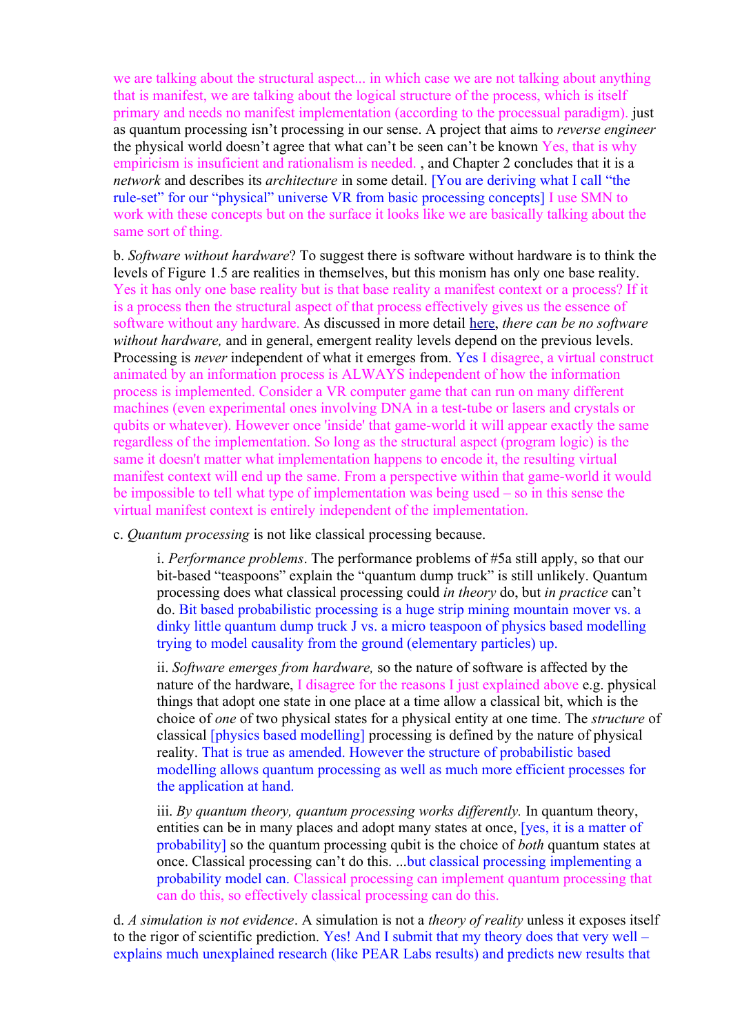we are talking about the structural aspect... in which case we are not talking about anything that is manifest, we are talking about the logical structure of the process, which is itself primary and needs no manifest implementation (according to the processual paradigm). just as quantum processing isn't processing in our sense. A project that aims to *reverse engineer* the physical world doesn't agree that what can't be seen can't be known Yes, that is why empiricism is insuficient and rationalism is needed. , and Chapter 2 concludes that it is a *network* and describes its *architecture* in some detail. [You are deriving what I call "the rule-set" for our "physical" universe VR from basic processing concepts] I use SMN to work with these concepts but on the surface it looks like we are basically talking about the same sort of thing.

b. *Software without hardware*? To suggest there is software without hardware is to think the levels of Figure 1.5 are realities in themselves, but this monism has only one base reality. Yes it has only one base reality but is that base reality a manifest context or a process? If it is a process then the structural aspect of that process effectively gives us the essence of software without any hardware. As discussed in more detail here, *there can be no software without hardware,* and in general, emergent reality levels depend on the previous levels. Processing is *never* independent of what it emerges from. Yes I disagree, a virtual construct animated by an information process is ALWAYS independent of how the information process is implemented. Consider a VR computer game that can run on many different machines (even experimental ones involving DNA in a test-tube or lasers and crystals or qubits or whatever). However once 'inside' that game-world it will appear exactly the same regardless of the implementation. So long as the structural aspect (program logic) is the same it doesn't matter what implementation happens to encode it, the resulting virtual manifest context will end up the same. From a perspective within that game-world it would be impossible to tell what type of implementation was being used – so in this sense the virtual manifest context is entirely independent of the implementation.

c. *Quantum processing* is not like classical processing because.

i. *Performance problems*. The performance problems of #5a still apply, so that our bit-based "teaspoons" explain the "quantum dump truck" is still unlikely. Quantum processing does what classical processing could *in theory* do, but *in practice* can't do. Bit based probabilistic processing is a huge strip mining mountain mover vs. a dinky little quantum dump truck J vs. a micro teaspoon of physics based modelling trying to model causality from the ground (elementary particles) up.

ii. *Software emerges from hardware,* so the nature of software is affected by the nature of the hardware, I disagree for the reasons I just explained above e.g. physical things that adopt one state in one place at a time allow a classical bit, which is the choice of *one* of two physical states for a physical entity at one time. The *structure* of classical [physics based modelling] processing is defined by the nature of physical reality. That is true as amended. However the structure of probabilistic based modelling allows quantum processing as well as much more efficient processes for the application at hand.

iii. *By quantum theory, quantum processing works differently.* In quantum theory, entities can be in many places and adopt many states at once, [yes, it is a matter of probability] so the quantum processing qubit is the choice of *both* quantum states at once. Classical processing can't do this. ...but classical processing implementing a probability model can. Classical processing can implement quantum processing that can do this, so effectively classical processing can do this.

d. *A simulation is not evidence*. A simulation is not a *theory of reality* unless it exposes itself to the rigor of scientific prediction. Yes! And I submit that my theory does that very well – explains much unexplained research (like PEAR Labs results) and predicts new results that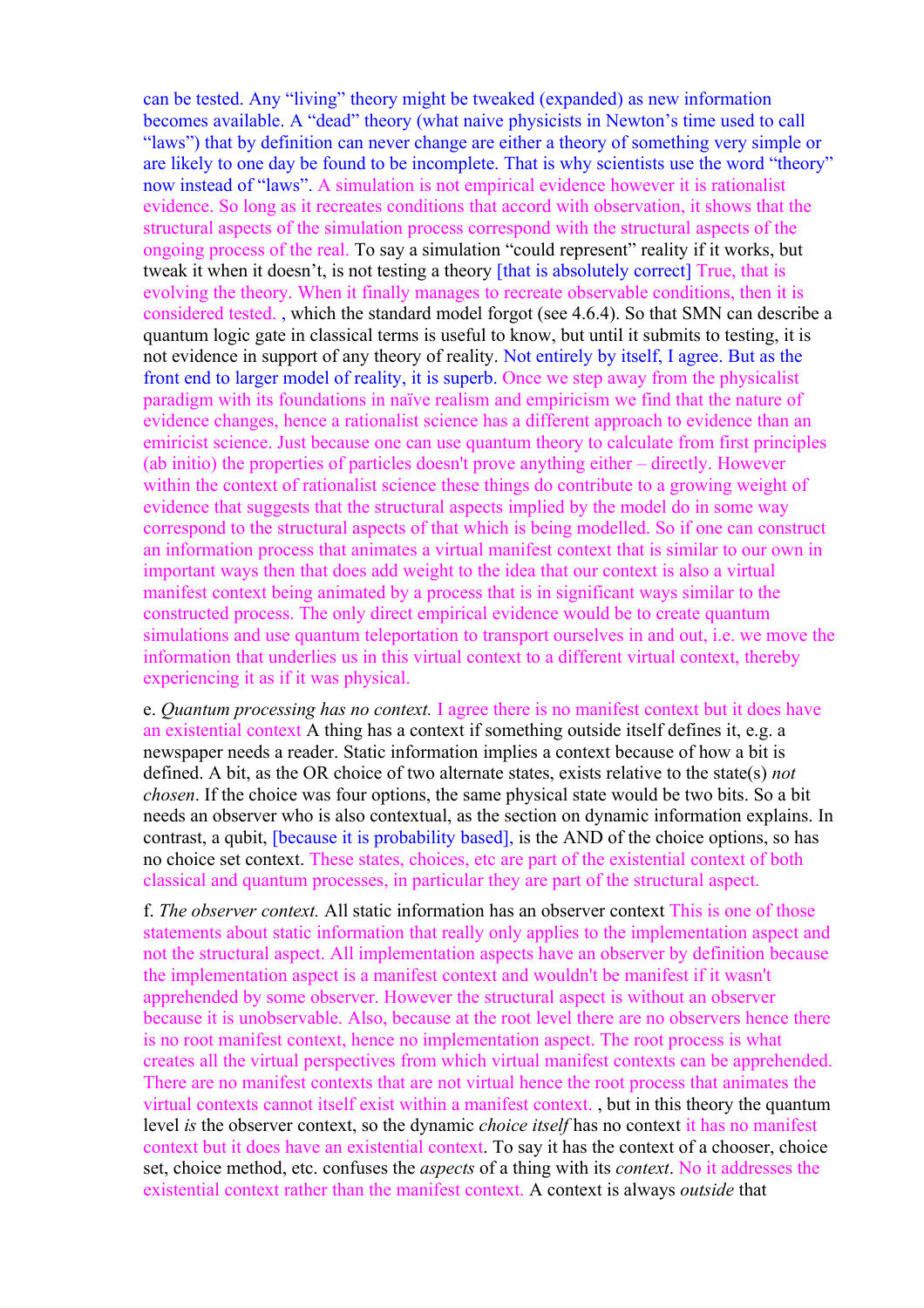can be tested. Any "living" theory might be tweaked (expanded) as new information becomes available. A "dead" theory (what naive physicists in Newton's time used to call "laws") that by definition can never change are either a theory of something very simple or are likely to one day be found to be incomplete. That is why scientists use the word "theory" now instead of "laws". A simulation is not empirical evidence however it is rationalist evidence. So long as it recreates conditions that accord with observation, it shows that the structural aspects of the simulation process correspond with the structural aspects of the ongoing process of the real. To say a simulation "could represent" reality if it works, but tweak it when it doesn't, is not testing a theory [that is absolutely correct] True, that is evolving the theory. When it finally manages to recreate observable conditions, then it is considered tested. , which the standard model forgot (see 4.6.4). So that SMN can describe a quantum logic gate in classical terms is useful to know, but until it submits to testing, it is not evidence in support of any theory of reality. Not entirely by itself, I agree. But as the front end to larger model of reality, it is superb. Once we step away from the physicalist paradigm with its foundations in naïve realism and empiricism we find that the nature of evidence changes, hence a rationalist science has a different approach to evidence than an emiricist science. Just because one can use quantum theory to calculate from first principles (ab initio) the properties of particles doesn't prove anything either – directly. However within the context of rationalist science these things do contribute to a growing weight of evidence that suggests that the structural aspects implied by the model do in some way correspond to the structural aspects of that which is being modelled. So if one can construct an information process that animates a virtual manifest context that is similar to our own in important ways then that does add weight to the idea that our context is also a virtual manifest context being animated by a process that is in significant ways similar to the constructed process. The only direct empirical evidence would be to create quantum simulations and use quantum teleportation to transport ourselves in and out, i.e. we move the information that underlies us in this virtual context to a different virtual context, thereby experiencing it as if it was physical.

e. *Quantum processing has no context.* I agree there is no manifest context but it does have an existential context A thing has a context if something outside itself defines it, e.g. a newspaper needs a reader. Static information implies a context because of how a bit is defined. A bit, as the OR choice of two alternate states, exists relative to the state(s) *not chosen*. If the choice was four options, the same physical state would be two bits. So a bit needs an observer who is also contextual, as the section on dynamic information explains. In contrast, a qubit, [because it is probability based], is the AND of the choice options, so has no choice set context. These states, choices, etc are part of the existential context of both classical and quantum processes, in particular they are part of the structural aspect.

f. *The observer context.* All static information has an observer context This is one of those statements about static information that really only applies to the implementation aspect and not the structural aspect. All implementation aspects have an observer by definition because the implementation aspect is a manifest context and wouldn't be manifest if it wasn't apprehended by some observer. However the structural aspect is without an observer because it is unobservable. Also, because at the root level there are no observers hence there is no root manifest context, hence no implementation aspect. The root process is what creates all the virtual perspectives from which virtual manifest contexts can be apprehended. There are no manifest contexts that are not virtual hence the root process that animates the virtual contexts cannot itself exist within a manifest context. , but in this theory the quantum level *is* the observer context, so the dynamic *choice itself* has no context it has no manifest context but it does have an existential context. To say it has the context of a chooser, choice set, choice method, etc. confuses the *aspects* of a thing with its *context*. No it addresses the existential context rather than the manifest context. A context is always *outside* that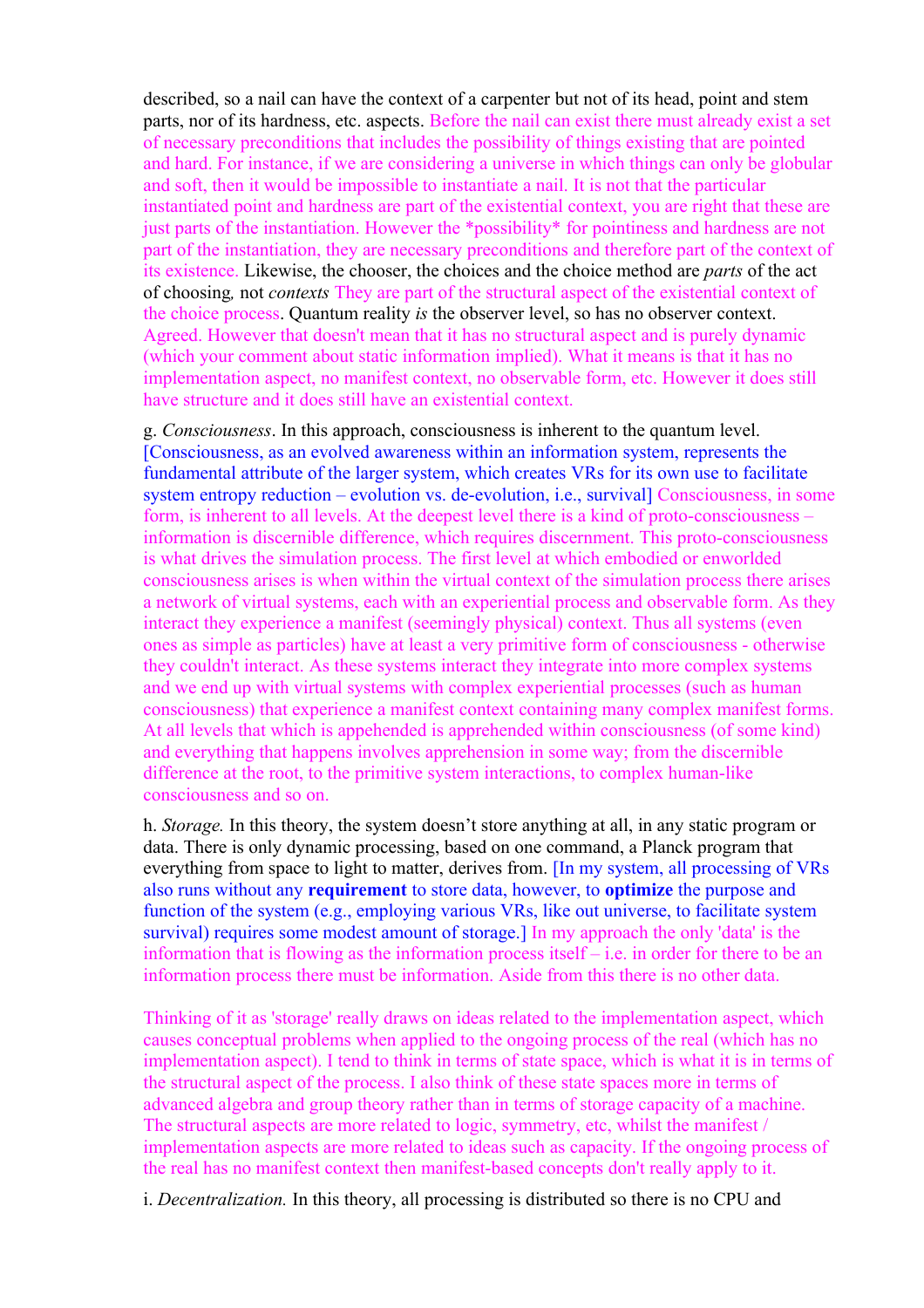described, so a nail can have the context of a carpenter but not of its head, point and stem parts, nor of its hardness, etc. aspects. Before the nail can exist there must already exist a set of necessary preconditions that includes the possibility of things existing that are pointed and hard. For instance, if we are considering a universe in which things can only be globular and soft, then it would be impossible to instantiate a nail. It is not that the particular instantiated point and hardness are part of the existential context, you are right that these are just parts of the instantiation. However the *possibility* for pointiness and hardness are not part of the instantiation, they are necessary preconditions and therefore part of the context of its existence. Likewise, the chooser, the choices and the choice method are *parts* of the act of choosing*,* not *contexts* They are part of the structural aspect of the existential context of the choice process. Quantum reality *is* the observer level, so has no observer context. Agreed. However that doesn't mean that it has no structural aspect and is purely dynamic (which your comment about static information implied). What it means is that it has no implementation aspect, no manifest context, no observable form, etc. However it does still have structure and it does still have an existential context.

g. *Consciousness*. In this approach, consciousness is inherent to the quantum level. [Consciousness, as an evolved awareness within an information system, represents the fundamental attribute of the larger system, which creates VRs for its own use to facilitate system entropy reduction – evolution vs. de-evolution, i.e., survival] Consciousness, in some form, is inherent to all levels. At the deepest level there is a kind of proto-consciousness – information is discernible difference, which requires discernment. This proto-consciousness is what drives the simulation process. The first level at which embodied or enworlded consciousness arises is when within the virtual context of the simulation process there arises a network of virtual systems, each with an experiential process and observable form. As they interact they experience a manifest (seemingly physical) context. Thus all systems (even ones as simple as particles) have at least a very primitive form of consciousness - otherwise they couldn't interact. As these systems interact they integrate into more complex systems and we end up with virtual systems with complex experiential processes (such as human consciousness) that experience a manifest context containing many complex manifest forms. At all levels that which is appehended is apprehended within consciousness (of some kind) and everything that happens involves apprehension in some way; from the discernible difference at the root, to the primitive system interactions, to complex human-like consciousness and so on.

h. *Storage.* In this theory, the system doesn't store anything at all, in any static program or data. There is only dynamic processing, based on one command, a Planck program that everything from space to light to matter, derives from. [In my system, all processing of VRs also runs without any **requirement** to store data, however, to **optimize** the purpose and function of the system (e.g., employing various VRs, like out universe, to facilitate system survival) requires some modest amount of storage.] In my approach the only 'data' is the information that is flowing as the information process itself – i.e. in order for there to be an information process there must be information. Aside from this there is no other data.

Thinking of it as 'storage' really draws on ideas related to the implementation aspect, which causes conceptual problems when applied to the ongoing process of the real (which has no implementation aspect). I tend to think in terms of state space, which is what it is in terms of the structural aspect of the process. I also think of these state spaces more in terms of advanced algebra and group theory rather than in terms of storage capacity of a machine. The structural aspects are more related to logic, symmetry, etc, whilst the manifest / implementation aspects are more related to ideas such as capacity. If the ongoing process of the real has no manifest context then manifest-based concepts don't really apply to it.

i. *Decentralization.* In this theory, all processing is distributed so there is no CPU and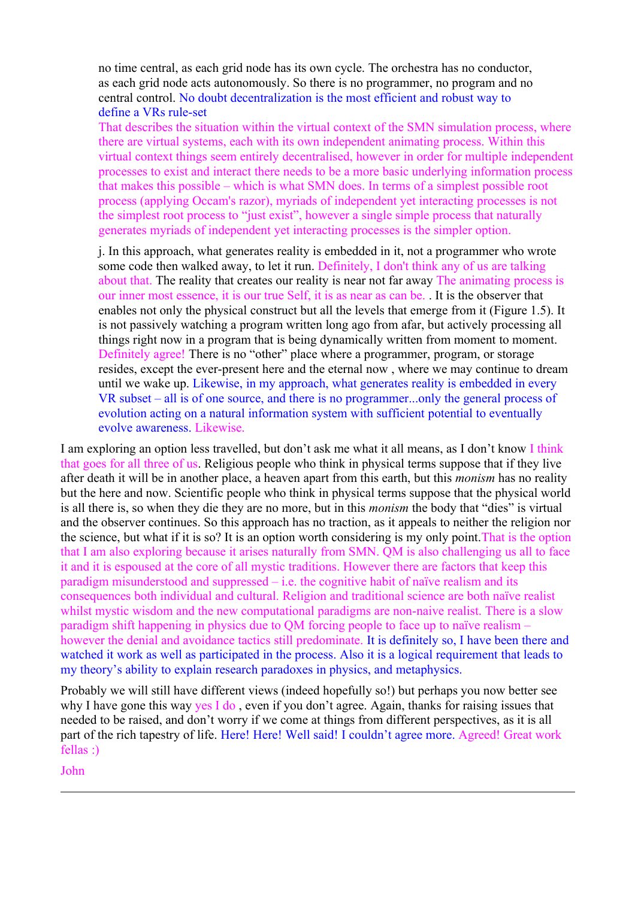> no time central, as each grid node has its own cycle. The orchestra has no conductor, as each grid node acts autonomously. So there is no programmer, no program and no central control. No doubt decentralization is the most efficient and robust way to define a VRs rule-set
>
> That describes the situation within the virtual context of the SMN simulation process, where there are virtual systems, each with its own independent animating process. Within this virtual context things seem entirely decentralised, however in order for multiple independent processes to exist and interact there needs to be a more basic underlying information process that makes this possible – which is what SMN does. In terms of a simplest possible root process (applying Occam's razor), myriads of independent yet interacting processes is not the simplest root process to "just exist", however a single simple process that naturally generates myriads of independent yet interacting processes is the simpler option.
>
> j. In this approach, what generates reality is embedded in it, not a programmer who wrote some code then walked away, to let it run. Definitely, I don't think any of us are talking about that. The reality that creates our reality is near not far away The animating process is our inner most essence, it is our true Self, it is as near as can be. . It is the observer that enables not only the physical construct but all the levels that emerge from it (Figure 1.5). It is not passively watching a program written long ago from afar, but actively processing all things right now in a program that is being dynamically written from moment to moment. Definitely agree! There is no "other" place where a programmer, program, or storage resides, except the ever-present here and the eternal now , where we may continue to dream until we wake up. Likewise, in my approach, what generates reality is embedded in every VR subset – all is of one source, and there is no programmer...only the general process of evolution acting on a natural information system with sufficient potential to eventually evolve awareness. Likewise.

I am exploring an option less travelled, but don't ask me what it all means, as I don't know I think that goes for all three of us. Religious people who think in physical terms suppose that if they live after death it will be in another place, a heaven apart from this earth, but this *monism* has no reality but the here and now. Scientific people who think in physical terms suppose that the physical world is all there is, so when they die they are no more, but in this *monism* the body that "dies" is virtual and the observer continues. So this approach has no traction, as it appeals to neither the religion nor the science, but what if it is so? It is an option worth considering is my only point.That is the option that I am also exploring because it arises naturally from SMN. QM is also challenging us all to face it and it is espoused at the core of all mystic traditions. However there are factors that keep this paradigm misunderstood and suppressed – i.e. the cognitive habit of naïve realism and its consequences both individual and cultural. Religion and traditional science are both naïve realist whilst mystic wisdom and the new computational paradigms are non-naive realist. There is a slow paradigm shift happening in physics due to QM forcing people to face up to naïve realism – however the denial and avoidance tactics still predominate. It is definitely so, I have been there and watched it work as well as participated in the process. Also it is a logical requirement that leads to my theory's ability to explain research paradoxes in physics, and metaphysics.

Probably we will still have different views (indeed hopefully so!) but perhaps you now better see why I have gone this way yes I do , even if you don't agree. Again, thanks for raising issues that needed to be raised, and don't worry if we come at things from different perspectives, as it is all part of the rich tapestry of life. Here! Here! Well said! I couldn't agree more. Agreed! Great work fellas :)

John

---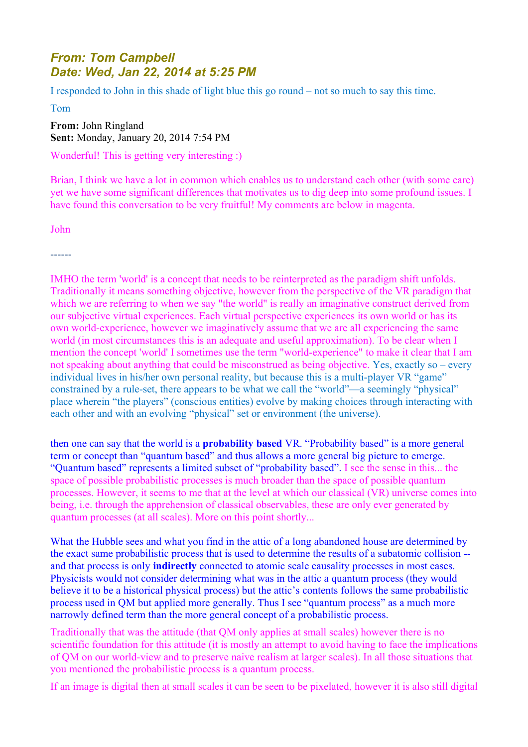# *From: Tom Campbell*
# *Date: Wed, Jan 22, 2014 at 5:25 PM*

I responded to John in this shade of light blue this go round – not so much to say this time.

Tom

**From:** John Ringland
**Sent:** Monday, January 20, 2014 7:54 PM

Wonderful! This is getting very interesting :)

Brian, I think we have a lot in common which enables us to understand each other (with some care) yet we have some significant differences that motivates us to dig deep into some profound issues. I have found this conversation to be very fruitful! My comments are below in magenta.

John

------

IMHO the term 'world' is a concept that needs to be reinterpreted as the paradigm shift unfolds. Traditionally it means something objective, however from the perspective of the VR paradigm that which we are referring to when we say "the world" is really an imaginative construct derived from our subjective virtual experiences. Each virtual perspective experiences its own world or has its own world-experience, however we imaginatively assume that we are all experiencing the same world (in most circumstances this is an adequate and useful approximation). To be clear when I mention the concept 'world' I sometimes use the term "world-experience" to make it clear that I am not speaking about anything that could be misconstrued as being objective. Yes, exactly so – every individual lives in his/her own personal reality, but because this is a multi-player VR "game" constrained by a rule-set, there appears to be what we call the "world"—a seemingly "physical" place wherein "the players" (conscious entities) evolve by making choices through interacting with each other and with an evolving "physical" set or environment (the universe).

then one can say that the world is a **probability based** VR. "Probability based" is a more general term or concept than "quantum based" and thus allows a more general big picture to emerge. "Quantum based" represents a limited subset of "probability based". I see the sense in this... the space of possible probabilistic processes is much broader than the space of possible quantum processes. However, it seems to me that at the level at which our classical (VR) universe comes into being, i.e. through the apprehension of classical observables, these are only ever generated by quantum processes (at all scales). More on this point shortly...

What the Hubble sees and what you find in the attic of a long abandoned house are determined by the exact same probabilistic process that is used to determine the results of a subatomic collision -- and that process is only **indirectly** connected to atomic scale causality processes in most cases. Physicists would not consider determining what was in the attic a quantum process (they would believe it to be a historical physical process) but the attic's contents follows the same probabilistic process used in QM but applied more generally. Thus I see "quantum process" as a much more narrowly defined term than the more general concept of a probabilistic process.

Traditionally that was the attitude (that QM only applies at small scales) however there is no scientific foundation for this attitude (it is mostly an attempt to avoid having to face the implications of QM on our world-view and to preserve naive realism at larger scales). In all those situations that you mentioned the probabilistic process is a quantum process.

If an image is digital then at small scales it can be seen to be pixelated, however it is also still digital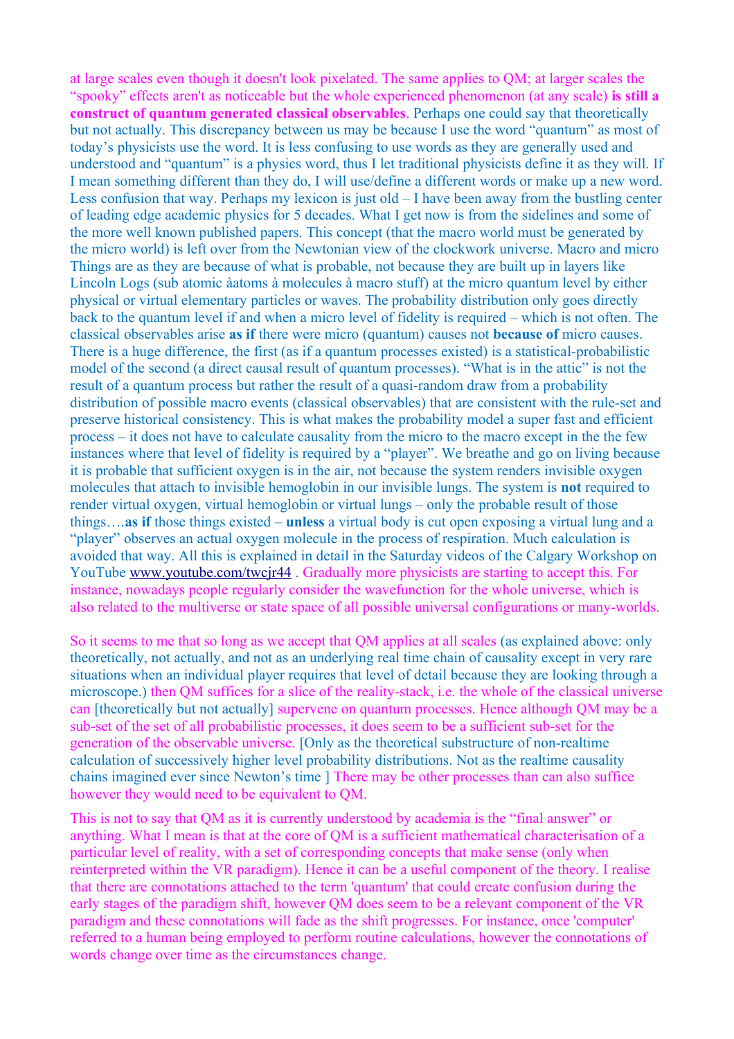at large scales even though it doesn't look pixelated. The same applies to QM; at larger scales the "spooky" effects aren't as noticeable but the whole experienced phenomenon (at any scale) **is still a construct of quantum generated classical observables**. Perhaps one could say that theoretically but not actually. This discrepancy between us may be because I use the word "quantum" as most of today's physicists use the word. It is less confusing to use words as they are generally used and understood and "quantum" is a physics word, thus I let traditional physicists define it as they will. If I mean something different than they do, I will use/define a different words or make up a new word. Less confusion that way. Perhaps my lexicon is just old – I have been away from the bustling center of leading edge academic physics for 5 decades. What I get now is from the sidelines and some of the more well known published papers. This concept (that the macro world must be generated by the micro world) is left over from the Newtonian view of the clockwork universe. Macro and micro Things are as they are because of what is probable, not because they are built up in layers like Lincoln Logs (sub atomic àatoms à molecules à macro stuff) at the micro quantum level by either physical or virtual elementary particles or waves. The probability distribution only goes directly back to the quantum level if and when a micro level of fidelity is required – which is not often. The classical observables arise **as if** there were micro (quantum) causes not **because of** micro causes. There is a huge difference, the first (as if a quantum processes existed) is a statistical-probabilistic model of the second (a direct causal result of quantum processes). "What is in the attic" is not the result of a quantum process but rather the result of a quasi-random draw from a probability distribution of possible macro events (classical observables) that are consistent with the rule-set and preserve historical consistency. This is what makes the probability model a super fast and efficient process – it does not have to calculate causality from the micro to the macro except in the the few instances where that level of fidelity is required by a "player". We breathe and go on living because it is probable that sufficient oxygen is in the air, not because the system renders invisible oxygen molecules that attach to invisible hemoglobin in our invisible lungs. The system is **not** required to render virtual oxygen, virtual hemoglobin or virtual lungs – only the probable result of those things….**as if** those things existed – **unless** a virtual body is cut open exposing a virtual lung and a "player" observes an actual oxygen molecule in the process of respiration. Much calculation is avoided that way. All this is explained in detail in the Saturday videos of the Calgary Workshop on YouTube www.youtube.com/twcjr44 . Gradually more physicists are starting to accept this. For instance, nowadays people regularly consider the wavefunction for the whole universe, which is also related to the multiverse or state space of all possible universal configurations or many-worlds.

So it seems to me that so long as we accept that QM applies at all scales (as explained above: only theoretically, not actually, and not as an underlying real time chain of causality except in very rare situations when an individual player requires that level of detail because they are looking through a microscope.) then QM suffices for a slice of the reality-stack, i.e. the whole of the classical universe can [theoretically but not actually] supervene on quantum processes. Hence although QM may be a sub-set of the set of all probabilistic processes, it does seem to be a sufficient sub-set for the generation of the observable universe. [Only as the theoretical substructure of non-realtime calculation of successively higher level probability distributions. Not as the realtime causality chains imagined ever since Newton's time ] There may be other processes than can also suffice however they would need to be equivalent to QM.

This is not to say that QM as it is currently understood by academia is the "final answer" or anything. What I mean is that at the core of QM is a sufficient mathematical characterisation of a particular level of reality, with a set of corresponding concepts that make sense (only when reinterpreted within the VR paradigm). Hence it can be a useful component of the theory. I realise that there are connotations attached to the term 'quantum' that could create confusion during the early stages of the paradigm shift, however QM does seem to be a relevant component of the VR paradigm and these connotations will fade as the shift progresses. For instance, once 'computer' referred to a human being employed to perform routine calculations, however the connotations of words change over time as the circumstances change.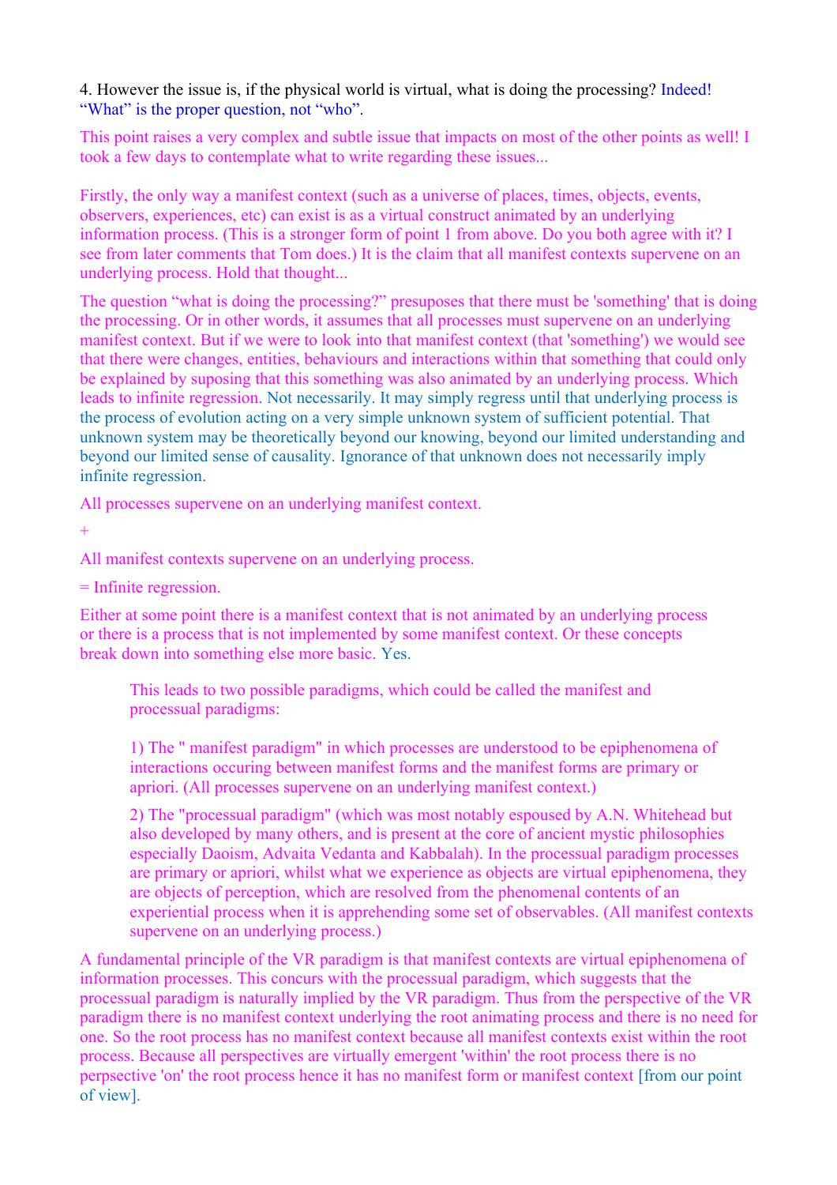4. However the issue is, if the physical world is virtual, what is doing the processing? Indeed! “What” is the proper question, not “who”.

This point raises a very complex and subtle issue that impacts on most of the other points as well! I took a few days to contemplate what to write regarding these issues...

Firstly, the only way a manifest context (such as a universe of places, times, objects, events, observers, experiences, etc) can exist is as a virtual construct animated by an underlying information process. (This is a stronger form of point 1 from above. Do you both agree with it? I see from later comments that Tom does.) It is the claim that all manifest contexts supervene on an underlying process. Hold that thought...

The question “what is doing the processing?” presuposes that there must be 'something' that is doing the processing. Or in other words, it assumes that all processes must supervene on an underlying manifest context. But if we were to look into that manifest context (that 'something') we would see that there were changes, entities, behaviours and interactions within that something that could only be explained by suposing that this something was also animated by an underlying process. Which leads to infinite regression. Not necessarily. It may simply regress until that underlying process is the process of evolution acting on a very simple unknown system of sufficient potential. That unknown system may be theoretically beyond our knowing, beyond our limited understanding and beyond our limited sense of causality. Ignorance of that unknown does not necessarily imply infinite regression.

All processes supervene on an underlying manifest context.

+

All manifest contexts supervene on an underlying process.

= Infinite regression.

Either at some point there is a manifest context that is not animated by an underlying process or there is a process that is not implemented by some manifest context. Or these concepts break down into something else more basic. Yes.

> This leads to two possible paradigms, which could be called the manifest and processual paradigms:
>
> 1) The " manifest paradigm" in which processes are understood to be epiphenomena of interactions occuring between manifest forms and the manifest forms are primary or apriori. (All processes supervene on an underlying manifest context.)
>
> 2) The "processual paradigm" (which was most notably espoused by A.N. Whitehead but also developed by many others, and is present at the core of ancient mystic philosophies especially Daoism, Advaita Vedanta and Kabbalah). In the processual paradigm processes are primary or apriori, whilst what we experience as objects are virtual epiphenomena, they are objects of perception, which are resolved from the phenomenal contents of an experiential process when it is apprehending some set of observables. (All manifest contexts supervene on an underlying process.)

A fundamental principle of the VR paradigm is that manifest contexts are virtual epiphenomena of information processes. This concurs with the processual paradigm, which suggests that the processual paradigm is naturally implied by the VR paradigm. Thus from the perspective of the VR paradigm there is no manifest context underlying the root animating process and there is no need for one. So the root process has no manifest context because all manifest contexts exist within the root process. Because all perspectives are virtually emergent 'within' the root process there is no perpsective 'on' the root process hence it has no manifest form or manifest context [from our point of view].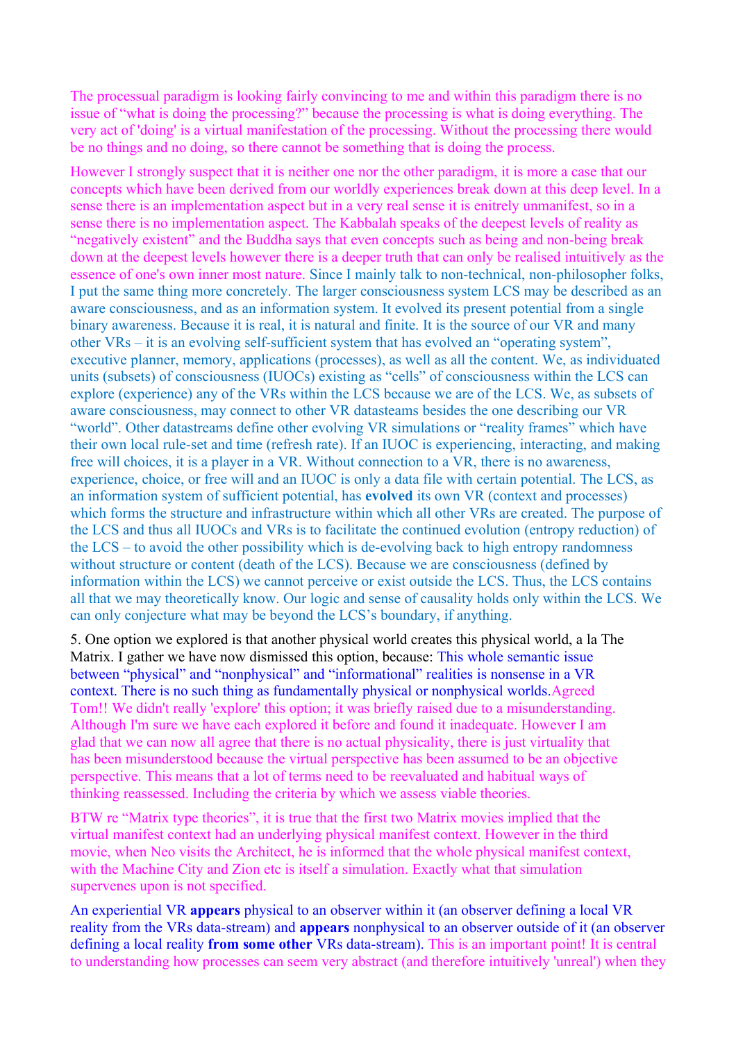The processual paradigm is looking fairly convincing to me and within this paradigm there is no issue of "what is doing the processing?" because the processing is what is doing everything. The very act of 'doing' is a virtual manifestation of the processing. Without the processing there would be no things and no doing, so there cannot be something that is doing the process.

However I strongly suspect that it is neither one nor the other paradigm, it is more a case that our concepts which have been derived from our worldly experiences break down at this deep level. In a sense there is an implementation aspect but in a very real sense it is enitrely unmanifest, so in a sense there is no implementation aspect. The Kabbalah speaks of the deepest levels of reality as "negatively existent" and the Buddha says that even concepts such as being and non-being break down at the deepest levels however there is a deeper truth that can only be realised intuitively as the essence of one's own inner most nature. Since I mainly talk to non-technical, non-philosopher folks, I put the same thing more concretely. The larger consciousness system LCS may be described as an aware consciousness, and as an information system. It evolved its present potential from a single binary awareness. Because it is real, it is natural and finite. It is the source of our VR and many other VRs – it is an evolving self-sufficient system that has evolved an "operating system", executive planner, memory, applications (processes), as well as all the content. We, as individuated units (subsets) of consciousness (IUOCs) existing as "cells" of consciousness within the LCS can explore (experience) any of the VRs within the LCS because we are of the LCS. We, as subsets of aware consciousness, may connect to other VR datasteams besides the one describing our VR "world". Other datastreams define other evolving VR simulations or "reality frames" which have their own local rule-set and time (refresh rate). If an IUOC is experiencing, interacting, and making free will choices, it is a player in a VR. Without connection to a VR, there is no awareness, experience, choice, or free will and an IUOC is only a data file with certain potential. The LCS, as an information system of sufficient potential, has **evolved** its own VR (context and processes) which forms the structure and infrastructure within which all other VRs are created. The purpose of the LCS and thus all IUOCs and VRs is to facilitate the continued evolution (entropy reduction) of the LCS – to avoid the other possibility which is de-evolving back to high entropy randomness without structure or content (death of the LCS). Because we are consciousness (defined by information within the LCS) we cannot perceive or exist outside the LCS. Thus, the LCS contains all that we may theoretically know. Our logic and sense of causality holds only within the LCS. We can only conjecture what may be beyond the LCS's boundary, if anything.

5. One option we explored is that another physical world creates this physical world, a la The Matrix. I gather we have now dismissed this option, because: This whole semantic issue between "physical" and "nonphysical" and "informational" realities is nonsense in a VR context. There is no such thing as fundamentally physical or nonphysical worlds.Agreed Tom!! We didn't really 'explore' this option; it was briefly raised due to a misunderstanding. Although I'm sure we have each explored it before and found it inadequate. However I am glad that we can now all agree that there is no actual physicality, there is just virtuality that has been misunderstood because the virtual perspective has been assumed to be an objective perspective. This means that a lot of terms need to be reevaluated and habitual ways of thinking reassessed. Including the criteria by which we assess viable theories.

BTW re "Matrix type theories", it is true that the first two Matrix movies implied that the virtual manifest context had an underlying physical manifest context. However in the third movie, when Neo visits the Architect, he is informed that the whole physical manifest context, with the Machine City and Zion etc is itself a simulation. Exactly what that simulation supervenes upon is not specified.

An experiential VR **appears** physical to an observer within it (an observer defining a local VR reality from the VRs data-stream) and **appears** nonphysical to an observer outside of it (an observer defining a local reality **from some other** VRs data-stream). This is an important point! It is central to understanding how processes can seem very abstract (and therefore intuitively 'unreal') when they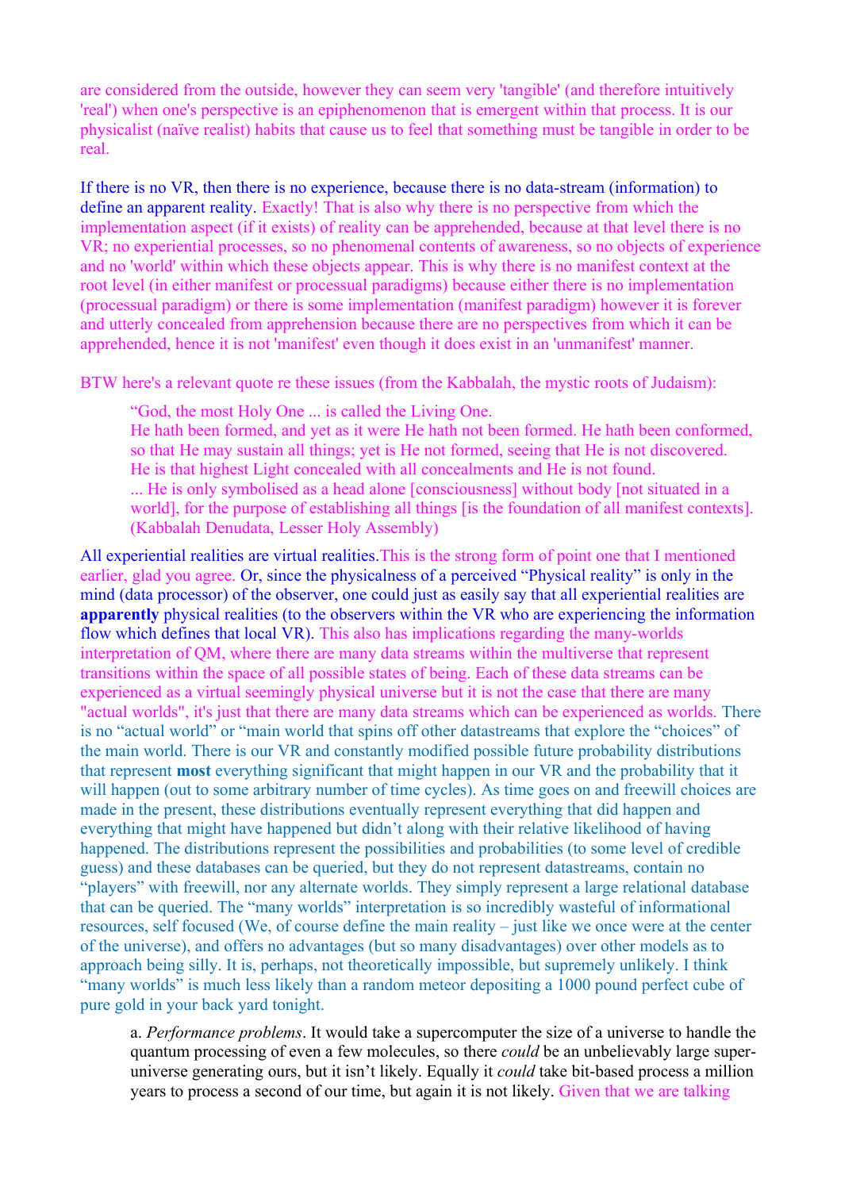are considered from the outside, however they can seem very 'tangible' (and therefore intuitively 'real') when one's perspective is an epiphenomenon that is emergent within that process. It is our physicalist (naïve realist) habits that cause us to feel that something must be tangible in order to be real.

If there is no VR, then there is no experience, because there is no data-stream (information) to define an apparent reality. Exactly! That is also why there is no perspective from which the implementation aspect (if it exists) of reality can be apprehended, because at that level there is no VR; no experiential processes, so no phenomenal contents of awareness, so no objects of experience and no 'world' within which these objects appear. This is why there is no manifest context at the root level (in either manifest or processual paradigms) because either there is no implementation (processual paradigm) or there is some implementation (manifest paradigm) however it is forever and utterly concealed from apprehension because there are no perspectives from which it can be apprehended, hence it is not 'manifest' even though it does exist in an 'unmanifest' manner.

BTW here's a relevant quote re these issues (from the Kabbalah, the mystic roots of Judaism):

> "God, the most Holy One ... is called the Living One.
> He hath been formed, and yet as it were He hath not been formed. He hath been conformed, so that He may sustain all things; yet is He not formed, seeing that He is not discovered.
> He is that highest Light concealed with all concealments and He is not found.
> ... He is only symbolised as a head alone [consciousness] without body [not situated in a world], for the purpose of establishing all things [is the foundation of all manifest contexts].
> (Kabbalah Denudata, Lesser Holy Assembly)

All experiential realities are virtual realities.This is the strong form of point one that I mentioned earlier, glad you agree. Or, since the physicalness of a perceived "Physical reality" is only in the mind (data processor) of the observer, one could just as easily say that all experiential realities are **apparently** physical realities (to the observers within the VR who are experiencing the information flow which defines that local VR). This also has implications regarding the many-worlds interpretation of QM, where there are many data streams within the multiverse that represent transitions within the space of all possible states of being. Each of these data streams can be experienced as a virtual seemingly physical universe but it is not the case that there are many "actual worlds", it's just that there are many data streams which can be experienced as worlds. There is no "actual world" or "main world that spins off other datastreams that explore the "choices" of the main world. There is our VR and constantly modified possible future probability distributions that represent **most** everything significant that might happen in our VR and the probability that it will happen (out to some arbitrary number of time cycles). As time goes on and freewill choices are made in the present, these distributions eventually represent everything that did happen and everything that might have happened but didn't along with their relative likelihood of having happened. The distributions represent the possibilities and probabilities (to some level of credible guess) and these databases can be queried, but they do not represent datastreams, contain no "players" with freewill, nor any alternate worlds. They simply represent a large relational database that can be queried. The "many worlds" interpretation is so incredibly wasteful of informational resources, self focused (We, of course define the main reality – just like we once were at the center of the universe), and offers no advantages (but so many disadvantages) over other models as to approach being silly. It is, perhaps, not theoretically impossible, but supremely unlikely. I think "many worlds" is much less likely than a random meteor depositing a 1000 pound perfect cube of pure gold in your back yard tonight.

> a. *Performance problems*. It would take a supercomputer the size of a universe to handle the quantum processing of even a few molecules, so there *could* be an unbelievably large super-universe generating ours, but it isn't likely. Equally it *could* take bit-based process a million years to process a second of our time, but again it is not likely. Given that we are talking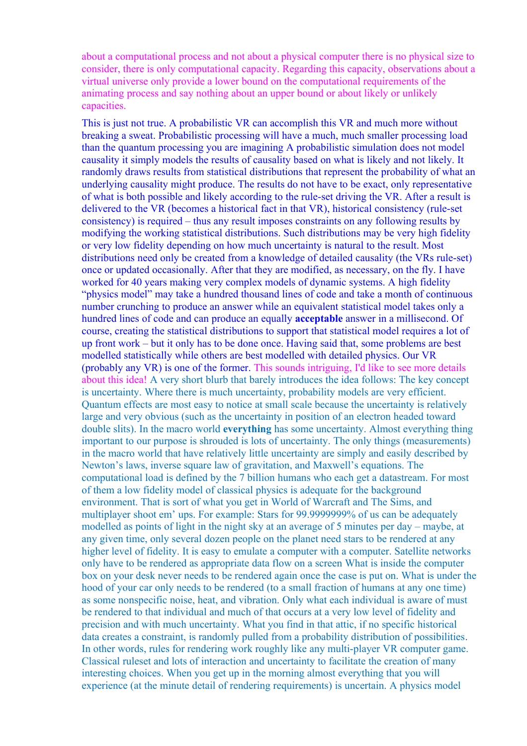about a computational process and not about a physical computer there is no physical size to consider, there is only computational capacity. Regarding this capacity, observations about a virtual universe only provide a lower bound on the computational requirements of the animating process and say nothing about an upper bound or about likely or unlikely capacities.

This is just not true. A probabilistic VR can accomplish this VR and much more without breaking a sweat. Probabilistic processing will have a much, much smaller processing load than the quantum processing you are imagining A probabilistic simulation does not model causality it simply models the results of causality based on what is likely and not likely. It randomly draws results from statistical distributions that represent the probability of what an underlying causality might produce. The results do not have to be exact, only representative of what is both possible and likely according to the rule-set driving the VR. After a result is delivered to the VR (becomes a historical fact in that VR), historical consistency (rule-set consistency) is required – thus any result imposes constraints on any following results by modifying the working statistical distributions. Such distributions may be very high fidelity or very low fidelity depending on how much uncertainty is natural to the result. Most distributions need only be created from a knowledge of detailed causality (the VRs rule-set) once or updated occasionally. After that they are modified, as necessary, on the fly. I have worked for 40 years making very complex models of dynamic systems. A high fidelity "physics model" may take a hundred thousand lines of code and take a month of continuous number crunching to produce an answer while an equivalent statistical model takes only a hundred lines of code and can produce an equally **acceptable** answer in a millisecond. Of course, creating the statistical distributions to support that statistical model requires a lot of up front work – but it only has to be done once. Having said that, some problems are best modelled statistically while others are best modelled with detailed physics. Our VR (probably any VR) is one of the former. This sounds intriguing, I'd like to see more details about this idea! A very short blurb that barely introduces the idea follows: The key concept is uncertainty. Where there is much uncertainty, probability models are very efficient. Quantum effects are most easy to notice at small scale because the uncertainty is relatively large and very obvious (such as the uncertainty in position of an electron headed toward double slits). In the macro world **everything** has some uncertainty. Almost everything thing important to our purpose is shrouded is lots of uncertainty. The only things (measurements) in the macro world that have relatively little uncertainty are simply and easily described by Newton's laws, inverse square law of gravitation, and Maxwell's equations. The computational load is defined by the 7 billion humans who each get a datastream. For most of them a low fidelity model of classical physics is adequate for the background environment. That is sort of what you get in World of Warcraft and The Sims, and multiplayer shoot em' ups. For example: Stars for 99.9999999% of us can be adequately modelled as points of light in the night sky at an average of 5 minutes per day – maybe, at any given time, only several dozen people on the planet need stars to be rendered at any higher level of fidelity. It is easy to emulate a computer with a computer. Satellite networks only have to be rendered as appropriate data flow on a screen What is inside the computer box on your desk never needs to be rendered again once the case is put on. What is under the hood of your car only needs to be rendered (to a small fraction of humans at any one time) as some nonspecific noise, heat, and vibration. Only what each individual is aware of must be rendered to that individual and much of that occurs at a very low level of fidelity and precision and with much uncertainty. What you find in that attic, if no specific historical data creates a constraint, is randomly pulled from a probability distribution of possibilities. In other words, rules for rendering work roughly like any multi-player VR computer game. Classical ruleset and lots of interaction and uncertainty to facilitate the creation of many interesting choices. When you get up in the morning almost everything that you will experience (at the minute detail of rendering requirements) is uncertain. A physics model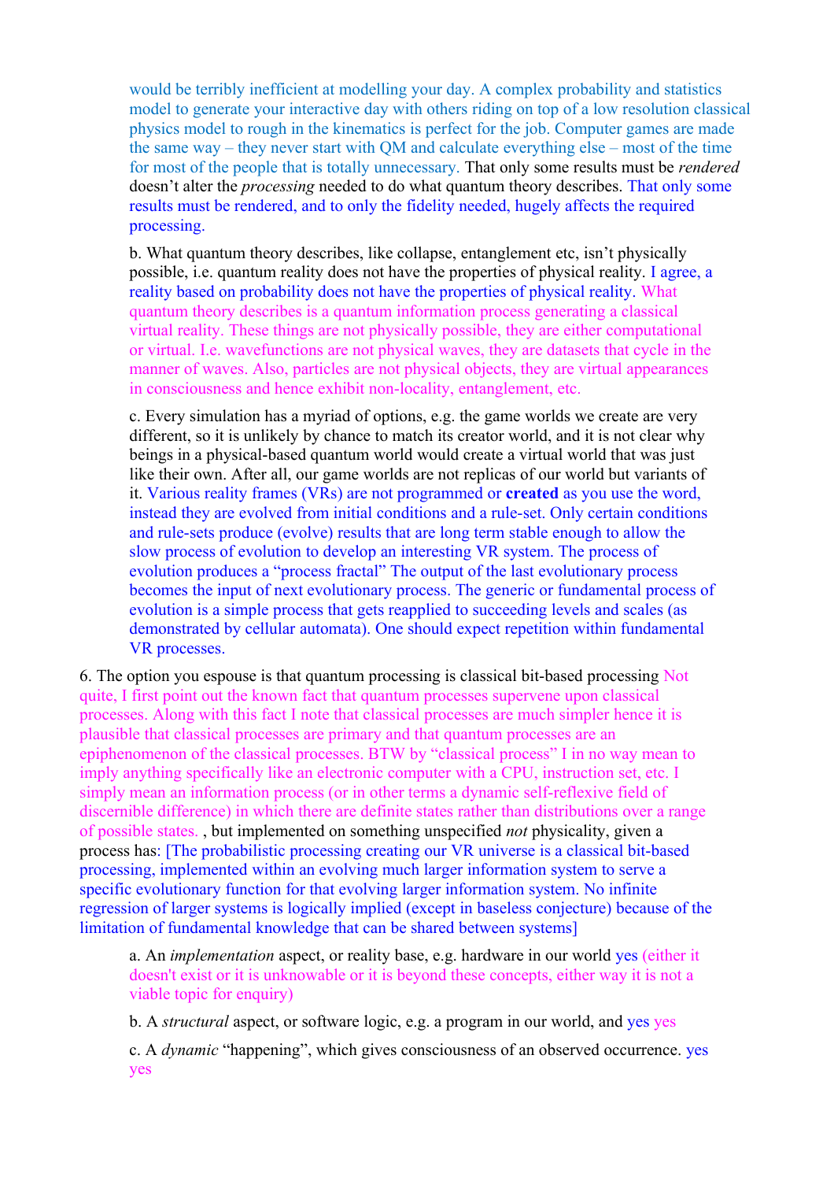would be terribly inefficient at modelling your day. A complex probability and statistics model to generate your interactive day with others riding on top of a low resolution classical physics model to rough in the kinematics is perfect for the job. Computer games are made the same way – they never start with QM and calculate everything else – most of the time for most of the people that is totally unnecessary. That only some results must be *rendered* doesn't alter the *processing* needed to do what quantum theory describes. That only some results must be rendered, and to only the fidelity needed, hugely affects the required processing.

b. What quantum theory describes, like collapse, entanglement etc, isn't physically possible, i.e. quantum reality does not have the properties of physical reality. I agree, a reality based on probability does not have the properties of physical reality. What quantum theory describes is a quantum information process generating a classical virtual reality. These things are not physically possible, they are either computational or virtual. I.e. wavefunctions are not physical waves, they are datasets that cycle in the manner of waves. Also, particles are not physical objects, they are virtual appearances in consciousness and hence exhibit non-locality, entanglement, etc.

c. Every simulation has a myriad of options, e.g. the game worlds we create are very different, so it is unlikely by chance to match its creator world, and it is not clear why beings in a physical-based quantum world would create a virtual world that was just like their own. After all, our game worlds are not replicas of our world but variants of it. Various reality frames (VRs) are not programmed or **created** as you use the word, instead they are evolved from initial conditions and a rule-set. Only certain conditions and rule-sets produce (evolve) results that are long term stable enough to allow the slow process of evolution to develop an interesting VR system. The process of evolution produces a "process fractal" The output of the last evolutionary process becomes the input of next evolutionary process. The generic or fundamental process of evolution is a simple process that gets reapplied to succeeding levels and scales (as demonstrated by cellular automata). One should expect repetition within fundamental VR processes.

6. The option you espouse is that quantum processing is classical bit-based processing Not quite, I first point out the known fact that quantum processes supervene upon classical processes. Along with this fact I note that classical processes are much simpler hence it is plausible that classical processes are primary and that quantum processes are an epiphenomenon of the classical processes. BTW by "classical process" I in no way mean to imply anything specifically like an electronic computer with a CPU, instruction set, etc. I simply mean an information process (or in other terms a dynamic self-reflexive field of discernible difference) in which there are definite states rather than distributions over a range of possible states. , but implemented on something unspecified *not* physicality, given a process has: [The probabilistic processing creating our VR universe is a classical bit-based processing, implemented within an evolving much larger information system to serve a specific evolutionary function for that evolving larger information system. No infinite regression of larger systems is logically implied (except in baseless conjecture) because of the limitation of fundamental knowledge that can be shared between systems]

a. An *implementation* aspect, or reality base, e.g. hardware in our world yes (either it doesn't exist or it is unknowable or it is beyond these concepts, either way it is not a viable topic for enquiry)

b. A *structural* aspect, or software logic, e.g. a program in our world, and yes yes

c. A *dynamic* "happening", which gives consciousness of an observed occurrence. yes yes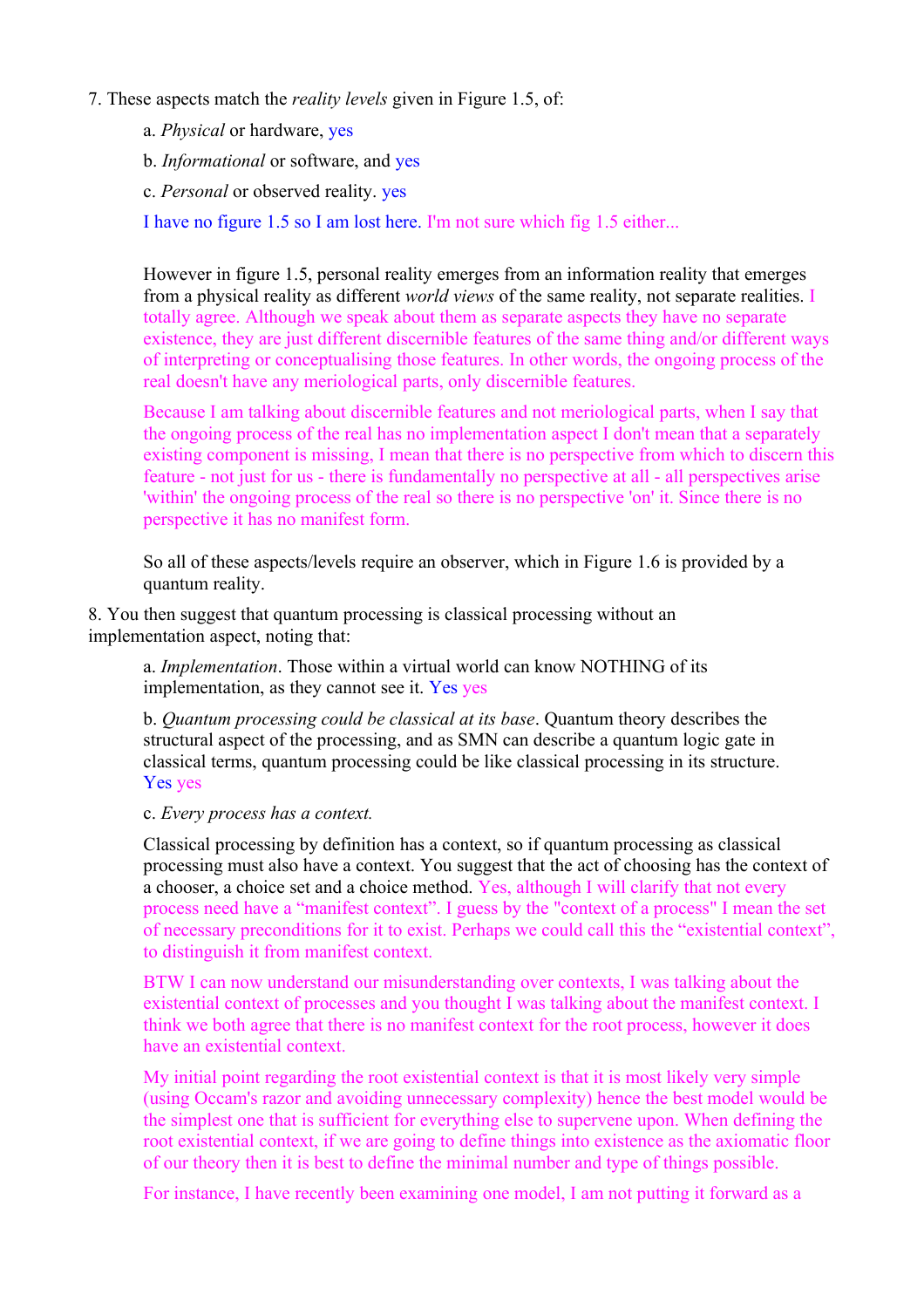7. These aspects match the *reality levels* given in Figure 1.5, of:

   a. *Physical* or hardware, yes

   b. *Informational* or software, and yes

   c. *Personal* or observed reality. yes

   I have no figure 1.5 so I am lost here. I'm not sure which fig 1.5 either...

   However in figure 1.5, personal reality emerges from an information reality that emerges from a physical reality as different *world views* of the same reality, not separate realities. I totally agree. Although we speak about them as separate aspects they have no separate existence, they are just different discernible features of the same thing and/or different ways of interpreting or conceptualising those features. In other words, the ongoing process of the real doesn't have any meriological parts, only discernible features.

   Because I am talking about discernible features and not meriological parts, when I say that the ongoing process of the real has no implementation aspect I don't mean that a separately existing component is missing, I mean that there is no perspective from which to discern this feature - not just for us - there is fundamentally no perspective at all - all perspectives arise 'within' the ongoing process of the real so there is no perspective 'on' it. Since there is no perspective it has no manifest form.

   So all of these aspects/levels require an observer, which in Figure 1.6 is provided by a quantum reality.

8. You then suggest that quantum processing is classical processing without an implementation aspect, noting that:

   a. *Implementation*. Those within a virtual world can know NOTHING of its implementation, as they cannot see it. Yes yes

   b. *Quantum processing could be classical at its base*. Quantum theory describes the structural aspect of the processing, and as SMN can describe a quantum logic gate in classical terms, quantum processing could be like classical processing in its structure. Yes yes

   c. *Every process has a context.*

   Classical processing by definition has a context, so if quantum processing as classical processing must also have a context. You suggest that the act of choosing has the context of a chooser, a choice set and a choice method. Yes, although I will clarify that not every process need have a "manifest context". I guess by the "context of a process" I mean the set of necessary preconditions for it to exist. Perhaps we could call this the "existential context", to distinguish it from manifest context.

   BTW I can now understand our misunderstanding over contexts, I was talking about the existential context of processes and you thought I was talking about the manifest context. I think we both agree that there is no manifest context for the root process, however it does have an existential context.

   My initial point regarding the root existential context is that it is most likely very simple (using Occam's razor and avoiding unnecessary complexity) hence the best model would be the simplest one that is sufficient for everything else to supervene upon. When defining the root existential context, if we are going to define things into existence as the axiomatic floor of our theory then it is best to define the minimal number and type of things possible.

   For instance, I have recently been examining one model, I am not putting it forward as a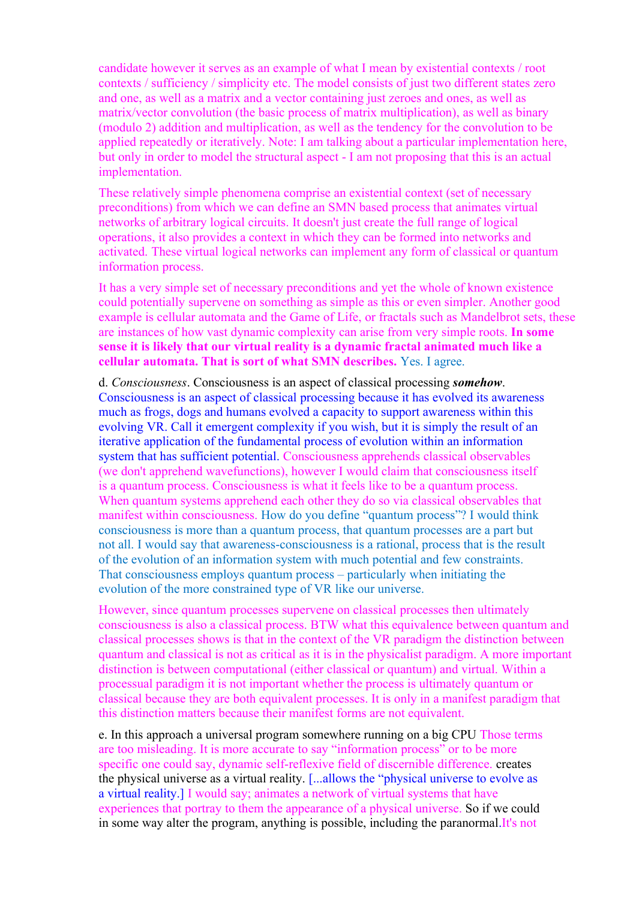candidate however it serves as an example of what I mean by existential contexts / root contexts / sufficiency / simplicity etc. The model consists of just two different states zero and one, as well as a matrix and a vector containing just zeroes and ones, as well as matrix/vector convolution (the basic process of matrix multiplication), as well as binary (modulo 2) addition and multiplication, as well as the tendency for the convolution to be applied repeatedly or iteratively. Note: I am talking about a particular implementation here, but only in order to model the structural aspect - I am not proposing that this is an actual implementation.

These relatively simple phenomena comprise an existential context (set of necessary preconditions) from which we can define an SMN based process that animates virtual networks of arbitrary logical circuits. It doesn't just create the full range of logical operations, it also provides a context in which they can be formed into networks and activated. These virtual logical networks can implement any form of classical or quantum information process.

It has a very simple set of necessary preconditions and yet the whole of known existence could potentially supervene on something as simple as this or even simpler. Another good example is cellular automata and the Game of Life, or fractals such as Mandelbrot sets, these are instances of how vast dynamic complexity can arise from very simple roots. **In some sense it is likely that our virtual reality is a dynamic fractal animated much like a cellular automata. That is sort of what SMN describes.** Yes. I agree.

d. *Consciousness*. Consciousness is an aspect of classical processing ***somehow***. Consciousness is an aspect of classical processing because it has evolved its awareness much as frogs, dogs and humans evolved a capacity to support awareness within this evolving VR. Call it emergent complexity if you wish, but it is simply the result of an iterative application of the fundamental process of evolution within an information system that has sufficient potential. Consciousness apprehends classical observables (we don't apprehend wavefunctions), however I would claim that consciousness itself is a quantum process. Consciousness is what it feels like to be a quantum process. When quantum systems apprehend each other they do so via classical observables that manifest within consciousness. How do you define "quantum process"? I would think consciousness is more than a quantum process, that quantum processes are a part but not all. I would say that awareness-consciousness is a rational, process that is the result of the evolution of an information system with much potential and few constraints. That consciousness employs quantum process – particularly when initiating the evolution of the more constrained type of VR like our universe.

However, since quantum processes supervene on classical processes then ultimately consciousness is also a classical process. BTW what this equivalence between quantum and classical processes shows is that in the context of the VR paradigm the distinction between quantum and classical is not as critical as it is in the physicalist paradigm. A more important distinction is between computational (either classical or quantum) and virtual. Within a processual paradigm it is not important whether the process is ultimately quantum or classical because they are both equivalent processes. It is only in a manifest paradigm that this distinction matters because their manifest forms are not equivalent.

e. In this approach a universal program somewhere running on a big CPU Those terms are too misleading. It is more accurate to say "information process" or to be more specific one could say, dynamic self-reflexive field of discernible difference. creates the physical universe as a virtual reality. [...allows the "physical universe to evolve as a virtual reality.] I would say; animates a network of virtual systems that have experiences that portray to them the appearance of a physical universe. So if we could in some way alter the program, anything is possible, including the paranormal.It's not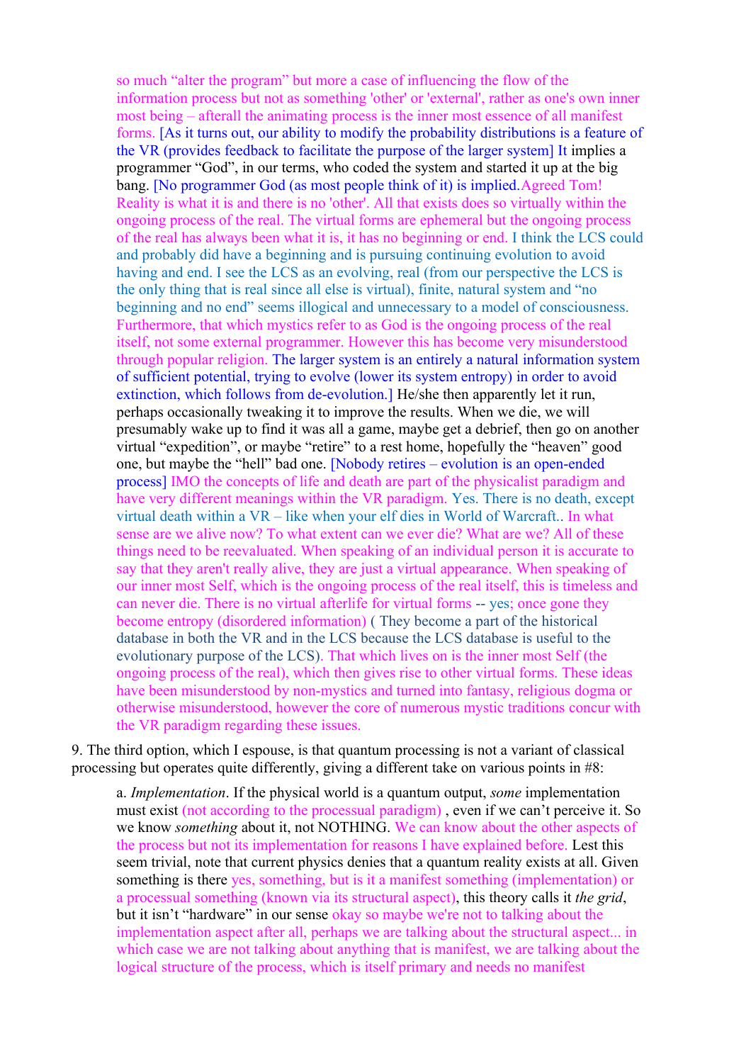so much "alter the program" but more a case of influencing the flow of the information process but not as something 'other' or 'external', rather as one's own inner most being – afterall the animating process is the inner most essence of all manifest forms. [As it turns out, our ability to modify the probability distributions is a feature of the VR (provides feedback to facilitate the purpose of the larger system] It implies a programmer "God", in our terms, who coded the system and started it up at the big bang. [No programmer God (as most people think of it) is implied.Agreed Tom! Reality is what it is and there is no 'other'. All that exists does so virtually within the ongoing process of the real. The virtual forms are ephemeral but the ongoing process of the real has always been what it is, it has no beginning or end. I think the LCS could and probably did have a beginning and is pursuing continuing evolution to avoid having and end. I see the LCS as an evolving, real (from our perspective the LCS is the only thing that is real since all else is virtual), finite, natural system and "no beginning and no end" seems illogical and unnecessary to a model of consciousness. Furthermore, that which mystics refer to as God is the ongoing process of the real itself, not some external programmer. However this has become very misunderstood through popular religion. The larger system is an entirely a natural information system of sufficient potential, trying to evolve (lower its system entropy) in order to avoid extinction, which follows from de-evolution.] He/she then apparently let it run, perhaps occasionally tweaking it to improve the results. When we die, we will presumably wake up to find it was all a game, maybe get a debrief, then go on another virtual "expedition", or maybe "retire" to a rest home, hopefully the "heaven" good one, but maybe the "hell" bad one. [Nobody retires – evolution is an open-ended process] IMO the concepts of life and death are part of the physicalist paradigm and have very different meanings within the VR paradigm. Yes. There is no death, except virtual death within a VR – like when your elf dies in World of Warcraft.. In what sense are we alive now? To what extent can we ever die? What are we? All of these things need to be reevaluated. When speaking of an individual person it is accurate to say that they aren't really alive, they are just a virtual appearance. When speaking of our inner most Self, which is the ongoing process of the real itself, this is timeless and can never die. There is no virtual afterlife for virtual forms -- yes; once gone they become entropy (disordered information) ( They become a part of the historical database in both the VR and in the LCS because the LCS database is useful to the evolutionary purpose of the LCS). That which lives on is the inner most Self (the ongoing process of the real), which then gives rise to other virtual forms. These ideas have been misunderstood by non-mystics and turned into fantasy, religious dogma or otherwise misunderstood, however the core of numerous mystic traditions concur with the VR paradigm regarding these issues.

9. The third option, which I espouse, is that quantum processing is not a variant of classical processing but operates quite differently, giving a different take on various points in #8:

a. *Implementation*. If the physical world is a quantum output, *some* implementation must exist (not according to the processual paradigm) , even if we can't perceive it. So we know *something* about it, not NOTHING. We can know about the other aspects of the process but not its implementation for reasons I have explained before. Lest this seem trivial, note that current physics denies that a quantum reality exists at all. Given something is there yes, something, but is it a manifest something (implementation) or a processual something (known via its structural aspect), this theory calls it *the grid*, but it isn't "hardware" in our sense okay so maybe we're not to talking about the implementation aspect after all, perhaps we are talking about the structural aspect... in which case we are not talking about anything that is manifest, we are talking about the logical structure of the process, which is itself primary and needs no manifest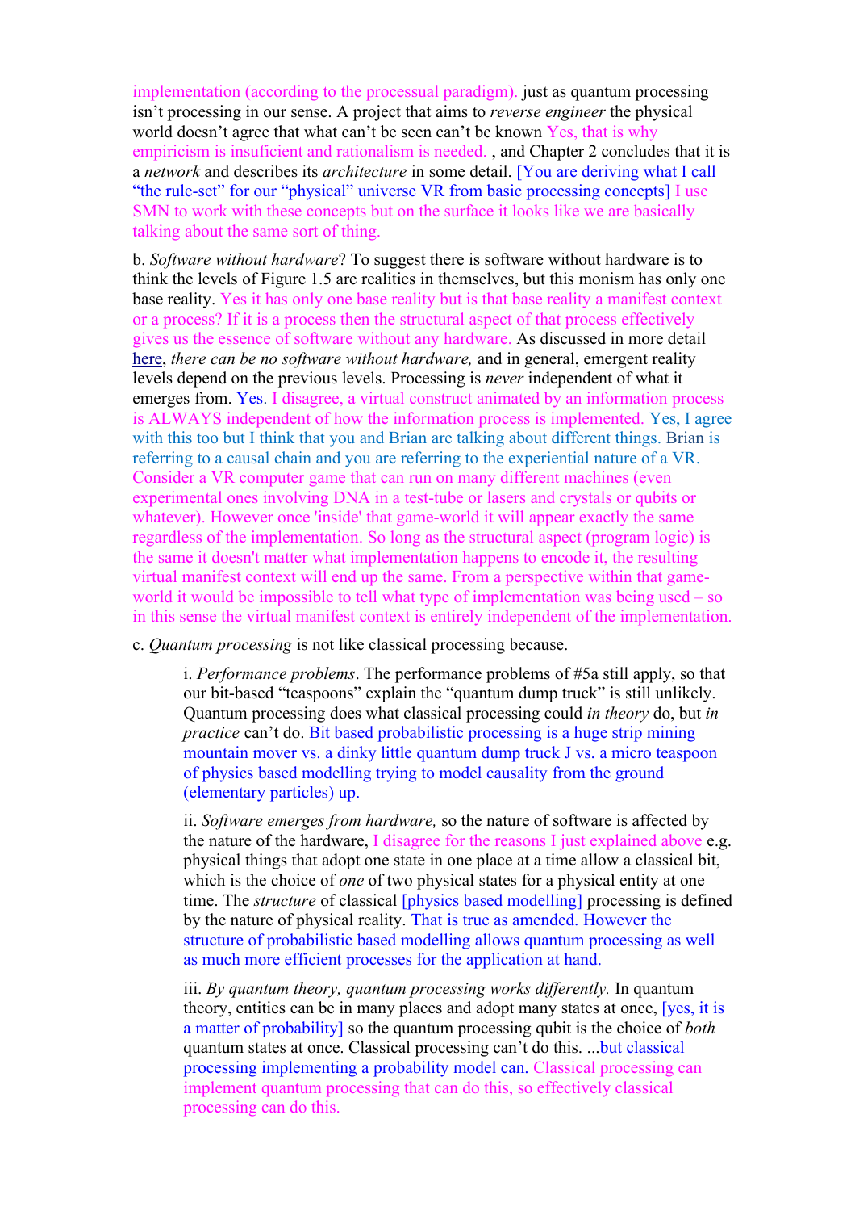implementation (according to the processual paradigm). just as quantum processing isn't processing in our sense. A project that aims to *reverse engineer* the physical world doesn't agree that what can't be seen can't be known Yes, that is why empiricism is insuficient and rationalism is needed. , and Chapter 2 concludes that it is a *network* and describes its *architecture* in some detail. [You are deriving what I call "the rule-set" for our "physical" universe VR from basic processing concepts] I use SMN to work with these concepts but on the surface it looks like we are basically talking about the same sort of thing.

b. *Software without hardware*? To suggest there is software without hardware is to think the levels of Figure 1.5 are realities in themselves, but this monism has only one base reality. Yes it has only one base reality but is that base reality a manifest context or a process? If it is a process then the structural aspect of that process effectively gives us the essence of software without any hardware. As discussed in more detail here, *there can be no software without hardware,* and in general, emergent reality levels depend on the previous levels. Processing is *never* independent of what it emerges from. Yes. I disagree, a virtual construct animated by an information process is ALWAYS independent of how the information process is implemented. Yes, I agree with this too but I think that you and Brian are talking about different things. Brian is referring to a causal chain and you are referring to the experiential nature of a VR. Consider a VR computer game that can run on many different machines (even experimental ones involving DNA in a test-tube or lasers and crystals or qubits or whatever). However once 'inside' that game-world it will appear exactly the same regardless of the implementation. So long as the structural aspect (program logic) is the same it doesn't matter what implementation happens to encode it, the resulting virtual manifest context will end up the same. From a perspective within that game-world it would be impossible to tell what type of implementation was being used – so in this sense the virtual manifest context is entirely independent of the implementation.

c. *Quantum processing* is not like classical processing because.

i. *Performance problems*. The performance problems of #5a still apply, so that our bit-based "teaspoons" explain the "quantum dump truck" is still unlikely. Quantum processing does what classical processing could *in theory* do, but *in practice* can't do. Bit based probabilistic processing is a huge strip mining mountain mover vs. a dinky little quantum dump truck J vs. a micro teaspoon of physics based modelling trying to model causality from the ground (elementary particles) up.

ii. *Software emerges from hardware,* so the nature of software is affected by the nature of the hardware, I disagree for the reasons I just explained above e.g. physical things that adopt one state in one place at a time allow a classical bit, which is the choice of *one* of two physical states for a physical entity at one time. The *structure* of classical [physics based modelling] processing is defined by the nature of physical reality. That is true as amended. However the structure of probabilistic based modelling allows quantum processing as well as much more efficient processes for the application at hand.

iii. *By quantum theory, quantum processing works differently.* In quantum theory, entities can be in many places and adopt many states at once, [yes, it is a matter of probability] so the quantum processing qubit is the choice of *both* quantum states at once. Classical processing can't do this. ...but classical processing implementing a probability model can. Classical processing can implement quantum processing that can do this, so effectively classical processing can do this.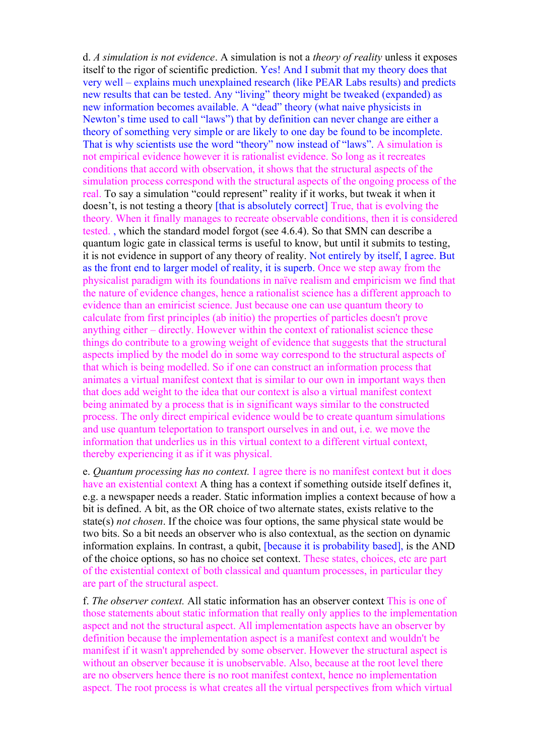d. *A simulation is not evidence*. A simulation is not a *theory of reality* unless it exposes itself to the rigor of scientific prediction. Yes! And I submit that my theory does that very well – explains much unexplained research (like PEAR Labs results) and predicts new results that can be tested. Any "living" theory might be tweaked (expanded) as new information becomes available. A "dead" theory (what naive physicists in Newton's time used to call "laws") that by definition can never change are either a theory of something very simple or are likely to one day be found to be incomplete. That is why scientists use the word "theory" now instead of "laws". A simulation is not empirical evidence however it is rationalist evidence. So long as it recreates conditions that accord with observation, it shows that the structural aspects of the simulation process correspond with the structural aspects of the ongoing process of the real. To say a simulation "could represent" reality if it works, but tweak it when it doesn't, is not testing a theory [that is absolutely correct] True, that is evolving the theory. When it finally manages to recreate observable conditions, then it is considered tested. , which the standard model forgot (see 4.6.4). So that SMN can describe a quantum logic gate in classical terms is useful to know, but until it submits to testing, it is not evidence in support of any theory of reality. Not entirely by itself, I agree. But as the front end to larger model of reality, it is superb. Once we step away from the physicalist paradigm with its foundations in naïve realism and empiricism we find that the nature of evidence changes, hence a rationalist science has a different approach to evidence than an emiricist science. Just because one can use quantum theory to calculate from first principles (ab initio) the properties of particles doesn't prove anything either – directly. However within the context of rationalist science these things do contribute to a growing weight of evidence that suggests that the structural aspects implied by the model do in some way correspond to the structural aspects of that which is being modelled. So if one can construct an information process that animates a virtual manifest context that is similar to our own in important ways then that does add weight to the idea that our context is also a virtual manifest context being animated by a process that is in significant ways similar to the constructed process. The only direct empirical evidence would be to create quantum simulations and use quantum teleportation to transport ourselves in and out, i.e. we move the information that underlies us in this virtual context to a different virtual context, thereby experiencing it as if it was physical.

e. *Quantum processing has no context.* I agree there is no manifest context but it does have an existential context A thing has a context if something outside itself defines it, e.g. a newspaper needs a reader. Static information implies a context because of how a bit is defined. A bit, as the OR choice of two alternate states, exists relative to the state(s) *not chosen*. If the choice was four options, the same physical state would be two bits. So a bit needs an observer who is also contextual, as the section on dynamic information explains. In contrast, a qubit, [because it is probability based], is the AND of the choice options, so has no choice set context. These states, choices, etc are part of the existential context of both classical and quantum processes, in particular they are part of the structural aspect.

f. *The observer context.* All static information has an observer context This is one of those statements about static information that really only applies to the implementation aspect and not the structural aspect. All implementation aspects have an observer by definition because the implementation aspect is a manifest context and wouldn't be manifest if it wasn't apprehended by some observer. However the structural aspect is without an observer because it is unobservable. Also, because at the root level there are no observers hence there is no root manifest context, hence no implementation aspect. The root process is what creates all the virtual perspectives from which virtual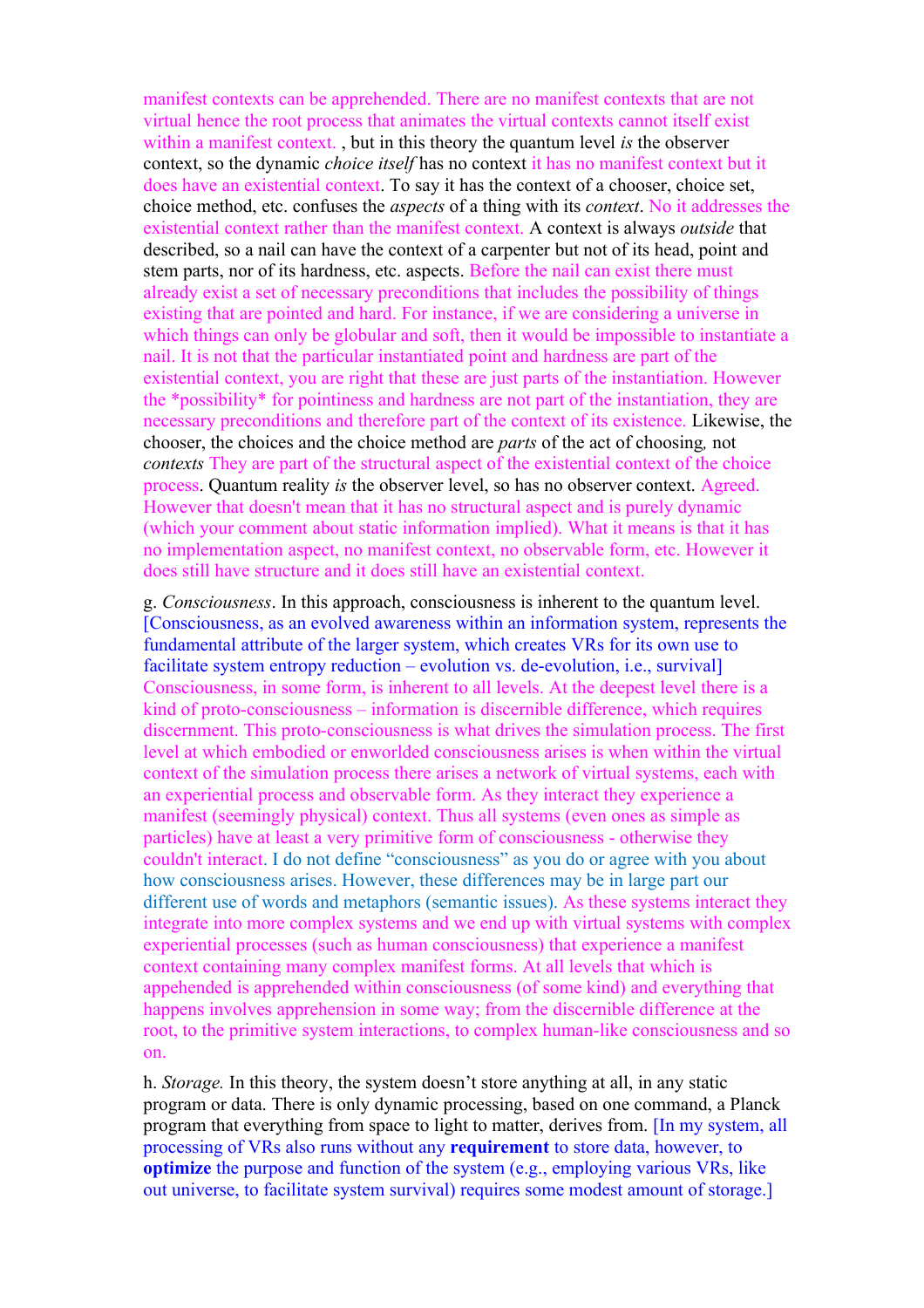manifest contexts can be apprehended. There are no manifest contexts that are not virtual hence the root process that animates the virtual contexts cannot itself exist within a manifest context. , but in this theory the quantum level *is* the observer context, so the dynamic *choice itself* has no context it has no manifest context but it does have an existential context. To say it has the context of a chooser, choice set, choice method, etc. confuses the *aspects* of a thing with its *context*. No it addresses the existential context rather than the manifest context. A context is always *outside* that described, so a nail can have the context of a carpenter but not of its head, point and stem parts, nor of its hardness, etc. aspects. Before the nail can exist there must already exist a set of necessary preconditions that includes the possibility of things existing that are pointed and hard. For instance, if we are considering a universe in which things can only be globular and soft, then it would be impossible to instantiate a nail. It is not that the particular instantiated point and hardness are part of the existential context, you are right that these are just parts of the instantiation. However the *possibility* for pointiness and hardness are not part of the instantiation, they are necessary preconditions and therefore part of the context of its existence. Likewise, the chooser, the choices and the choice method are *parts* of the act of choosing*,* not *contexts* They are part of the structural aspect of the existential context of the choice process. Quantum reality *is* the observer level, so has no observer context. Agreed. However that doesn't mean that it has no structural aspect and is purely dynamic (which your comment about static information implied). What it means is that it has no implementation aspect, no manifest context, no observable form, etc. However it does still have structure and it does still have an existential context.

g. *Consciousness*. In this approach, consciousness is inherent to the quantum level. [Consciousness, as an evolved awareness within an information system, represents the fundamental attribute of the larger system, which creates VRs for its own use to facilitate system entropy reduction – evolution vs. de-evolution, i.e., survival] Consciousness, in some form, is inherent to all levels. At the deepest level there is a kind of proto-consciousness – information is discernible difference, which requires discernment. This proto-consciousness is what drives the simulation process. The first level at which embodied or enworlded consciousness arises is when within the virtual context of the simulation process there arises a network of virtual systems, each with an experiential process and observable form. As they interact they experience a manifest (seemingly physical) context. Thus all systems (even ones as simple as particles) have at least a very primitive form of consciousness - otherwise they couldn't interact. I do not define "consciousness" as you do or agree with you about how consciousness arises. However, these differences may be in large part our different use of words and metaphors (semantic issues). As these systems interact they integrate into more complex systems and we end up with virtual systems with complex experiential processes (such as human consciousness) that experience a manifest context containing many complex manifest forms. At all levels that which is appehended is apprehended within consciousness (of some kind) and everything that happens involves apprehension in some way; from the discernible difference at the root, to the primitive system interactions, to complex human-like consciousness and so on.

h. *Storage.* In this theory, the system doesn't store anything at all, in any static program or data. There is only dynamic processing, based on one command, a Planck program that everything from space to light to matter, derives from. [In my system, all processing of VRs also runs without any **requirement** to store data, however, to **optimize** the purpose and function of the system (e.g., employing various VRs, like out universe, to facilitate system survival) requires some modest amount of storage.]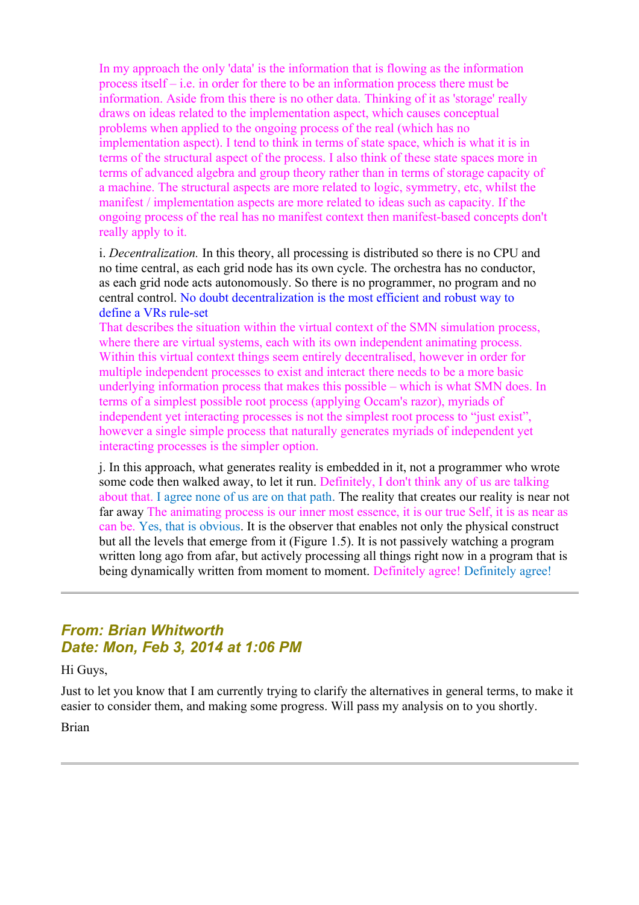In my approach the only 'data' is the information that is flowing as the information process itself – i.e. in order for there to be an information process there must be information. Aside from this there is no other data. Thinking of it as 'storage' really draws on ideas related to the implementation aspect, which causes conceptual problems when applied to the ongoing process of the real (which has no implementation aspect). I tend to think in terms of state space, which is what it is in terms of the structural aspect of the process. I also think of these state spaces more in terms of advanced algebra and group theory rather than in terms of storage capacity of a machine. The structural aspects are more related to logic, symmetry, etc, whilst the manifest / implementation aspects are more related to ideas such as capacity. If the ongoing process of the real has no manifest context then manifest-based concepts don't really apply to it.

i. *Decentralization.* In this theory, all processing is distributed so there is no CPU and no time central, as each grid node has its own cycle. The orchestra has no conductor, as each grid node acts autonomously. So there is no programmer, no program and no central control. No doubt decentralization is the most efficient and robust way to define a VRs rule-set
That describes the situation within the virtual context of the SMN simulation process, where there are virtual systems, each with its own independent animating process. Within this virtual context things seem entirely decentralised, however in order for multiple independent processes to exist and interact there needs to be a more basic underlying information process that makes this possible – which is what SMN does. In terms of a simplest possible root process (applying Occam's razor), myriads of independent yet interacting processes is not the simplest root process to "just exist", however a single simple process that naturally generates myriads of independent yet interacting processes is the simpler option.

j. In this approach, what generates reality is embedded in it, not a programmer who wrote some code then walked away, to let it run. Definitely, I don't think any of us are talking about that. I agree none of us are on that path. The reality that creates our reality is near not far away The animating process is our inner most essence, it is our true Self, it is as near as can be. Yes, that is obvious. It is the observer that enables not only the physical construct but all the levels that emerge from it (Figure 1.5). It is not passively watching a program written long ago from afar, but actively processing all things right now in a program that is being dynamically written from moment to moment. Definitely agree! Definitely agree!

---

### *From: Brian Whitworth*
### *Date: Mon, Feb 3, 2014 at 1:06 PM*

Hi Guys,

Just to let you know that I am currently trying to clarify the alternatives in general terms, to make it easier to consider them, and making some progress. Will pass my analysis on to you shortly.

Brian

---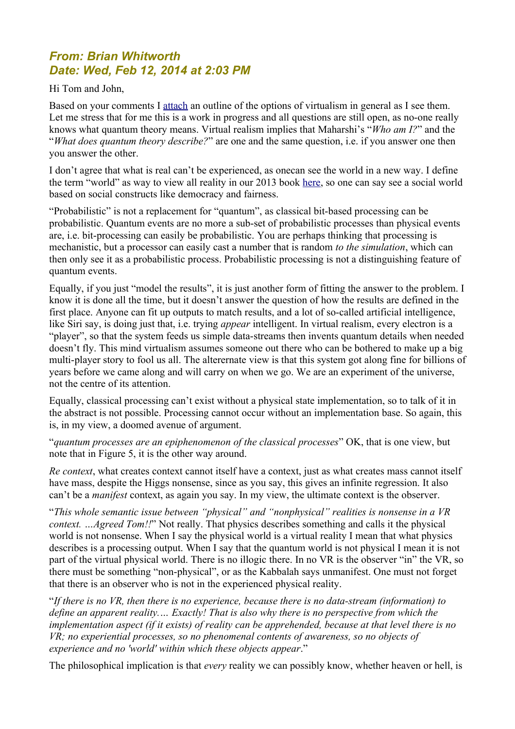## *From: Brian Whitworth*
## *Date: Wed, Feb 12, 2014 at 2:03 PM*

Hi Tom and John,

Based on your comments I attach an outline of the options of virtualism in general as I see them. Let me stress that for me this is a work in progress and all questions are still open, as no-one really knows what quantum theory means. Virtual realism implies that Maharshi's "*Who am I?*" and the "*What does quantum theory describe?*" are one and the same question, i.e. if you answer one then you answer the other.

I don't agree that what is real can't be experienced, as onecan see the world in a new way. I define the term "world" as way to view all reality in our 2013 book here, so one can say see a social world based on social constructs like democracy and fairness.

"Probabilistic" is not a replacement for "quantum", as classical bit-based processing can be probabilistic. Quantum events are no more a sub-set of probabilistic processes than physical events are, i.e. bit-processing can easily be probabilistic. You are perhaps thinking that processing is mechanistic, but a processor can easily cast a number that is random *to the simulation*, which can then only see it as a probabilistic process. Probabilistic processing is not a distinguishing feature of quantum events.

Equally, if you just "model the results", it is just another form of fitting the answer to the problem. I know it is done all the time, but it doesn't answer the question of how the results are defined in the first place. Anyone can fit up outputs to match results, and a lot of so-called artificial intelligence, like Siri say, is doing just that, i.e. trying *appear* intelligent. In virtual realism, every electron is a "player", so that the system feeds us simple data-streams then invents quantum details when needed doesn't fly. This mind virtualism assumes someone out there who can be bothered to make up a big multi-player story to fool us all. The alterernate view is that this system got along fine for billions of years before we came along and will carry on when we go. We are an experiment of the universe, not the centre of its attention.

Equally, classical processing can't exist without a physical state implementation, so to talk of it in the abstract is not possible. Processing cannot occur without an implementation base. So again, this is, in my view, a doomed avenue of argument.

"*quantum processes are an epiphenomenon of the classical processes*" OK, that is one view, but note that in Figure 5, it is the other way around.

*Re context*, what creates context cannot itself have a context, just as what creates mass cannot itself have mass, despite the Higgs nonsense, since as you say, this gives an infinite regression. It also can't be a *manifest* context, as again you say. In my view, the ultimate context is the observer.

"*This whole semantic issue between "physical" and "nonphysical" realities is nonsense in a VR context. …Agreed Tom!!*" Not really. That physics describes something and calls it the physical world is not nonsense. When I say the physical world is a virtual reality I mean that what physics describes is a processing output. When I say that the quantum world is not physical I mean it is not part of the virtual physical world. There is no illogic there. In no VR is the observer "in" the VR, so there must be something "non-physical", or as the Kabbalah says unmanifest. One must not forget that there is an observer who is not in the experienced physical reality.

"*If there is no VR, then there is no experience, because there is no data-stream (information) to define an apparent reality…. Exactly! That is also why there is no perspective from which the implementation aspect (if it exists) of reality can be apprehended, because at that level there is no VR; no experiential processes, so no phenomenal contents of awareness, so no objects of experience and no 'world' within which these objects appear*."

The philosophical implication is that *every* reality we can possibly know, whether heaven or hell, is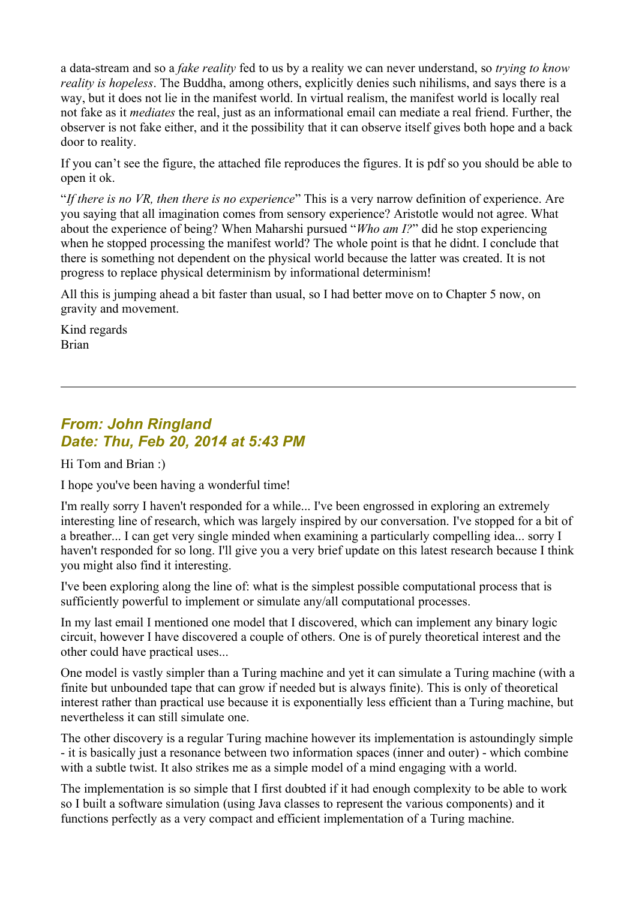a data-stream and so a *fake reality* fed to us by a reality we can never understand, so *trying to know reality is hopeless*. The Buddha, among others, explicitly denies such nihilisms, and says there is a way, but it does not lie in the manifest world. In virtual realism, the manifest world is locally real not fake as it *mediates* the real, just as an informational email can mediate a real friend. Further, the observer is not fake either, and it the possibility that it can observe itself gives both hope and a back door to reality.

If you can't see the figure, the attached file reproduces the figures. It is pdf so you should be able to open it ok.

"*If there is no VR, then there is no experience*" This is a very narrow definition of experience. Are you saying that all imagination comes from sensory experience? Aristotle would not agree. What about the experience of being? When Maharshi pursued "*Who am I?*" did he stop experiencing when he stopped processing the manifest world? The whole point is that he didnt. I conclude that there is something not dependent on the physical world because the latter was created. It is not progress to replace physical determinism by informational determinism!

All this is jumping ahead a bit faster than usual, so I had better move on to Chapter 5 now, on gravity and movement.

Kind regards
Brian

---

### *From: John Ringland*
### *Date: Thu, Feb 20, 2014 at 5:43 PM*

Hi Tom and Brian :)

I hope you've been having a wonderful time!

I'm really sorry I haven't responded for a while... I've been engrossed in exploring an extremely interesting line of research, which was largely inspired by our conversation. I've stopped for a bit of a breather... I can get very single minded when examining a particularly compelling idea... sorry I haven't responded for so long. I'll give you a very brief update on this latest research because I think you might also find it interesting.

I've been exploring along the line of: what is the simplest possible computational process that is sufficiently powerful to implement or simulate any/all computational processes.

In my last email I mentioned one model that I discovered, which can implement any binary logic circuit, however I have discovered a couple of others. One is of purely theoretical interest and the other could have practical uses...

One model is vastly simpler than a Turing machine and yet it can simulate a Turing machine (with a finite but unbounded tape that can grow if needed but is always finite). This is only of theoretical interest rather than practical use because it is exponentially less efficient than a Turing machine, but nevertheless it can still simulate one.

The other discovery is a regular Turing machine however its implementation is astoundingly simple - it is basically just a resonance between two information spaces (inner and outer) - which combine with a subtle twist. It also strikes me as a simple model of a mind engaging with a world.

The implementation is so simple that I first doubted if it had enough complexity to be able to work so I built a software simulation (using Java classes to represent the various components) and it functions perfectly as a very compact and efficient implementation of a Turing machine.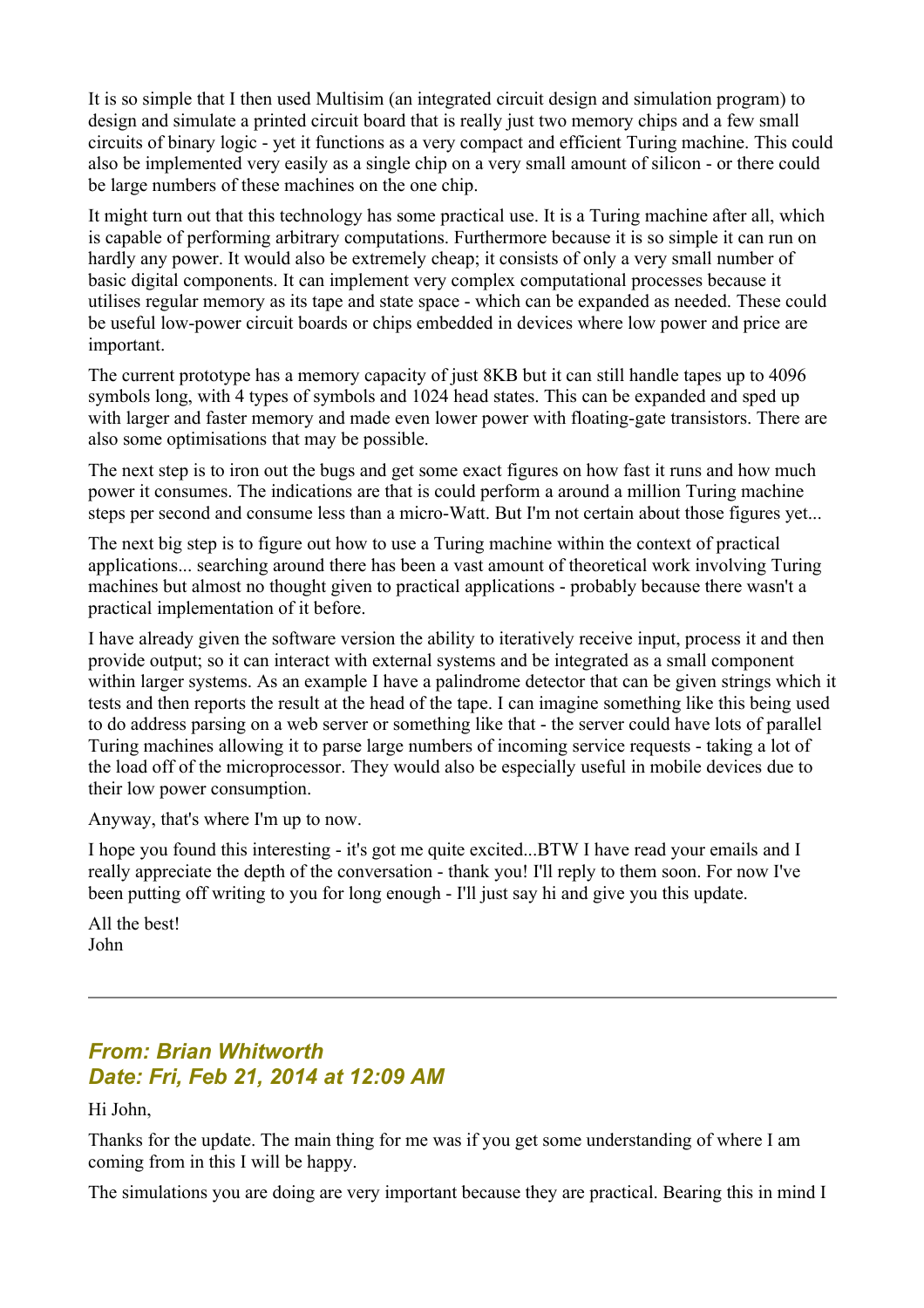It is so simple that I then used Multisim (an integrated circuit design and simulation program) to design and simulate a printed circuit board that is really just two memory chips and a few small circuits of binary logic - yet it functions as a very compact and efficient Turing machine. This could also be implemented very easily as a single chip on a very small amount of silicon - or there could be large numbers of these machines on the one chip.

It might turn out that this technology has some practical use. It is a Turing machine after all, which is capable of performing arbitrary computations. Furthermore because it is so simple it can run on hardly any power. It would also be extremely cheap; it consists of only a very small number of basic digital components. It can implement very complex computational processes because it utilises regular memory as its tape and state space - which can be expanded as needed. These could be useful low-power circuit boards or chips embedded in devices where low power and price are important.

The current prototype has a memory capacity of just 8KB but it can still handle tapes up to 4096 symbols long, with 4 types of symbols and 1024 head states. This can be expanded and sped up with larger and faster memory and made even lower power with floating-gate transistors. There are also some optimisations that may be possible.

The next step is to iron out the bugs and get some exact figures on how fast it runs and how much power it consumes. The indications are that is could perform a around a million Turing machine steps per second and consume less than a micro-Watt. But I'm not certain about those figures yet...

The next big step is to figure out how to use a Turing machine within the context of practical applications... searching around there has been a vast amount of theoretical work involving Turing machines but almost no thought given to practical applications - probably because there wasn't a practical implementation of it before.

I have already given the software version the ability to iteratively receive input, process it and then provide output; so it can interact with external systems and be integrated as a small component within larger systems. As an example I have a palindrome detector that can be given strings which it tests and then reports the result at the head of the tape. I can imagine something like this being used to do address parsing on a web server or something like that - the server could have lots of parallel Turing machines allowing it to parse large numbers of incoming service requests - taking a lot of the load off of the microprocessor. They would also be especially useful in mobile devices due to their low power consumption.

Anyway, that's where I'm up to now.

I hope you found this interesting - it's got me quite excited...BTW I have read your emails and I really appreciate the depth of the conversation - thank you! I'll reply to them soon. For now I've been putting off writing to you for long enough - I'll just say hi and give you this update.

All the best!
John

---

### *From: Brian Whitworth*
### *Date: Fri, Feb 21, 2014 at 12:09 AM*

Hi John,

Thanks for the update. The main thing for me was if you get some understanding of where I am coming from in this I will be happy.

The simulations you are doing are very important because they are practical. Bearing this in mind I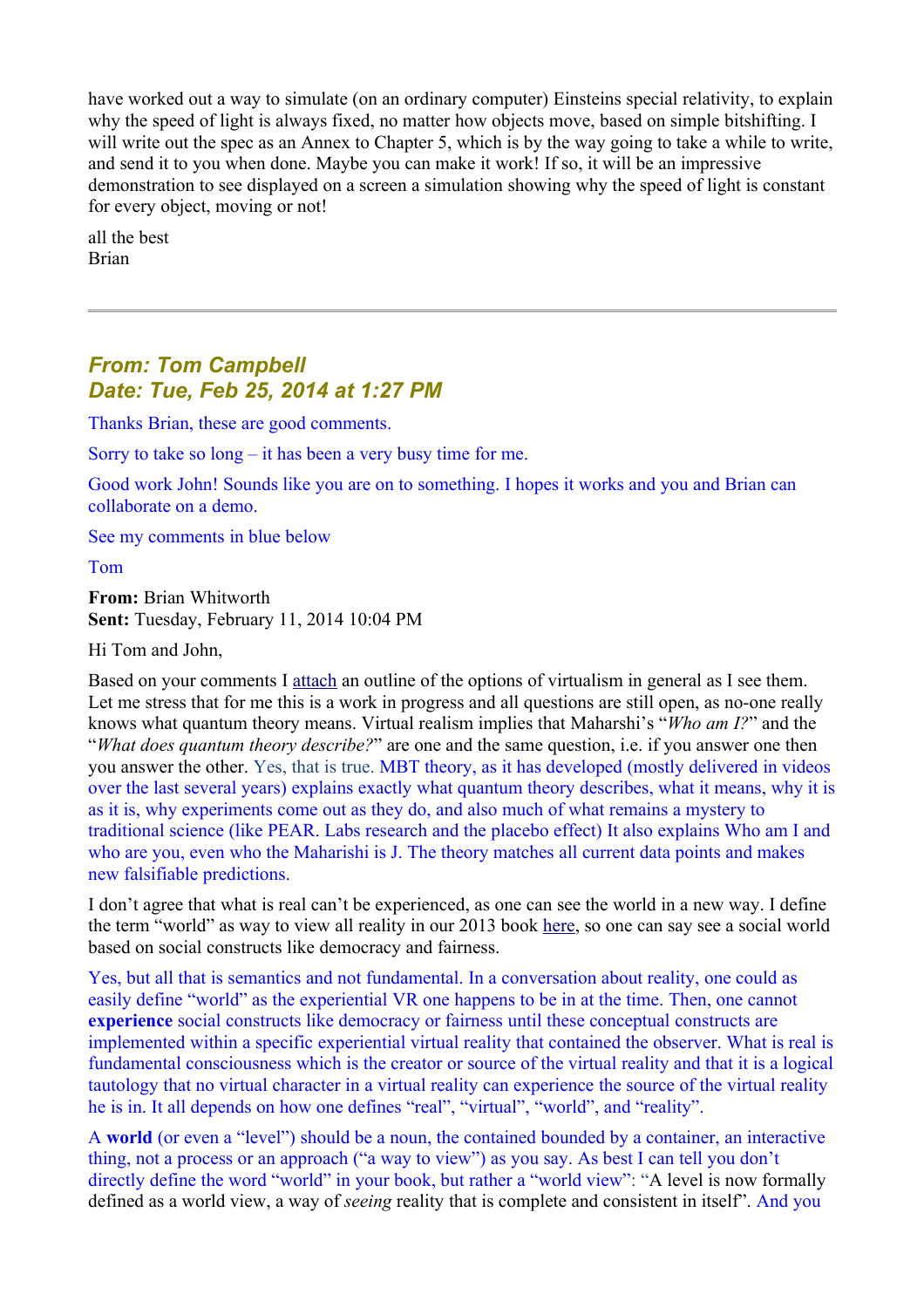have worked out a way to simulate (on an ordinary computer) Einsteins special relativity, to explain why the speed of light is always fixed, no matter how objects move, based on simple bitshifting. I will write out the spec as an Annex to Chapter 5, which is by the way going to take a while to write, and send it to you when done. Maybe you can make it work! If so, it will be an impressive demonstration to see displayed on a screen a simulation showing why the speed of light is constant for every object, moving or not!

all the best
Brian

---

### *From: Tom Campbell*
### *Date: Tue, Feb 25, 2014 at 1:27 PM*

Thanks Brian, these are good comments.

Sorry to take so long – it has been a very busy time for me.

Good work John! Sounds like you are on to something. I hopes it works and you and Brian can collaborate on a demo.

See my comments in blue below

Tom

**From:** Brian Whitworth
**Sent:** Tuesday, February 11, 2014 10:04 PM

Hi Tom and John,

Based on your comments I attach an outline of the options of virtualism in general as I see them. Let me stress that for me this is a work in progress and all questions are still open, as no-one really knows what quantum theory means. Virtual realism implies that Maharshi's "*Who am I?*" and the "*What does quantum theory describe?*" are one and the same question, i.e. if you answer one then you answer the other. Yes, that is true. MBT theory, as it has developed (mostly delivered in videos over the last several years) explains exactly what quantum theory describes, what it means, why it is as it is, why experiments come out as they do, and also much of what remains a mystery to traditional science (like PEAR. Labs research and the placebo effect) It also explains Who am I and who are you, even who the Maharishi is J. The theory matches all current data points and makes new falsifiable predictions.

I don't agree that what is real can't be experienced, as one can see the world in a new way. I define the term "world" as way to view all reality in our 2013 book here, so one can say see a social world based on social constructs like democracy and fairness.

Yes, but all that is semantics and not fundamental. In a conversation about reality, one could as easily define "world" as the experiential VR one happens to be in at the time. Then, one cannot **experience** social constructs like democracy or fairness until these conceptual constructs are implemented within a specific experiential virtual reality that contained the observer. What is real is fundamental consciousness which is the creator or source of the virtual reality and that it is a logical tautology that no virtual character in a virtual reality can experience the source of the virtual reality he is in. It all depends on how one defines "real", "virtual", "world", and "reality".

A **world** (or even a "level") should be a noun, the contained bounded by a container, an interactive thing, not a process or an approach ("a way to view") as you say. As best I can tell you don't directly define the word "world" in your book, but rather a "world view": "A level is now formally defined as a world view, a way of *seeing* reality that is complete and consistent in itself". And you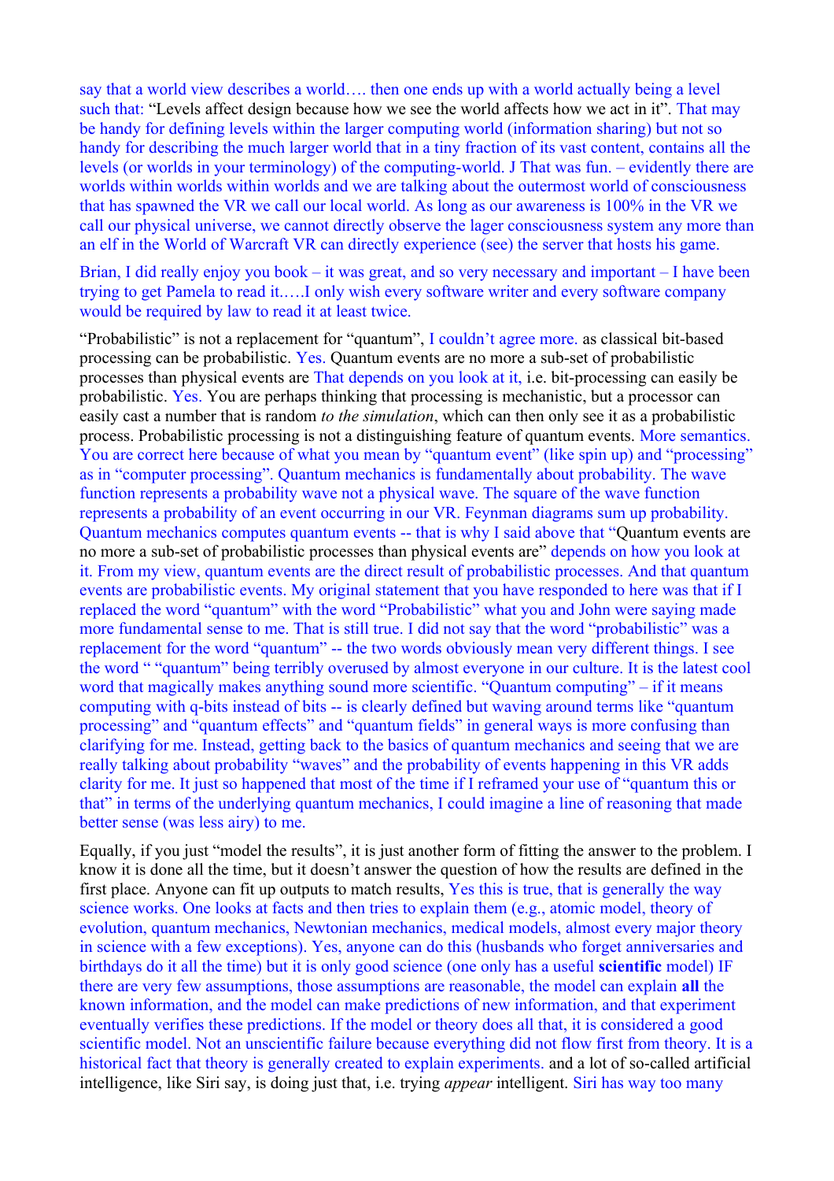say that a world view describes a world…. then one ends up with a world actually being a level such that: "Levels affect design because how we see the world affects how we act in it". That may be handy for defining levels within the larger computing world (information sharing) but not so handy for describing the much larger world that in a tiny fraction of its vast content, contains all the levels (or worlds in your terminology) of the computing-world. J That was fun. – evidently there are worlds within worlds within worlds and we are talking about the outermost world of consciousness that has spawned the VR we call our local world. As long as our awareness is 100% in the VR we call our physical universe, we cannot directly observe the lager consciousness system any more than an elf in the World of Warcraft VR can directly experience (see) the server that hosts his game.

Brian, I did really enjoy you book – it was great, and so very necessary and important – I have been trying to get Pamela to read it.….I only wish every software writer and every software company would be required by law to read it at least twice.

"Probabilistic" is not a replacement for "quantum", I couldn't agree more. as classical bit-based processing can be probabilistic. Yes. Quantum events are no more a sub-set of probabilistic processes than physical events are That depends on you look at it, i.e. bit-processing can easily be probabilistic. Yes. You are perhaps thinking that processing is mechanistic, but a processor can easily cast a number that is random *to the simulation*, which can then only see it as a probabilistic process. Probabilistic processing is not a distinguishing feature of quantum events. More semantics. You are correct here because of what you mean by "quantum event" (like spin up) and "processing" as in "computer processing". Quantum mechanics is fundamentally about probability. The wave function represents a probability wave not a physical wave. The square of the wave function represents a probability of an event occurring in our VR. Feynman diagrams sum up probability. Quantum mechanics computes quantum events -- that is why I said above that "Quantum events are no more a sub-set of probabilistic processes than physical events are" depends on how you look at it. From my view, quantum events are the direct result of probabilistic processes. And that quantum events are probabilistic events. My original statement that you have responded to here was that if I replaced the word "quantum" with the word "Probabilistic" what you and John were saying made more fundamental sense to me. That is still true. I did not say that the word "probabilistic" was a replacement for the word "quantum" -- the two words obviously mean very different things. I see the word " "quantum" being terribly overused by almost everyone in our culture. It is the latest cool word that magically makes anything sound more scientific. "Quantum computing" – if it means computing with q-bits instead of bits -- is clearly defined but waving around terms like "quantum processing" and "quantum effects" and "quantum fields" in general ways is more confusing than clarifying for me. Instead, getting back to the basics of quantum mechanics and seeing that we are really talking about probability "waves" and the probability of events happening in this VR adds clarity for me. It just so happened that most of the time if I reframed your use of "quantum this or that" in terms of the underlying quantum mechanics, I could imagine a line of reasoning that made better sense (was less airy) to me.

Equally, if you just "model the results", it is just another form of fitting the answer to the problem. I know it is done all the time, but it doesn't answer the question of how the results are defined in the first place. Anyone can fit up outputs to match results, Yes this is true, that is generally the way science works. One looks at facts and then tries to explain them (e.g., atomic model, theory of evolution, quantum mechanics, Newtonian mechanics, medical models, almost every major theory in science with a few exceptions). Yes, anyone can do this (husbands who forget anniversaries and birthdays do it all the time) but it is only good science (one only has a useful **scientific** model) IF there are very few assumptions, those assumptions are reasonable, the model can explain **all** the known information, and the model can make predictions of new information, and that experiment eventually verifies these predictions. If the model or theory does all that, it is considered a good scientific model. Not an unscientific failure because everything did not flow first from theory. It is a historical fact that theory is generally created to explain experiments. and a lot of so-called artificial intelligence, like Siri say, is doing just that, i.e. trying *appear* intelligent. Siri has way too many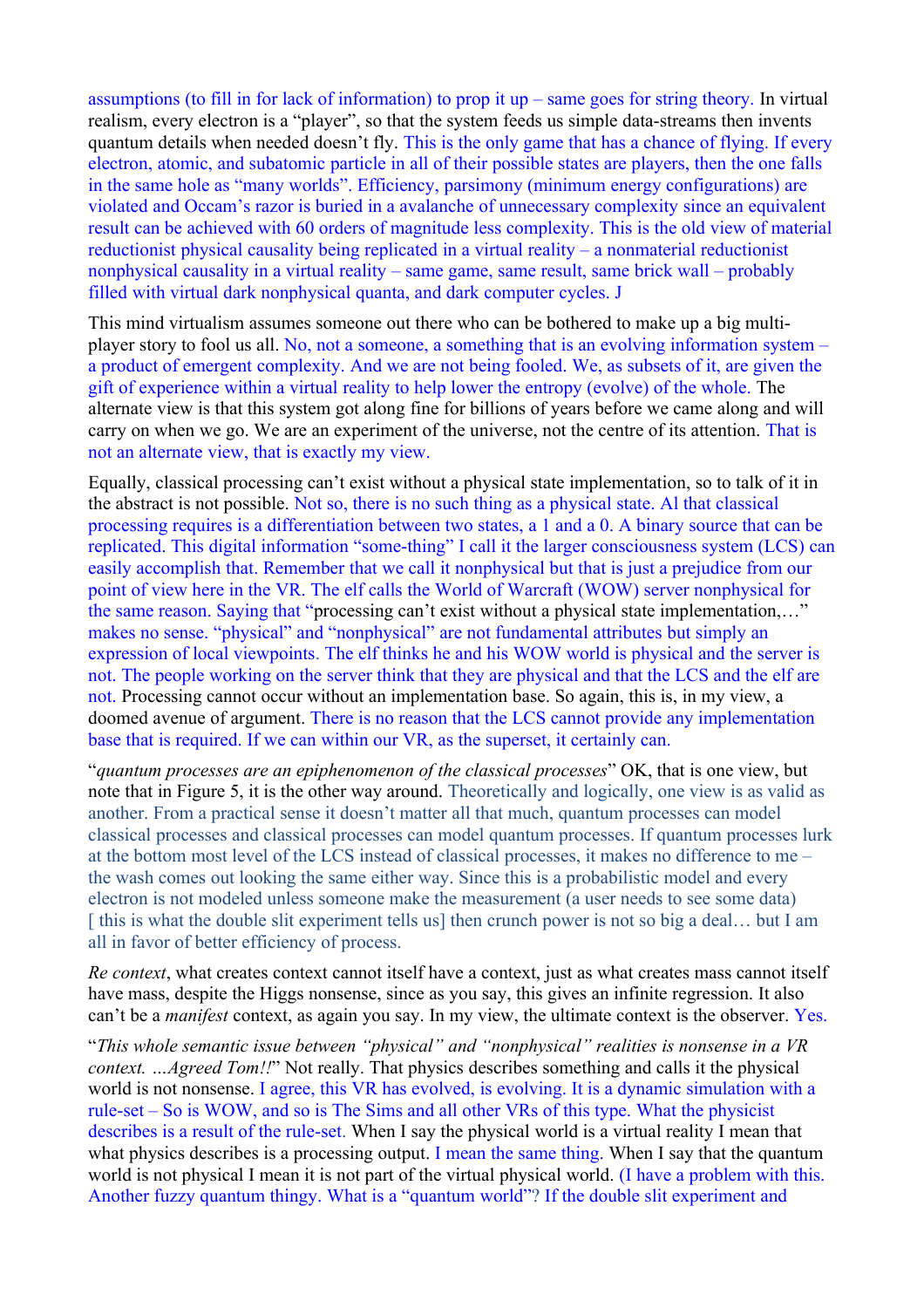assumptions (to fill in for lack of information) to prop it up – same goes for string theory. In virtual realism, every electron is a "player", so that the system feeds us simple data-streams then invents quantum details when needed doesn't fly. This is the only game that has a chance of flying. If every electron, atomic, and subatomic particle in all of their possible states are players, then the one falls in the same hole as "many worlds". Efficiency, parsimony (minimum energy configurations) are violated and Occam's razor is buried in a avalanche of unnecessary complexity since an equivalent result can be achieved with 60 orders of magnitude less complexity. This is the old view of material reductionist physical causality being replicated in a virtual reality – a nonmaterial reductionist nonphysical causality in a virtual reality – same game, same result, same brick wall – probably filled with virtual dark nonphysical quanta, and dark computer cycles. J

This mind virtualism assumes someone out there who can be bothered to make up a big multi-player story to fool us all. No, not a someone, a something that is an evolving information system – a product of emergent complexity. And we are not being fooled. We, as subsets of it, are given the gift of experience within a virtual reality to help lower the entropy (evolve) of the whole. The alternate view is that this system got along fine for billions of years before we came along and will carry on when we go. We are an experiment of the universe, not the centre of its attention. That is not an alternate view, that is exactly my view.

Equally, classical processing can't exist without a physical state implementation, so to talk of it in the abstract is not possible. Not so, there is no such thing as a physical state. Al that classical processing requires is a differentiation between two states, a 1 and a 0. A binary source that can be replicated. This digital information "some-thing" I call it the larger consciousness system (LCS) can easily accomplish that. Remember that we call it nonphysical but that is just a prejudice from our point of view here in the VR. The elf calls the World of Warcraft (WOW) server nonphysical for the same reason. Saying that "processing can't exist without a physical state implementation,…" makes no sense. "physical" and "nonphysical" are not fundamental attributes but simply an expression of local viewpoints. The elf thinks he and his WOW world is physical and the server is not. The people working on the server think that they are physical and that the LCS and the elf are not. Processing cannot occur without an implementation base. So again, this is, in my view, a doomed avenue of argument. There is no reason that the LCS cannot provide any implementation base that is required. If we can within our VR, as the superset, it certainly can.

"*quantum processes are an epiphenomenon of the classical processes*" OK, that is one view, but note that in Figure 5, it is the other way around. Theoretically and logically, one view is as valid as another. From a practical sense it doesn't matter all that much, quantum processes can model classical processes and classical processes can model quantum processes. If quantum processes lurk at the bottom most level of the LCS instead of classical processes, it makes no difference to me – the wash comes out looking the same either way. Since this is a probabilistic model and every electron is not modeled unless someone make the measurement (a user needs to see some data) [ this is what the double slit experiment tells us] then crunch power is not so big a deal… but I am all in favor of better efficiency of process.

*Re context*, what creates context cannot itself have a context, just as what creates mass cannot itself have mass, despite the Higgs nonsense, since as you say, this gives an infinite regression. It also can't be a *manifest* context, as again you say. In my view, the ultimate context is the observer. Yes.

"*This whole semantic issue between "physical" and "nonphysical" realities is nonsense in a VR context. …Agreed Tom!!*" Not really. That physics describes something and calls it the physical world is not nonsense. I agree, this VR has evolved, is evolving. It is a dynamic simulation with a rule-set – So is WOW, and so is The Sims and all other VRs of this type. What the physicist describes is a result of the rule-set. When I say the physical world is a virtual reality I mean that what physics describes is a processing output. I mean the same thing. When I say that the quantum world is not physical I mean it is not part of the virtual physical world. (I have a problem with this. Another fuzzy quantum thingy. What is a "quantum world"? If the double slit experiment and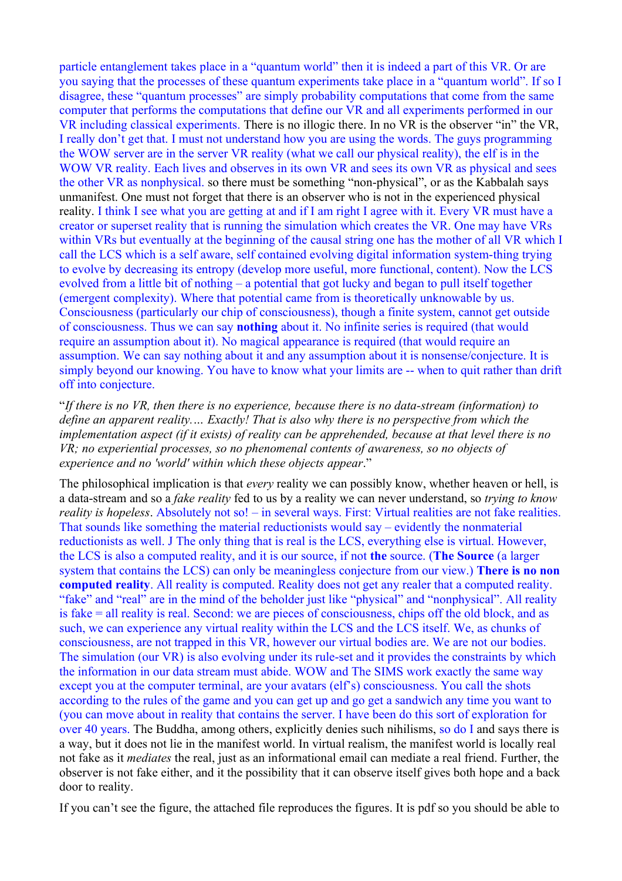particle entanglement takes place in a "quantum world" then it is indeed a part of this VR. Or are you saying that the processes of these quantum experiments take place in a "quantum world". If so I disagree, these "quantum processes" are simply probability computations that come from the same computer that performs the computations that define our VR and all experiments performed in our VR including classical experiments. There is no illogic there. In no VR is the observer "in" the VR, I really don't get that. I must not understand how you are using the words. The guys programming the WOW server are in the server VR reality (what we call our physical reality), the elf is in the WOW VR reality. Each lives and observes in its own VR and sees its own VR as physical and sees the other VR as nonphysical. so there must be something "non-physical", or as the Kabbalah says unmanifest. One must not forget that there is an observer who is not in the experienced physical reality. I think I see what you are getting at and if I am right I agree with it. Every VR must have a creator or superset reality that is running the simulation which creates the VR. One may have VRs within VRs but eventually at the beginning of the causal string one has the mother of all VR which I call the LCS which is a self aware, self contained evolving digital information system-thing trying to evolve by decreasing its entropy (develop more useful, more functional, content). Now the LCS evolved from a little bit of nothing – a potential that got lucky and began to pull itself together (emergent complexity). Where that potential came from is theoretically unknowable by us. Consciousness (particularly our chip of consciousness), though a finite system, cannot get outside of consciousness. Thus we can say **nothing** about it. No infinite series is required (that would require an assumption about it). No magical appearance is required (that would require an assumption. We can say nothing about it and any assumption about it is nonsense/conjecture. It is simply beyond our knowing. You have to know what your limits are -- when to quit rather than drift off into conjecture.

"*If there is no VR, then there is no experience, because there is no data-stream (information) to define an apparent reality…. Exactly! That is also why there is no perspective from which the implementation aspect (if it exists) of reality can be apprehended, because at that level there is no VR; no experiential processes, so no phenomenal contents of awareness, so no objects of experience and no 'world' within which these objects appear*."

The philosophical implication is that *every* reality we can possibly know, whether heaven or hell, is a data-stream and so a *fake reality* fed to us by a reality we can never understand, so *trying to know reality is hopeless*. Absolutely not so! – in several ways. First: Virtual realities are not fake realities. That sounds like something the material reductionists would say – evidently the nonmaterial reductionists as well. J The only thing that is real is the LCS, everything else is virtual. However, the LCS is also a computed reality, and it is our source, if not **the** source. (**The Source** (a larger system that contains the LCS) can only be meaningless conjecture from our view.) **There is no non computed reality**. All reality is computed. Reality does not get any realer that a computed reality. "fake" and "real" are in the mind of the beholder just like "physical" and "nonphysical". All reality is fake = all reality is real. Second: we are pieces of consciousness, chips off the old block, and as such, we can experience any virtual reality within the LCS and the LCS itself. We, as chunks of consciousness, are not trapped in this VR, however our virtual bodies are. We are not our bodies. The simulation (our VR) is also evolving under its rule-set and it provides the constraints by which the information in our data stream must abide. WOW and The SIMS work exactly the same way except you at the computer terminal, are your avatars (elf's) consciousness. You call the shots according to the rules of the game and you can get up and go get a sandwich any time you want to (you can move about in reality that contains the server. I have been do this sort of exploration for over 40 years. The Buddha, among others, explicitly denies such nihilisms, so do I and says there is a way, but it does not lie in the manifest world. In virtual realism, the manifest world is locally real not fake as it *mediates* the real, just as an informational email can mediate a real friend. Further, the observer is not fake either, and it the possibility that it can observe itself gives both hope and a back door to reality.

If you can't see the figure, the attached file reproduces the figures. It is pdf so you should be able to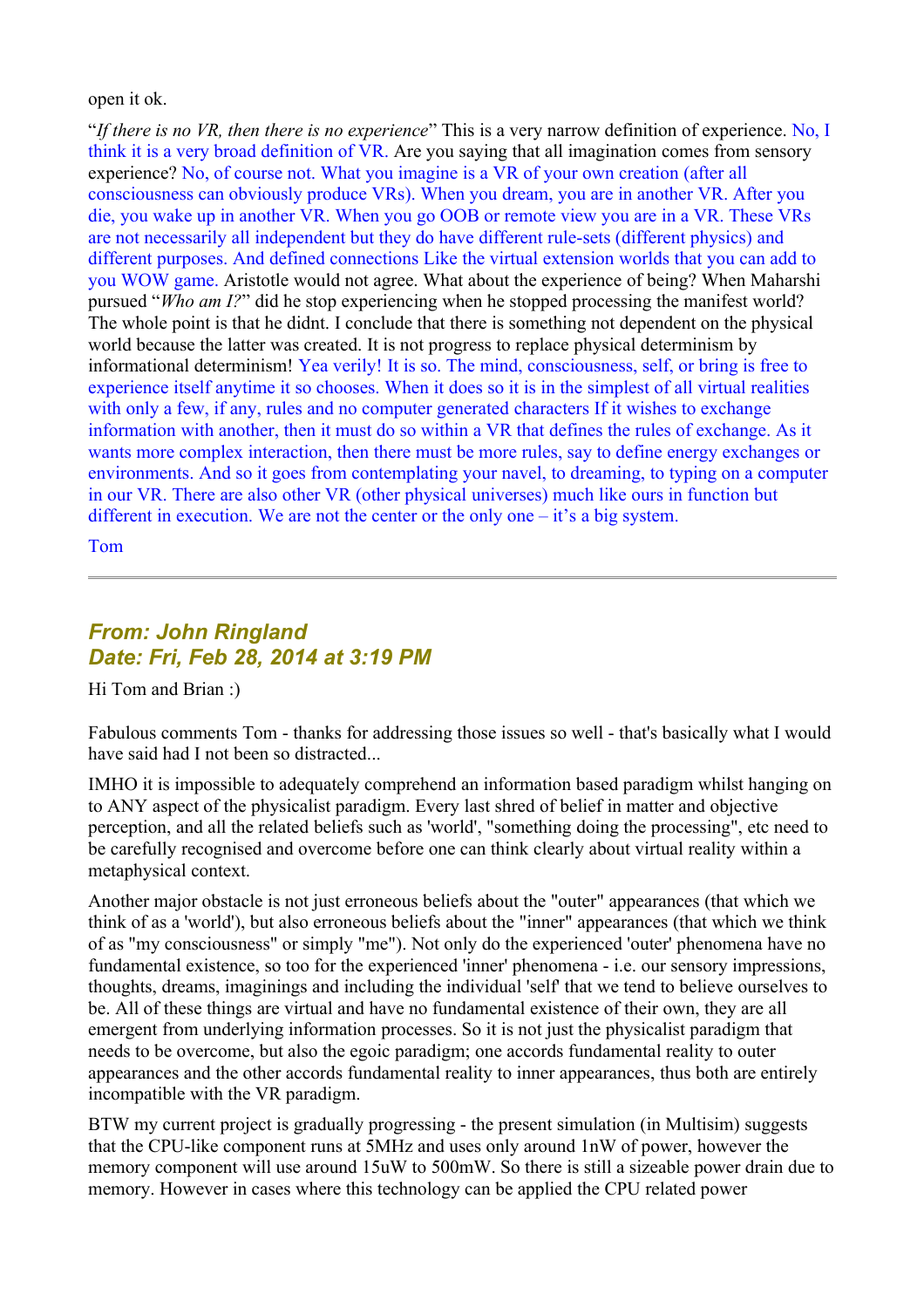open it ok.

"*If there is no VR, then there is no experience*" This is a very narrow definition of experience. No, I think it is a very broad definition of VR. Are you saying that all imagination comes from sensory experience? No, of course not. What you imagine is a VR of your own creation (after all consciousness can obviously produce VRs). When you dream, you are in another VR. After you die, you wake up in another VR. When you go OOB or remote view you are in a VR. These VRs are not necessarily all independent but they do have different rule-sets (different physics) and different purposes. And defined connections Like the virtual extension worlds that you can add to you WOW game. Aristotle would not agree. What about the experience of being? When Maharshi pursued "*Who am I?*" did he stop experiencing when he stopped processing the manifest world? The whole point is that he didnt. I conclude that there is something not dependent on the physical world because the latter was created. It is not progress to replace physical determinism by informational determinism! Yea verily! It is so. The mind, consciousness, self, or bring is free to experience itself anytime it so chooses. When it does so it is in the simplest of all virtual realities with only a few, if any, rules and no computer generated characters If it wishes to exchange information with another, then it must do so within a VR that defines the rules of exchange. As it wants more complex interaction, then there must be more rules, say to define energy exchanges or environments. And so it goes from contemplating your navel, to dreaming, to typing on a computer in our VR. There are also other VR (other physical universes) much like ours in function but different in execution. We are not the center or the only one – it's a big system.

Tom

---

### *From: John Ringland*
### *Date: Fri, Feb 28, 2014 at 3:19 PM*

Hi Tom and Brian :)

Fabulous comments Tom - thanks for addressing those issues so well - that's basically what I would have said had I not been so distracted...

IMHO it is impossible to adequately comprehend an information based paradigm whilst hanging on to ANY aspect of the physicalist paradigm. Every last shred of belief in matter and objective perception, and all the related beliefs such as 'world', "something doing the processing", etc need to be carefully recognised and overcome before one can think clearly about virtual reality within a metaphysical context.

Another major obstacle is not just erroneous beliefs about the "outer" appearances (that which we think of as a 'world'), but also erroneous beliefs about the "inner" appearances (that which we think of as "my consciousness" or simply "me"). Not only do the experienced 'outer' phenomena have no fundamental existence, so too for the experienced 'inner' phenomena - i.e. our sensory impressions, thoughts, dreams, imaginings and including the individual 'self' that we tend to believe ourselves to be. All of these things are virtual and have no fundamental existence of their own, they are all emergent from underlying information processes. So it is not just the physicalist paradigm that needs to be overcome, but also the egoic paradigm; one accords fundamental reality to outer appearances and the other accords fundamental reality to inner appearances, thus both are entirely incompatible with the VR paradigm.

BTW my current project is gradually progressing - the present simulation (in Multisim) suggests that the CPU-like component runs at 5MHz and uses only around 1nW of power, however the memory component will use around 15uW to 500mW. So there is still a sizeable power drain due to memory. However in cases where this technology can be applied the CPU related power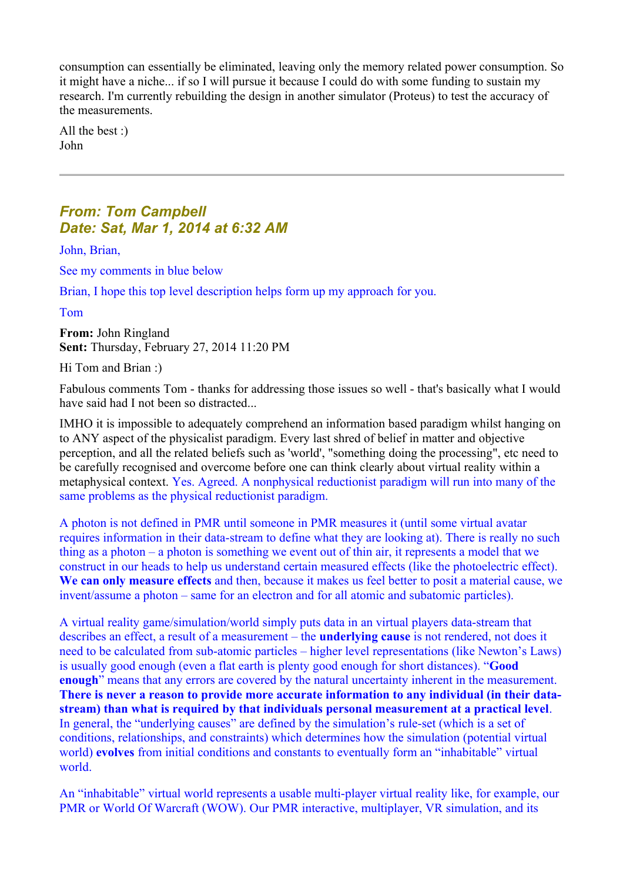consumption can essentially be eliminated, leaving only the memory related power consumption. So it might have a niche... if so I will pursue it because I could do with some funding to sustain my research. I'm currently rebuilding the design in another simulator (Proteus) to test the accuracy of the measurements.

All the best :)
John

---

### *From: Tom Campbell*
### *Date: Sat, Mar 1, 2014 at 6:32 AM*

John, Brian,

See my comments in blue below

Brian, I hope this top level description helps form up my approach for you.

Tom

**From:** John Ringland
**Sent:** Thursday, February 27, 2014 11:20 PM

Hi Tom and Brian :)

Fabulous comments Tom - thanks for addressing those issues so well - that's basically what I would have said had I not been so distracted...

IMHO it is impossible to adequately comprehend an information based paradigm whilst hanging on to ANY aspect of the physicalist paradigm. Every last shred of belief in matter and objective perception, and all the related beliefs such as 'world', "something doing the processing", etc need to be carefully recognised and overcome before one can think clearly about virtual reality within a metaphysical context. Yes. Agreed. A nonphysical reductionist paradigm will run into many of the same problems as the physical reductionist paradigm.

A photon is not defined in PMR until someone in PMR measures it (until some virtual avatar requires information in their data-stream to define what they are looking at). There is really no such thing as a photon – a photon is something we event out of thin air, it represents a model that we construct in our heads to help us understand certain measured effects (like the photoelectric effect). **We can only measure effects** and then, because it makes us feel better to posit a material cause, we invent/assume a photon – same for an electron and for all atomic and subatomic particles).

A virtual reality game/simulation/world simply puts data in an virtual players data-stream that describes an effect, a result of a measurement – the **underlying cause** is not rendered, not does it need to be calculated from sub-atomic particles – higher level representations (like Newton's Laws) is usually good enough (even a flat earth is plenty good enough for short distances). "**Good enough**" means that any errors are covered by the natural uncertainty inherent in the measurement. **There is never a reason to provide more accurate information to any individual (in their data-stream) than what is required by that individuals personal measurement at a practical level**. In general, the "underlying causes" are defined by the simulation's rule-set (which is a set of conditions, relationships, and constraints) which determines how the simulation (potential virtual world) **evolves** from initial conditions and constants to eventually form an "inhabitable" virtual world.

An "inhabitable" virtual world represents a usable multi-player virtual reality like, for example, our PMR or World Of Warcraft (WOW). Our PMR interactive, multiplayer, VR simulation, and its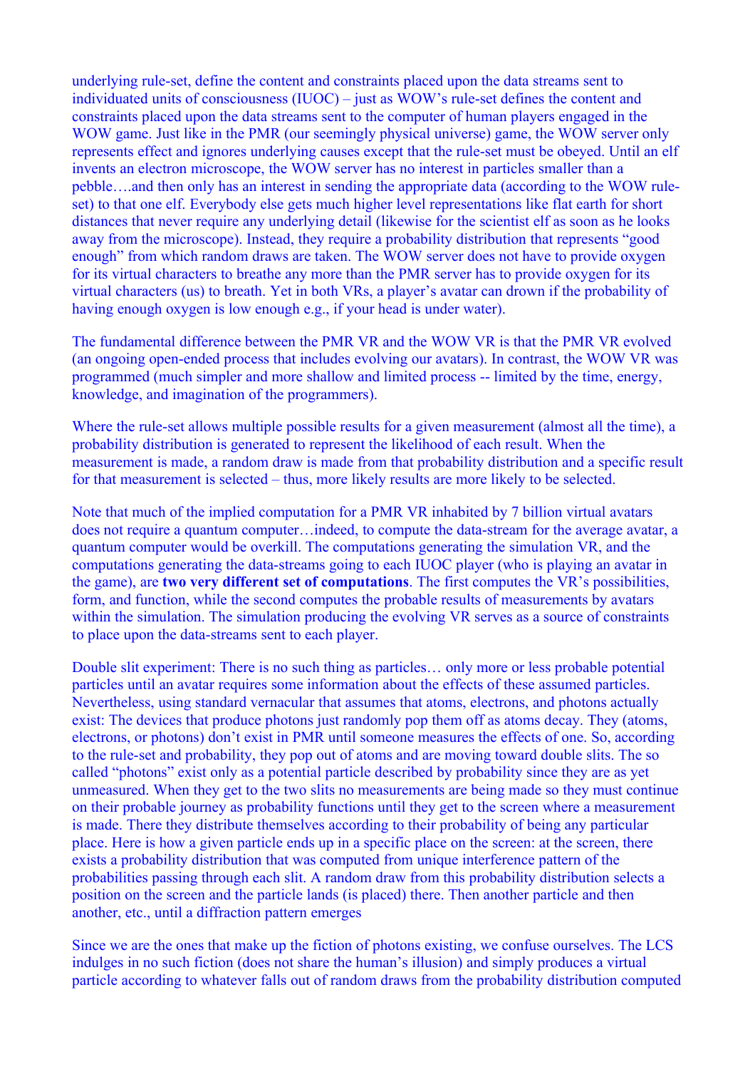underlying rule-set, define the content and constraints placed upon the data streams sent to individuated units of consciousness (IUOC) – just as WOW's rule-set defines the content and constraints placed upon the data streams sent to the computer of human players engaged in the WOW game. Just like in the PMR (our seemingly physical universe) game, the WOW server only represents effect and ignores underlying causes except that the rule-set must be obeyed. Until an elf invents an electron microscope, the WOW server has no interest in particles smaller than a pebble….and then only has an interest in sending the appropriate data (according to the WOW rule-set) to that one elf. Everybody else gets much higher level representations like flat earth for short distances that never require any underlying detail (likewise for the scientist elf as soon as he looks away from the microscope). Instead, they require a probability distribution that represents "good enough" from which random draws are taken. The WOW server does not have to provide oxygen for its virtual characters to breathe any more than the PMR server has to provide oxygen for its virtual characters (us) to breath. Yet in both VRs, a player's avatar can drown if the probability of having enough oxygen is low enough e.g., if your head is under water).

The fundamental difference between the PMR VR and the WOW VR is that the PMR VR evolved (an ongoing open-ended process that includes evolving our avatars). In contrast, the WOW VR was programmed (much simpler and more shallow and limited process -- limited by the time, energy, knowledge, and imagination of the programmers).

Where the rule-set allows multiple possible results for a given measurement (almost all the time), a probability distribution is generated to represent the likelihood of each result. When the measurement is made, a random draw is made from that probability distribution and a specific result for that measurement is selected – thus, more likely results are more likely to be selected.

Note that much of the implied computation for a PMR VR inhabited by 7 billion virtual avatars does not require a quantum computer…indeed, to compute the data-stream for the average avatar, a quantum computer would be overkill. The computations generating the simulation VR, and the computations generating the data-streams going to each IUOC player (who is playing an avatar in the game), are **two very different set of computations**. The first computes the VR's possibilities, form, and function, while the second computes the probable results of measurements by avatars within the simulation. The simulation producing the evolving VR serves as a source of constraints to place upon the data-streams sent to each player.

Double slit experiment: There is no such thing as particles… only more or less probable potential particles until an avatar requires some information about the effects of these assumed particles. Nevertheless, using standard vernacular that assumes that atoms, electrons, and photons actually exist: The devices that produce photons just randomly pop them off as atoms decay. They (atoms, electrons, or photons) don't exist in PMR until someone measures the effects of one. So, according to the rule-set and probability, they pop out of atoms and are moving toward double slits. The so called "photons" exist only as a potential particle described by probability since they are as yet unmeasured. When they get to the two slits no measurements are being made so they must continue on their probable journey as probability functions until they get to the screen where a measurement is made. There they distribute themselves according to their probability of being any particular place. Here is how a given particle ends up in a specific place on the screen: at the screen, there exists a probability distribution that was computed from unique interference pattern of the probabilities passing through each slit. A random draw from this probability distribution selects a position on the screen and the particle lands (is placed) there. Then another particle and then another, etc., until a diffraction pattern emerges

Since we are the ones that make up the fiction of photons existing, we confuse ourselves. The LCS indulges in no such fiction (does not share the human's illusion) and simply produces a virtual particle according to whatever falls out of random draws from the probability distribution computed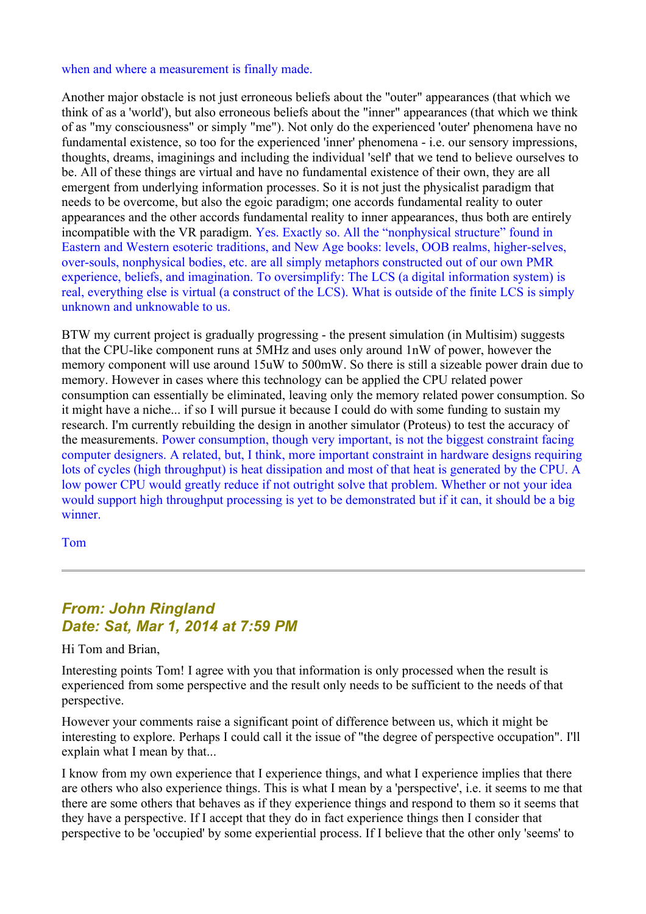when and where a measurement is finally made.

Another major obstacle is not just erroneous beliefs about the "outer" appearances (that which we think of as a 'world'), but also erroneous beliefs about the "inner" appearances (that which we think of as "my consciousness" or simply "me"). Not only do the experienced 'outer' phenomena have no fundamental existence, so too for the experienced 'inner' phenomena - i.e. our sensory impressions, thoughts, dreams, imaginings and including the individual 'self' that we tend to believe ourselves to be. All of these things are virtual and have no fundamental existence of their own, they are all emergent from underlying information processes. So it is not just the physicalist paradigm that needs to be overcome, but also the egoic paradigm; one accords fundamental reality to outer appearances and the other accords fundamental reality to inner appearances, thus both are entirely incompatible with the VR paradigm. Yes. Exactly so. All the "nonphysical structure" found in Eastern and Western esoteric traditions, and New Age books: levels, OOB realms, higher-selves, over-souls, nonphysical bodies, etc. are all simply metaphors constructed out of our own PMR experience, beliefs, and imagination. To oversimplify: The LCS (a digital information system) is real, everything else is virtual (a construct of the LCS). What is outside of the finite LCS is simply unknown and unknowable to us.

BTW my current project is gradually progressing - the present simulation (in Multisim) suggests that the CPU-like component runs at 5MHz and uses only around 1nW of power, however the memory component will use around 15uW to 500mW. So there is still a sizeable power drain due to memory. However in cases where this technology can be applied the CPU related power consumption can essentially be eliminated, leaving only the memory related power consumption. So it might have a niche... if so I will pursue it because I could do with some funding to sustain my research. I'm currently rebuilding the design in another simulator (Proteus) to test the accuracy of the measurements. Power consumption, though very important, is not the biggest constraint facing computer designers. A related, but, I think, more important constraint in hardware designs requiring lots of cycles (high throughput) is heat dissipation and most of that heat is generated by the CPU. A low power CPU would greatly reduce if not outright solve that problem. Whether or not your idea would support high throughput processing is yet to be demonstrated but if it can, it should be a big winner.

Tom

---

### *From: John Ringland*
### *Date: Sat, Mar 1, 2014 at 7:59 PM*

Hi Tom and Brian,

Interesting points Tom! I agree with you that information is only processed when the result is experienced from some perspective and the result only needs to be sufficient to the needs of that perspective.

However your comments raise a significant point of difference between us, which it might be interesting to explore. Perhaps I could call it the issue of "the degree of perspective occupation". I'll explain what I mean by that...

I know from my own experience that I experience things, and what I experience implies that there are others who also experience things. This is what I mean by a 'perspective', i.e. it seems to me that there are some others that behaves as if they experience things and respond to them so it seems that they have a perspective. If I accept that they do in fact experience things then I consider that perspective to be 'occupied' by some experiential process. If I believe that the other only 'seems' to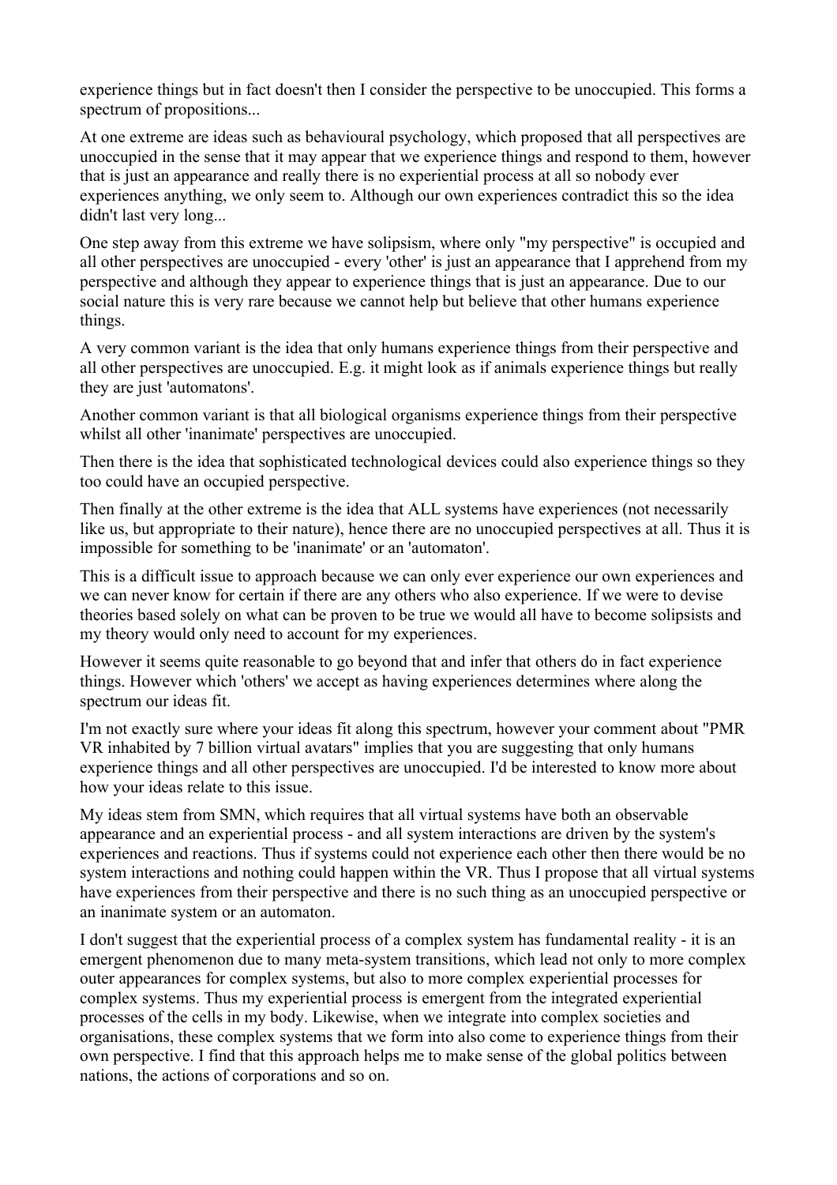experience things but in fact doesn't then I consider the perspective to be unoccupied. This forms a spectrum of propositions...

At one extreme are ideas such as behavioural psychology, which proposed that all perspectives are unoccupied in the sense that it may appear that we experience things and respond to them, however that is just an appearance and really there is no experiential process at all so nobody ever experiences anything, we only seem to. Although our own experiences contradict this so the idea didn't last very long...

One step away from this extreme we have solipsism, where only "my perspective" is occupied and all other perspectives are unoccupied - every 'other' is just an appearance that I apprehend from my perspective and although they appear to experience things that is just an appearance. Due to our social nature this is very rare because we cannot help but believe that other humans experience things.

A very common variant is the idea that only humans experience things from their perspective and all other perspectives are unoccupied. E.g. it might look as if animals experience things but really they are just 'automatons'.

Another common variant is that all biological organisms experience things from their perspective whilst all other 'inanimate' perspectives are unoccupied.

Then there is the idea that sophisticated technological devices could also experience things so they too could have an occupied perspective.

Then finally at the other extreme is the idea that ALL systems have experiences (not necessarily like us, but appropriate to their nature), hence there are no unoccupied perspectives at all. Thus it is impossible for something to be 'inanimate' or an 'automaton'.

This is a difficult issue to approach because we can only ever experience our own experiences and we can never know for certain if there are any others who also experience. If we were to devise theories based solely on what can be proven to be true we would all have to become solipsists and my theory would only need to account for my experiences.

However it seems quite reasonable to go beyond that and infer that others do in fact experience things. However which 'others' we accept as having experiences determines where along the spectrum our ideas fit.

I'm not exactly sure where your ideas fit along this spectrum, however your comment about "PMR VR inhabited by 7 billion virtual avatars" implies that you are suggesting that only humans experience things and all other perspectives are unoccupied. I'd be interested to know more about how your ideas relate to this issue.

My ideas stem from SMN, which requires that all virtual systems have both an observable appearance and an experiential process - and all system interactions are driven by the system's experiences and reactions. Thus if systems could not experience each other then there would be no system interactions and nothing could happen within the VR. Thus I propose that all virtual systems have experiences from their perspective and there is no such thing as an unoccupied perspective or an inanimate system or an automaton.

I don't suggest that the experiential process of a complex system has fundamental reality - it is an emergent phenomenon due to many meta-system transitions, which lead not only to more complex outer appearances for complex systems, but also to more complex experiential processes for complex systems. Thus my experiential process is emergent from the integrated experiential processes of the cells in my body. Likewise, when we integrate into complex societies and organisations, these complex systems that we form into also come to experience things from their own perspective. I find that this approach helps me to make sense of the global politics between nations, the actions of corporations and so on.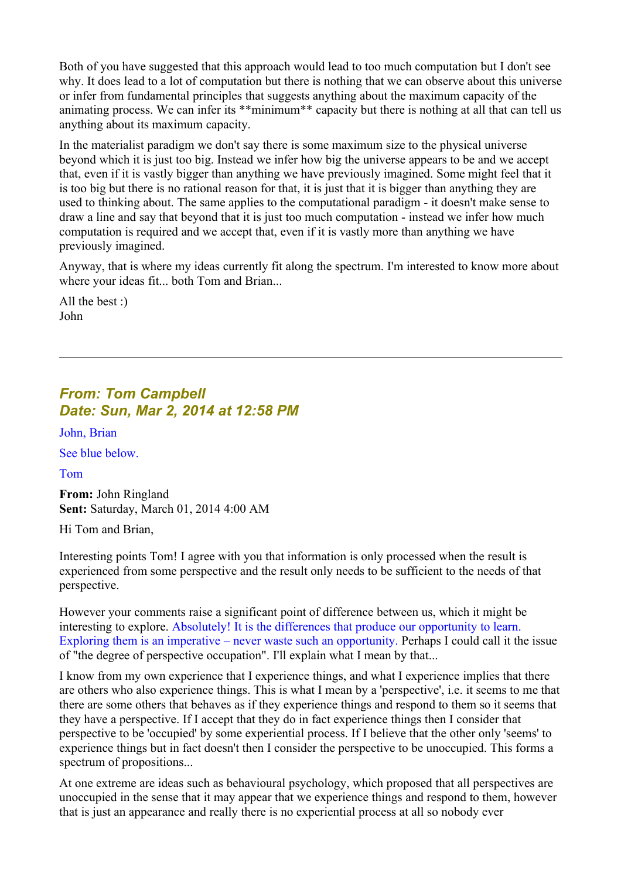Both of you have suggested that this approach would lead to too much computation but I don't see why. It does lead to a lot of computation but there is nothing that we can observe about this universe or infer from fundamental principles that suggests anything about the maximum capacity of the animating process. We can infer its **minimum** capacity but there is nothing at all that can tell us anything about its maximum capacity.

In the materialist paradigm we don't say there is some maximum size to the physical universe beyond which it is just too big. Instead we infer how big the universe appears to be and we accept that, even if it is vastly bigger than anything we have previously imagined. Some might feel that it is too big but there is no rational reason for that, it is just that it is bigger than anything they are used to thinking about. The same applies to the computational paradigm - it doesn't make sense to draw a line and say that beyond that it is just too much computation - instead we infer how much computation is required and we accept that, even if it is vastly more than anything we have previously imagined.

Anyway, that is where my ideas currently fit along the spectrum. I'm interested to know more about where your ideas fit... both Tom and Brian...

All the best :)
John

---

### *From: Tom Campbell*
### *Date: Sun, Mar 2, 2014 at 12:58 PM*

John, Brian

See blue below.

Tom

**From:** John Ringland
**Sent:** Saturday, March 01, 2014 4:00 AM

Hi Tom and Brian,

Interesting points Tom! I agree with you that information is only processed when the result is experienced from some perspective and the result only needs to be sufficient to the needs of that perspective.

However your comments raise a significant point of difference between us, which it might be interesting to explore. Absolutely! It is the differences that produce our opportunity to learn. Exploring them is an imperative – never waste such an opportunity. Perhaps I could call it the issue of "the degree of perspective occupation". I'll explain what I mean by that...

I know from my own experience that I experience things, and what I experience implies that there are others who also experience things. This is what I mean by a 'perspective', i.e. it seems to me that there are some others that behaves as if they experience things and respond to them so it seems that they have a perspective. If I accept that they do in fact experience things then I consider that perspective to be 'occupied' by some experiential process. If I believe that the other only 'seems' to experience things but in fact doesn't then I consider the perspective to be unoccupied. This forms a spectrum of propositions...

At one extreme are ideas such as behavioural psychology, which proposed that all perspectives are unoccupied in the sense that it may appear that we experience things and respond to them, however that is just an appearance and really there is no experiential process at all so nobody ever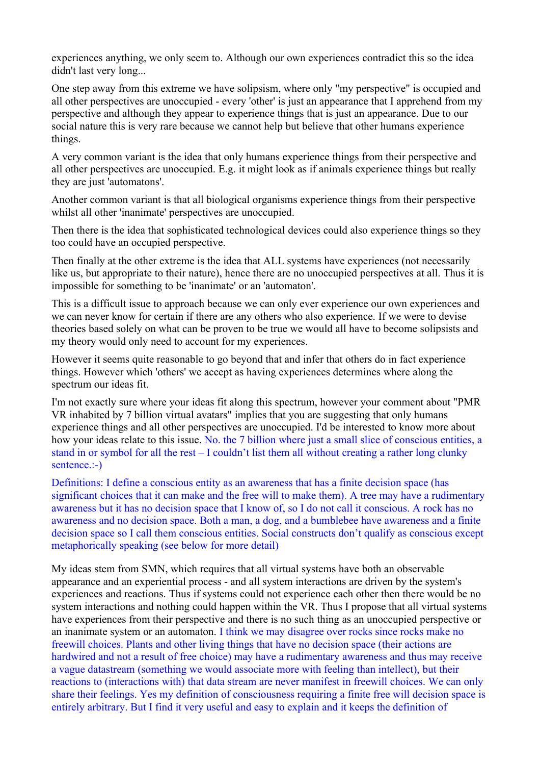experiences anything, we only seem to. Although our own experiences contradict this so the idea didn't last very long...

One step away from this extreme we have solipsism, where only "my perspective" is occupied and all other perspectives are unoccupied - every 'other' is just an appearance that I apprehend from my perspective and although they appear to experience things that is just an appearance. Due to our social nature this is very rare because we cannot help but believe that other humans experience things.

A very common variant is the idea that only humans experience things from their perspective and all other perspectives are unoccupied. E.g. it might look as if animals experience things but really they are just 'automatons'.

Another common variant is that all biological organisms experience things from their perspective whilst all other 'inanimate' perspectives are unoccupied.

Then there is the idea that sophisticated technological devices could also experience things so they too could have an occupied perspective.

Then finally at the other extreme is the idea that ALL systems have experiences (not necessarily like us, but appropriate to their nature), hence there are no unoccupied perspectives at all. Thus it is impossible for something to be 'inanimate' or an 'automaton'.

This is a difficult issue to approach because we can only ever experience our own experiences and we can never know for certain if there are any others who also experience. If we were to devise theories based solely on what can be proven to be true we would all have to become solipsists and my theory would only need to account for my experiences.

However it seems quite reasonable to go beyond that and infer that others do in fact experience things. However which 'others' we accept as having experiences determines where along the spectrum our ideas fit.

I'm not exactly sure where your ideas fit along this spectrum, however your comment about "PMR VR inhabited by 7 billion virtual avatars" implies that you are suggesting that only humans experience things and all other perspectives are unoccupied. I'd be interested to know more about how your ideas relate to this issue. No. the 7 billion where just a small slice of conscious entities, a stand in or symbol for all the rest – I couldn't list them all without creating a rather long clunky sentence.:-)

Definitions: I define a conscious entity as an awareness that has a finite decision space (has significant choices that it can make and the free will to make them). A tree may have a rudimentary awareness but it has no decision space that I know of, so I do not call it conscious. A rock has no awareness and no decision space. Both a man, a dog, and a bumblebee have awareness and a finite decision space so I call them conscious entities. Social constructs don't qualify as conscious except metaphorically speaking (see below for more detail)

My ideas stem from SMN, which requires that all virtual systems have both an observable appearance and an experiential process - and all system interactions are driven by the system's experiences and reactions. Thus if systems could not experience each other then there would be no system interactions and nothing could happen within the VR. Thus I propose that all virtual systems have experiences from their perspective and there is no such thing as an unoccupied perspective or an inanimate system or an automaton. I think we may disagree over rocks since rocks make no freewill choices. Plants and other living things that have no decision space (their actions are hardwired and not a result of free choice) may have a rudimentary awareness and thus may receive a vague datastream (something we would associate more with feeling than intellect), but their reactions to (interactions with) that data stream are never manifest in freewill choices. We can only share their feelings. Yes my definition of consciousness requiring a finite free will decision space is entirely arbitrary. But I find it very useful and easy to explain and it keeps the definition of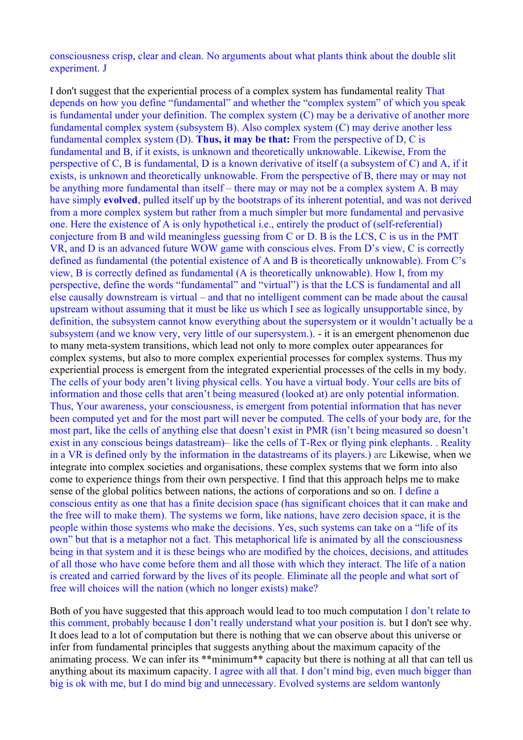consciousness crisp, clear and clean. No arguments about what plants think about the double slit experiment. J

I don't suggest that the experiential process of a complex system has fundamental reality That depends on how you define "fundamental" and whether the "complex system" of which you speak is fundamental under your definition. The complex system (C) may be a derivative of another more fundamental complex system (subsystem B). Also complex system (C) may derive another less fundamental complex system (D). **Thus, it may be that:** From the perspective of D, C is fundamental and B, if it exists, is unknown and theoretically unknowable. Likewise, From the perspective of C, B is fundamental, D is a known derivative of itself (a subsystem of C) and A, if it exists, is unknown and theoretically unknowable. From the perspective of B, there may or may not be anything more fundamental than itself – there may or may not be a complex system A. B may have simply **evolved**, pulled itself up by the bootstraps of its inherent potential, and was not derived from a more complex system but rather from a much simpler but more fundamental and pervasive one. Here the existence of A is only hypothetical i.e., entirely the product of (self-referential) conjecture from B and wild meaningless guessing from C or D. B is the LCS, C is us in the PMT VR, and D is an advanced future WOW game with conscious elves. From D's view, C is correctly defined as fundamental (the potential existence of A and B is theoretically unknowable). From C's view, B is correctly defined as fundamental (A is theoretically unknowable). How I, from my perspective, define the words "fundamental" and "virtual") is that the LCS is fundamental and all else causally downstream is virtual – and that no intelligent comment can be made about the causal upstream without assuming that it must be like us which I see as logically unsupportable since, by definition, the subsystem cannot know everything about the supersystem or it wouldn't actually be a subsystem (and we know very, very little of our supersystem.). - it is an emergent phenomenon due to many meta-system transitions, which lead not only to more complex outer appearances for complex systems, but also to more complex experiential processes for complex systems. Thus my experiential process is emergent from the integrated experiential processes of the cells in my body. The cells of your body aren't living physical cells. You have a virtual body. Your cells are bits of information and those cells that aren't being measured (looked at) are only potential information. Thus, Your awareness, your consciousness, is emergent from potential information that has never been computed yet and for the most part will never be computed. The cells of your body are, for the most part, like the cells of anything else that doesn't exist in PMR (isn't being measured so doesn't exist in any conscious beings datastream)– like the cells of T-Rex or flying pink elephants. . Reality in a VR is defined only by the information in the datastreams of its players.) are Likewise, when we integrate into complex societies and organisations, these complex systems that we form into also come to experience things from their own perspective. I find that this approach helps me to make sense of the global politics between nations, the actions of corporations and so on. I define a conscious entity as one that has a finite decision space (has significant choices that it can make and the free will to make them). The systems we form, like nations, have zero decision space, it is the people within those systems who make the decisions. Yes, such systems can take on a "life of its own" but that is a metaphor not a fact. This metaphorical life is animated by all the consciousness being in that system and it is these beings who are modified by the choices, decisions, and attitudes of all those who have come before them and all those with which they interact. The life of a nation is created and carried forward by the lives of its people. Eliminate all the people and what sort of free will choices will the nation (which no longer exists) make?

Both of you have suggested that this approach would lead to too much computation I don't relate to this comment, probably because I don't really understand what your position is. but I don't see why. It does lead to a lot of computation but there is nothing that we can observe about this universe or infer from fundamental principles that suggests anything about the maximum capacity of the animating process. We can infer its **minimum** capacity but there is nothing at all that can tell us anything about its maximum capacity. I agree with all that. I don't mind big, even much bigger than big is ok with me, but I do mind big and unnecessary. Evolved systems are seldom wantonly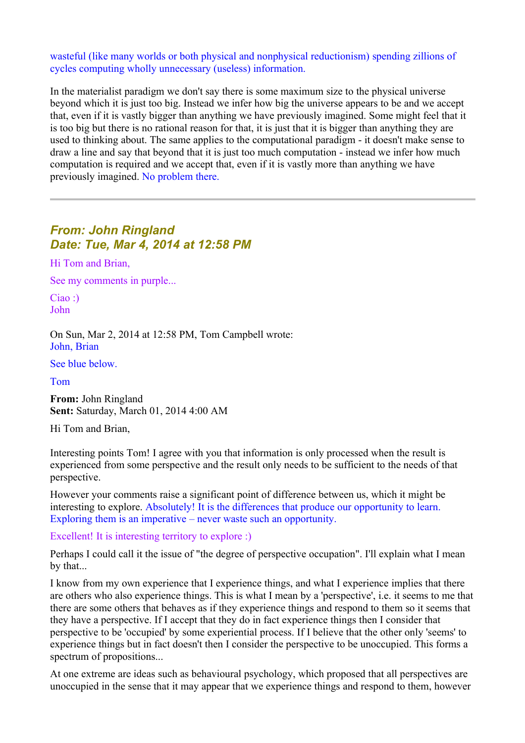wasteful (like many worlds or both physical and nonphysical reductionism) spending zillions of cycles computing wholly unnecessary (useless) information.

In the materialist paradigm we don't say there is some maximum size to the physical universe beyond which it is just too big. Instead we infer how big the universe appears to be and we accept that, even if it is vastly bigger than anything we have previously imagined. Some might feel that it is too big but there is no rational reason for that, it is just that it is bigger than anything they are used to thinking about. The same applies to the computational paradigm - it doesn't make sense to draw a line and say that beyond that it is just too much computation - instead we infer how much computation is required and we accept that, even if it is vastly more than anything we have previously imagined. No problem there.

---

## *From: John Ringland*
## *Date: Tue, Mar 4, 2014 at 12:58 PM*

Hi Tom and Brian,

See my comments in purple...

Ciao :)
John

On Sun, Mar 2, 2014 at 12:58 PM, Tom Campbell wrote:
John, Brian

See blue below.

Tom

**From:** John Ringland
**Sent:** Saturday, March 01, 2014 4:00 AM

Hi Tom and Brian,

Interesting points Tom! I agree with you that information is only processed when the result is experienced from some perspective and the result only needs to be sufficient to the needs of that perspective.

However your comments raise a significant point of difference between us, which it might be interesting to explore. Absolutely! It is the differences that produce our opportunity to learn. Exploring them is an imperative – never waste such an opportunity.

Excellent! It is interesting territory to explore :)

Perhaps I could call it the issue of "the degree of perspective occupation". I'll explain what I mean by that...

I know from my own experience that I experience things, and what I experience implies that there are others who also experience things. This is what I mean by a 'perspective', i.e. it seems to me that there are some others that behaves as if they experience things and respond to them so it seems that they have a perspective. If I accept that they do in fact experience things then I consider that perspective to be 'occupied' by some experiential process. If I believe that the other only 'seems' to experience things but in fact doesn't then I consider the perspective to be unoccupied. This forms a spectrum of propositions...

At one extreme are ideas such as behavioural psychology, which proposed that all perspectives are unoccupied in the sense that it may appear that we experience things and respond to them, however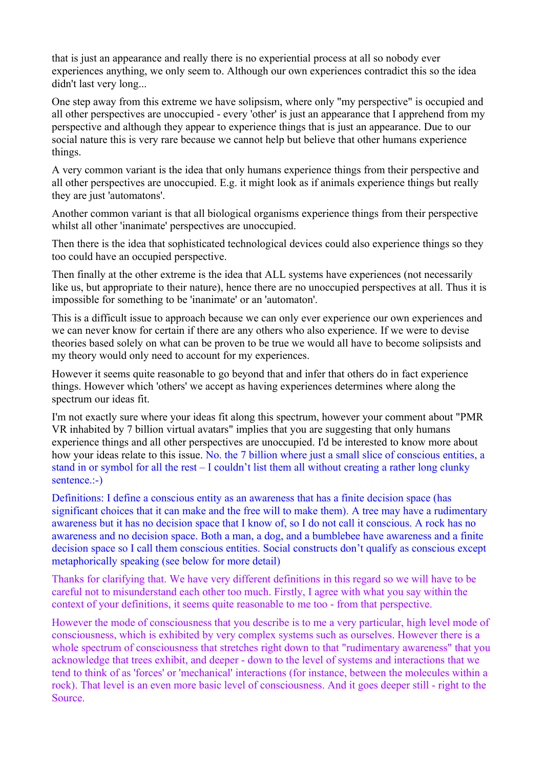that is just an appearance and really there is no experiential process at all so nobody ever experiences anything, we only seem to. Although our own experiences contradict this so the idea didn't last very long...

One step away from this extreme we have solipsism, where only "my perspective" is occupied and all other perspectives are unoccupied - every 'other' is just an appearance that I apprehend from my perspective and although they appear to experience things that is just an appearance. Due to our social nature this is very rare because we cannot help but believe that other humans experience things.

A very common variant is the idea that only humans experience things from their perspective and all other perspectives are unoccupied. E.g. it might look as if animals experience things but really they are just 'automatons'.

Another common variant is that all biological organisms experience things from their perspective whilst all other 'inanimate' perspectives are unoccupied.

Then there is the idea that sophisticated technological devices could also experience things so they too could have an occupied perspective.

Then finally at the other extreme is the idea that ALL systems have experiences (not necessarily like us, but appropriate to their nature), hence there are no unoccupied perspectives at all. Thus it is impossible for something to be 'inanimate' or an 'automaton'.

This is a difficult issue to approach because we can only ever experience our own experiences and we can never know for certain if there are any others who also experience. If we were to devise theories based solely on what can be proven to be true we would all have to become solipsists and my theory would only need to account for my experiences.

However it seems quite reasonable to go beyond that and infer that others do in fact experience things. However which 'others' we accept as having experiences determines where along the spectrum our ideas fit.

I'm not exactly sure where your ideas fit along this spectrum, however your comment about "PMR VR inhabited by 7 billion virtual avatars" implies that you are suggesting that only humans experience things and all other perspectives are unoccupied. I'd be interested to know more about how your ideas relate to this issue. No. the 7 billion where just a small slice of conscious entities, a stand in or symbol for all the rest – I couldn't list them all without creating a rather long clunky sentence.:-)

Definitions: I define a conscious entity as an awareness that has a finite decision space (has significant choices that it can make and the free will to make them). A tree may have a rudimentary awareness but it has no decision space that I know of, so I do not call it conscious. A rock has no awareness and no decision space. Both a man, a dog, and a bumblebee have awareness and a finite decision space so I call them conscious entities. Social constructs don't qualify as conscious except metaphorically speaking (see below for more detail)

Thanks for clarifying that. We have very different definitions in this regard so we will have to be careful not to misunderstand each other too much. Firstly, I agree with what you say within the context of your definitions, it seems quite reasonable to me too - from that perspective.

However the mode of consciousness that you describe is to me a very particular, high level mode of consciousness, which is exhibited by very complex systems such as ourselves. However there is a whole spectrum of consciousness that stretches right down to that "rudimentary awareness" that you acknowledge that trees exhibit, and deeper - down to the level of systems and interactions that we tend to think of as 'forces' or 'mechanical' interactions (for instance, between the molecules within a rock). That level is an even more basic level of consciousness. And it goes deeper still - right to the Source.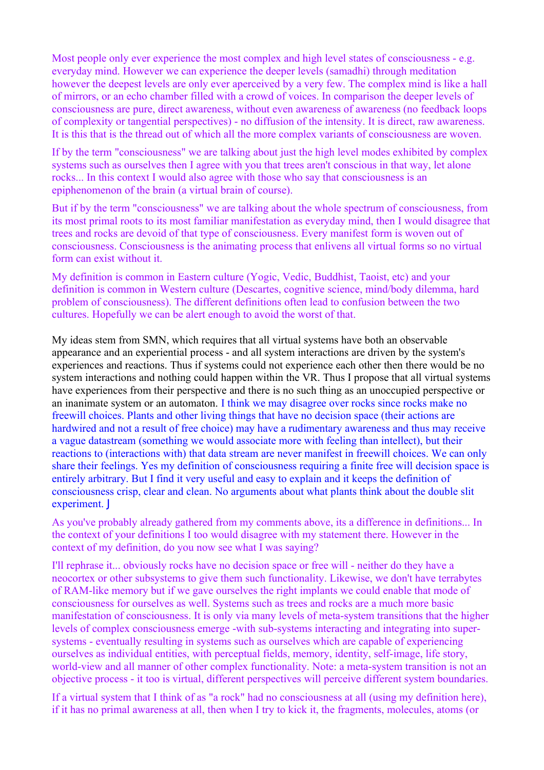Most people only ever experience the most complex and high level states of consciousness - e.g. everyday mind. However we can experience the deeper levels (samadhi) through meditation however the deepest levels are only ever aperceived by a very few. The complex mind is like a hall of mirrors, or an echo chamber filled with a crowd of voices. In comparison the deeper levels of consciousness are pure, direct awareness, without even awareness of awareness (no feedback loops of complexity or tangential perspectives) - no diffusion of the intensity. It is direct, raw awareness. It is this that is the thread out of which all the more complex variants of consciousness are woven.

If by the term "consciousness" we are talking about just the high level modes exhibited by complex systems such as ourselves then I agree with you that trees aren't conscious in that way, let alone rocks... In this context I would also agree with those who say that consciousness is an epiphenomenon of the brain (a virtual brain of course).

But if by the term "consciousness" we are talking about the whole spectrum of consciousness, from its most primal roots to its most familiar manifestation as everyday mind, then I would disagree that trees and rocks are devoid of that type of consciousness. Every manifest form is woven out of consciousness. Consciousness is the animating process that enlivens all virtual forms so no virtual form can exist without it.

My definition is common in Eastern culture (Yogic, Vedic, Buddhist, Taoist, etc) and your definition is common in Western culture (Descartes, cognitive science, mind/body dilemma, hard problem of consciousness). The different definitions often lead to confusion between the two cultures. Hopefully we can be alert enough to avoid the worst of that.

My ideas stem from SMN, which requires that all virtual systems have both an observable appearance and an experiential process - and all system interactions are driven by the system's experiences and reactions. Thus if systems could not experience each other then there would be no system interactions and nothing could happen within the VR. Thus I propose that all virtual systems have experiences from their perspective and there is no such thing as an unoccupied perspective or an inanimate system or an automaton. I think we may disagree over rocks since rocks make no freewill choices. Plants and other living things that have no decision space (their actions are hardwired and not a result of free choice) may have a rudimentary awareness and thus may receive a vague datastream (something we would associate more with feeling than intellect), but their reactions to (interactions with) that data stream are never manifest in freewill choices. We can only share their feelings. Yes my definition of consciousness requiring a finite free will decision space is entirely arbitrary. But I find it very useful and easy to explain and it keeps the definition of consciousness crisp, clear and clean. No arguments about what plants think about the double slit experiment. J

As you've probably already gathered from my comments above, its a difference in definitions... In the context of your definitions I too would disagree with my statement there. However in the context of my definition, do you now see what I was saying?

I'll rephrase it... obviously rocks have no decision space or free will - neither do they have a neocortex or other subsystems to give them such functionality. Likewise, we don't have terrabytes of RAM-like memory but if we gave ourselves the right implants we could enable that mode of consciousness for ourselves as well. Systems such as trees and rocks are a much more basic manifestation of consciousness. It is only via many levels of meta-system transitions that the higher levels of complex consciousness emerge -with sub-systems interacting and integrating into super-systems - eventually resulting in systems such as ourselves which are capable of experiencing ourselves as individual entities, with perceptual fields, memory, identity, self-image, life story, world-view and all manner of other complex functionality. Note: a meta-system transition is not an objective process - it too is virtual, different perspectives will perceive different system boundaries.

If a virtual system that I think of as "a rock" had no consciousness at all (using my definition here), if it has no primal awareness at all, then when I try to kick it, the fragments, molecules, atoms (or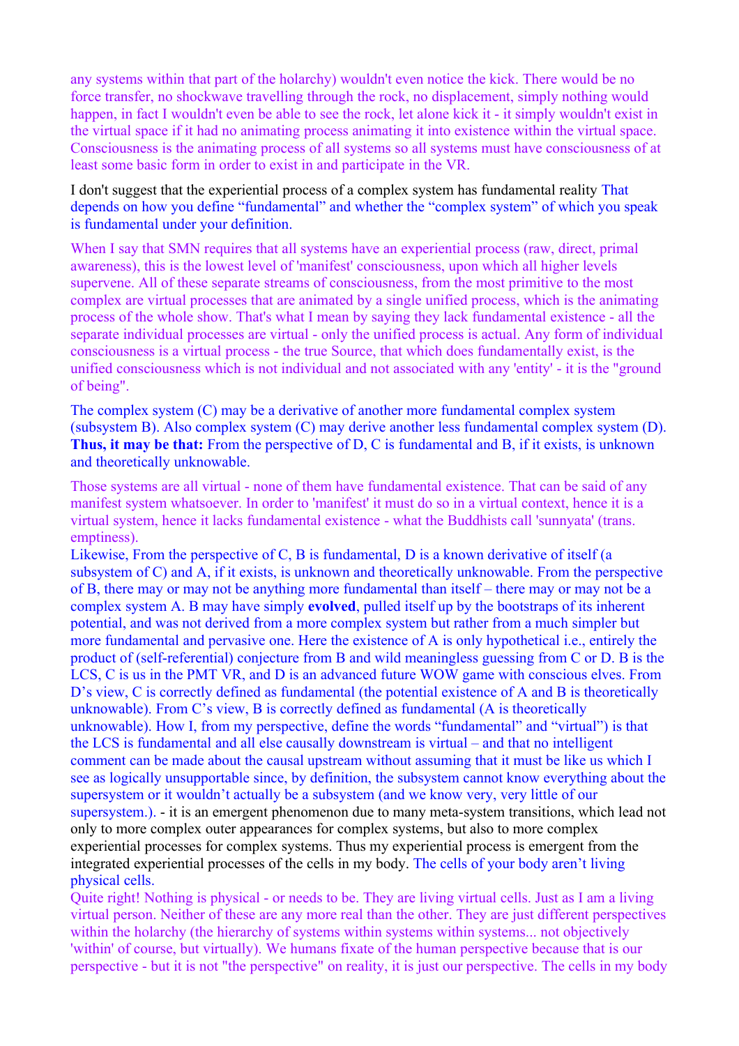any systems within that part of the holarchy) wouldn't even notice the kick. There would be no force transfer, no shockwave travelling through the rock, no displacement, simply nothing would happen, in fact I wouldn't even be able to see the rock, let alone kick it - it simply wouldn't exist in the virtual space if it had no animating process animating it into existence within the virtual space. Consciousness is the animating process of all systems so all systems must have consciousness of at least some basic form in order to exist in and participate in the VR.

I don't suggest that the experiential process of a complex system has fundamental reality That depends on how you define "fundamental" and whether the "complex system" of which you speak is fundamental under your definition.

When I say that SMN requires that all systems have an experiential process (raw, direct, primal awareness), this is the lowest level of 'manifest' consciousness, upon which all higher levels supervene. All of these separate streams of consciousness, from the most primitive to the most complex are virtual processes that are animated by a single unified process, which is the animating process of the whole show. That's what I mean by saying they lack fundamental existence - all the separate individual processes are virtual - only the unified process is actual. Any form of individual consciousness is a virtual process - the true Source, that which does fundamentally exist, is the unified consciousness which is not individual and not associated with any 'entity' - it is the "ground of being".

The complex system (C) may be a derivative of another more fundamental complex system (subsystem B). Also complex system (C) may derive another less fundamental complex system (D). **Thus, it may be that:** From the perspective of D, C is fundamental and B, if it exists, is unknown and theoretically unknowable.

Those systems are all virtual - none of them have fundamental existence. That can be said of any manifest system whatsoever. In order to 'manifest' it must do so in a virtual context, hence it is a virtual system, hence it lacks fundamental existence - what the Buddhists call 'sunyata' (trans. emptiness).

Likewise, From the perspective of C, B is fundamental, D is a known derivative of itself (a subsystem of C) and A, if it exists, is unknown and theoretically unknowable. From the perspective of B, there may or may not be anything more fundamental than itself – there may or may not be a complex system A. B may have simply **evolved**, pulled itself up by the bootstraps of its inherent potential, and was not derived from a more complex system but rather from a much simpler but more fundamental and pervasive one. Here the existence of A is only hypothetical i.e., entirely the product of (self-referential) conjecture from B and wild meaningless guessing from C or D. B is the LCS, C is us in the PMT VR, and D is an advanced future WOW game with conscious elves. From D's view, C is correctly defined as fundamental (the potential existence of A and B is theoretically unknowable). From C's view, B is correctly defined as fundamental (A is theoretically unknowable). How I, from my perspective, define the words "fundamental" and "virtual") is that the LCS is fundamental and all else causally downstream is virtual – and that no intelligent comment can be made about the causal upstream without assuming that it must be like us which I see as logically unsupportable since, by definition, the subsystem cannot know everything about the supersystem or it wouldn't actually be a subsystem (and we know very, very little of our supersystem.). - it is an emergent phenomenon due to many meta-system transitions, which lead not only to more complex outer appearances for complex systems, but also to more complex experiential processes for complex systems. Thus my experiential process is emergent from the integrated experiential processes of the cells in my body. The cells of your body aren't living physical cells.

Quite right! Nothing is physical - or needs to be. They are living virtual cells. Just as I am a living virtual person. Neither of these are any more real than the other. They are just different perspectives within the holarchy (the hierarchy of systems within systems within systems... not objectively 'within' of course, but virtually). We humans fixate of the human perspective because that is our perspective - but it is not "the perspective" on reality, it is just our perspective. The cells in my body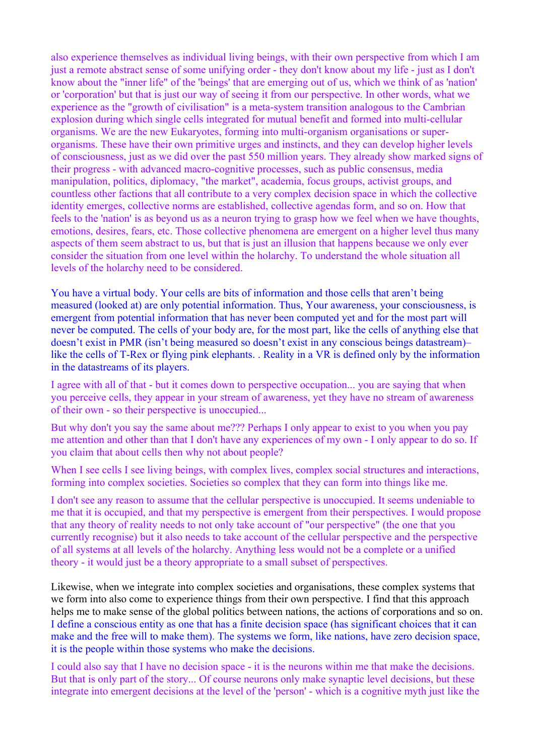also experience themselves as individual living beings, with their own perspective from which I am just a remote abstract sense of some unifying order - they don't know about my life - just as I don't know about the "inner life" of the 'beings' that are emerging out of us, which we think of as 'nation' or 'corporation' but that is just our way of seeing it from our perspective. In other words, what we experience as the "growth of civilisation" is a meta-system transition analogous to the Cambrian explosion during which single cells integrated for mutual benefit and formed into multi-cellular organisms. We are the new Eukaryotes, forming into multi-organism organisations or super-organisms. These have their own primitive urges and instincts, and they can develop higher levels of consciousness, just as we did over the past 550 million years. They already show marked signs of their progress - with advanced macro-cognitive processes, such as public consensus, media manipulation, politics, diplomacy, "the market", academia, focus groups, activist groups, and countless other factions that all contribute to a very complex decision space in which the collective identity emerges, collective norms are established, collective agendas form, and so on. How that feels to the 'nation' is as beyond us as a neuron trying to grasp how we feel when we have thoughts, emotions, desires, fears, etc. Those collective phenomena are emergent on a higher level thus many aspects of them seem abstract to us, but that is just an illusion that happens because we only ever consider the situation from one level within the holarchy. To understand the whole situation all levels of the holarchy need to be considered.

You have a virtual body. Your cells are bits of information and those cells that aren't being measured (looked at) are only potential information. Thus, Your awareness, your consciousness, is emergent from potential information that has never been computed yet and for the most part will never be computed. The cells of your body are, for the most part, like the cells of anything else that doesn't exist in PMR (isn't being measured so doesn't exist in any conscious beings datastream)– like the cells of T-Rex or flying pink elephants. . Reality in a VR is defined only by the information in the datastreams of its players.

I agree with all of that - but it comes down to perspective occupation... you are saying that when you perceive cells, they appear in your stream of awareness, yet they have no stream of awareness of their own - so their perspective is unoccupied...

But why don't you say the same about me??? Perhaps I only appear to exist to you when you pay me attention and other than that I don't have any experiences of my own - I only appear to do so. If you claim that about cells then why not about people?

When I see cells I see living beings, with complex lives, complex social structures and interactions, forming into complex societies. Societies so complex that they can form into things like me.

I don't see any reason to assume that the cellular perspective is unoccupied. It seems undeniable to me that it is occupied, and that my perspective is emergent from their perspectives. I would propose that any theory of reality needs to not only take account of "our perspective" (the one that you currently recognise) but it also needs to take account of the cellular perspective and the perspective of all systems at all levels of the holarchy. Anything less would not be a complete or a unified theory - it would just be a theory appropriate to a small subset of perspectives.

Likewise, when we integrate into complex societies and organisations, these complex systems that we form into also come to experience things from their own perspective. I find that this approach helps me to make sense of the global politics between nations, the actions of corporations and so on. I define a conscious entity as one that has a finite decision space (has significant choices that it can make and the free will to make them). The systems we form, like nations, have zero decision space, it is the people within those systems who make the decisions.

I could also say that I have no decision space - it is the neurons within me that make the decisions. But that is only part of the story... Of course neurons only make synaptic level decisions, but these integrate into emergent decisions at the level of the 'person' - which is a cognitive myth just like the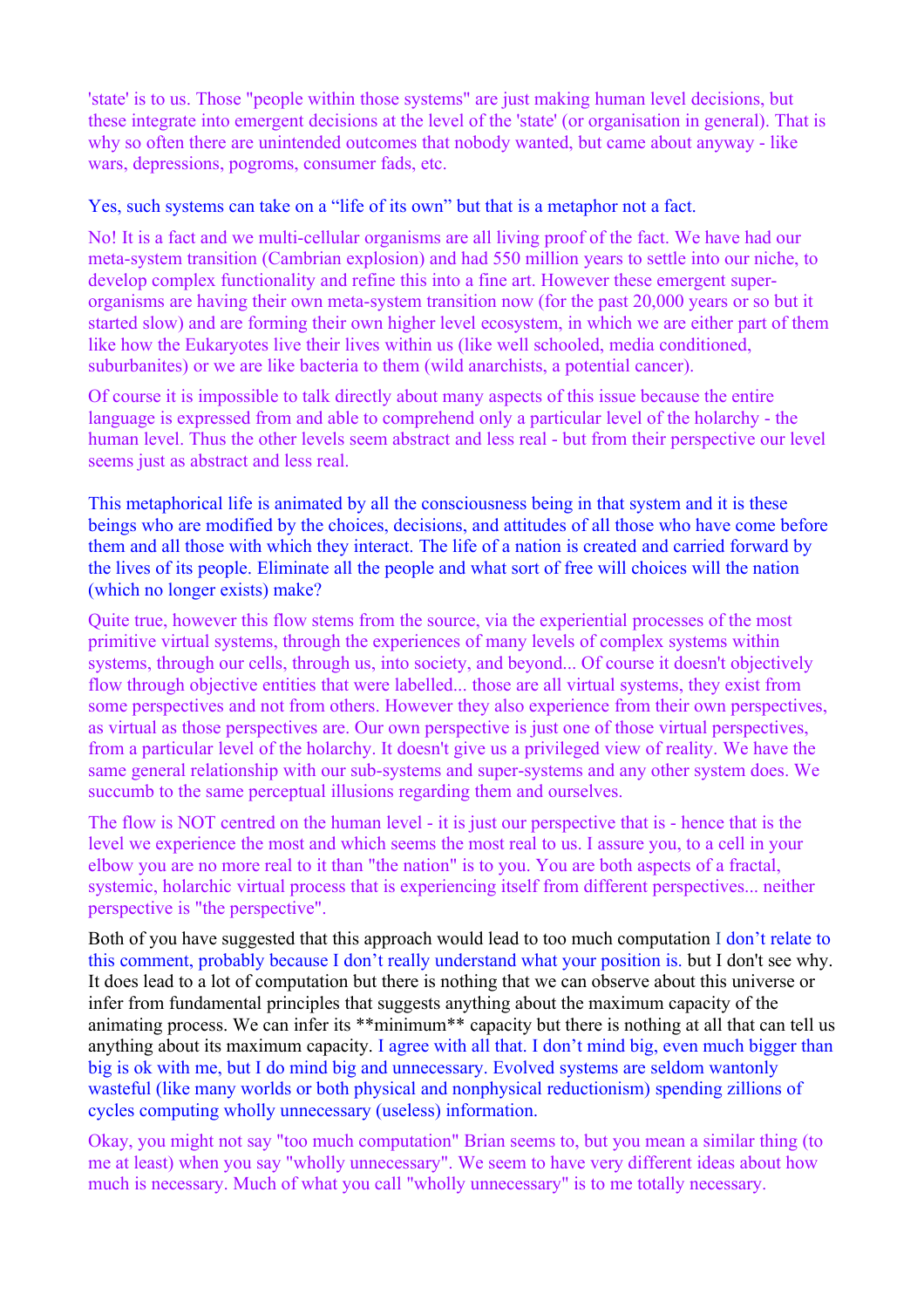'state' is to us. Those "people within those systems" are just making human level decisions, but these integrate into emergent decisions at the level of the 'state' (or organisation in general). That is why so often there are unintended outcomes that nobody wanted, but came about anyway - like wars, depressions, pogroms, consumer fads, etc.

Yes, such systems can take on a "life of its own" but that is a metaphor not a fact.

No! It is a fact and we multi-cellular organisms are all living proof of the fact. We have had our meta-system transition (Cambrian explosion) and had 550 million years to settle into our niche, to develop complex functionality and refine this into a fine art. However these emergent super-organisms are having their own meta-system transition now (for the past 20,000 years or so but it started slow) and are forming their own higher level ecosystem, in which we are either part of them like how the Eukaryotes live their lives within us (like well schooled, media conditioned, suburbanites) or we are like bacteria to them (wild anarchists, a potential cancer).

Of course it is impossible to talk directly about many aspects of this issue because the entire language is expressed from and able to comprehend only a particular level of the holarchy - the human level. Thus the other levels seem abstract and less real - but from their perspective our level seems just as abstract and less real.

This metaphorical life is animated by all the consciousness being in that system and it is these beings who are modified by the choices, decisions, and attitudes of all those who have come before them and all those with which they interact. The life of a nation is created and carried forward by the lives of its people. Eliminate all the people and what sort of free will choices will the nation (which no longer exists) make?

Quite true, however this flow stems from the source, via the experiential processes of the most primitive virtual systems, through the experiences of many levels of complex systems within systems, through our cells, through us, into society, and beyond... Of course it doesn't objectively flow through objective entities that were labelled... those are all virtual systems, they exist from some perspectives and not from others. However they also experience from their own perspectives, as virtual as those perspectives are. Our own perspective is just one of those virtual perspectives, from a particular level of the holarchy. It doesn't give us a privileged view of reality. We have the same general relationship with our sub-systems and super-systems and any other system does. We succumb to the same perceptual illusions regarding them and ourselves.

The flow is NOT centred on the human level - it is just our perspective that is - hence that is the level we experience the most and which seems the most real to us. I assure you, to a cell in your elbow you are no more real to it than "the nation" is to you. You are both aspects of a fractal, systemic, holarchic virtual process that is experiencing itself from different perspectives... neither perspective is "the perspective".

Both of you have suggested that this approach would lead to too much computation I don't relate to this comment, probably because I don't really understand what your position is. but I don't see why. It does lead to a lot of computation but there is nothing that we can observe about this universe or infer from fundamental principles that suggests anything about the maximum capacity of the animating process. We can infer its **minimum** capacity but there is nothing at all that can tell us anything about its maximum capacity. I agree with all that. I don't mind big, even much bigger than big is ok with me, but I do mind big and unnecessary. Evolved systems are seldom wantonly wasteful (like many worlds or both physical and nonphysical reductionism) spending zillions of cycles computing wholly unnecessary (useless) information.

Okay, you might not say "too much computation" Brian seems to, but you mean a similar thing (to me at least) when you say "wholly unnecessary". We seem to have very different ideas about how much is necessary. Much of what you call "wholly unnecessary" is to me totally necessary.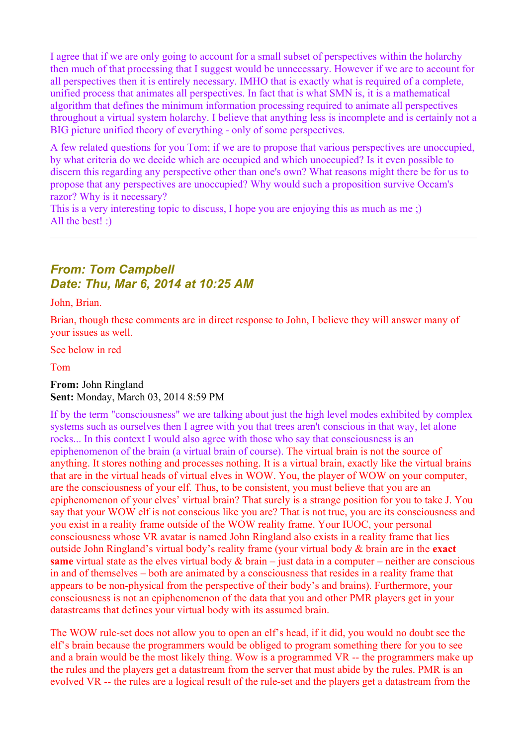I agree that if we are only going to account for a small subset of perspectives within the holarchy then much of that processing that I suggest would be unnecessary. However if we are to account for all perspectives then it is entirely necessary. IMHO that is exactly what is required of a complete, unified process that animates all perspectives. In fact that is what SMN is, it is a mathematical algorithm that defines the minimum information processing required to animate all perspectives throughout a virtual system holarchy. I believe that anything less is incomplete and is certainly not a BIG picture unified theory of everything - only of some perspectives.

A few related questions for you Tom; if we are to propose that various perspectives are unoccupied, by what criteria do we decide which are occupied and which unoccupied? Is it even possible to discern this regarding any perspective other than one's own? What reasons might there be for us to propose that any perspectives are unoccupied? Why would such a proposition survive Occam's razor? Why is it necessary?
This is a very interesting topic to discuss, I hope you are enjoying this as much as me ;)
All the best! :)

---

### *From: Tom Campbell*
### *Date: Thu, Mar 6, 2014 at 10:25 AM*

John, Brian.

Brian, though these comments are in direct response to John, I believe they will answer many of your issues as well.

See below in red

Tom

**From:** John Ringland
**Sent:** Monday, March 03, 2014 8:59 PM

If by the term "consciousness" we are talking about just the high level modes exhibited by complex systems such as ourselves then I agree with you that trees aren't conscious in that way, let alone rocks... In this context I would also agree with those who say that consciousness is an epiphenomenon of the brain (a virtual brain of course). The virtual brain is not the source of anything. It stores nothing and processes nothing. It is a virtual brain, exactly like the virtual brains that are in the virtual heads of virtual elves in WOW. You, the player of WOW on your computer, are the consciousness of your elf. Thus, to be consistent, you must believe that you are an epiphenomenon of your elves' virtual brain? That surely is a strange position for you to take J. You say that your WOW elf is not conscious like you are? That is not true, you are its consciousness and you exist in a reality frame outside of the WOW reality frame. Your IUOC, your personal consciousness whose VR avatar is named John Ringland also exists in a reality frame that lies outside John Ringland's virtual body's reality frame (your virtual body & brain are in the **exact same** virtual state as the elves virtual body & brain – just data in a computer – neither are conscious in and of themselves – both are animated by a consciousness that resides in a reality frame that appears to be non-physical from the perspective of their body's and brains). Furthermore, your consciousness is not an epiphenomenon of the data that you and other PMR players get in your datastreams that defines your virtual body with its assumed brain.

The WOW rule-set does not allow you to open an elf's head, if it did, you would no doubt see the elf's brain because the programmers would be obliged to program something there for you to see and a brain would be the most likely thing. Wow is a programmed VR -- the programmers make up the rules and the players get a datastream from the server that must abide by the rules. PMR is an evolved VR -- the rules are a logical result of the rule-set and the players get a datastream from the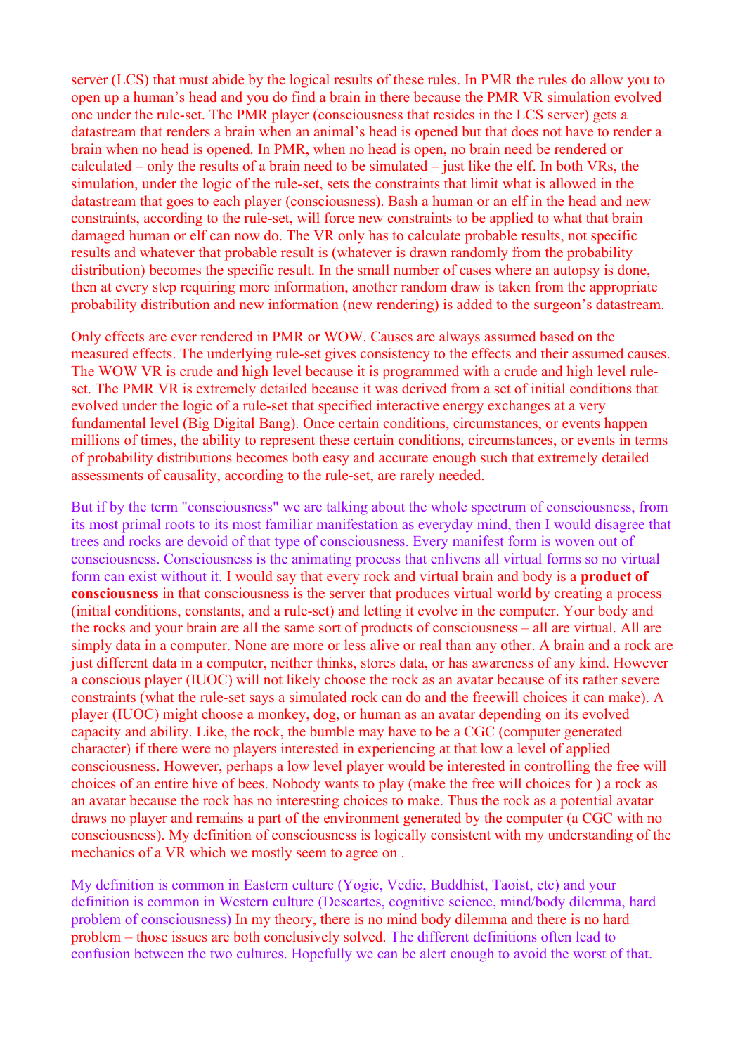server (LCS) that must abide by the logical results of these rules. In PMR the rules do allow you to open up a human's head and you do find a brain in there because the PMR VR simulation evolved one under the rule-set. The PMR player (consciousness that resides in the LCS server) gets a datastream that renders a brain when an animal's head is opened but that does not have to render a brain when no head is opened. In PMR, when no head is open, no brain need be rendered or calculated – only the results of a brain need to be simulated – just like the elf. In both VRs, the simulation, under the logic of the rule-set, sets the constraints that limit what is allowed in the datastream that goes to each player (consciousness). Bash a human or an elf in the head and new constraints, according to the rule-set, will force new constraints to be applied to what that brain damaged human or elf can now do. The VR only has to calculate probable results, not specific results and whatever that probable result is (whatever is drawn randomly from the probability distribution) becomes the specific result. In the small number of cases where an autopsy is done, then at every step requiring more information, another random draw is taken from the appropriate probability distribution and new information (new rendering) is added to the surgeon's datastream.

Only effects are ever rendered in PMR or WOW. Causes are always assumed based on the measured effects. The underlying rule-set gives consistency to the effects and their assumed causes. The WOW VR is crude and high level because it is programmed with a crude and high level rule-set. The PMR VR is extremely detailed because it was derived from a set of initial conditions that evolved under the logic of a rule-set that specified interactive energy exchanges at a very fundamental level (Big Digital Bang). Once certain conditions, circumstances, or events happen millions of times, the ability to represent these certain conditions, circumstances, or events in terms of probability distributions becomes both easy and accurate enough such that extremely detailed assessments of causality, according to the rule-set, are rarely needed.

But if by the term "consciousness" we are talking about the whole spectrum of consciousness, from its most primal roots to its most familiar manifestation as everyday mind, then I would disagree that trees and rocks are devoid of that type of consciousness. Every manifest form is woven out of consciousness. Consciousness is the animating process that enlivens all virtual forms so no virtual form can exist without it. I would say that every rock and virtual brain and body is a **product of consciousness** in that consciousness is the server that produces virtual world by creating a process (initial conditions, constants, and a rule-set) and letting it evolve in the computer. Your body and the rocks and your brain are all the same sort of products of consciousness – all are virtual. All are simply data in a computer. None are more or less alive or real than any other. A brain and a rock are just different data in a computer, neither thinks, stores data, or has awareness of any kind. However a conscious player (IUOC) will not likely choose the rock as an avatar because of its rather severe constraints (what the rule-set says a simulated rock can do and the freewill choices it can make). A player (IUOC) might choose a monkey, dog, or human as an avatar depending on its evolved capacity and ability. Like, the rock, the bumble may have to be a CGC (computer generated character) if there were no players interested in experiencing at that low a level of applied consciousness. However, perhaps a low level player would be interested in controlling the free will choices of an entire hive of bees. Nobody wants to play (make the free will choices for ) a rock as an avatar because the rock has no interesting choices to make. Thus the rock as a potential avatar draws no player and remains a part of the environment generated by the computer (a CGC with no consciousness). My definition of consciousness is logically consistent with my understanding of the mechanics of a VR which we mostly seem to agree on .

My definition is common in Eastern culture (Yogic, Vedic, Buddhist, Taoist, etc) and your definition is common in Western culture (Descartes, cognitive science, mind/body dilemma, hard problem of consciousness) In my theory, there is no mind body dilemma and there is no hard problem – those issues are both conclusively solved. The different definitions often lead to confusion between the two cultures. Hopefully we can be alert enough to avoid the worst of that.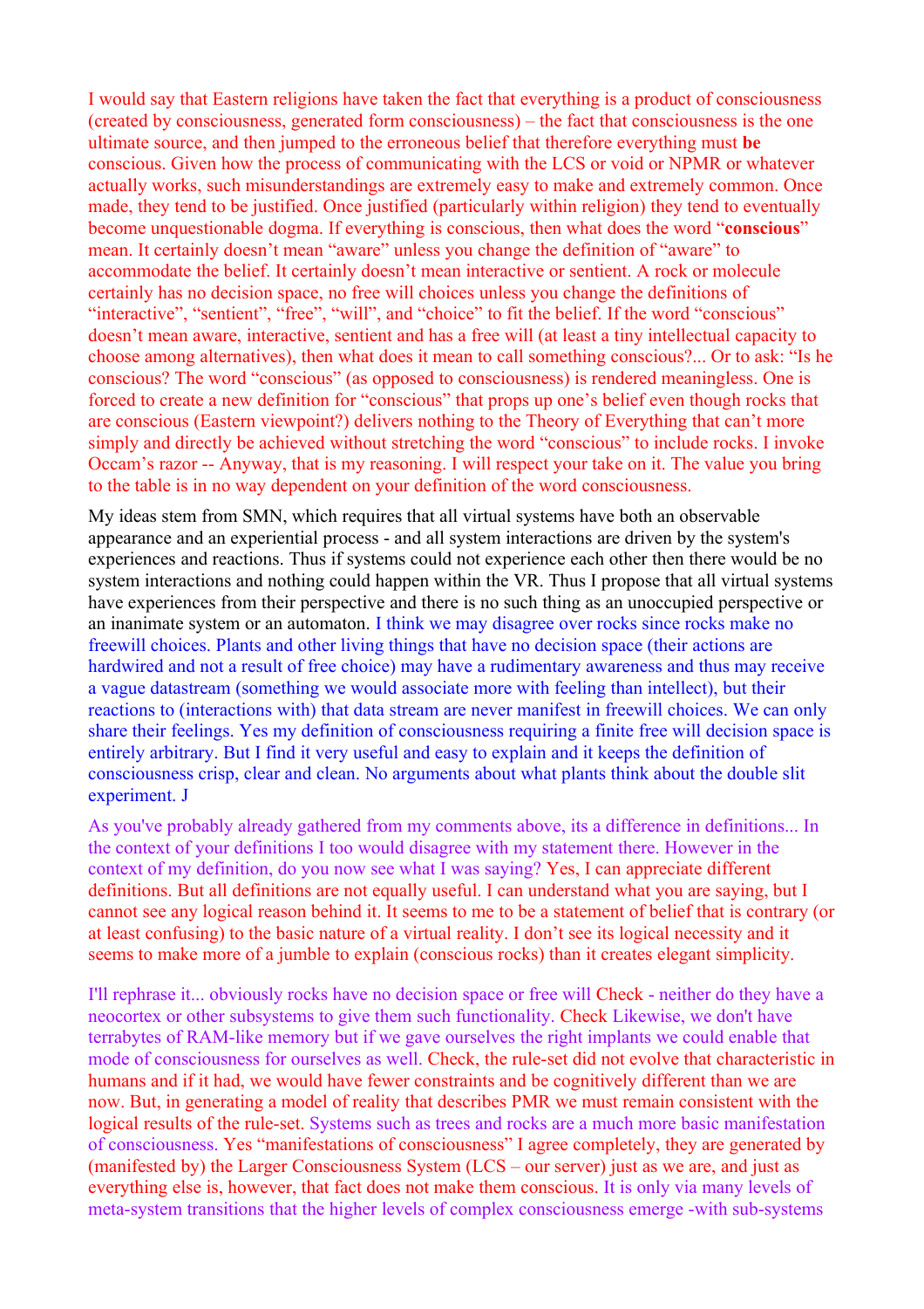I would say that Eastern religions have taken the fact that everything is a product of consciousness (created by consciousness, generated form consciousness) – the fact that consciousness is the one ultimate source, and then jumped to the erroneous belief that therefore everything must **be** conscious. Given how the process of communicating with the LCS or void or NPMR or whatever actually works, such misunderstandings are extremely easy to make and extremely common. Once made, they tend to be justified. Once justified (particularly within religion) they tend to eventually become unquestionable dogma. If everything is conscious, then what does the word "**conscious**" mean. It certainly doesn't mean "aware" unless you change the definition of "aware" to accommodate the belief. It certainly doesn't mean interactive or sentient. A rock or molecule certainly has no decision space, no free will choices unless you change the definitions of "interactive", "sentient", "free", "will", and "choice" to fit the belief. If the word "conscious" doesn't mean aware, interactive, sentient and has a free will (at least a tiny intellectual capacity to choose among alternatives), then what does it mean to call something conscious?... Or to ask: "Is he conscious? The word "conscious" (as opposed to consciousness) is rendered meaningless. One is forced to create a new definition for "conscious" that props up one's belief even though rocks that are conscious (Eastern viewpoint?) delivers nothing to the Theory of Everything that can't more simply and directly be achieved without stretching the word "conscious" to include rocks. I invoke Occam's razor -- Anyway, that is my reasoning. I will respect your take on it. The value you bring to the table is in no way dependent on your definition of the word consciousness.

My ideas stem from SMN, which requires that all virtual systems have both an observable appearance and an experiential process - and all system interactions are driven by the system's experiences and reactions. Thus if systems could not experience each other then there would be no system interactions and nothing could happen within the VR. Thus I propose that all virtual systems have experiences from their perspective and there is no such thing as an unoccupied perspective or an inanimate system or an automaton. I think we may disagree over rocks since rocks make no freewill choices. Plants and other living things that have no decision space (their actions are hardwired and not a result of free choice) may have a rudimentary awareness and thus may receive a vague datastream (something we would associate more with feeling than intellect), but their reactions to (interactions with) that data stream are never manifest in freewill choices. We can only share their feelings. Yes my definition of consciousness requiring a finite free will decision space is entirely arbitrary. But I find it very useful and easy to explain and it keeps the definition of consciousness crisp, clear and clean. No arguments about what plants think about the double slit experiment. J

As you've probably already gathered from my comments above, its a difference in definitions... In the context of your definitions I too would disagree with my statement there. However in the context of my definition, do you now see what I was saying? Yes, I can appreciate different definitions. But all definitions are not equally useful. I can understand what you are saying, but I cannot see any logical reason behind it. It seems to me to be a statement of belief that is contrary (or at least confusing) to the basic nature of a virtual reality. I don't see its logical necessity and it seems to make more of a jumble to explain (conscious rocks) than it creates elegant simplicity.

I'll rephrase it... obviously rocks have no decision space or free will Check - neither do they have a neocortex or other subsystems to give them such functionality. Check Likewise, we don't have terrabytes of RAM-like memory but if we gave ourselves the right implants we could enable that mode of consciousness for ourselves as well. Check, the rule-set did not evolve that characteristic in humans and if it had, we would have fewer constraints and be cognitively different than we are now. But, in generating a model of reality that describes PMR we must remain consistent with the logical results of the rule-set. Systems such as trees and rocks are a much more basic manifestation of consciousness. Yes "manifestations of consciousness" I agree completely, they are generated by (manifested by) the Larger Consciousness System (LCS – our server) just as we are, and just as everything else is, however, that fact does not make them conscious. It is only via many levels of meta-system transitions that the higher levels of complex consciousness emerge -with sub-systems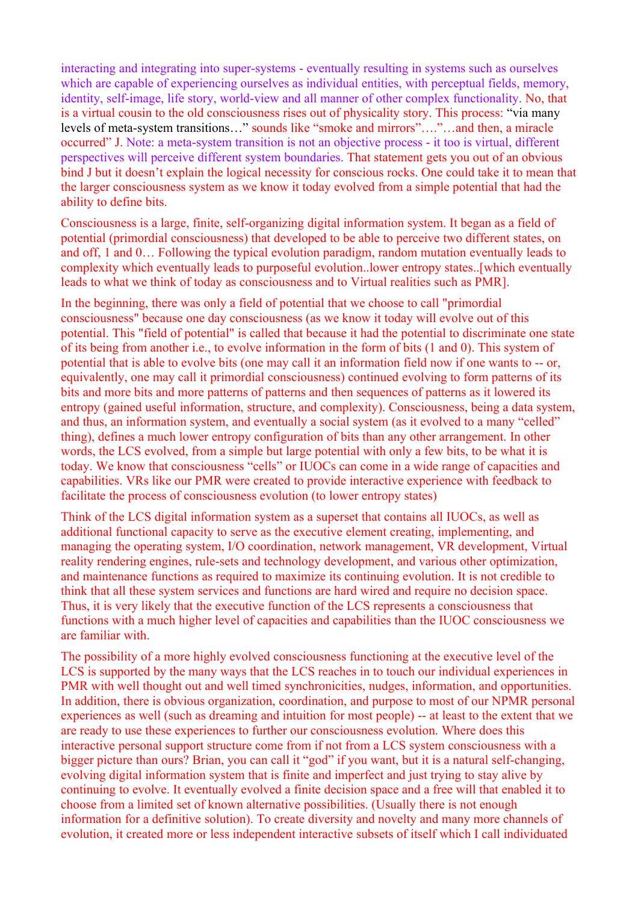interacting and integrating into super-systems - eventually resulting in systems such as ourselves which are capable of experiencing ourselves as individual entities, with perceptual fields, memory, identity, self-image, life story, world-view and all manner of other complex functionality. No, that is a virtual cousin to the old consciousness rises out of physicality story. This process: "via many levels of meta-system transitions…" sounds like "smoke and mirrors"…."…and then, a miracle occurred" J. Note: a meta-system transition is not an objective process - it too is virtual, different perspectives will perceive different system boundaries. That statement gets you out of an obvious bind J but it doesn't explain the logical necessity for conscious rocks. One could take it to mean that the larger consciousness system as we know it today evolved from a simple potential that had the ability to define bits.

Consciousness is a large, finite, self-organizing digital information system. It began as a field of potential (primordial consciousness) that developed to be able to perceive two different states, on and off, 1 and 0… Following the typical evolution paradigm, random mutation eventually leads to complexity which eventually leads to purposeful evolution..lower entropy states..[which eventually leads to what we think of today as consciousness and to Virtual realities such as PMR].

In the beginning, there was only a field of potential that we choose to call "primordial consciousness" because one day consciousness (as we know it today will evolve out of this potential. This "field of potential" is called that because it had the potential to discriminate one state of its being from another i.e., to evolve information in the form of bits (1 and 0). This system of potential that is able to evolve bits (one may call it an information field now if one wants to -- or, equivalently, one may call it primordial consciousness) continued evolving to form patterns of its bits and more bits and more patterns of patterns and then sequences of patterns as it lowered its entropy (gained useful information, structure, and complexity). Consciousness, being a data system, and thus, an information system, and eventually a social system (as it evolved to a many "celled" thing), defines a much lower entropy configuration of bits than any other arrangement. In other words, the LCS evolved, from a simple but large potential with only a few bits, to be what it is today. We know that consciousness "cells" or IUOCs can come in a wide range of capacities and capabilities. VRs like our PMR were created to provide interactive experience with feedback to facilitate the process of consciousness evolution (to lower entropy states)

Think of the LCS digital information system as a superset that contains all IUOCs, as well as additional functional capacity to serve as the executive element creating, implementing, and managing the operating system, I/O coordination, network management, VR development, Virtual reality rendering engines, rule-sets and technology development, and various other optimization, and maintenance functions as required to maximize its continuing evolution. It is not credible to think that all these system services and functions are hard wired and require no decision space. Thus, it is very likely that the executive function of the LCS represents a consciousness that functions with a much higher level of capacities and capabilities than the IUOC consciousness we are familiar with.

The possibility of a more highly evolved consciousness functioning at the executive level of the LCS is supported by the many ways that the LCS reaches in to touch our individual experiences in PMR with well thought out and well timed synchronicities, nudges, information, and opportunities. In addition, there is obvious organization, coordination, and purpose to most of our NPMR personal experiences as well (such as dreaming and intuition for most people) -- at least to the extent that we are ready to use these experiences to further our consciousness evolution. Where does this interactive personal support structure come from if not from a LCS system consciousness with a bigger picture than ours? Brian, you can call it "god" if you want, but it is a natural self-changing, evolving digital information system that is finite and imperfect and just trying to stay alive by continuing to evolve. It eventually evolved a finite decision space and a free will that enabled it to choose from a limited set of known alternative possibilities. (Usually there is not enough information for a definitive solution). To create diversity and novelty and many more channels of evolution, it created more or less independent interactive subsets of itself which I call individuated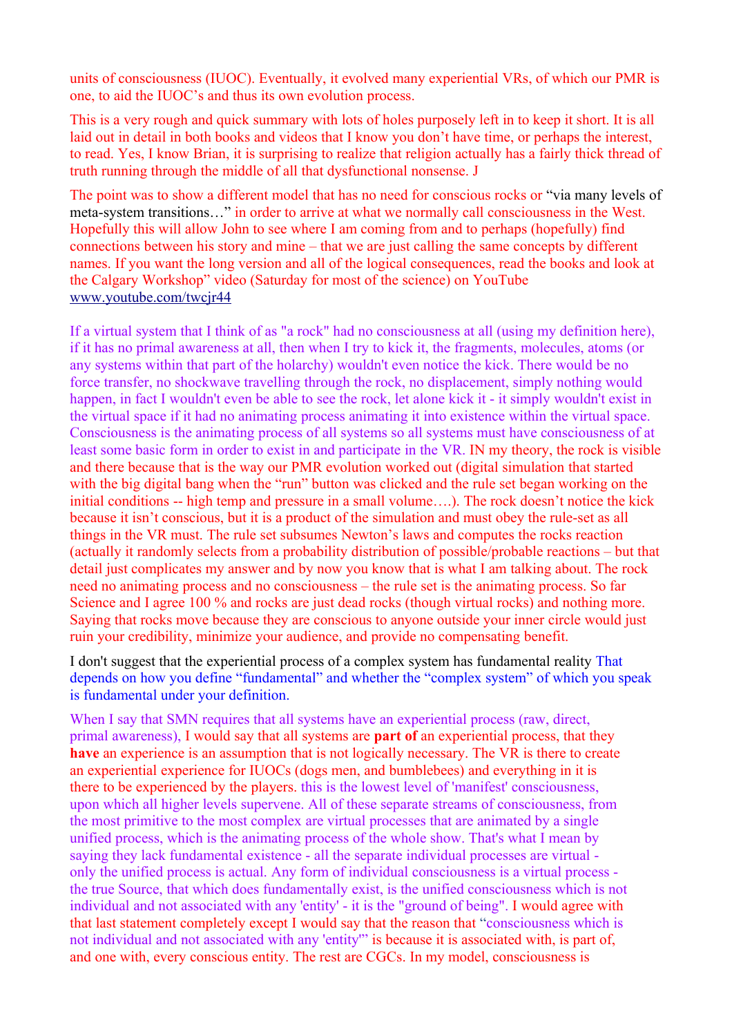units of consciousness (IUOC). Eventually, it evolved many experiential VRs, of which our PMR is one, to aid the IUOC's and thus its own evolution process.

This is a very rough and quick summary with lots of holes purposely left in to keep it short. It is all laid out in detail in both books and videos that I know you don't have time, or perhaps the interest, to read. Yes, I know Brian, it is surprising to realize that religion actually has a fairly thick thread of truth running through the middle of all that dysfunctional nonsense. J

The point was to show a different model that has no need for conscious rocks or "via many levels of meta-system transitions…" in order to arrive at what we normally call consciousness in the West. Hopefully this will allow John to see where I am coming from and to perhaps (hopefully) find connections between his story and mine – that we are just calling the same concepts by different names. If you want the long version and all of the logical consequences, read the books and look at the Calgary Workshop" video (Saturday for most of the science) on YouTube www.youtube.com/twcjr44

If a virtual system that I think of as "a rock" had no consciousness at all (using my definition here), if it has no primal awareness at all, then when I try to kick it, the fragments, molecules, atoms (or any systems within that part of the holarchy) wouldn't even notice the kick. There would be no force transfer, no shockwave travelling through the rock, no displacement, simply nothing would happen, in fact I wouldn't even be able to see the rock, let alone kick it - it simply wouldn't exist in the virtual space if it had no animating process animating it into existence within the virtual space. Consciousness is the animating process of all systems so all systems must have consciousness of at least some basic form in order to exist in and participate in the VR. IN my theory, the rock is visible and there because that is the way our PMR evolution worked out (digital simulation that started with the big digital bang when the "run" button was clicked and the rule set began working on the initial conditions -- high temp and pressure in a small volume….). The rock doesn't notice the kick because it isn't conscious, but it is a product of the simulation and must obey the rule-set as all things in the VR must. The rule set subsumes Newton's laws and computes the rocks reaction (actually it randomly selects from a probability distribution of possible/probable reactions – but that detail just complicates my answer and by now you know that is what I am talking about. The rock need no animating process and no consciousness – the rule set is the animating process. So far Science and I agree 100 % and rocks are just dead rocks (though virtual rocks) and nothing more. Saying that rocks move because they are conscious to anyone outside your inner circle would just ruin your credibility, minimize your audience, and provide no compensating benefit.

I don't suggest that the experiential process of a complex system has fundamental reality That depends on how you define "fundamental" and whether the "complex system" of which you speak is fundamental under your definition.

When I say that SMN requires that all systems have an experiential process (raw, direct, primal awareness), I would say that all systems are **part of** an experiential process, that they **have** an experience is an assumption that is not logically necessary. The VR is there to create an experiential experience for IUOCs (dogs men, and bumblebees) and everything in it is there to be experienced by the players. this is the lowest level of 'manifest' consciousness, upon which all higher levels supervene. All of these separate streams of consciousness, from the most primitive to the most complex are virtual processes that are animated by a single unified process, which is the animating process of the whole show. That's what I mean by saying they lack fundamental existence - all the separate individual processes are virtual - only the unified process is actual. Any form of individual consciousness is a virtual process - the true Source, that which does fundamentally exist, is the unified consciousness which is not individual and not associated with any 'entity' - it is the "ground of being". I would agree with that last statement completely except I would say that the reason that "consciousness which is not individual and not associated with any 'entity'" is because it is associated with, is part of, and one with, every conscious entity. The rest are CGCs. In my model, consciousness is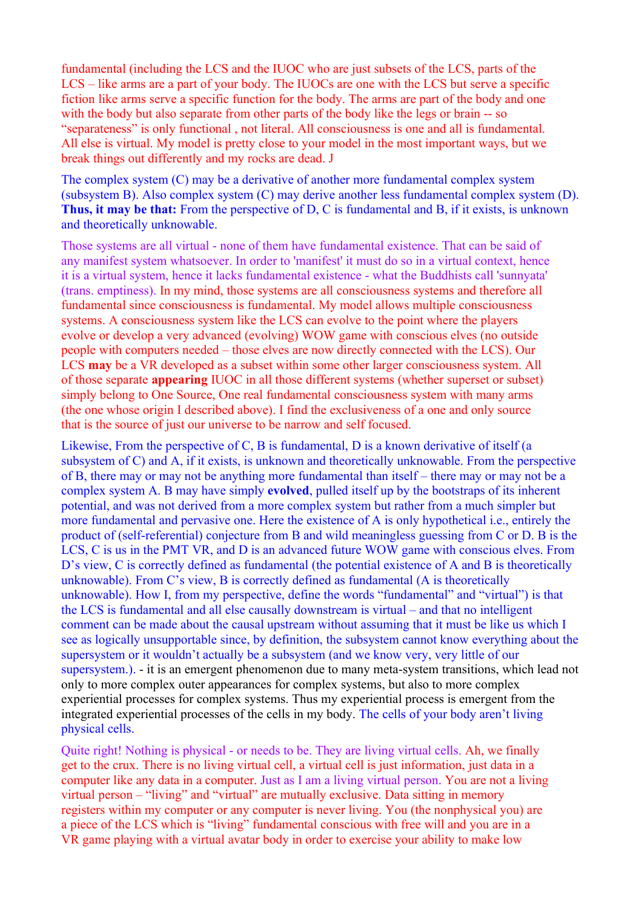fundamental (including the LCS and the IUOC who are just subsets of the LCS, parts of the LCS – like arms are a part of your body. The IUOCs are one with the LCS but serve a specific fiction like arms serve a specific function for the body. The arms are part of the body and one with the body but also separate from other parts of the body like the legs or brain -- so "separateness" is only functional , not literal. All consciousness is one and all is fundamental. All else is virtual. My model is pretty close to your model in the most important ways, but we break things out differently and my rocks are dead. J

The complex system (C) may be a derivative of another more fundamental complex system (subsystem B). Also complex system (C) may derive another less fundamental complex system (D). **Thus, it may be that:** From the perspective of D, C is fundamental and B, if it exists, is unknown and theoretically unknowable.

Those systems are all virtual - none of them have fundamental existence. That can be said of any manifest system whatsoever. In order to 'manifest' it must do so in a virtual context, hence it is a virtual system, hence it lacks fundamental existence - what the Buddhists call 'sunnyata' (trans. emptiness). In my mind, those systems are all consciousness systems and therefore all fundamental since consciousness is fundamental. My model allows multiple consciousness systems. A consciousness system like the LCS can evolve to the point where the players evolve or develop a very advanced (evolving) WOW game with conscious elves (no outside people with computers needed – those elves are now directly connected with the LCS). Our LCS **may** be a VR developed as a subset within some other larger consciousness system. All of those separate **appearing** IUOC in all those different systems (whether superset or subset) simply belong to One Source, One real fundamental consciousness system with many arms (the one whose origin I described above). I find the exclusiveness of a one and only source that is the source of just our universe to be narrow and self focused.

Likewise, From the perspective of C, B is fundamental, D is a known derivative of itself (a subsystem of C) and A, if it exists, is unknown and theoretically unknowable. From the perspective of B, there may or may not be anything more fundamental than itself – there may or may not be a complex system A. B may have simply **evolved**, pulled itself up by the bootstraps of its inherent potential, and was not derived from a more complex system but rather from a much simpler but more fundamental and pervasive one. Here the existence of A is only hypothetical i.e., entirely the product of (self-referential) conjecture from B and wild meaningless guessing from C or D. B is the LCS, C is us in the PMT VR, and D is an advanced future WOW game with conscious elves. From D's view, C is correctly defined as fundamental (the potential existence of A and B is theoretically unknowable). From C's view, B is correctly defined as fundamental (A is theoretically unknowable). How I, from my perspective, define the words "fundamental" and "virtual") is that the LCS is fundamental and all else causally downstream is virtual – and that no intelligent comment can be made about the causal upstream without assuming that it must be like us which I see as logically unsupportable since, by definition, the subsystem cannot know everything about the supersystem or it wouldn't actually be a subsystem (and we know very, very little of our supersystem.). - it is an emergent phenomenon due to many meta-system transitions, which lead not only to more complex outer appearances for complex systems, but also to more complex experiential processes for complex systems. Thus my experiential process is emergent from the integrated experiential processes of the cells in my body. The cells of your body aren't living physical cells.

Quite right! Nothing is physical - or needs to be. They are living virtual cells. Ah, we finally get to the crux. There is no living virtual cell, a virtual cell is just information, just data in a computer like any data in a computer. Just as I am a living virtual person. You are not a living virtual person – "living" and "virtual" are mutually exclusive. Data sitting in memory registers within my computer or any computer is never living. You (the nonphysical you) are a piece of the LCS which is "living" fundamental conscious with free will and you are in a VR game playing with a virtual avatar body in order to exercise your ability to make low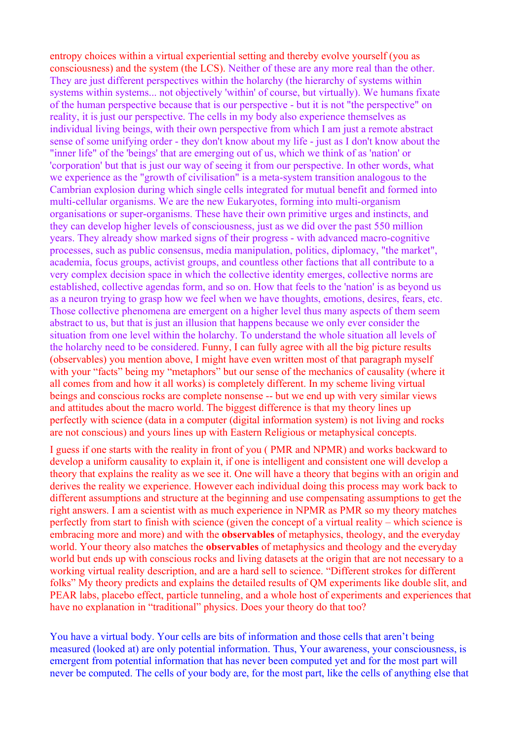entropy choices within a virtual experiential setting and thereby evolve yourself (you as consciousness) and the system (the LCS). Neither of these are any more real than the other. They are just different perspectives within the holarchy (the hierarchy of systems within systems within systems... not objectively 'within' of course, but virtually). We humans fixate of the human perspective because that is our perspective - but it is not "the perspective" on reality, it is just our perspective. The cells in my body also experience themselves as individual living beings, with their own perspective from which I am just a remote abstract sense of some unifying order - they don't know about my life - just as I don't know about the "inner life" of the 'beings' that are emerging out of us, which we think of as 'nation' or 'corporation' but that is just our way of seeing it from our perspective. In other words, what we experience as the "growth of civilisation" is a meta-system transition analogous to the Cambrian explosion during which single cells integrated for mutual benefit and formed into multi-cellular organisms. We are the new Eukaryotes, forming into multi-organism organisations or super-organisms. These have their own primitive urges and instincts, and they can develop higher levels of consciousness, just as we did over the past 550 million years. They already show marked signs of their progress - with advanced macro-cognitive processes, such as public consensus, media manipulation, politics, diplomacy, "the market", academia, focus groups, activist groups, and countless other factions that all contribute to a very complex decision space in which the collective identity emerges, collective norms are established, collective agendas form, and so on. How that feels to the 'nation' is as beyond us as a neuron trying to grasp how we feel when we have thoughts, emotions, desires, fears, etc. Those collective phenomena are emergent on a higher level thus many aspects of them seem abstract to us, but that is just an illusion that happens because we only ever consider the situation from one level within the holarchy. To understand the whole situation all levels of the holarchy need to be considered. Funny, I can fully agree with all the big picture results (observables) you mention above, I might have even written most of that paragraph myself with your "facts" being my "metaphors" but our sense of the mechanics of causality (where it all comes from and how it all works) is completely different. In my scheme living virtual beings and conscious rocks are complete nonsense -- but we end up with very similar views and attitudes about the macro world. The biggest difference is that my theory lines up perfectly with science (data in a computer (digital information system) is not living and rocks are not conscious) and yours lines up with Eastern Religious or metaphysical concepts.

I guess if one starts with the reality in front of you ( PMR and NPMR) and works backward to develop a uniform causality to explain it, if one is intelligent and consistent one will develop a theory that explains the reality as we see it. One will have a theory that begins with an origin and derives the reality we experience. However each individual doing this process may work back to different assumptions and structure at the beginning and use compensating assumptions to get the right answers. I am a scientist with as much experience in NPMR as PMR so my theory matches perfectly from start to finish with science (given the concept of a virtual reality – which science is embracing more and more) and with the **observables** of metaphysics, theology, and the everyday world. Your theory also matches the **observables** of metaphysics and theology and the everyday world but ends up with conscious rocks and living datasets at the origin that are not necessary to a working virtual reality description, and are a hard sell to science. "Different strokes for different folks" My theory predicts and explains the detailed results of QM experiments like double slit, and PEAR labs, placebo effect, particle tunneling, and a whole host of experiments and experiences that have no explanation in "traditional" physics. Does your theory do that too?

You have a virtual body. Your cells are bits of information and those cells that aren't being measured (looked at) are only potential information. Thus, Your awareness, your consciousness, is emergent from potential information that has never been computed yet and for the most part will never be computed. The cells of your body are, for the most part, like the cells of anything else that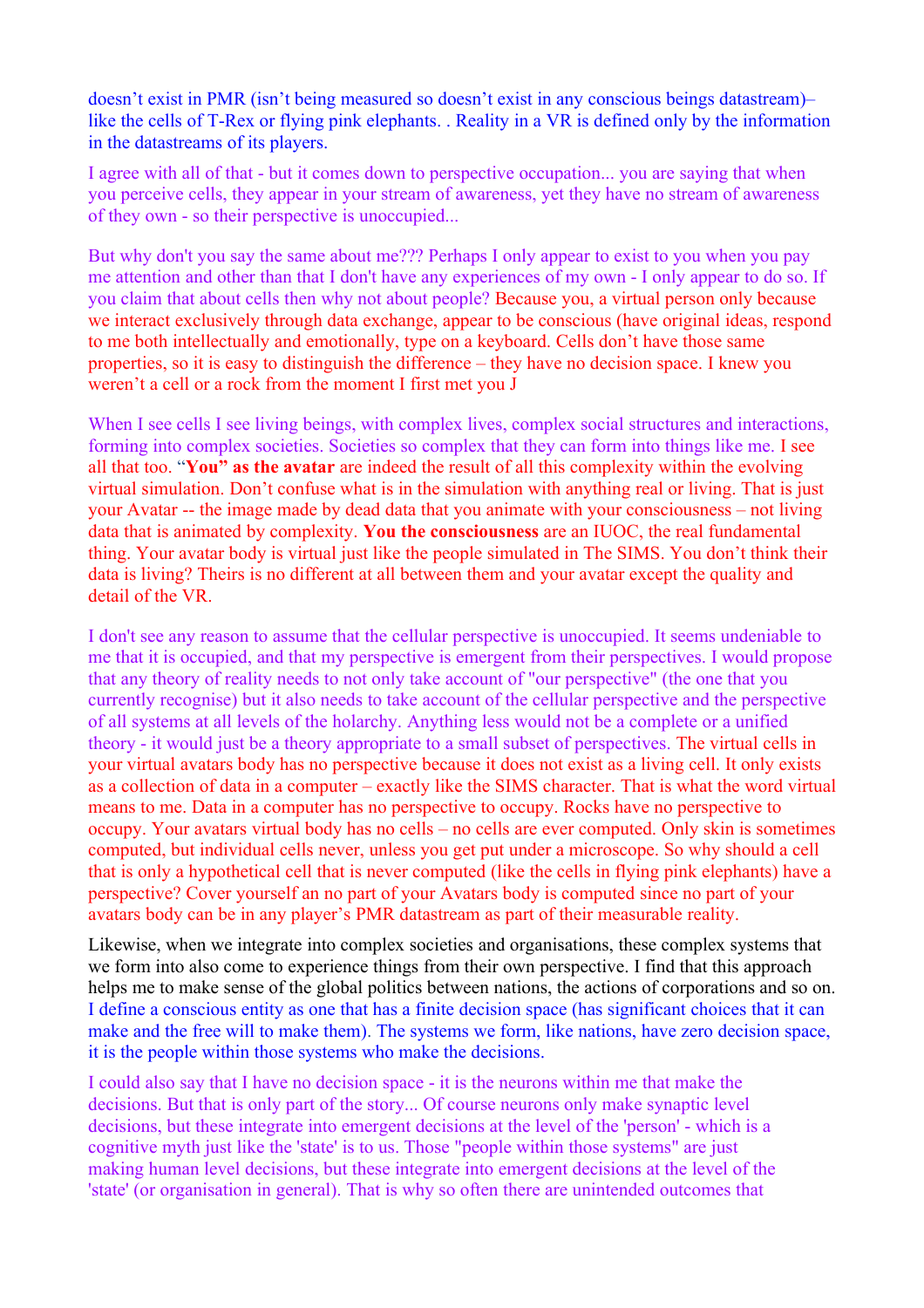doesn't exist in PMR (isn't being measured so doesn't exist in any conscious beings datastream)– like the cells of T-Rex or flying pink elephants. . Reality in a VR is defined only by the information in the datastreams of its players.

I agree with all of that - but it comes down to perspective occupation... you are saying that when you perceive cells, they appear in your stream of awareness, yet they have no stream of awareness of they own - so their perspective is unoccupied...

But why don't you say the same about me??? Perhaps I only appear to exist to you when you pay me attention and other than that I don't have any experiences of my own - I only appear to do so. If you claim that about cells then why not about people? Because you, a virtual person only because we interact exclusively through data exchange, appear to be conscious (have original ideas, respond to me both intellectually and emotionally, type on a keyboard. Cells don't have those same properties, so it is easy to distinguish the difference – they have no decision space. I knew you weren't a cell or a rock from the moment I first met you J

When I see cells I see living beings, with complex lives, complex social structures and interactions, forming into complex societies. Societies so complex that they can form into things like me. I see all that too. "**You" as the avatar** are indeed the result of all this complexity within the evolving virtual simulation. Don't confuse what is in the simulation with anything real or living. That is just your Avatar -- the image made by dead data that you animate with your consciousness – not living data that is animated by complexity. **You the consciousness** are an IUOC, the real fundamental thing. Your avatar body is virtual just like the people simulated in The SIMS. You don't think their data is living? Theirs is no different at all between them and your avatar except the quality and detail of the VR.

I don't see any reason to assume that the cellular perspective is unoccupied. It seems undeniable to me that it is occupied, and that my perspective is emergent from their perspectives. I would propose that any theory of reality needs to not only take account of "our perspective" (the one that you currently recognise) but it also needs to take account of the cellular perspective and the perspective of all systems at all levels of the holarchy. Anything less would not be a complete or a unified theory - it would just be a theory appropriate to a small subset of perspectives. The virtual cells in your virtual avatars body has no perspective because it does not exist as a living cell. It only exists as a collection of data in a computer – exactly like the SIMS character. That is what the word virtual means to me. Data in a computer has no perspective to occupy. Rocks have no perspective to occupy. Your avatars virtual body has no cells – no cells are ever computed. Only skin is sometimes computed, but individual cells never, unless you get put under a microscope. So why should a cell that is only a hypothetical cell that is never computed (like the cells in flying pink elephants) have a perspective? Cover yourself an no part of your Avatars body is computed since no part of your avatars body can be in any player's PMR datastream as part of their measurable reality.

Likewise, when we integrate into complex societies and organisations, these complex systems that we form into also come to experience things from their own perspective. I find that this approach helps me to make sense of the global politics between nations, the actions of corporations and so on. I define a conscious entity as one that has a finite decision space (has significant choices that it can make and the free will to make them). The systems we form, like nations, have zero decision space, it is the people within those systems who make the decisions.

I could also say that I have no decision space - it is the neurons within me that make the decisions. But that is only part of the story... Of course neurons only make synaptic level decisions, but these integrate into emergent decisions at the level of the 'person' - which is a cognitive myth just like the 'state' is to us. Those "people within those systems" are just making human level decisions, but these integrate into emergent decisions at the level of the 'state' (or organisation in general). That is why so often there are unintended outcomes that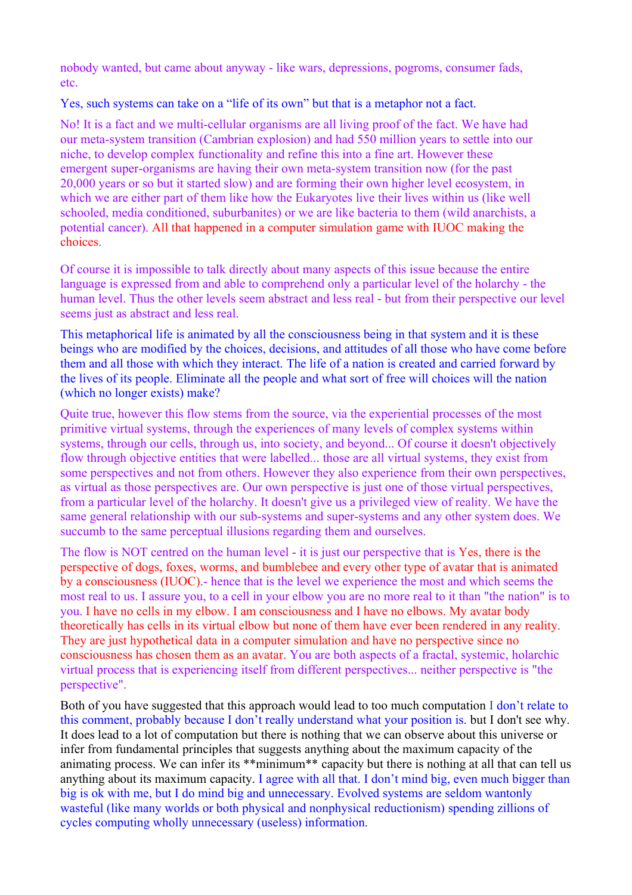nobody wanted, but came about anyway - like wars, depressions, pogroms, consumer fads, etc.

Yes, such systems can take on a "life of its own" but that is a metaphor not a fact.

No! It is a fact and we multi-cellular organisms are all living proof of the fact. We have had our meta-system transition (Cambrian explosion) and had 550 million years to settle into our niche, to develop complex functionality and refine this into a fine art. However these emergent super-organisms are having their own meta-system transition now (for the past 20,000 years or so but it started slow) and are forming their own higher level ecosystem, in which we are either part of them like how the Eukaryotes live their lives within us (like well schooled, media conditioned, suburbanites) or we are like bacteria to them (wild anarchists, a potential cancer). All that happened in a computer simulation game with IUOC making the choices.

Of course it is impossible to talk directly about many aspects of this issue because the entire language is expressed from and able to comprehend only a particular level of the holarchy - the human level. Thus the other levels seem abstract and less real - but from their perspective our level seems just as abstract and less real.

This metaphorical life is animated by all the consciousness being in that system and it is these beings who are modified by the choices, decisions, and attitudes of all those who have come before them and all those with which they interact. The life of a nation is created and carried forward by the lives of its people. Eliminate all the people and what sort of free will choices will the nation (which no longer exists) make?

Quite true, however this flow stems from the source, via the experiential processes of the most primitive virtual systems, through the experiences of many levels of complex systems within systems, through our cells, through us, into society, and beyond... Of course it doesn't objectively flow through objective entities that were labelled... those are all virtual systems, they exist from some perspectives and not from others. However they also experience from their own perspectives, as virtual as those perspectives are. Our own perspective is just one of those virtual perspectives, from a particular level of the holarchy. It doesn't give us a privileged view of reality. We have the same general relationship with our sub-systems and super-systems and any other system does. We succumb to the same perceptual illusions regarding them and ourselves.

The flow is NOT centred on the human level - it is just our perspective that is Yes, there is the perspective of dogs, foxes, worms, and bumblebee and every other type of avatar that is animated by a consciousness (IUOC).- hence that is the level we experience the most and which seems the most real to us. I assure you, to a cell in your elbow you are no more real to it than "the nation" is to you. I have no cells in my elbow. I am consciousness and I have no elbows. My avatar body theoretically has cells in its virtual elbow but none of them have ever been rendered in any reality. They are just hypothetical data in a computer simulation and have no perspective since no consciousness has chosen them as an avatar. You are both aspects of a fractal, systemic, holarchic virtual process that is experiencing itself from different perspectives... neither perspective is "the perspective".

Both of you have suggested that this approach would lead to too much computation I don't relate to this comment, probably because I don't really understand what your position is. but I don't see why. It does lead to a lot of computation but there is nothing that we can observe about this universe or infer from fundamental principles that suggests anything about the maximum capacity of the animating process. We can infer its **minimum** capacity but there is nothing at all that can tell us anything about its maximum capacity. I agree with all that. I don't mind big, even much bigger than big is ok with me, but I do mind big and unnecessary. Evolved systems are seldom wantonly wasteful (like many worlds or both physical and nonphysical reductionism) spending zillions of cycles computing wholly unnecessary (useless) information.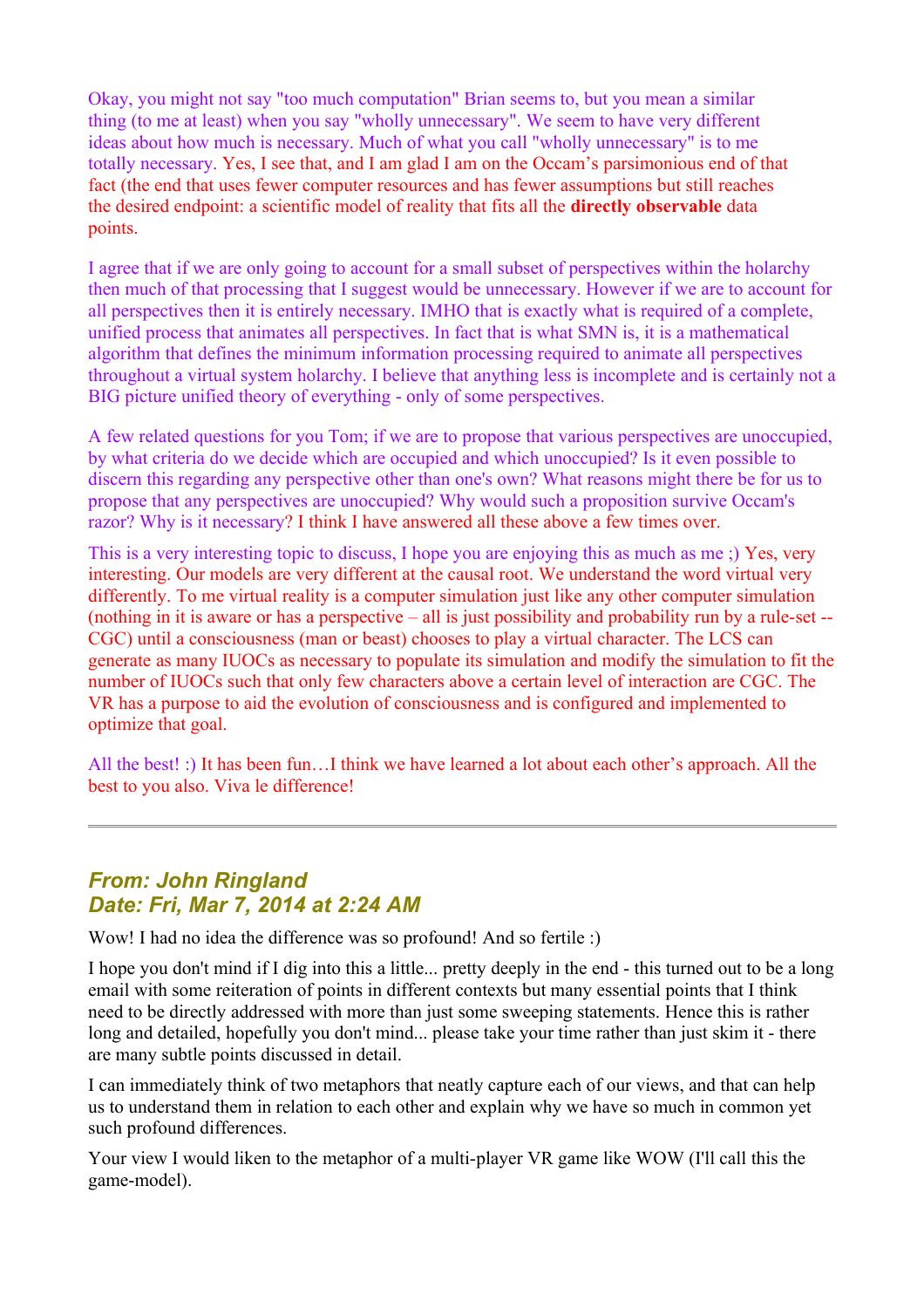Okay, you might not say "too much computation" Brian seems to, but you mean a similar thing (to me at least) when you say "wholly unnecessary". We seem to have very different ideas about how much is necessary. Much of what you call "wholly unnecessary" is to me totally necessary. Yes, I see that, and I am glad I am on the Occam's parsimonious end of that fact (the end that uses fewer computer resources and has fewer assumptions but still reaches the desired endpoint: a scientific model of reality that fits all the **directly observable** data points.

I agree that if we are only going to account for a small subset of perspectives within the holarchy then much of that processing that I suggest would be unnecessary. However if we are to account for all perspectives then it is entirely necessary. IMHO that is exactly what is required of a complete, unified process that animates all perspectives. In fact that is what SMN is, it is a mathematical algorithm that defines the minimum information processing required to animate all perspectives throughout a virtual system holarchy. I believe that anything less is incomplete and is certainly not a BIG picture unified theory of everything - only of some perspectives.

A few related questions for you Tom; if we are to propose that various perspectives are unoccupied, by what criteria do we decide which are occupied and which unoccupied? Is it even possible to discern this regarding any perspective other than one's own? What reasons might there be for us to propose that any perspectives are unoccupied? Why would such a proposition survive Occam's razor? Why is it necessary? I think I have answered all these above a few times over.

This is a very interesting topic to discuss, I hope you are enjoying this as much as me ;) Yes, very interesting. Our models are very different at the causal root. We understand the word virtual very differently. To me virtual reality is a computer simulation just like any other computer simulation (nothing in it is aware or has a perspective – all is just possibility and probability run by a rule-set -- CGC) until a consciousness (man or beast) chooses to play a virtual character. The LCS can generate as many IUOCs as necessary to populate its simulation and modify the simulation to fit the number of IUOCs such that only few characters above a certain level of interaction are CGC. The VR has a purpose to aid the evolution of consciousness and is configured and implemented to optimize that goal.

All the best! :) It has been fun…I think we have learned a lot about each other's approach. All the best to you also. Viva le difference!

---

### *From: John Ringland*
### *Date: Fri, Mar 7, 2014 at 2:24 AM*

Wow! I had no idea the difference was so profound! And so fertile :)

I hope you don't mind if I dig into this a little... pretty deeply in the end - this turned out to be a long email with some reiteration of points in different contexts but many essential points that I think need to be directly addressed with more than just some sweeping statements. Hence this is rather long and detailed, hopefully you don't mind... please take your time rather than just skim it - there are many subtle points discussed in detail.

I can immediately think of two metaphors that neatly capture each of our views, and that can help us to understand them in relation to each other and explain why we have so much in common yet such profound differences.

Your view I would liken to the metaphor of a multi-player VR game like WOW (I'll call this the game-model).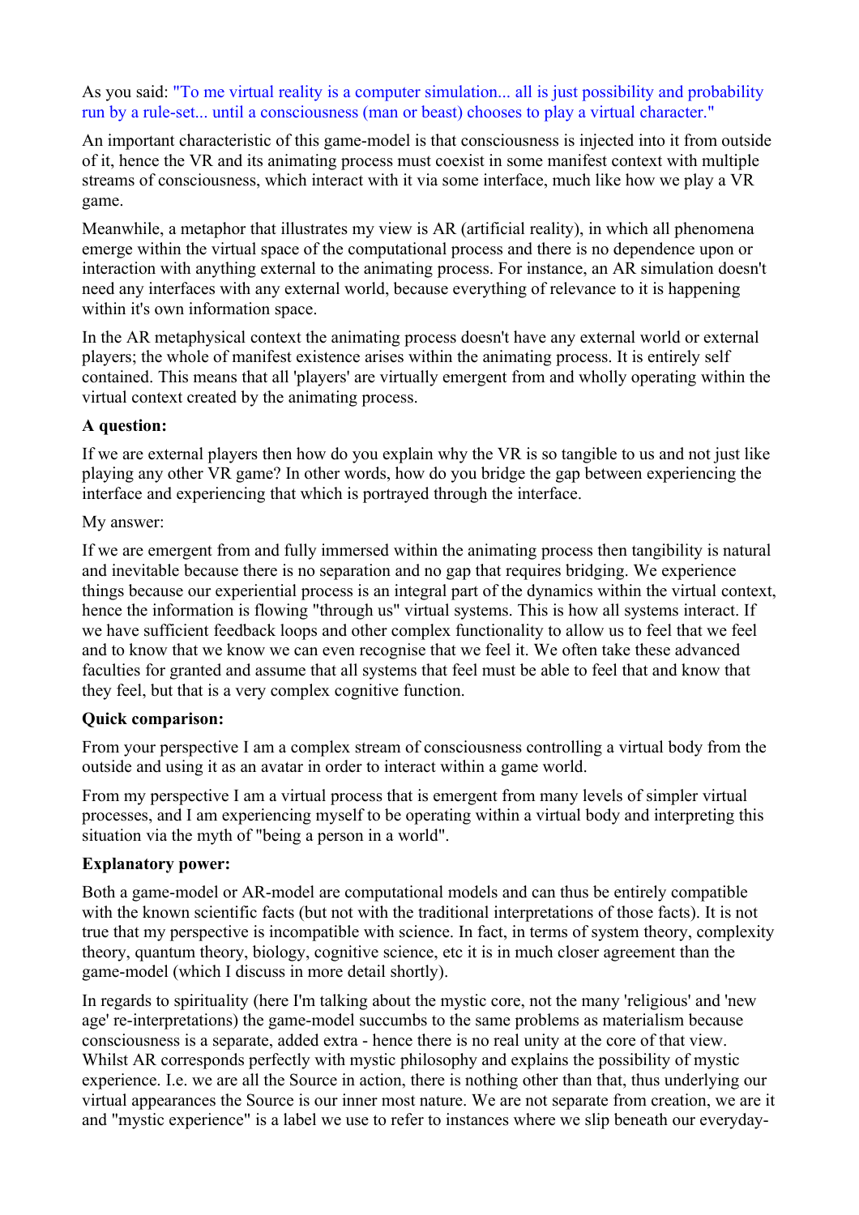As you said: "To me virtual reality is a computer simulation... all is just possibility and probability run by a rule-set... until a consciousness (man or beast) chooses to play a virtual character."

An important characteristic of this game-model is that consciousness is injected into it from outside of it, hence the VR and its animating process must coexist in some manifest context with multiple streams of consciousness, which interact with it via some interface, much like how we play a VR game.

Meanwhile, a metaphor that illustrates my view is AR (artificial reality), in which all phenomena emerge within the virtual space of the computational process and there is no dependence upon or interaction with anything external to the animating process. For instance, an AR simulation doesn't need any interfaces with any external world, because everything of relevance to it is happening within it's own information space.

In the AR metaphysical context the animating process doesn't have any external world or external players; the whole of manifest existence arises within the animating process. It is entirely self contained. This means that all 'players' are virtually emergent from and wholly operating within the virtual context created by the animating process.

**A question:**

If we are external players then how do you explain why the VR is so tangible to us and not just like playing any other VR game? In other words, how do you bridge the gap between experiencing the interface and experiencing that which is portrayed through the interface.

My answer:

If we are emergent from and fully immersed within the animating process then tangibility is natural and inevitable because there is no separation and no gap that requires bridging. We experience things because our experiential process is an integral part of the dynamics within the virtual context, hence the information is flowing "through us" virtual systems. This is how all systems interact. If we have sufficient feedback loops and other complex functionality to allow us to feel that we feel and to know that we know we can even recognise that we feel it. We often take these advanced faculties for granted and assume that all systems that feel must be able to feel that and know that they feel, but that is a very complex cognitive function.

**Quick comparison:**

From your perspective I am a complex stream of consciousness controlling a virtual body from the outside and using it as an avatar in order to interact within a game world.

From my perspective I am a virtual process that is emergent from many levels of simpler virtual processes, and I am experiencing myself to be operating within a virtual body and interpreting this situation via the myth of "being a person in a world".

**Explanatory power:**

Both a game-model or AR-model are computational models and can thus be entirely compatible with the known scientific facts (but not with the traditional interpretations of those facts). It is not true that my perspective is incompatible with science. In fact, in terms of system theory, complexity theory, quantum theory, biology, cognitive science, etc it is in much closer agreement than the game-model (which I discuss in more detail shortly).

In regards to spirituality (here I'm talking about the mystic core, not the many 'religious' and 'new age' re-interpretations) the game-model succumbs to the same problems as materialism because consciousness is a separate, added extra - hence there is no real unity at the core of that view. Whilst AR corresponds perfectly with mystic philosophy and explains the possibility of mystic experience. I.e. we are all the Source in action, there is nothing other than that, thus underlying our virtual appearances the Source is our inner most nature. We are not separate from creation, we are it and "mystic experience" is a label we use to refer to instances where we slip beneath our everyday-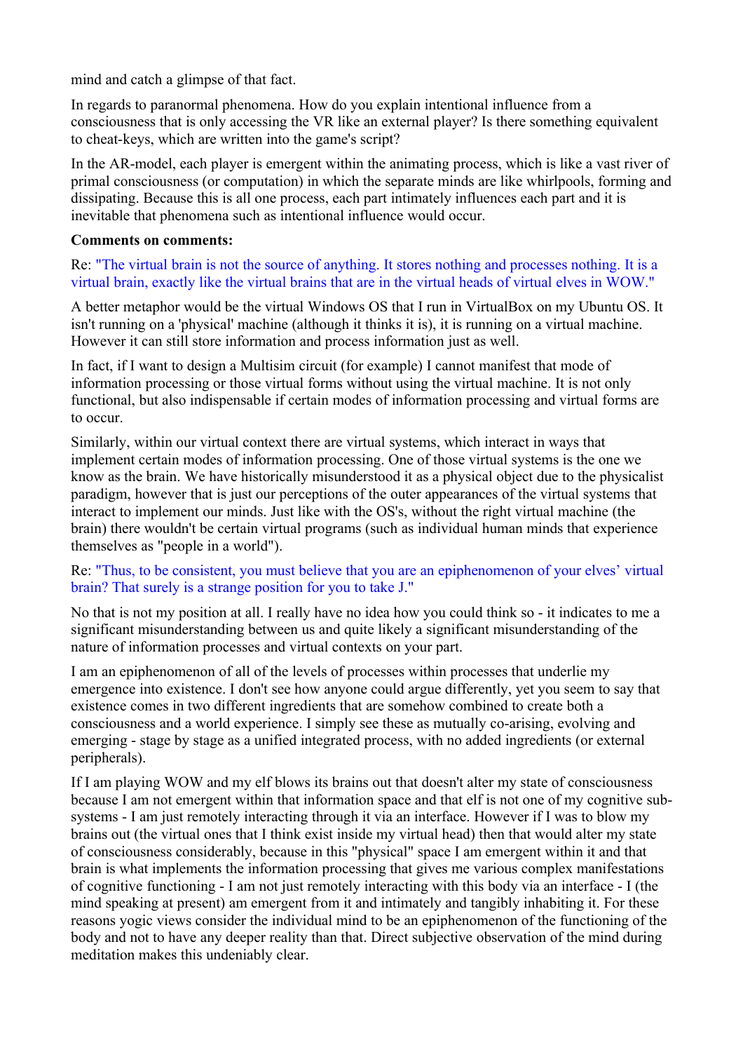mind and catch a glimpse of that fact.

In regards to paranormal phenomena. How do you explain intentional influence from a consciousness that is only accessing the VR like an external player? Is there something equivalent to cheat-keys, which are written into the game's script?

In the AR-model, each player is emergent within the animating process, which is like a vast river of primal consciousness (or computation) in which the separate minds are like whirlpools, forming and dissipating. Because this is all one process, each part intimately influences each part and it is inevitable that phenomena such as intentional influence would occur.

**Comments on comments:**

Re: "The virtual brain is not the source of anything. It stores nothing and processes nothing. It is a virtual brain, exactly like the virtual brains that are in the virtual heads of virtual elves in WOW."

A better metaphor would be the virtual Windows OS that I run in VirtualBox on my Ubuntu OS. It isn't running on a 'physical' machine (although it thinks it is), it is running on a virtual machine. However it can still store information and process information just as well.

In fact, if I want to design a Multisim circuit (for example) I cannot manifest that mode of information processing or those virtual forms without using the virtual machine. It is not only functional, but also indispensable if certain modes of information processing and virtual forms are to occur.

Similarly, within our virtual context there are virtual systems, which interact in ways that implement certain modes of information processing. One of those virtual systems is the one we know as the brain. We have historically misunderstood it as a physical object due to the physicalist paradigm, however that is just our perceptions of the outer appearances of the virtual systems that interact to implement our minds. Just like with the OS's, without the right virtual machine (the brain) there wouldn't be certain virtual programs (such as individual human minds that experience themselves as "people in a world").

Re: "Thus, to be consistent, you must believe that you are an epiphenomenon of your elves' virtual brain? That surely is a strange position for you to take J."

No that is not my position at all. I really have no idea how you could think so - it indicates to me a significant misunderstanding between us and quite likely a significant misunderstanding of the nature of information processes and virtual contexts on your part.

I am an epiphenomenon of all of the levels of processes within processes that underlie my emergence into existence. I don't see how anyone could argue differently, yet you seem to say that existence comes in two different ingredients that are somehow combined to create both a consciousness and a world experience. I simply see these as mutually co-arising, evolving and emerging - stage by stage as a unified integrated process, with no added ingredients (or external peripherals).

If I am playing WOW and my elf blows its brains out that doesn't alter my state of consciousness because I am not emergent within that information space and that elf is not one of my cognitive sub-systems - I am just remotely interacting through it via an interface. However if I was to blow my brains out (the virtual ones that I think exist inside my virtual head) then that would alter my state of consciousness considerably, because in this "physical" space I am emergent within it and that brain is what implements the information processing that gives me various complex manifestations of cognitive functioning - I am not just remotely interacting with this body via an interface - I (the mind speaking at present) am emergent from it and intimately and tangibly inhabiting it. For these reasons yogic views consider the individual mind to be an epiphenomenon of the functioning of the body and not to have any deeper reality than that. Direct subjective observation of the mind during meditation makes this undeniably clear.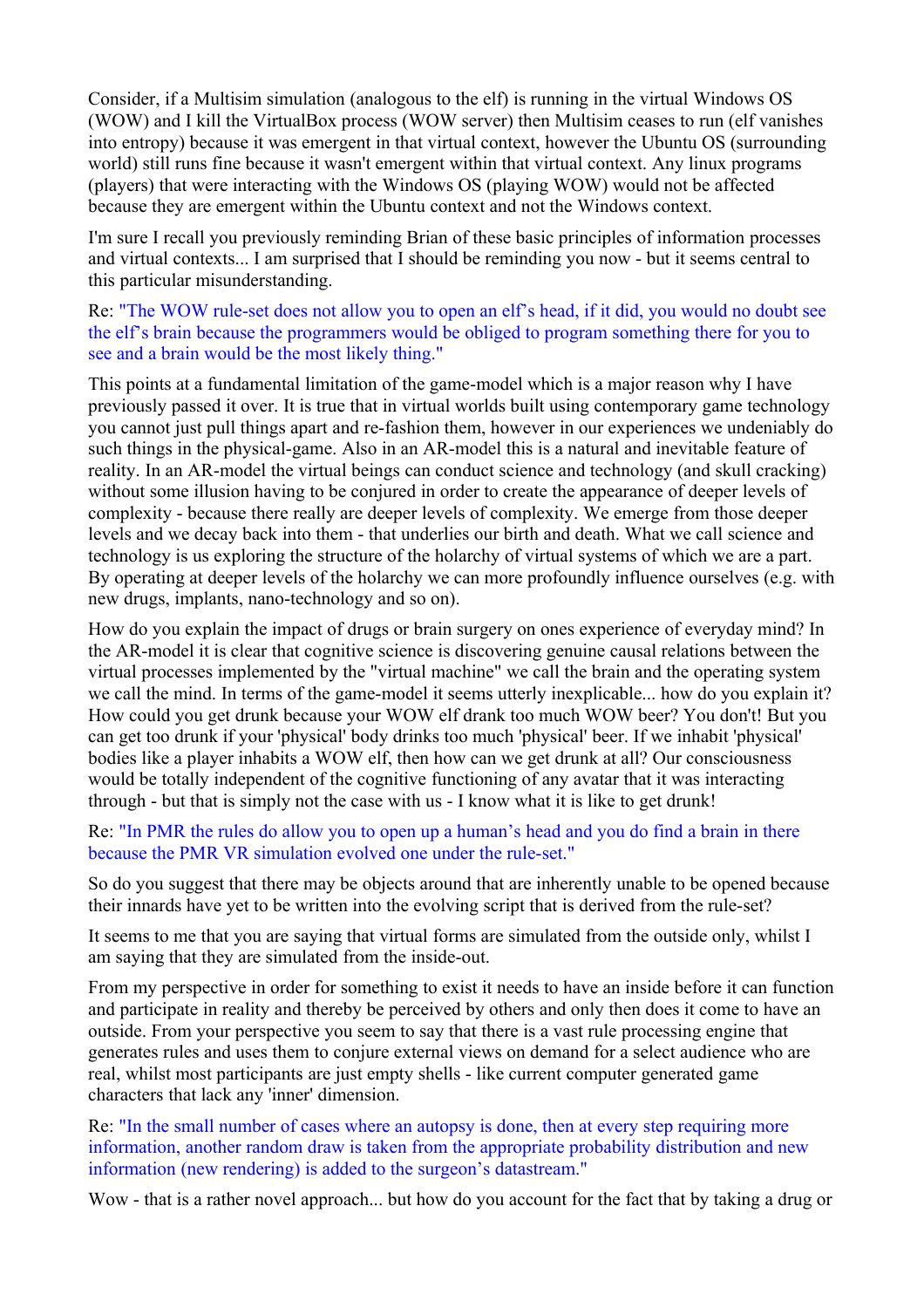Consider, if a Multisim simulation (analogous to the elf) is running in the virtual Windows OS (WOW) and I kill the VirtualBox process (WOW server) then Multisim ceases to run (elf vanishes into entropy) because it was emergent in that virtual context, however the Ubuntu OS (surrounding world) still runs fine because it wasn't emergent within that virtual context. Any linux programs (players) that were interacting with the Windows OS (playing WOW) would not be affected because they are emergent within the Ubuntu context and not the Windows context.

I'm sure I recall you previously reminding Brian of these basic principles of information processes and virtual contexts... I am surprised that I should be reminding you now - but it seems central to this particular misunderstanding.

Re: "The WOW rule-set does not allow you to open an elf's head, if it did, you would no doubt see the elf's brain because the programmers would be obliged to program something there for you to see and a brain would be the most likely thing."

This points at a fundamental limitation of the game-model which is a major reason why I have previously passed it over. It is true that in virtual worlds built using contemporary game technology you cannot just pull things apart and re-fashion them, however in our experiences we undeniably do such things in the physical-game. Also in an AR-model this is a natural and inevitable feature of reality. In an AR-model the virtual beings can conduct science and technology (and skull cracking) without some illusion having to be conjured in order to create the appearance of deeper levels of complexity - because there really are deeper levels of complexity. We emerge from those deeper levels and we decay back into them - that underlies our birth and death. What we call science and technology is us exploring the structure of the holarchy of virtual systems of which we are a part. By operating at deeper levels of the holarchy we can more profoundly influence ourselves (e.g. with new drugs, implants, nano-technology and so on).

How do you explain the impact of drugs or brain surgery on ones experience of everyday mind? In the AR-model it is clear that cognitive science is discovering genuine causal relations between the virtual processes implemented by the "virtual machine" we call the brain and the operating system we call the mind. In terms of the game-model it seems utterly inexplicable... how do you explain it? How could you get drunk because your WOW elf drank too much WOW beer? You don't! But you can get too drunk if your 'physical' body drinks too much 'physical' beer. If we inhabit 'physical' bodies like a player inhabits a WOW elf, then how can we get drunk at all? Our consciousness would be totally independent of the cognitive functioning of any avatar that it was interacting through - but that is simply not the case with us - I know what it is like to get drunk!

Re: "In PMR the rules do allow you to open up a human's head and you do find a brain in there because the PMR VR simulation evolved one under the rule-set."

So do you suggest that there may be objects around that are inherently unable to be opened because their innards have yet to be written into the evolving script that is derived from the rule-set?

It seems to me that you are saying that virtual forms are simulated from the outside only, whilst I am saying that they are simulated from the inside-out.

From my perspective in order for something to exist it needs to have an inside before it can function and participate in reality and thereby be perceived by others and only then does it come to have an outside. From your perspective you seem to say that there is a vast rule processing engine that generates rules and uses them to conjure external views on demand for a select audience who are real, whilst most participants are just empty shells - like current computer generated game characters that lack any 'inner' dimension.

Re: "In the small number of cases where an autopsy is done, then at every step requiring more information, another random draw is taken from the appropriate probability distribution and new information (new rendering) is added to the surgeon's datastream."

Wow - that is a rather novel approach... but how do you account for the fact that by taking a drug or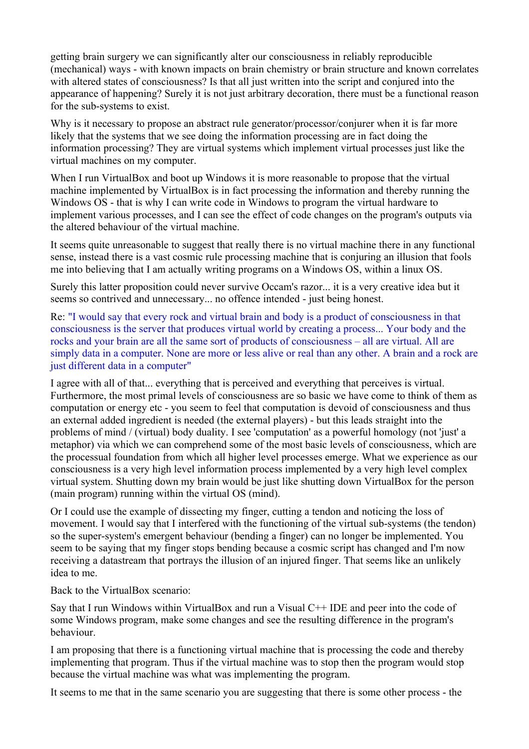getting brain surgery we can significantly alter our consciousness in reliably reproducible (mechanical) ways - with known impacts on brain chemistry or brain structure and known correlates with altered states of consciousness? Is that all just written into the script and conjured into the appearance of happening? Surely it is not just arbitrary decoration, there must be a functional reason for the sub-systems to exist.

Why is it necessary to propose an abstract rule generator/processor/conjurer when it is far more likely that the systems that we see doing the information processing are in fact doing the information processing? They are virtual systems which implement virtual processes just like the virtual machines on my computer.

When I run VirtualBox and boot up Windows it is more reasonable to propose that the virtual machine implemented by VirtualBox is in fact processing the information and thereby running the Windows OS - that is why I can write code in Windows to program the virtual hardware to implement various processes, and I can see the effect of code changes on the program's outputs via the altered behaviour of the virtual machine.

It seems quite unreasonable to suggest that really there is no virtual machine there in any functional sense, instead there is a vast cosmic rule processing machine that is conjuring an illusion that fools me into believing that I am actually writing programs on a Windows OS, within a linux OS.

Surely this latter proposition could never survive Occam's razor... it is a very creative idea but it seems so contrived and unnecessary... no offence intended - just being honest.

Re: "I would say that every rock and virtual brain and body is a product of consciousness in that consciousness is the server that produces virtual world by creating a process... Your body and the rocks and your brain are all the same sort of products of consciousness – all are virtual. All are simply data in a computer. None are more or less alive or real than any other. A brain and a rock are just different data in a computer"

I agree with all of that... everything that is perceived and everything that perceives is virtual. Furthermore, the most primal levels of consciousness are so basic we have come to think of them as computation or energy etc - you seem to feel that computation is devoid of consciousness and thus an external added ingredient is needed (the external players) - but this leads straight into the problems of mind / (virtual) body duality. I see 'computation' as a powerful homology (not 'just' a metaphor) via which we can comprehend some of the most basic levels of consciousness, which are the processual foundation from which all higher level processes emerge. What we experience as our consciousness is a very high level information process implemented by a very high level complex virtual system. Shutting down my brain would be just like shutting down VirtualBox for the person (main program) running within the virtual OS (mind).

Or I could use the example of dissecting my finger, cutting a tendon and noticing the loss of movement. I would say that I interfered with the functioning of the virtual sub-systems (the tendon) so the super-system's emergent behaviour (bending a finger) can no longer be implemented. You seem to be saying that my finger stops bending because a cosmic script has changed and I'm now receiving a datastream that portrays the illusion of an injured finger. That seems like an unlikely idea to me.

Back to the VirtualBox scenario:

Say that I run Windows within VirtualBox and run a Visual C++ IDE and peer into the code of some Windows program, make some changes and see the resulting difference in the program's behaviour.

I am proposing that there is a functioning virtual machine that is processing the code and thereby implementing that program. Thus if the virtual machine was to stop then the program would stop because the virtual machine was what was implementing the program.

It seems to me that in the same scenario you are suggesting that there is some other process - the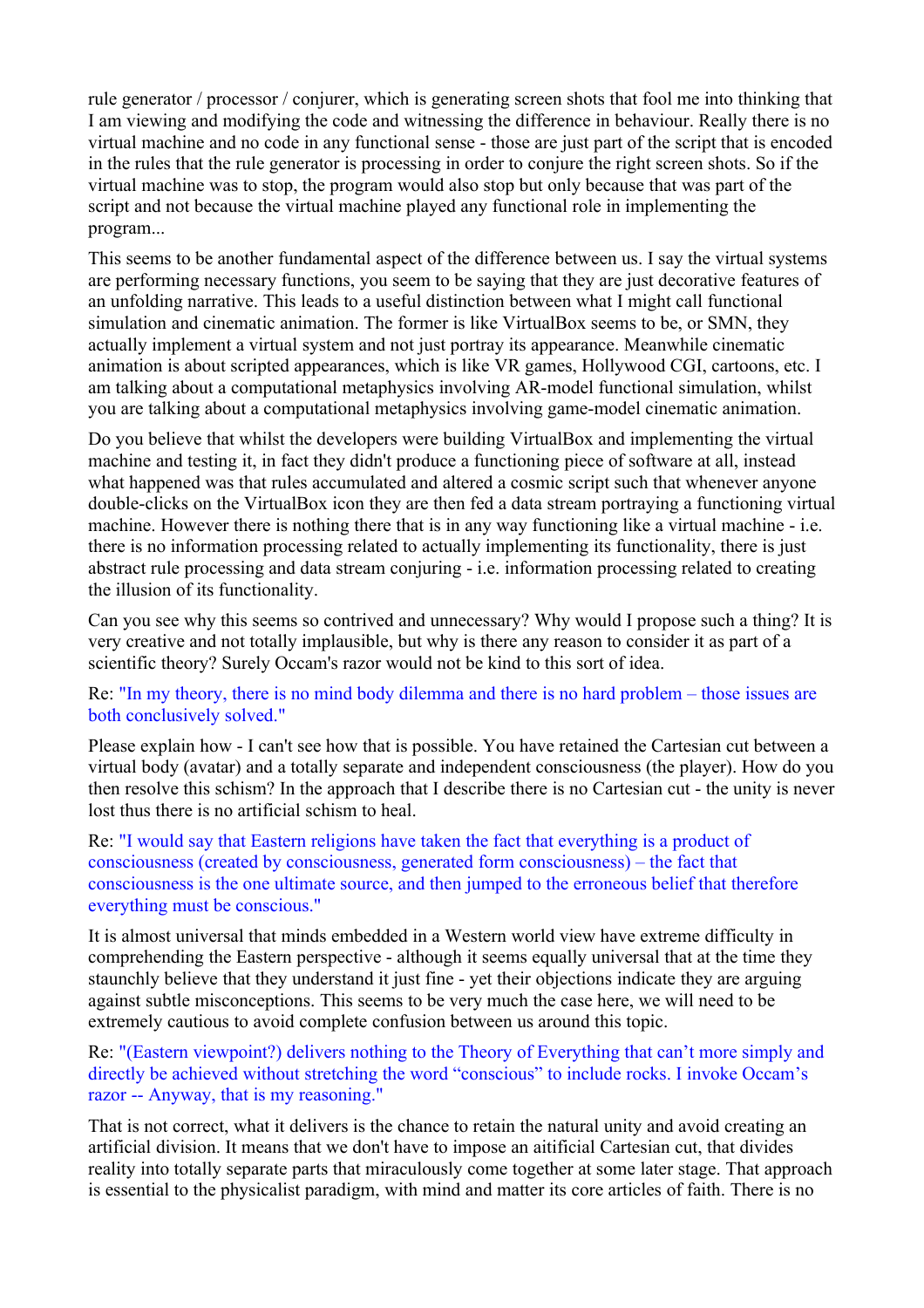rule generator / processor / conjurer, which is generating screen shots that fool me into thinking that I am viewing and modifying the code and witnessing the difference in behaviour. Really there is no virtual machine and no code in any functional sense - those are just part of the script that is encoded in the rules that the rule generator is processing in order to conjure the right screen shots. So if the virtual machine was to stop, the program would also stop but only because that was part of the script and not because the virtual machine played any functional role in implementing the program...

This seems to be another fundamental aspect of the difference between us. I say the virtual systems are performing necessary functions, you seem to be saying that they are just decorative features of an unfolding narrative. This leads to a useful distinction between what I might call functional simulation and cinematic animation. The former is like VirtualBox seems to be, or SMN, they actually implement a virtual system and not just portray its appearance. Meanwhile cinematic animation is about scripted appearances, which is like VR games, Hollywood CGI, cartoons, etc. I am talking about a computational metaphysics involving AR-model functional simulation, whilst you are talking about a computational metaphysics involving game-model cinematic animation.

Do you believe that whilst the developers were building VirtualBox and implementing the virtual machine and testing it, in fact they didn't produce a functioning piece of software at all, instead what happened was that rules accumulated and altered a cosmic script such that whenever anyone double-clicks on the VirtualBox icon they are then fed a data stream portraying a functioning virtual machine. However there is nothing there that is in any way functioning like a virtual machine - i.e. there is no information processing related to actually implementing its functionality, there is just abstract rule processing and data stream conjuring - i.e. information processing related to creating the illusion of its functionality.

Can you see why this seems so contrived and unnecessary? Why would I propose such a thing? It is very creative and not totally implausible, but why is there any reason to consider it as part of a scientific theory? Surely Occam's razor would not be kind to this sort of idea.

Re: "In my theory, there is no mind body dilemma and there is no hard problem – those issues are both conclusively solved."

Please explain how - I can't see how that is possible. You have retained the Cartesian cut between a virtual body (avatar) and a totally separate and independent consciousness (the player). How do you then resolve this schism? In the approach that I describe there is no Cartesian cut - the unity is never lost thus there is no artificial schism to heal.

Re: "I would say that Eastern religions have taken the fact that everything is a product of consciousness (created by consciousness, generated form consciousness) – the fact that consciousness is the one ultimate source, and then jumped to the erroneous belief that therefore everything must be conscious."

It is almost universal that minds embedded in a Western world view have extreme difficulty in comprehending the Eastern perspective - although it seems equally universal that at the time they staunchly believe that they understand it just fine - yet their objections indicate they are arguing against subtle misconceptions. This seems to be very much the case here, we will need to be extremely cautious to avoid complete confusion between us around this topic.

Re: "(Eastern viewpoint?) delivers nothing to the Theory of Everything that can't more simply and directly be achieved without stretching the word "conscious" to include rocks. I invoke Occam's razor -- Anyway, that is my reasoning."

That is not correct, what it delivers is the chance to retain the natural unity and avoid creating an artificial division. It means that we don't have to impose an aitificial Cartesian cut, that divides reality into totally separate parts that miraculously come together at some later stage. That approach is essential to the physicalist paradigm, with mind and matter its core articles of faith. There is no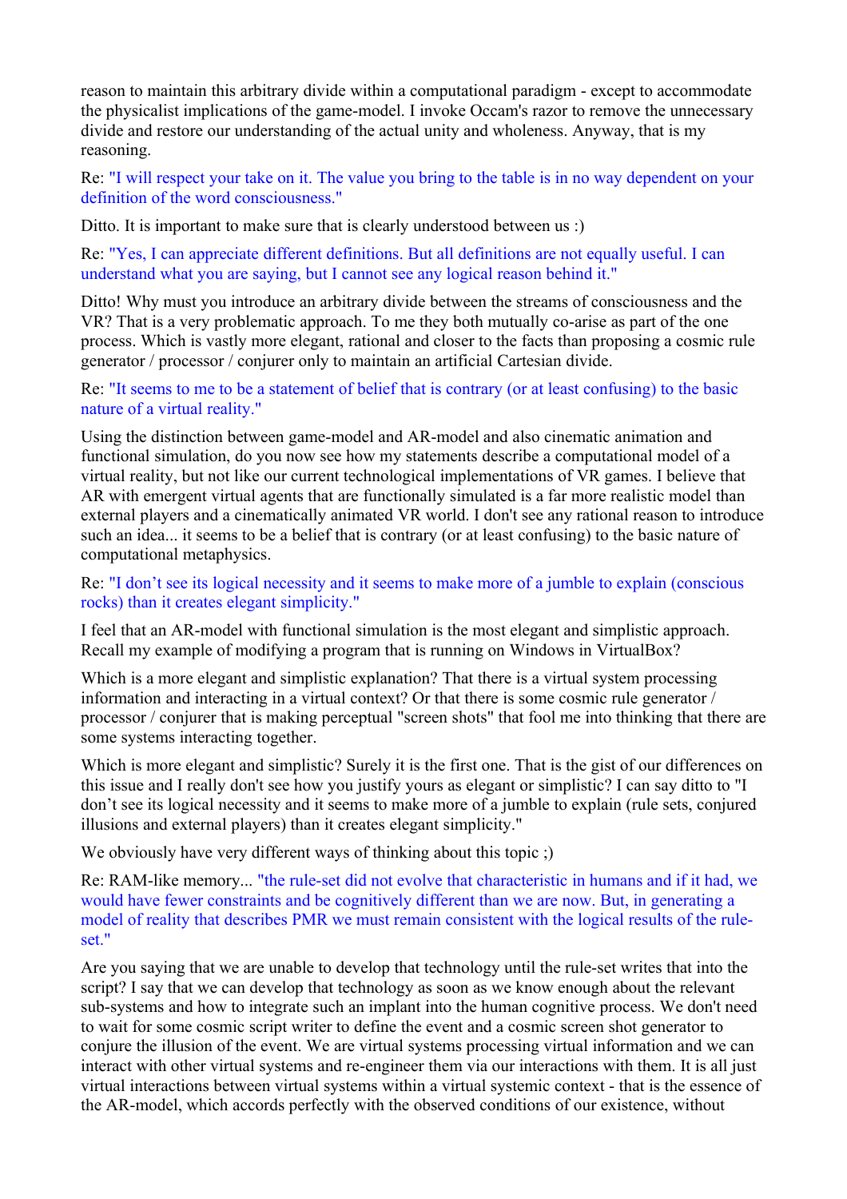reason to maintain this arbitrary divide within a computational paradigm - except to accommodate the physicalist implications of the game-model. I invoke Occam's razor to remove the unnecessary divide and restore our understanding of the actual unity and wholeness. Anyway, that is my reasoning.

Re: "I will respect your take on it. The value you bring to the table is in no way dependent on your definition of the word consciousness."

Ditto. It is important to make sure that is clearly understood between us :)

Re: "Yes, I can appreciate different definitions. But all definitions are not equally useful. I can understand what you are saying, but I cannot see any logical reason behind it."

Ditto! Why must you introduce an arbitrary divide between the streams of consciousness and the VR? That is a very problematic approach. To me they both mutually co-arise as part of the one process. Which is vastly more elegant, rational and closer to the facts than proposing a cosmic rule generator / processor / conjurer only to maintain an artificial Cartesian divide.

Re: "It seems to me to be a statement of belief that is contrary (or at least confusing) to the basic nature of a virtual reality."

Using the distinction between game-model and AR-model and also cinematic animation and functional simulation, do you now see how my statements describe a computational model of a virtual reality, but not like our current technological implementations of VR games. I believe that AR with emergent virtual agents that are functionally simulated is a far more realistic model than external players and a cinematically animated VR world. I don't see any rational reason to introduce such an idea... it seems to be a belief that is contrary (or at least confusing) to the basic nature of computational metaphysics.

Re: "I don't see its logical necessity and it seems to make more of a jumble to explain (conscious rocks) than it creates elegant simplicity."

I feel that an AR-model with functional simulation is the most elegant and simplistic approach. Recall my example of modifying a program that is running on Windows in VirtualBox?

Which is a more elegant and simplistic explanation? That there is a virtual system processing information and interacting in a virtual context? Or that there is some cosmic rule generator / processor / conjurer that is making perceptual "screen shots" that fool me into thinking that there are some systems interacting together.

Which is more elegant and simplistic? Surely it is the first one. That is the gist of our differences on this issue and I really don't see how you justify yours as elegant or simplistic? I can say ditto to "I don't see its logical necessity and it seems to make more of a jumble to explain (rule sets, conjured illusions and external players) than it creates elegant simplicity."

We obviously have very different ways of thinking about this topic ;)

Re: RAM-like memory... "the rule-set did not evolve that characteristic in humans and if it had, we would have fewer constraints and be cognitively different than we are now. But, in generating a model of reality that describes PMR we must remain consistent with the logical results of the rule-set."

Are you saying that we are unable to develop that technology until the rule-set writes that into the script? I say that we can develop that technology as soon as we know enough about the relevant sub-systems and how to integrate such an implant into the human cognitive process. We don't need to wait for some cosmic script writer to define the event and a cosmic screen shot generator to conjure the illusion of the event. We are virtual systems processing virtual information and we can interact with other virtual systems and re-engineer them via our interactions with them. It is all just virtual interactions between virtual systems within a virtual systemic context - that is the essence of the AR-model, which accords perfectly with the observed conditions of our existence, without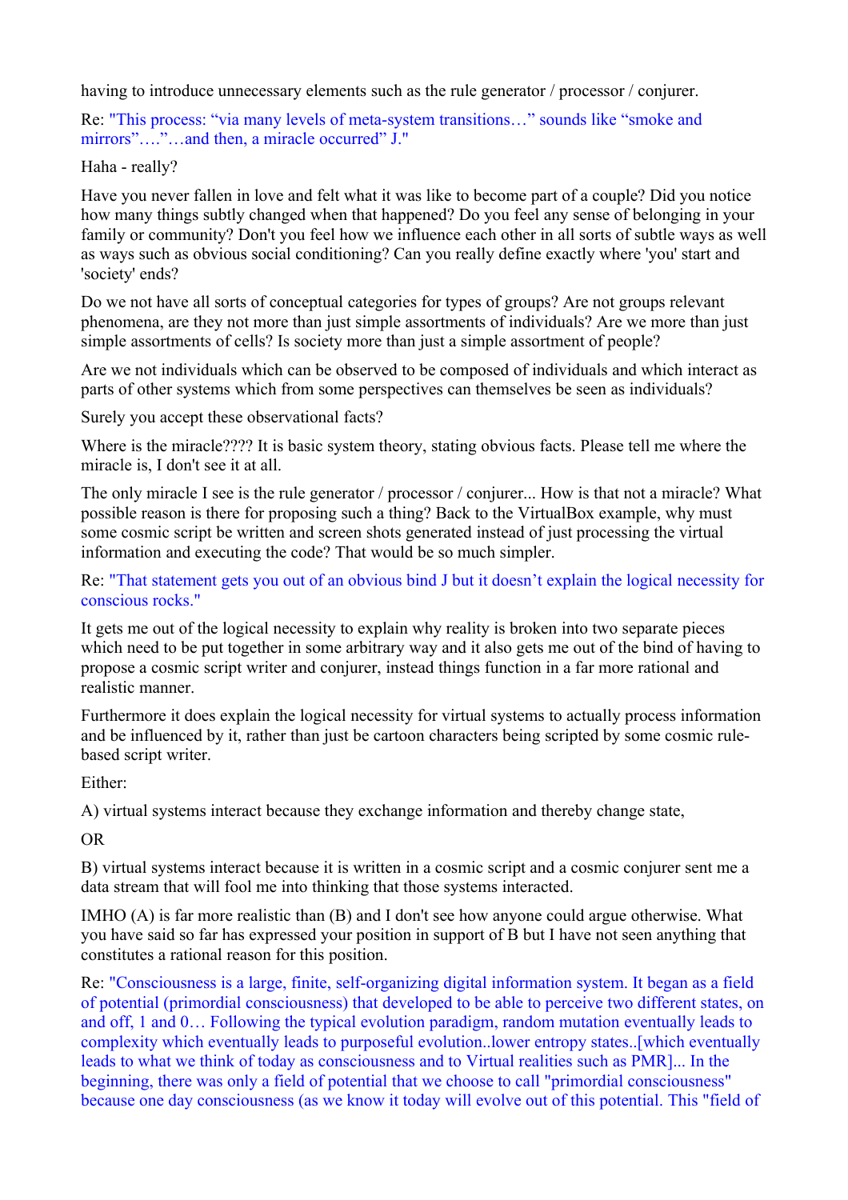having to introduce unnecessary elements such as the rule generator / processor / conjurer.

Re: "This process: “via many levels of meta-system transitions…” sounds like “smoke and mirrors”….”…and then, a miracle occurred” J."

Haha - really?

Have you never fallen in love and felt what it was like to become part of a couple? Did you notice how many things subtly changed when that happened? Do you feel any sense of belonging in your family or community? Don't you feel how we influence each other in all sorts of subtle ways as well as ways such as obvious social conditioning? Can you really define exactly where 'you' start and 'society' ends?

Do we not have all sorts of conceptual categories for types of groups? Are not groups relevant phenomena, are they not more than just simple assortments of individuals? Are we more than just simple assortments of cells? Is society more than just a simple assortment of people?

Are we not individuals which can be observed to be composed of individuals and which interact as parts of other systems which from some perspectives can themselves be seen as individuals?

Surely you accept these observational facts?

Where is the miracle???? It is basic system theory, stating obvious facts. Please tell me where the miracle is, I don't see it at all.

The only miracle I see is the rule generator / processor / conjurer... How is that not a miracle? What possible reason is there for proposing such a thing? Back to the VirtualBox example, why must some cosmic script be written and screen shots generated instead of just processing the virtual information and executing the code? That would be so much simpler.

Re: "That statement gets you out of an obvious bind J but it doesn’t explain the logical necessity for conscious rocks."

It gets me out of the logical necessity to explain why reality is broken into two separate pieces which need to be put together in some arbitrary way and it also gets me out of the bind of having to propose a cosmic script writer and conjurer, instead things function in a far more rational and realistic manner.

Furthermore it does explain the logical necessity for virtual systems to actually process information and be influenced by it, rather than just be cartoon characters being scripted by some cosmic rule-based script writer.

Either:

A) virtual systems interact because they exchange information and thereby change state,

OR

B) virtual systems interact because it is written in a cosmic script and a cosmic conjurer sent me a data stream that will fool me into thinking that those systems interacted.

IMHO (A) is far more realistic than (B) and I don't see how anyone could argue otherwise. What you have said so far has expressed your position in support of B but I have not seen anything that constitutes a rational reason for this position.

Re: "Consciousness is a large, finite, self-organizing digital information system. It began as a field of potential (primordial consciousness) that developed to be able to perceive two different states, on and off, 1 and 0… Following the typical evolution paradigm, random mutation eventually leads to complexity which eventually leads to purposeful evolution..lower entropy states..[which eventually leads to what we think of today as consciousness and to Virtual realities such as PMR]... In the beginning, there was only a field of potential that we choose to call "primordial consciousness" because one day consciousness (as we know it today will evolve out of this potential. This "field of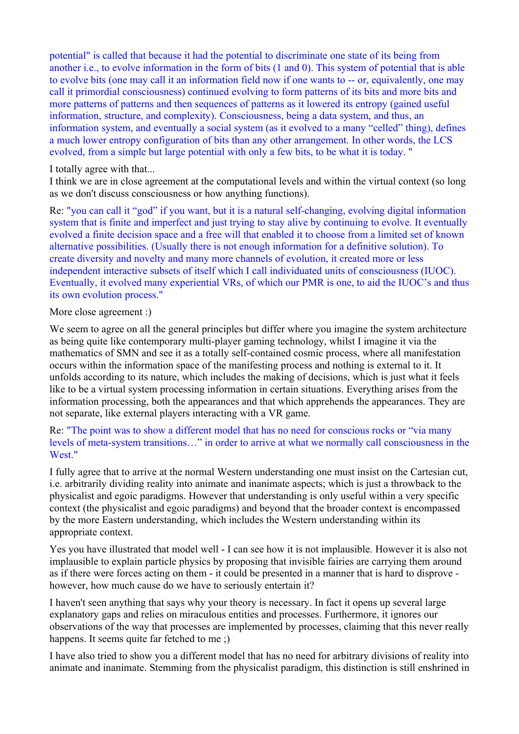potential" is called that because it had the potential to discriminate one state of its being from another i.e., to evolve information in the form of bits (1 and 0). This system of potential that is able to evolve bits (one may call it an information field now if one wants to -- or, equivalently, one may call it primordial consciousness) continued evolving to form patterns of its bits and more bits and more patterns of patterns and then sequences of patterns as it lowered its entropy (gained useful information, structure, and complexity). Consciousness, being a data system, and thus, an information system, and eventually a social system (as it evolved to a many "celled" thing), defines a much lower entropy configuration of bits than any other arrangement. In other words, the LCS evolved, from a simple but large potential with only a few bits, to be what it is today. "

I totally agree with that...
I think we are in close agreement at the computational levels and within the virtual context (so long as we don't discuss consciousness or how anything functions).

Re: "you can call it "god" if you want, but it is a natural self-changing, evolving digital information system that is finite and imperfect and just trying to stay alive by continuing to evolve. It eventually evolved a finite decision space and a free will that enabled it to choose from a limited set of known alternative possibilities. (Usually there is not enough information for a definitive solution). To create diversity and novelty and many more channels of evolution, it created more or less independent interactive subsets of itself which I call individuated units of consciousness (IUOC). Eventually, it evolved many experiential VRs, of which our PMR is one, to aid the IUOC's and thus its own evolution process."

More close agreement :)

We seem to agree on all the general principles but differ where you imagine the system architecture as being quite like contemporary multi-player gaming technology, whilst I imagine it via the mathematics of SMN and see it as a totally self-contained cosmic process, where all manifestation occurs within the information space of the manifesting process and nothing is external to it. It unfolds according to its nature, which includes the making of decisions, which is just what it feels like to be a virtual system processing information in certain situations. Everything arises from the information processing, both the appearances and that which apprehends the appearances. They are not separate, like external players interacting with a VR game.

Re: "The point was to show a different model that has no need for conscious rocks or "via many levels of meta-system transitions…" in order to arrive at what we normally call consciousness in the West."

I fully agree that to arrive at the normal Western understanding one must insist on the Cartesian cut, i.e. arbitrarily dividing reality into animate and inanimate aspects; which is just a throwback to the physicalist and egoic paradigms. However that understanding is only useful within a very specific context (the physicalist and egoic paradigms) and beyond that the broader context is encompassed by the more Eastern understanding, which includes the Western understanding within its appropriate context.

Yes you have illustrated that model well - I can see how it is not implausible. However it is also not implausible to explain particle physics by proposing that invisible fairies are carrying them around as if there were forces acting on them - it could be presented in a manner that is hard to disprove - however, how much cause do we have to seriously entertain it?

I haven't seen anything that says why your theory is necessary. In fact it opens up several large explanatory gaps and relies on miraculous entities and processes. Furthermore, it ignores our observations of the way that processes are implemented by processes, claiming that this never really happens. It seems quite far fetched to me ;)

I have also tried to show you a different model that has no need for arbitrary divisions of reality into animate and inanimate. Stemming from the physicalist paradigm, this distinction is still enshrined in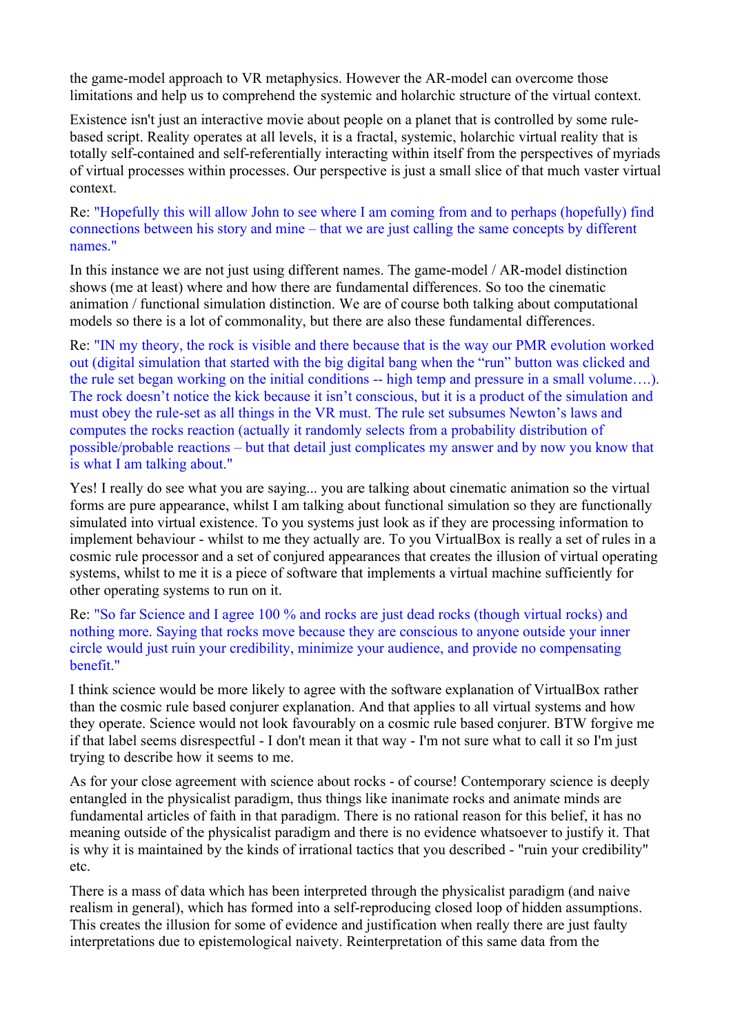the game-model approach to VR metaphysics. However the AR-model can overcome those limitations and help us to comprehend the systemic and holarchic structure of the virtual context.

Existence isn't just an interactive movie about people on a planet that is controlled by some rule-based script. Reality operates at all levels, it is a fractal, systemic, holarchic virtual reality that is totally self-contained and self-referentially interacting within itself from the perspectives of myriads of virtual processes within processes. Our perspective is just a small slice of that much vaster virtual context.

Re: "Hopefully this will allow John to see where I am coming from and to perhaps (hopefully) find connections between his story and mine – that we are just calling the same concepts by different names."

In this instance we are not just using different names. The game-model / AR-model distinction shows (me at least) where and how there are fundamental differences. So too the cinematic animation / functional simulation distinction. We are of course both talking about computational models so there is a lot of commonality, but there are also these fundamental differences.

Re: "IN my theory, the rock is visible and there because that is the way our PMR evolution worked out (digital simulation that started with the big digital bang when the "run" button was clicked and the rule set began working on the initial conditions -- high temp and pressure in a small volume….). The rock doesn't notice the kick because it isn't conscious, but it is a product of the simulation and must obey the rule-set as all things in the VR must. The rule set subsumes Newton's laws and computes the rocks reaction (actually it randomly selects from a probability distribution of possible/probable reactions – but that detail just complicates my answer and by now you know that is what I am talking about."

Yes! I really do see what you are saying... you are talking about cinematic animation so the virtual forms are pure appearance, whilst I am talking about functional simulation so they are functionally simulated into virtual existence. To you systems just look as if they are processing information to implement behaviour - whilst to me they actually are. To you VirtualBox is really a set of rules in a cosmic rule processor and a set of conjured appearances that creates the illusion of virtual operating systems, whilst to me it is a piece of software that implements a virtual machine sufficiently for other operating systems to run on it.

Re: "So far Science and I agree 100 % and rocks are just dead rocks (though virtual rocks) and nothing more. Saying that rocks move because they are conscious to anyone outside your inner circle would just ruin your credibility, minimize your audience, and provide no compensating benefit."

I think science would be more likely to agree with the software explanation of VirtualBox rather than the cosmic rule based conjurer explanation. And that applies to all virtual systems and how they operate. Science would not look favourably on a cosmic rule based conjurer. BTW forgive me if that label seems disrespectful - I don't mean it that way - I'm not sure what to call it so I'm just trying to describe how it seems to me.

As for your close agreement with science about rocks - of course! Contemporary science is deeply entangled in the physicalist paradigm, thus things like inanimate rocks and animate minds are fundamental articles of faith in that paradigm. There is no rational reason for this belief, it has no meaning outside of the physicalist paradigm and there is no evidence whatsoever to justify it. That is why it is maintained by the kinds of irrational tactics that you described - "ruin your credibility" etc.

There is a mass of data which has been interpreted through the physicalist paradigm (and naive realism in general), which has formed into a self-reproducing closed loop of hidden assumptions. This creates the illusion for some of evidence and justification when really there are just faulty interpretations due to epistemological naivety. Reinterpretation of this same data from the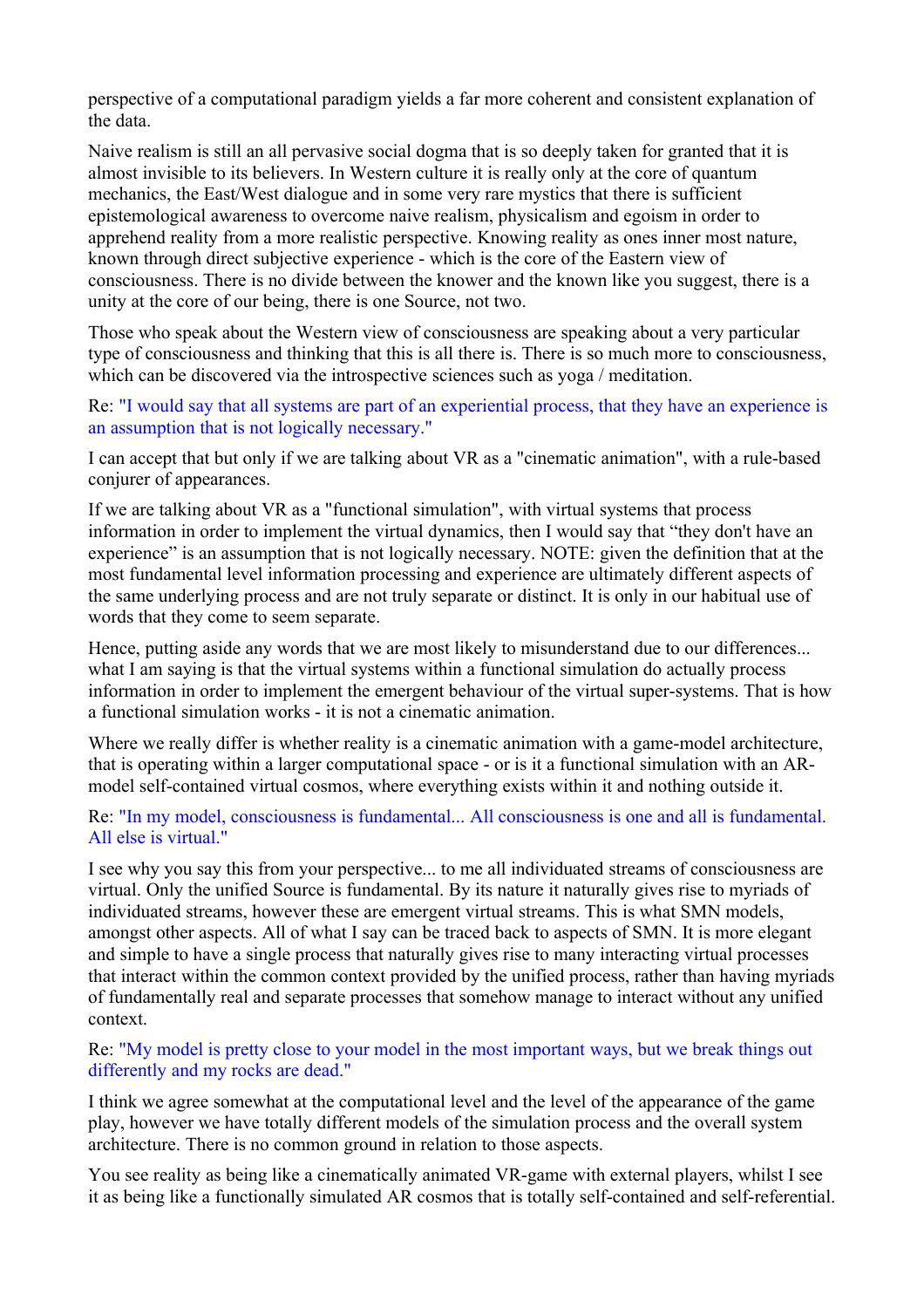perspective of a computational paradigm yields a far more coherent and consistent explanation of the data.

Naive realism is still an all pervasive social dogma that is so deeply taken for granted that it is almost invisible to its believers. In Western culture it is really only at the core of quantum mechanics, the East/West dialogue and in some very rare mystics that there is sufficient epistemological awareness to overcome naive realism, physicalism and egoism in order to apprehend reality from a more realistic perspective. Knowing reality as ones inner most nature, known through direct subjective experience - which is the core of the Eastern view of consciousness. There is no divide between the knower and the known like you suggest, there is a unity at the core of our being, there is one Source, not two.

Those who speak about the Western view of consciousness are speaking about a very particular type of consciousness and thinking that this is all there is. There is so much more to consciousness, which can be discovered via the introspective sciences such as yoga / meditation.

Re: "I would say that all systems are part of an experiential process, that they have an experience is an assumption that is not logically necessary."

I can accept that but only if we are talking about VR as a "cinematic animation", with a rule-based conjurer of appearances.

If we are talking about VR as a "functional simulation", with virtual systems that process information in order to implement the virtual dynamics, then I would say that "they don't have an experience" is an assumption that is not logically necessary. NOTE: given the definition that at the most fundamental level information processing and experience are ultimately different aspects of the same underlying process and are not truly separate or distinct. It is only in our habitual use of words that they come to seem separate.

Hence, putting aside any words that we are most likely to misunderstand due to our differences... what I am saying is that the virtual systems within a functional simulation do actually process information in order to implement the emergent behaviour of the virtual super-systems. That is how a functional simulation works - it is not a cinematic animation.

Where we really differ is whether reality is a cinematic animation with a game-model architecture, that is operating within a larger computational space - or is it a functional simulation with an AR-model self-contained virtual cosmos, where everything exists within it and nothing outside it.

Re: "In my model, consciousness is fundamental... All consciousness is one and all is fundamental. All else is virtual."

I see why you say this from your perspective... to me all individuated streams of consciousness are virtual. Only the unified Source is fundamental. By its nature it naturally gives rise to myriads of individuated streams, however these are emergent virtual streams. This is what SMN models, amongst other aspects. All of what I say can be traced back to aspects of SMN. It is more elegant and simple to have a single process that naturally gives rise to many interacting virtual processes that interact within the common context provided by the unified process, rather than having myriads of fundamentally real and separate processes that somehow manage to interact without any unified context.

Re: "My model is pretty close to your model in the most important ways, but we break things out differently and my rocks are dead."

I think we agree somewhat at the computational level and the level of the appearance of the game play, however we have totally different models of the simulation process and the overall system architecture. There is no common ground in relation to those aspects.

You see reality as being like a cinematically animated VR-game with external players, whilst I see it as being like a functionally simulated AR cosmos that is totally self-contained and self-referential.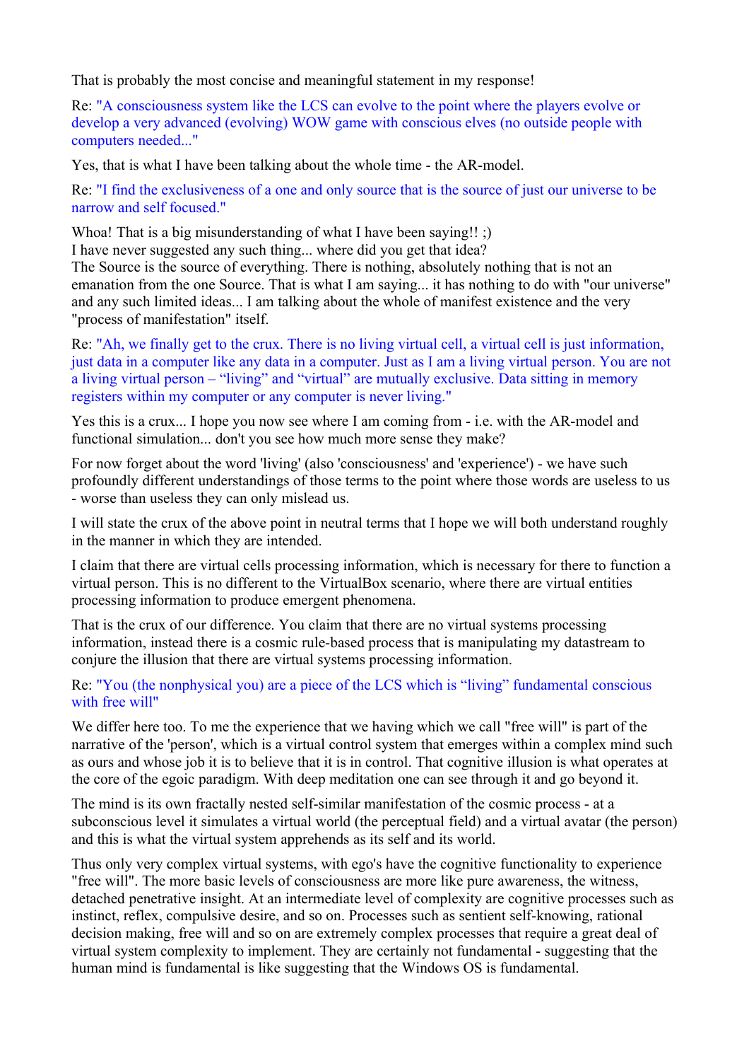That is probably the most concise and meaningful statement in my response!

Re: "A consciousness system like the LCS can evolve to the point where the players evolve or develop a very advanced (evolving) WOW game with conscious elves (no outside people with computers needed..."

Yes, that is what I have been talking about the whole time - the AR-model.

Re: "I find the exclusiveness of a one and only source that is the source of just our universe to be narrow and self focused."

Whoa! That is a big misunderstanding of what I have been saying!! ;)
I have never suggested any such thing... where did you get that idea?
The Source is the source of everything. There is nothing, absolutely nothing that is not an emanation from the one Source. That is what I am saying... it has nothing to do with "our universe" and any such limited ideas... I am talking about the whole of manifest existence and the very "process of manifestation" itself.

Re: "Ah, we finally get to the crux. There is no living virtual cell, a virtual cell is just information, just data in a computer like any data in a computer. Just as I am a living virtual person. You are not a living virtual person – "living" and "virtual" are mutually exclusive. Data sitting in memory registers within my computer or any computer is never living."

Yes this is a crux... I hope you now see where I am coming from - i.e. with the AR-model and functional simulation... don't you see how much more sense they make?

For now forget about the word 'living' (also 'consciousness' and 'experience') - we have such profoundly different understandings of those terms to the point where those words are useless to us - worse than useless they can only mislead us.

I will state the crux of the above point in neutral terms that I hope we will both understand roughly in the manner in which they are intended.

I claim that there are virtual cells processing information, which is necessary for there to function a virtual person. This is no different to the VirtualBox scenario, where there are virtual entities processing information to produce emergent phenomena.

That is the crux of our difference. You claim that there are no virtual systems processing information, instead there is a cosmic rule-based process that is manipulating my datastream to conjure the illusion that there are virtual systems processing information.

Re: "You (the nonphysical you) are a piece of the LCS which is "living" fundamental conscious with free will"

We differ here too. To me the experience that we having which we call "free will" is part of the narrative of the 'person', which is a virtual control system that emerges within a complex mind such as ours and whose job it is to believe that it is in control. That cognitive illusion is what operates at the core of the egoic paradigm. With deep meditation one can see through it and go beyond it.

The mind is its own fractally nested self-similar manifestation of the cosmic process - at a subconscious level it simulates a virtual world (the perceptual field) and a virtual avatar (the person) and this is what the virtual system apprehends as its self and its world.

Thus only very complex virtual systems, with ego's have the cognitive functionality to experience "free will". The more basic levels of consciousness are more like pure awareness, the witness, detached penetrative insight. At an intermediate level of complexity are cognitive processes such as instinct, reflex, compulsive desire, and so on. Processes such as sentient self-knowing, rational decision making, free will and so on are extremely complex processes that require a great deal of virtual system complexity to implement. They are certainly not fundamental - suggesting that the human mind is fundamental is like suggesting that the Windows OS is fundamental.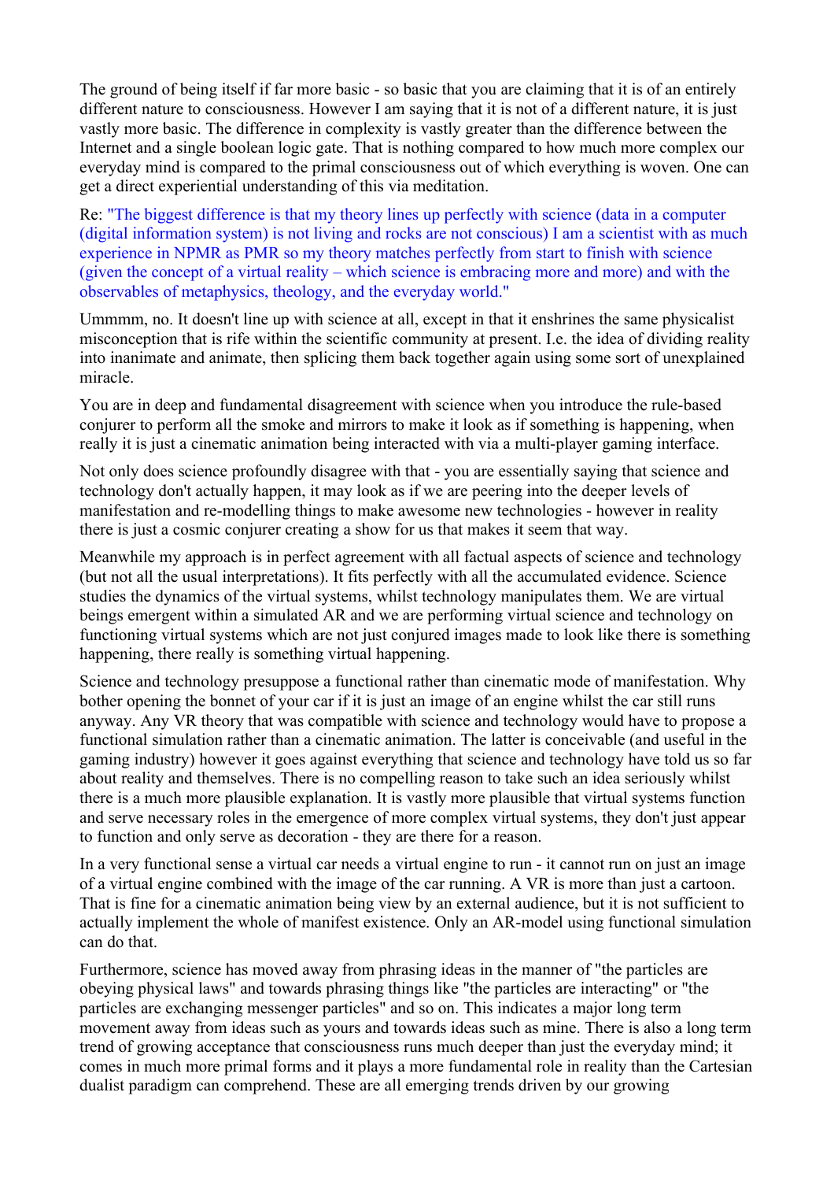The ground of being itself if far more basic - so basic that you are claiming that it is of an entirely different nature to consciousness. However I am saying that it is not of a different nature, it is just vastly more basic. The difference in complexity is vastly greater than the difference between the Internet and a single boolean logic gate. That is nothing compared to how much more complex our everyday mind is compared to the primal consciousness out of which everything is woven. One can get a direct experiential understanding of this via meditation.

Re: "The biggest difference is that my theory lines up perfectly with science (data in a computer (digital information system) is not living and rocks are not conscious) I am a scientist with as much experience in NPMR as PMR so my theory matches perfectly from start to finish with science (given the concept of a virtual reality – which science is embracing more and more) and with the observables of metaphysics, theology, and the everyday world."

Ummmm, no. It doesn't line up with science at all, except in that it enshrines the same physicalist misconception that is rife within the scientific community at present. I.e. the idea of dividing reality into inanimate and animate, then splicing them back together again using some sort of unexplained miracle.

You are in deep and fundamental disagreement with science when you introduce the rule-based conjurer to perform all the smoke and mirrors to make it look as if something is happening, when really it is just a cinematic animation being interacted with via a multi-player gaming interface.

Not only does science profoundly disagree with that - you are essentially saying that science and technology don't actually happen, it may look as if we are peering into the deeper levels of manifestation and re-modelling things to make awesome new technologies - however in reality there is just a cosmic conjurer creating a show for us that makes it seem that way.

Meanwhile my approach is in perfect agreement with all factual aspects of science and technology (but not all the usual interpretations). It fits perfectly with all the accumulated evidence. Science studies the dynamics of the virtual systems, whilst technology manipulates them. We are virtual beings emergent within a simulated AR and we are performing virtual science and technology on functioning virtual systems which are not just conjured images made to look like there is something happening, there really is something virtual happening.

Science and technology presuppose a functional rather than cinematic mode of manifestation. Why bother opening the bonnet of your car if it is just an image of an engine whilst the car still runs anyway. Any VR theory that was compatible with science and technology would have to propose a functional simulation rather than a cinematic animation. The latter is conceivable (and useful in the gaming industry) however it goes against everything that science and technology have told us so far about reality and themselves. There is no compelling reason to take such an idea seriously whilst there is a much more plausible explanation. It is vastly more plausible that virtual systems function and serve necessary roles in the emergence of more complex virtual systems, they don't just appear to function and only serve as decoration - they are there for a reason.

In a very functional sense a virtual car needs a virtual engine to run - it cannot run on just an image of a virtual engine combined with the image of the car running. A VR is more than just a cartoon. That is fine for a cinematic animation being view by an external audience, but it is not sufficient to actually implement the whole of manifest existence. Only an AR-model using functional simulation can do that.

Furthermore, science has moved away from phrasing ideas in the manner of "the particles are obeying physical laws" and towards phrasing things like "the particles are interacting" or "the particles are exchanging messenger particles" and so on. This indicates a major long term movement away from ideas such as yours and towards ideas such as mine. There is also a long term trend of growing acceptance that consciousness runs much deeper than just the everyday mind; it comes in much more primal forms and it plays a more fundamental role in reality than the Cartesian dualist paradigm can comprehend. These are all emerging trends driven by our growing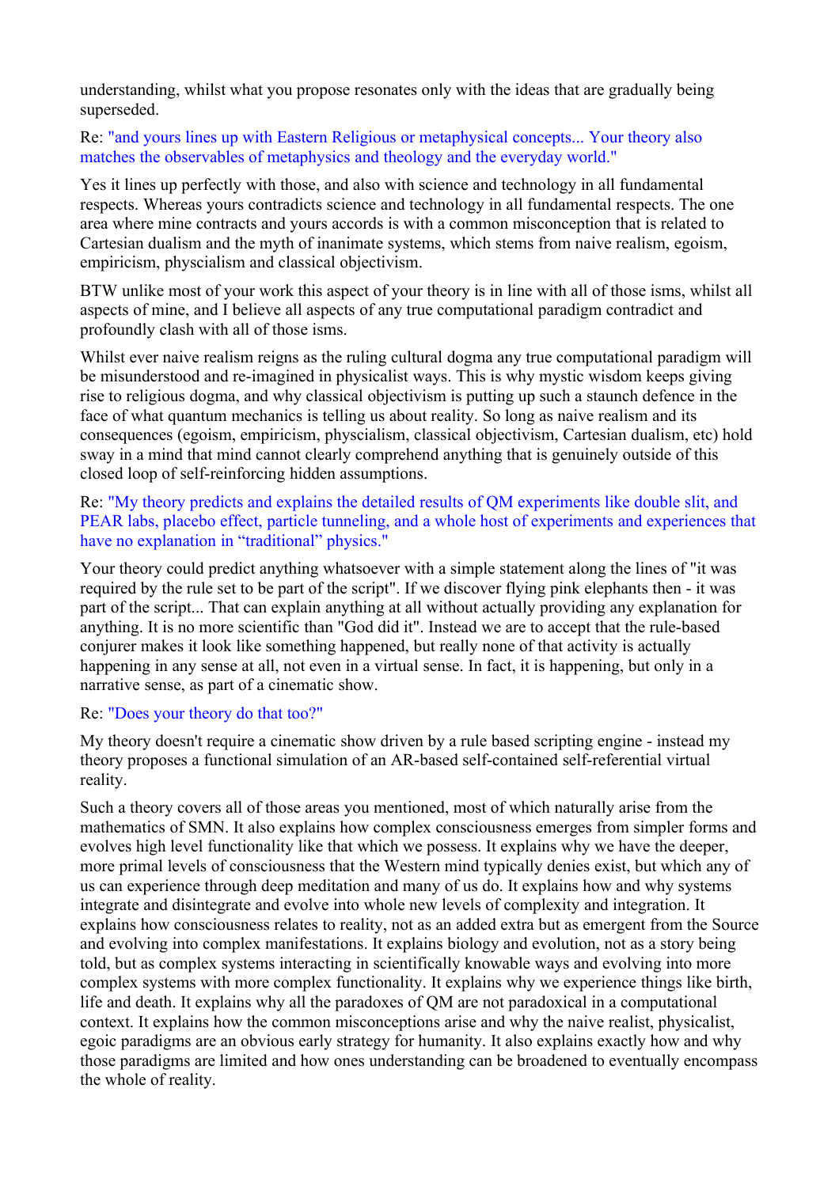understanding, whilst what you propose resonates only with the ideas that are gradually being superseded.

Re: "and yours lines up with Eastern Religious or metaphysical concepts... Your theory also matches the observables of metaphysics and theology and the everyday world."

Yes it lines up perfectly with those, and also with science and technology in all fundamental respects. Whereas yours contradicts science and technology in all fundamental respects. The one area where mine contracts and yours accords is with a common misconception that is related to Cartesian dualism and the myth of inanimate systems, which stems from naive realism, egoism, empiricism, physcialism and classical objectivism.

BTW unlike most of your work this aspect of your theory is in line with all of those isms, whilst all aspects of mine, and I believe all aspects of any true computational paradigm contradict and profoundly clash with all of those isms.

Whilst ever naive realism reigns as the ruling cultural dogma any true computational paradigm will be misunderstood and re-imagined in physicalist ways. This is why mystic wisdom keeps giving rise to religious dogma, and why classical objectivism is putting up such a staunch defence in the face of what quantum mechanics is telling us about reality. So long as naive realism and its consequences (egoism, empiricism, physcialism, classical objectivism, Cartesian dualism, etc) hold sway in a mind that mind cannot clearly comprehend anything that is genuinely outside of this closed loop of self-reinforcing hidden assumptions.

Re: "My theory predicts and explains the detailed results of QM experiments like double slit, and PEAR labs, placebo effect, particle tunneling, and a whole host of experiments and experiences that have no explanation in “traditional” physics."

Your theory could predict anything whatsoever with a simple statement along the lines of "it was required by the rule set to be part of the script". If we discover flying pink elephants then - it was part of the script... That can explain anything at all without actually providing any explanation for anything. It is no more scientific than "God did it". Instead we are to accept that the rule-based conjurer makes it look like something happened, but really none of that activity is actually happening in any sense at all, not even in a virtual sense. In fact, it is happening, but only in a narrative sense, as part of a cinematic show.

Re: "Does your theory do that too?"

My theory doesn't require a cinematic show driven by a rule based scripting engine - instead my theory proposes a functional simulation of an AR-based self-contained self-referential virtual reality.

Such a theory covers all of those areas you mentioned, most of which naturally arise from the mathematics of SMN. It also explains how complex consciousness emerges from simpler forms and evolves high level functionality like that which we possess. It explains why we have the deeper, more primal levels of consciousness that the Western mind typically denies exist, but which any of us can experience through deep meditation and many of us do. It explains how and why systems integrate and disintegrate and evolve into whole new levels of complexity and integration. It explains how consciousness relates to reality, not as an added extra but as emergent from the Source and evolving into complex manifestations. It explains biology and evolution, not as a story being told, but as complex systems interacting in scientifically knowable ways and evolving into more complex systems with more complex functionality. It explains why we experience things like birth, life and death. It explains why all the paradoxes of QM are not paradoxical in a computational context. It explains how the common misconceptions arise and why the naive realist, physicalist, egoic paradigms are an obvious early strategy for humanity. It also explains exactly how and why those paradigms are limited and how ones understanding can be broadened to eventually encompass the whole of reality.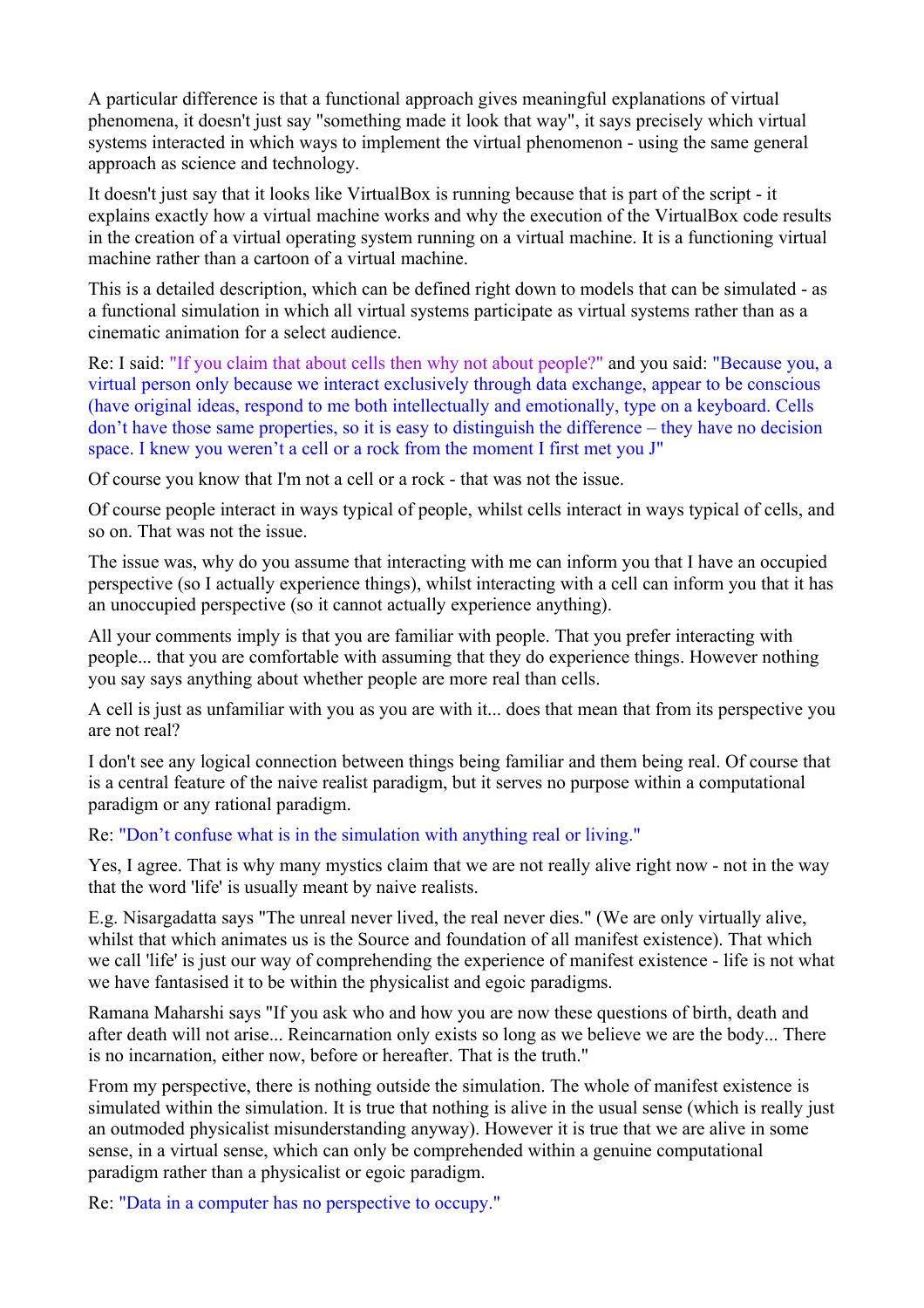A particular difference is that a functional approach gives meaningful explanations of virtual phenomena, it doesn't just say "something made it look that way", it says precisely which virtual systems interacted in which ways to implement the virtual phenomenon - using the same general approach as science and technology.

It doesn't just say that it looks like VirtualBox is running because that is part of the script - it explains exactly how a virtual machine works and why the execution of the VirtualBox code results in the creation of a virtual operating system running on a virtual machine. It is a functioning virtual machine rather than a cartoon of a virtual machine.

This is a detailed description, which can be defined right down to models that can be simulated - as a functional simulation in which all virtual systems participate as virtual systems rather than as a cinematic animation for a select audience.

Re: I said: "If you claim that about cells then why not about people?" and you said: "Because you, a virtual person only because we interact exclusively through data exchange, appear to be conscious (have original ideas, respond to me both intellectually and emotionally, type on a keyboard. Cells don't have those same properties, so it is easy to distinguish the difference – they have no decision space. I knew you weren't a cell or a rock from the moment I first met you J"

Of course you know that I'm not a cell or a rock - that was not the issue.

Of course people interact in ways typical of people, whilst cells interact in ways typical of cells, and so on. That was not the issue.

The issue was, why do you assume that interacting with me can inform you that I have an occupied perspective (so I actually experience things), whilst interacting with a cell can inform you that it has an unoccupied perspective (so it cannot actually experience anything).

All your comments imply is that you are familiar with people. That you prefer interacting with people... that you are comfortable with assuming that they do experience things. However nothing you say says anything about whether people are more real than cells.

A cell is just as unfamiliar with you as you are with it... does that mean that from its perspective you are not real?

I don't see any logical connection between things being familiar and them being real. Of course that is a central feature of the naive realist paradigm, but it serves no purpose within a computational paradigm or any rational paradigm.

Re: "Don't confuse what is in the simulation with anything real or living."

Yes, I agree. That is why many mystics claim that we are not really alive right now - not in the way that the word 'life' is usually meant by naive realists.

E.g. Nisargadatta says "The unreal never lived, the real never dies." (We are only virtually alive, whilst that which animates us is the Source and foundation of all manifest existence). That which we call 'life' is just our way of comprehending the experience of manifest existence - life is not what we have fantasised it to be within the physicalist and egoic paradigms.

Ramana Maharshi says "If you ask who and how you are now these questions of birth, death and after death will not arise... Reincarnation only exists so long as we believe we are the body... There is no incarnation, either now, before or hereafter. That is the truth."

From my perspective, there is nothing outside the simulation. The whole of manifest existence is simulated within the simulation. It is true that nothing is alive in the usual sense (which is really just an outmoded physicalist misunderstanding anyway). However it is true that we are alive in some sense, in a virtual sense, which can only be comprehended within a genuine computational paradigm rather than a physicalist or egoic paradigm.

Re: "Data in a computer has no perspective to occupy."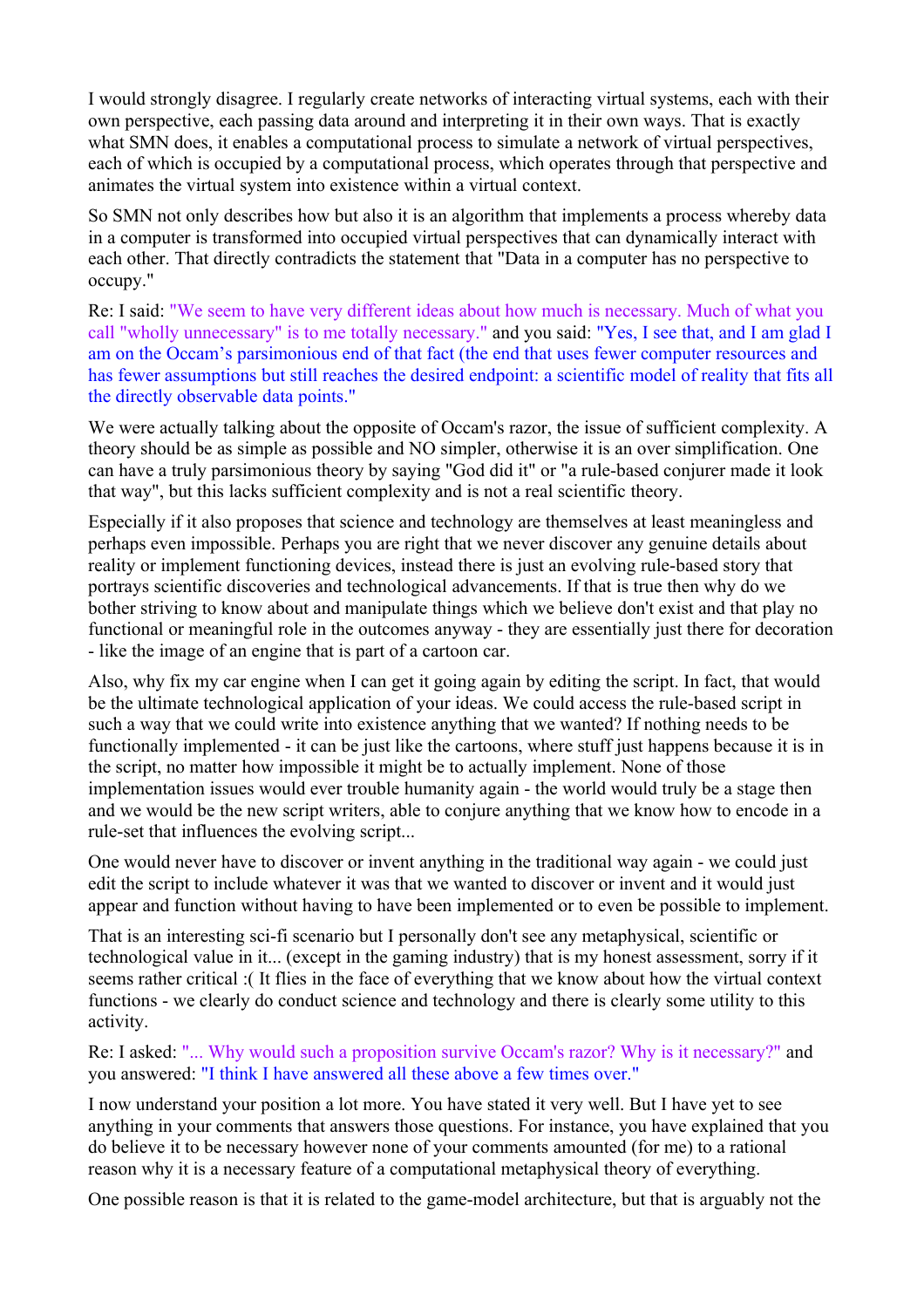I would strongly disagree. I regularly create networks of interacting virtual systems, each with their own perspective, each passing data around and interpreting it in their own ways. That is exactly what SMN does, it enables a computational process to simulate a network of virtual perspectives, each of which is occupied by a computational process, which operates through that perspective and animates the virtual system into existence within a virtual context.

So SMN not only describes how but also it is an algorithm that implements a process whereby data in a computer is transformed into occupied virtual perspectives that can dynamically interact with each other. That directly contradicts the statement that "Data in a computer has no perspective to occupy."

Re: I said: "We seem to have very different ideas about how much is necessary. Much of what you call "wholly unnecessary" is to me totally necessary." and you said: "Yes, I see that, and I am glad I am on the Occam's parsimonious end of that fact (the end that uses fewer computer resources and has fewer assumptions but still reaches the desired endpoint: a scientific model of reality that fits all the directly observable data points."

We were actually talking about the opposite of Occam's razor, the issue of sufficient complexity. A theory should be as simple as possible and NO simpler, otherwise it is an over simplification. One can have a truly parsimonious theory by saying "God did it" or "a rule-based conjurer made it look that way", but this lacks sufficient complexity and is not a real scientific theory.

Especially if it also proposes that science and technology are themselves at least meaningless and perhaps even impossible. Perhaps you are right that we never discover any genuine details about reality or implement functioning devices, instead there is just an evolving rule-based story that portrays scientific discoveries and technological advancements. If that is true then why do we bother striving to know about and manipulate things which we believe don't exist and that play no functional or meaningful role in the outcomes anyway - they are essentially just there for decoration - like the image of an engine that is part of a cartoon car.

Also, why fix my car engine when I can get it going again by editing the script. In fact, that would be the ultimate technological application of your ideas. We could access the rule-based script in such a way that we could write into existence anything that we wanted? If nothing needs to be functionally implemented - it can be just like the cartoons, where stuff just happens because it is in the script, no matter how impossible it might be to actually implement. None of those implementation issues would ever trouble humanity again - the world would truly be a stage then and we would be the new script writers, able to conjure anything that we know how to encode in a rule-set that influences the evolving script...

One would never have to discover or invent anything in the traditional way again - we could just edit the script to include whatever it was that we wanted to discover or invent and it would just appear and function without having to have been implemented or to even be possible to implement.

That is an interesting sci-fi scenario but I personally don't see any metaphysical, scientific or technological value in it... (except in the gaming industry) that is my honest assessment, sorry if it seems rather critical :( It flies in the face of everything that we know about how the virtual context functions - we clearly do conduct science and technology and there is clearly some utility to this activity.

Re: I asked: "... Why would such a proposition survive Occam's razor? Why is it necessary?" and you answered: "I think I have answered all these above a few times over."

I now understand your position a lot more. You have stated it very well. But I have yet to see anything in your comments that answers those questions. For instance, you have explained that you do believe it to be necessary however none of your comments amounted (for me) to a rational reason why it is a necessary feature of a computational metaphysical theory of everything.

One possible reason is that it is related to the game-model architecture, but that is arguably not the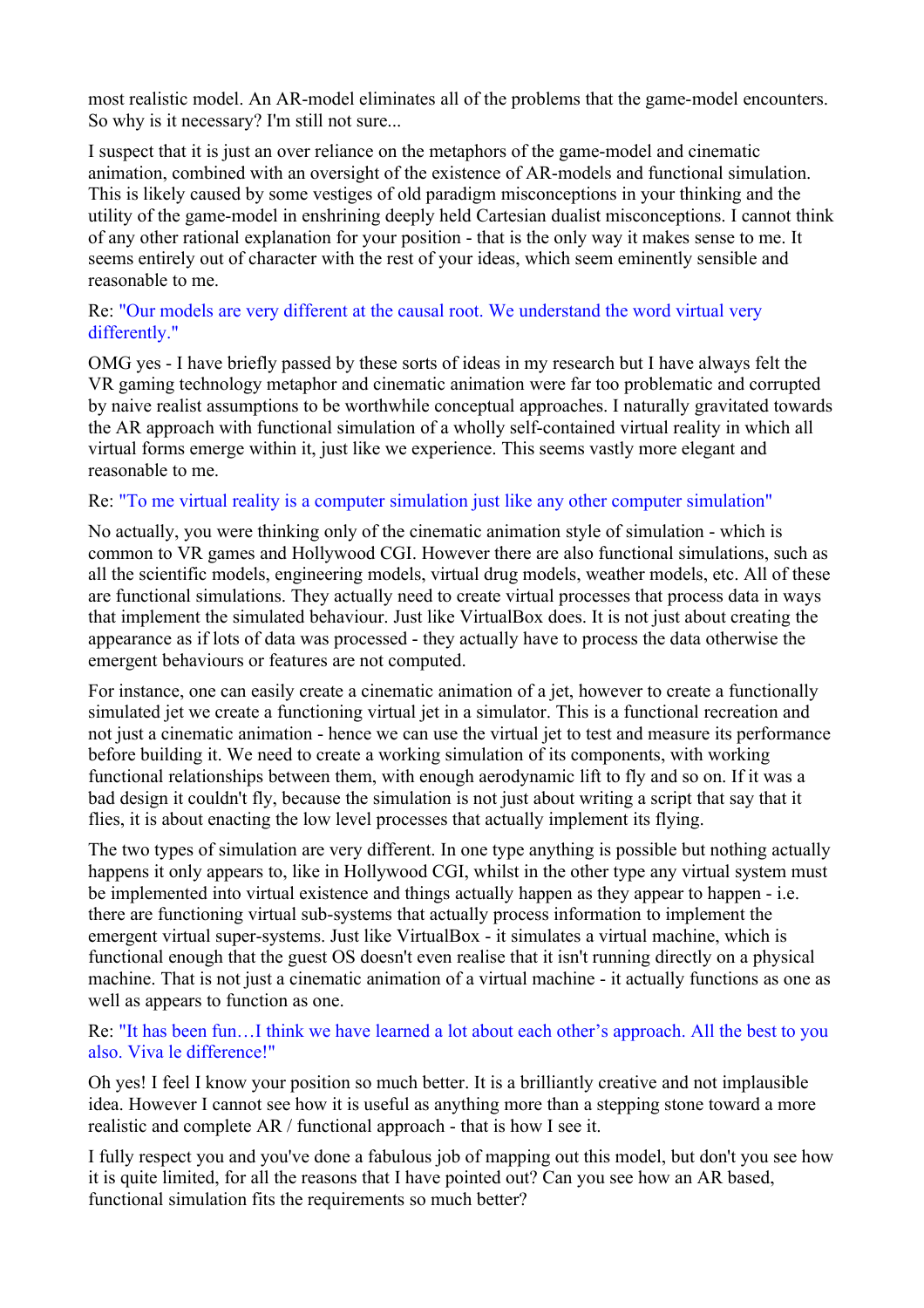most realistic model. An AR-model eliminates all of the problems that the game-model encounters. So why is it necessary? I'm still not sure...

I suspect that it is just an over reliance on the metaphors of the game-model and cinematic animation, combined with an oversight of the existence of AR-models and functional simulation. This is likely caused by some vestiges of old paradigm misconceptions in your thinking and the utility of the game-model in enshrining deeply held Cartesian dualist misconceptions. I cannot think of any other rational explanation for your position - that is the only way it makes sense to me. It seems entirely out of character with the rest of your ideas, which seem eminently sensible and reasonable to me.

Re: "Our models are very different at the causal root. We understand the word virtual very differently."

OMG yes - I have briefly passed by these sorts of ideas in my research but I have always felt the VR gaming technology metaphor and cinematic animation were far too problematic and corrupted by naive realist assumptions to be worthwhile conceptual approaches. I naturally gravitated towards the AR approach with functional simulation of a wholly self-contained virtual reality in which all virtual forms emerge within it, just like we experience. This seems vastly more elegant and reasonable to me.

Re: "To me virtual reality is a computer simulation just like any other computer simulation"

No actually, you were thinking only of the cinematic animation style of simulation - which is common to VR games and Hollywood CGI. However there are also functional simulations, such as all the scientific models, engineering models, virtual drug models, weather models, etc. All of these are functional simulations. They actually need to create virtual processes that process data in ways that implement the simulated behaviour. Just like VirtualBox does. It is not just about creating the appearance as if lots of data was processed - they actually have to process the data otherwise the emergent behaviours or features are not computed.

For instance, one can easily create a cinematic animation of a jet, however to create a functionally simulated jet we create a functioning virtual jet in a simulator. This is a functional recreation and not just a cinematic animation - hence we can use the virtual jet to test and measure its performance before building it. We need to create a working simulation of its components, with working functional relationships between them, with enough aerodynamic lift to fly and so on. If it was a bad design it couldn't fly, because the simulation is not just about writing a script that say that it flies, it is about enacting the low level processes that actually implement its flying.

The two types of simulation are very different. In one type anything is possible but nothing actually happens it only appears to, like in Hollywood CGI, whilst in the other type any virtual system must be implemented into virtual existence and things actually happen as they appear to happen - i.e. there are functioning virtual sub-systems that actually process information to implement the emergent virtual super-systems. Just like VirtualBox - it simulates a virtual machine, which is functional enough that the guest OS doesn't even realise that it isn't running directly on a physical machine. That is not just a cinematic animation of a virtual machine - it actually functions as one as well as appears to function as one.

Re: "It has been fun…I think we have learned a lot about each other's approach. All the best to you also. Viva le difference!"

Oh yes! I feel I know your position so much better. It is a brilliantly creative and not implausible idea. However I cannot see how it is useful as anything more than a stepping stone toward a more realistic and complete AR / functional approach - that is how I see it.

I fully respect you and you've done a fabulous job of mapping out this model, but don't you see how it is quite limited, for all the reasons that I have pointed out? Can you see how an AR based, functional simulation fits the requirements so much better?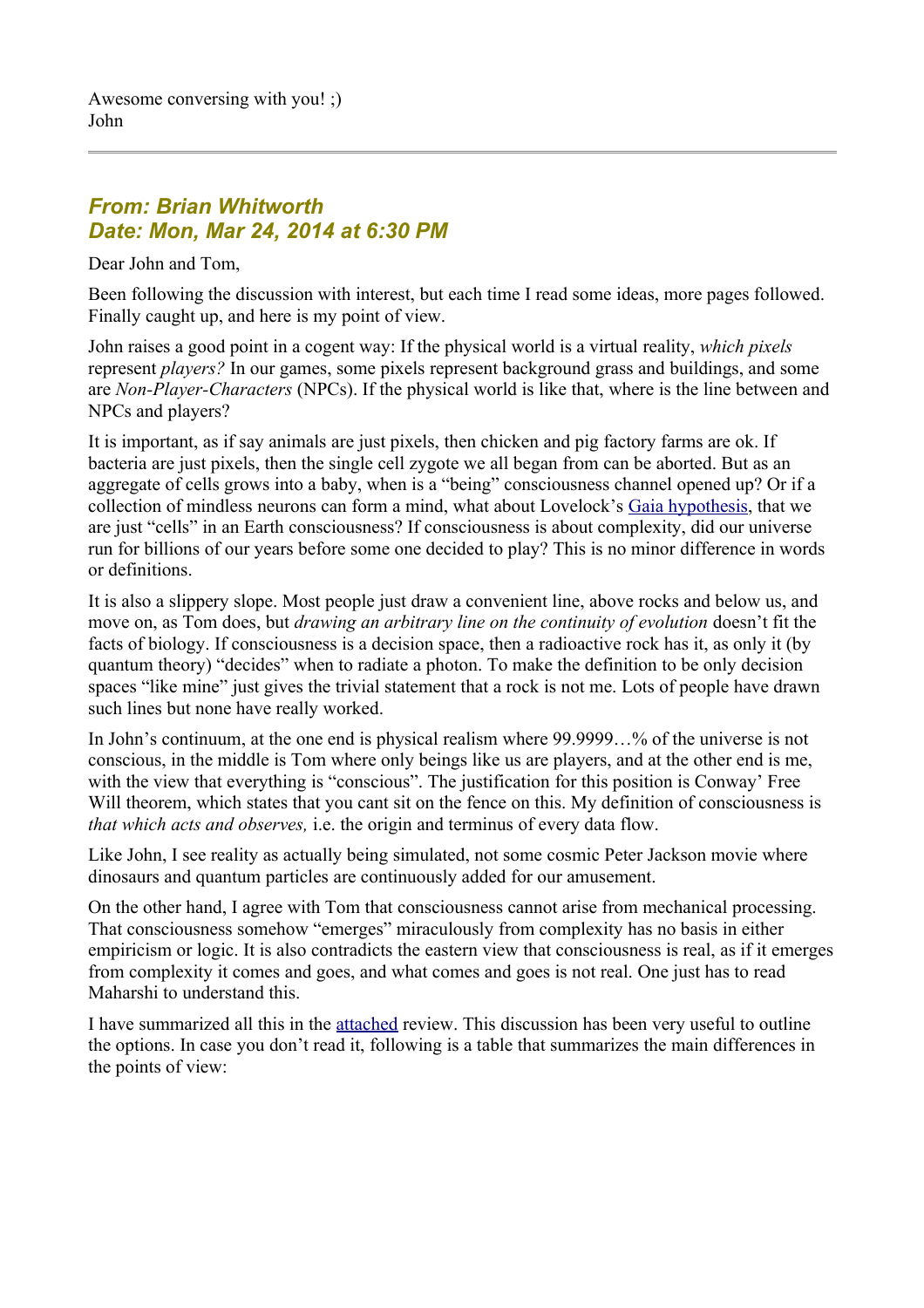Awesome conversing with you! ;)
John

---

### *From: Brian Whitworth*
### *Date: Mon, Mar 24, 2014 at 6:30 PM*

Dear John and Tom,

Been following the discussion with interest, but each time I read some ideas, more pages followed. Finally caught up, and here is my point of view.

John raises a good point in a cogent way: If the physical world is a virtual reality, *which pixels* represent *players?* In our games, some pixels represent background grass and buildings, and some are *Non-Player-Characters* (NPCs). If the physical world is like that, where is the line between and NPCs and players?

It is important, as if say animals are just pixels, then chicken and pig factory farms are ok. If bacteria are just pixels, then the single cell zygote we all began from can be aborted. But as an aggregate of cells grows into a baby, when is a "being" consciousness channel opened up? Or if a collection of mindless neurons can form a mind, what about Lovelock's [Gaia hypothesis](), that we are just "cells" in an Earth consciousness? If consciousness is about complexity, did our universe run for billions of our years before some one decided to play? This is no minor difference in words or definitions.

It is also a slippery slope. Most people just draw a convenient line, above rocks and below us, and move on, as Tom does, but *drawing an arbitrary line on the continuity of evolution* doesn't fit the facts of biology. If consciousness is a decision space, then a radioactive rock has it, as only it (by quantum theory) "decides" when to radiate a photon. To make the definition to be only decision spaces "like mine" just gives the trivial statement that a rock is not me. Lots of people have drawn such lines but none have really worked.

In John's continuum, at the one end is physical realism where 99.9999…% of the universe is not conscious, in the middle is Tom where only beings like us are players, and at the other end is me, with the view that everything is "conscious". The justification for this position is Conway' Free Will theorem, which states that you cant sit on the fence on this. My definition of consciousness is *that which acts and observes,* i.e. the origin and terminus of every data flow.

Like John, I see reality as actually being simulated, not some cosmic Peter Jackson movie where dinosaurs and quantum particles are continuously added for our amusement.

On the other hand, I agree with Tom that consciousness cannot arise from mechanical processing. That consciousness somehow "emerges" miraculously from complexity has no basis in either empiricism or logic. It is also contradicts the eastern view that consciousness is real, as if it emerges from complexity it comes and goes, and what comes and goes is not real. One just has to read Maharshi to understand this.

I have summarized all this in the [attached]() review. This discussion has been very useful to outline the options. In case you don't read it, following is a table that summarizes the main differences in the points of view: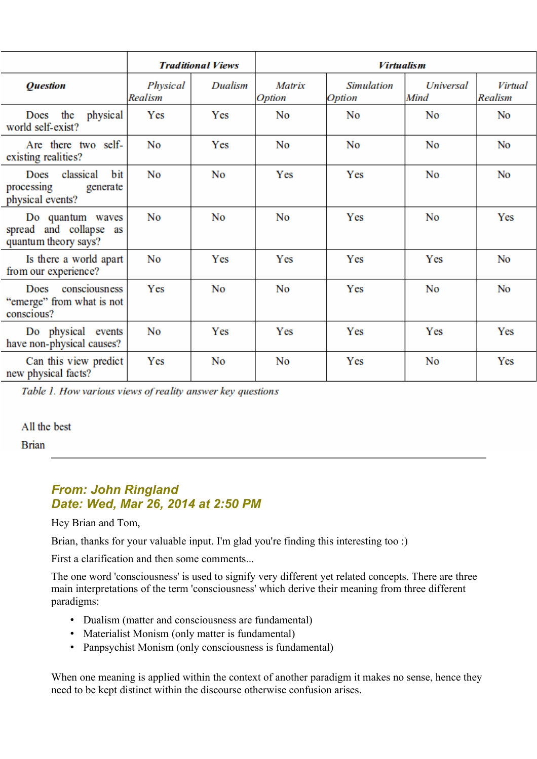| | ***Traditional Views*** | | ***Virtualism*** | | | |
|---|---|---|---|---|---|---|
| ***Question*** | *Physical Realism* | *Dualism* | *Matrix Option* | *Simulation Option* | *Universal Mind* | *Virtual Realism* |
| Does the physical world self-exist? | Yes | Yes | No | No | No | No |
| Are there two self-existing realities? | No | Yes | No | No | No | No |
| Does classical bit processing generate physical events? | No | No | Yes | Yes | No | No |
| Do quantum waves spread and collapse as quantum theory says? | No | No | No | Yes | No | Yes |
| Is there a world apart from our experience? | No | Yes | Yes | Yes | Yes | No |
| Does consciousness "emerge" from what is not conscious? | Yes | No | No | Yes | No | No |
| Do physical events have non-physical causes? | No | Yes | Yes | Yes | Yes | Yes |
| Can this view predict new physical facts? | Yes | No | No | Yes | No | Yes |

*Table 1. How various views of reality answer key questions*

All the best

Brian

---

### From: John Ringland
### Date: Wed, Mar 26, 2014 at 2:50 PM

Hey Brian and Tom,

Brian, thanks for your valuable input. I'm glad you're finding this interesting too :)

First a clarification and then some comments...

The one word 'consciousness' is used to signify very different yet related concepts. There are three main interpretations of the term 'consciousness' which derive their meaning from three different paradigms:

- Dualism (matter and consciousness are fundamental)
- Materialist Monism (only matter is fundamental)
- Panpsychist Monism (only consciousness is fundamental)

When one meaning is applied within the context of another paradigm it makes no sense, hence they need to be kept distinct within the discourse otherwise confusion arises.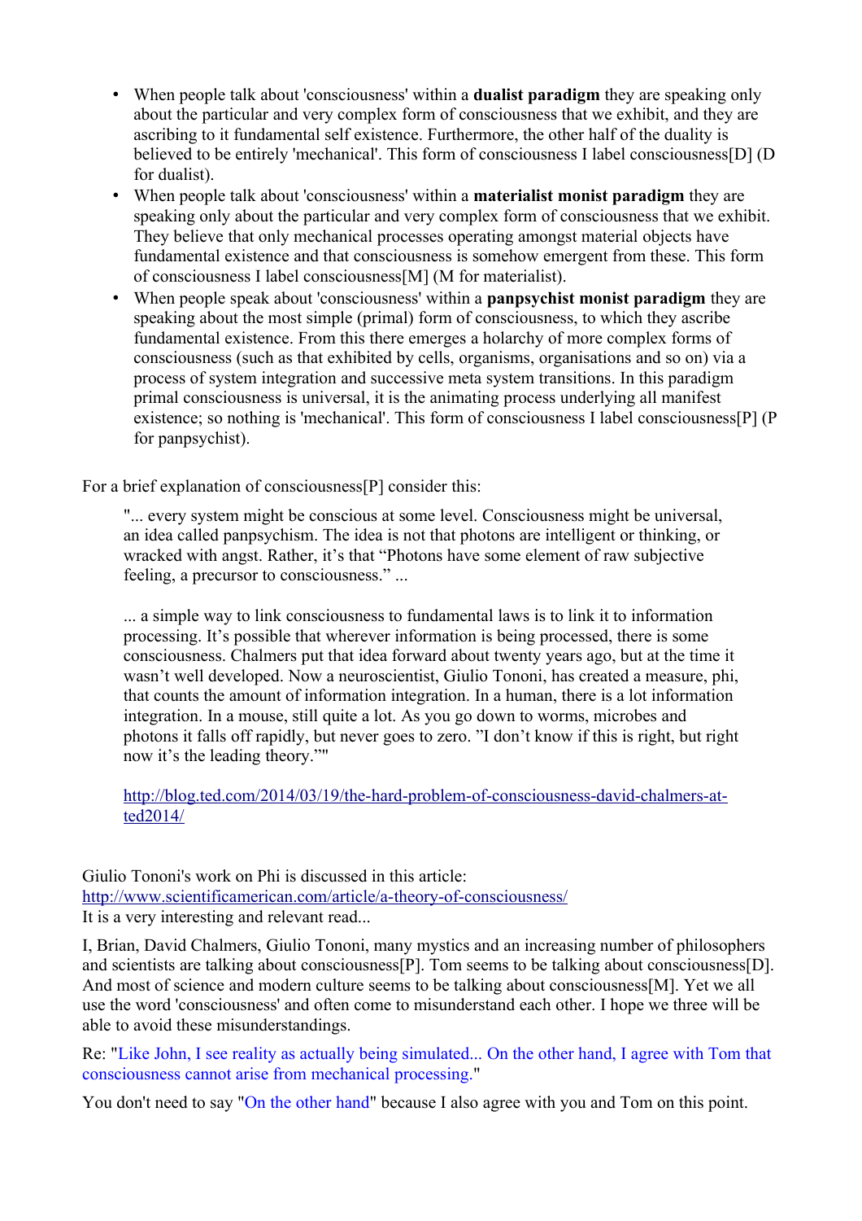- When people talk about 'consciousness' within a **dualist paradigm** they are speaking only about the particular and very complex form of consciousness that we exhibit, and they are ascribing to it fundamental self existence. Furthermore, the other half of the duality is believed to be entirely 'mechanical'. This form of consciousness I label consciousness[D] (D for dualist).
- When people talk about 'consciousness' within a **materialist monist paradigm** they are speaking only about the particular and very complex form of consciousness that we exhibit. They believe that only mechanical processes operating amongst material objects have fundamental existence and that consciousness is somehow emergent from these. This form of consciousness I label consciousness[M] (M for materialist).
- When people speak about 'consciousness' within a **panpsychist monist paradigm** they are speaking about the most simple (primal) form of consciousness, to which they ascribe fundamental existence. From this there emerges a holarchy of more complex forms of consciousness (such as that exhibited by cells, organisms, organisations and so on) via a process of system integration and successive meta system transitions. In this paradigm primal consciousness is universal, it is the animating process underlying all manifest existence; so nothing is 'mechanical'. This form of consciousness I label consciousness[P] (P for panpsychist).

For a brief explanation of consciousness[P] consider this:

> "... every system might be conscious at some level. Consciousness might be universal, an idea called panpsychism. The idea is not that photons are intelligent or thinking, or wracked with angst. Rather, it's that "Photons have some element of raw subjective feeling, a precursor to consciousness." ...
>
> ... a simple way to link consciousness to fundamental laws is to link it to information processing. It's possible that wherever information is being processed, there is some consciousness. Chalmers put that idea forward about twenty years ago, but at the time it wasn't well developed. Now a neuroscientist, Giulio Tononi, has created a measure, phi, that counts the amount of information integration. In a human, there is a lot information integration. In a mouse, still quite a lot. As you go down to worms, microbes and photons it falls off rapidly, but never goes to zero. "I don't know if this is right, but right now it's the leading theory.""
>
> http://blog.ted.com/2014/03/19/the-hard-problem-of-consciousness-david-chalmers-at-ted2014/

Giulio Tononi's work on Phi is discussed in this article:
http://www.scientificamerican.com/article/a-theory-of-consciousness/
It is a very interesting and relevant read...

I, Brian, David Chalmers, Giulio Tononi, many mystics and an increasing number of philosophers and scientists are talking about consciousness[P]. Tom seems to be talking about consciousness[D]. And most of science and modern culture seems to be talking about consciousness[M]. Yet we all use the word 'consciousness' and often come to misunderstand each other. I hope we three will be able to avoid these misunderstandings.

Re: "Like John, I see reality as actually being simulated... On the other hand, I agree with Tom that consciousness cannot arise from mechanical processing."

You don't need to say "On the other hand" because I also agree with you and Tom on this point.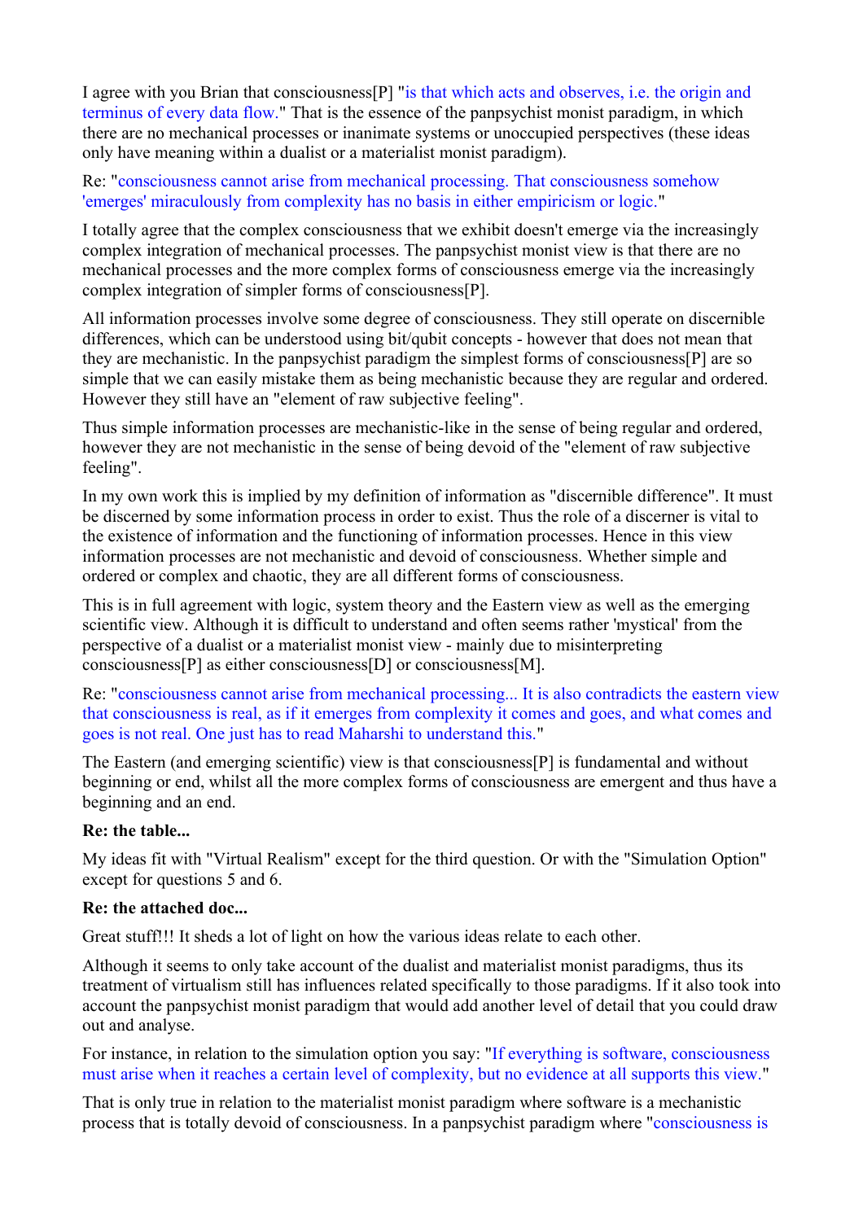I agree with you Brian that consciousness[P] "is that which acts and observes, i.e. the origin and terminus of every data flow." That is the essence of the panpsychist monist paradigm, in which there are no mechanical processes or inanimate systems or unoccupied perspectives (these ideas only have meaning within a dualist or a materialist monist paradigm).

Re: "consciousness cannot arise from mechanical processing. That consciousness somehow 'emerges' miraculously from complexity has no basis in either empiricism or logic."

I totally agree that the complex consciousness that we exhibit doesn't emerge via the increasingly complex integration of mechanical processes. The panpsychist monist view is that there are no mechanical processes and the more complex forms of consciousness emerge via the increasingly complex integration of simpler forms of consciousness[P].

All information processes involve some degree of consciousness. They still operate on discernible differences, which can be understood using bit/qubit concepts - however that does not mean that they are mechanistic. In the panpsychist paradigm the simplest forms of consciousness[P] are so simple that we can easily mistake them as being mechanistic because they are regular and ordered. However they still have an "element of raw subjective feeling".

Thus simple information processes are mechanistic-like in the sense of being regular and ordered, however they are not mechanistic in the sense of being devoid of the "element of raw subjective feeling".

In my own work this is implied by my definition of information as "discernible difference". It must be discerned by some information process in order to exist. Thus the role of a discerner is vital to the existence of information and the functioning of information processes. Hence in this view information processes are not mechanistic and devoid of consciousness. Whether simple and ordered or complex and chaotic, they are all different forms of consciousness.

This is in full agreement with logic, system theory and the Eastern view as well as the emerging scientific view. Although it is difficult to understand and often seems rather 'mystical' from the perspective of a dualist or a materialist monist view - mainly due to misinterpreting consciousness[P] as either consciousness[D] or consciousness[M].

Re: "consciousness cannot arise from mechanical processing... It is also contradicts the eastern view that consciousness is real, as if it emerges from complexity it comes and goes, and what comes and goes is not real. One just has to read Maharshi to understand this."

The Eastern (and emerging scientific) view is that consciousness[P] is fundamental and without beginning or end, whilst all the more complex forms of consciousness are emergent and thus have a beginning and an end.

**Re: the table...**

My ideas fit with "Virtual Realism" except for the third question. Or with the "Simulation Option" except for questions 5 and 6.

**Re: the attached doc...**

Great stuff!!! It sheds a lot of light on how the various ideas relate to each other.

Although it seems to only take account of the dualist and materialist monist paradigms, thus its treatment of virtualism still has influences related specifically to those paradigms. If it also took into account the panpsychist monist paradigm that would add another level of detail that you could draw out and analyse.

For instance, in relation to the simulation option you say: "If everything is software, consciousness must arise when it reaches a certain level of complexity, but no evidence at all supports this view."

That is only true in relation to the materialist monist paradigm where software is a mechanistic process that is totally devoid of consciousness. In a panpsychist paradigm where "consciousness is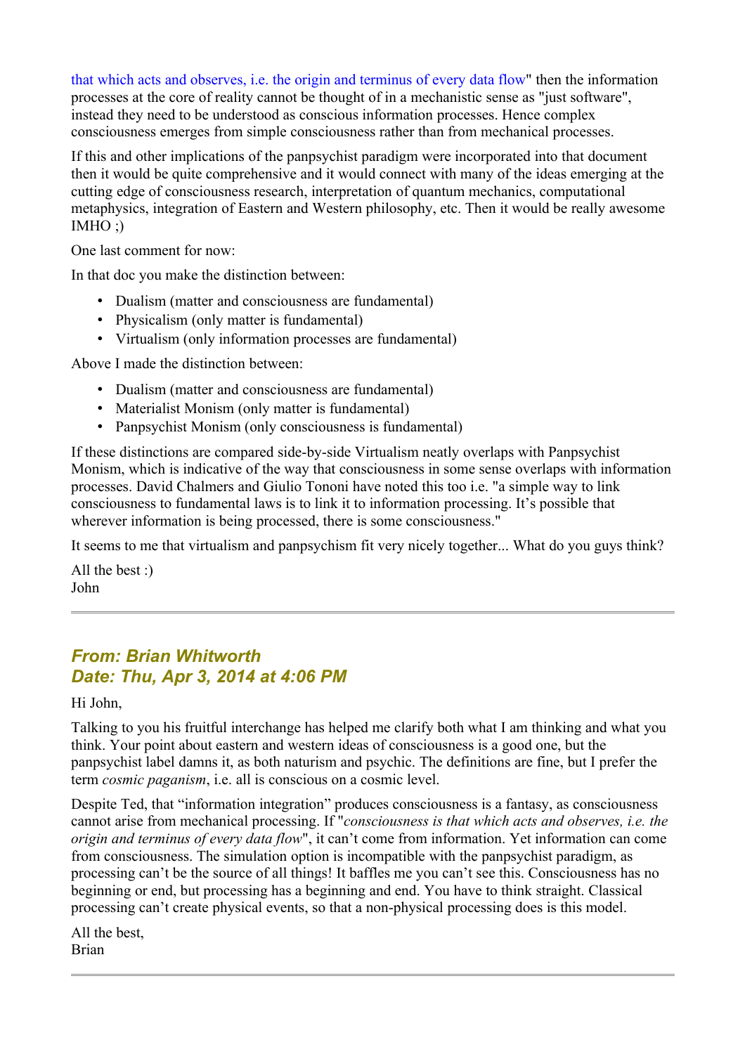that which acts and observes, i.e. the origin and terminus of every data flow" then the information processes at the core of reality cannot be thought of in a mechanistic sense as "just software", instead they need to be understood as conscious information processes. Hence complex consciousness emerges from simple consciousness rather than from mechanical processes.

If this and other implications of the panpsychist paradigm were incorporated into that document then it would be quite comprehensive and it would connect with many of the ideas emerging at the cutting edge of consciousness research, interpretation of quantum mechanics, computational metaphysics, integration of Eastern and Western philosophy, etc. Then it would be really awesome IMHO ;)

One last comment for now:

In that doc you make the distinction between:

- Dualism (matter and consciousness are fundamental)
- Physicalism (only matter is fundamental)
- Virtualism (only information processes are fundamental)

Above I made the distinction between:

- Dualism (matter and consciousness are fundamental)
- Materialist Monism (only matter is fundamental)
- Panpsychist Monism (only consciousness is fundamental)

If these distinctions are compared side-by-side Virtualism neatly overlaps with Panpsychist Monism, which is indicative of the way that consciousness in some sense overlaps with information processes. David Chalmers and Giulio Tononi have noted this too i.e. "a simple way to link consciousness to fundamental laws is to link it to information processing. It's possible that wherever information is being processed, there is some consciousness."

It seems to me that virtualism and panpsychism fit very nicely together... What do you guys think?

All the best :)
John

---

### *From: Brian Whitworth*
### *Date: Thu, Apr 3, 2014 at 4:06 PM*

Hi John,

Talking to you his fruitful interchange has helped me clarify both what I am thinking and what you think. Your point about eastern and western ideas of consciousness is a good one, but the panpsychist label damns it, as both naturism and psychic. The definitions are fine, but I prefer the term *cosmic paganism*, i.e. all is conscious on a cosmic level.

Despite Ted, that "information integration" produces consciousness is a fantasy, as consciousness cannot arise from mechanical processing. If "*consciousness is that which acts and observes, i.e. the origin and terminus of every data flow*", it can't come from information. Yet information can come from consciousness. The simulation option is incompatible with the panpsychist paradigm, as processing can't be the source of all things! It baffles me you can't see this. Consciousness has no beginning or end, but processing has a beginning and end. You have to think straight. Classical processing can't create physical events, so that a non-physical processing does is this model.

All the best,
Brian

---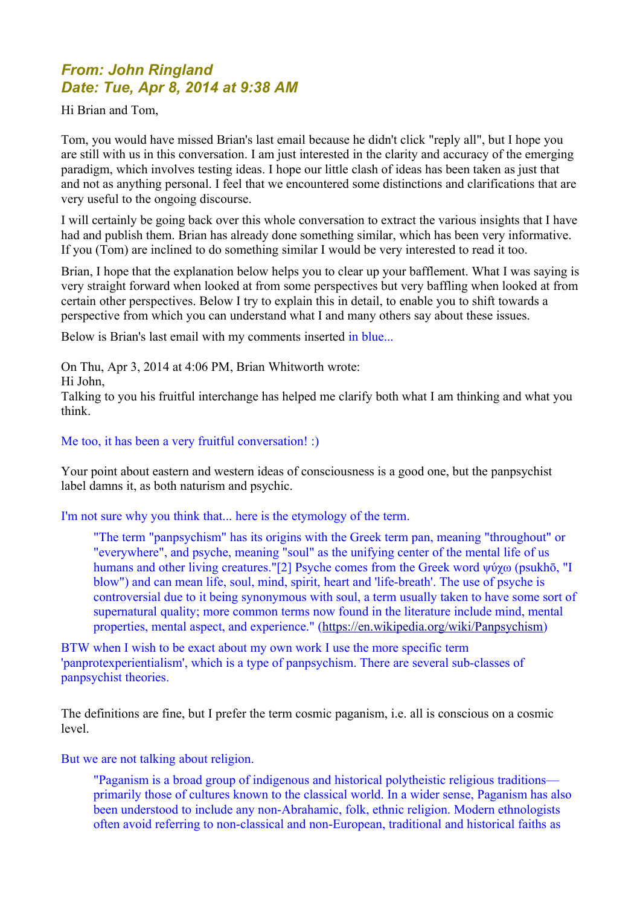## *From: John Ringland*
## *Date: Tue, Apr 8, 2014 at 9:38 AM*

Hi Brian and Tom,

Tom, you would have missed Brian's last email because he didn't click "reply all", but I hope you are still with us in this conversation. I am just interested in the clarity and accuracy of the emerging paradigm, which involves testing ideas. I hope our little clash of ideas has been taken as just that and not as anything personal. I feel that we encountered some distinctions and clarifications that are very useful to the ongoing discourse.

I will certainly be going back over this whole conversation to extract the various insights that I have had and publish them. Brian has already done something similar, which has been very informative. If you (Tom) are inclined to do something similar I would be very interested to read it too.

Brian, I hope that the explanation below helps you to clear up your bafflement. What I was saying is very straight forward when looked at from some perspectives but very baffling when looked at from certain other perspectives. Below I try to explain this in detail, to enable you to shift towards a perspective from which you can understand what I and many others say about these issues.

Below is Brian's last email with my comments inserted in blue...

On Thu, Apr 3, 2014 at 4:06 PM, Brian Whitworth wrote:
Hi John,
Talking to you his fruitful interchange has helped me clarify both what I am thinking and what you think.

Me too, it has been a very fruitful conversation! :)

Your point about eastern and western ideas of consciousness is a good one, but the panpsychist label damns it, as both naturism and psychic.

I'm not sure why you think that... here is the etymology of the term.

> "The term "panpsychism" has its origins with the Greek term pan, meaning "throughout" or "everywhere", and psyche, meaning "soul" as the unifying center of the mental life of us humans and other living creatures."[2] Psyche comes from the Greek word ψύχω (psukhō, "I blow") and can mean life, soul, mind, spirit, heart and 'life-breath'. The use of psyche is controversial due to it being synonymous with soul, a term usually taken to have some sort of supernatural quality; more common terms now found in the literature include mind, mental properties, mental aspect, and experience." (https://en.wikipedia.org/wiki/Panpsychism)

BTW when I wish to be exact about my own work I use the more specific term 'panprotexperientialism', which is a type of panpsychism. There are several sub-classes of panpsychist theories.

The definitions are fine, but I prefer the term cosmic paganism, i.e. all is conscious on a cosmic level.

But we are not talking about religion.

> "Paganism is a broad group of indigenous and historical polytheistic religious traditions—primarily those of cultures known to the classical world. In a wider sense, Paganism has also been understood to include any non-Abrahamic, folk, ethnic religion. Modern ethnologists often avoid referring to non-classical and non-European, traditional and historical faiths as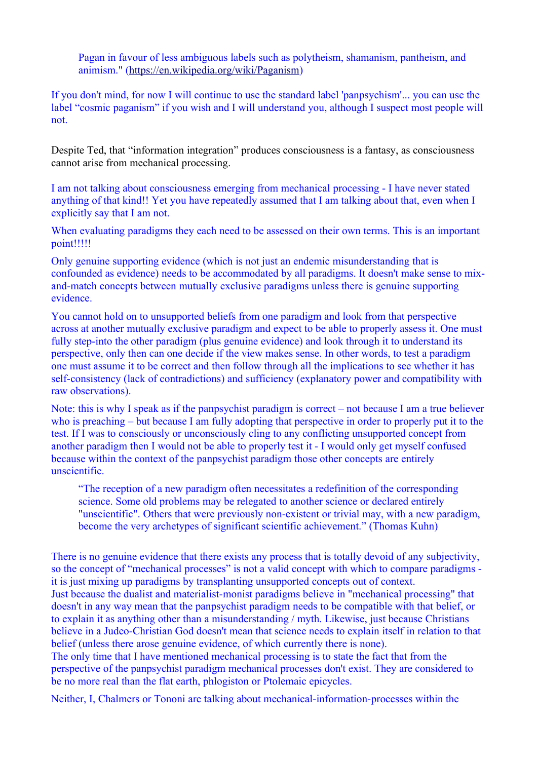> Pagan in favour of less ambiguous labels such as polytheism, shamanism, pantheism, and animism." (https://en.wikipedia.org/wiki/Paganism)

If you don't mind, for now I will continue to use the standard label 'panpsychism'... you can use the label "cosmic paganism" if you wish and I will understand you, although I suspect most people will not.

Despite Ted, that "information integration" produces consciousness is a fantasy, as consciousness cannot arise from mechanical processing.

I am not talking about consciousness emerging from mechanical processing - I have never stated anything of that kind!! Yet you have repeatedly assumed that I am talking about that, even when I explicitly say that I am not.

When evaluating paradigms they each need to be assessed on their own terms. This is an important point!!!!!

Only genuine supporting evidence (which is not just an endemic misunderstanding that is confounded as evidence) needs to be accommodated by all paradigms. It doesn't make sense to mix-and-match concepts between mutually exclusive paradigms unless there is genuine supporting evidence.

You cannot hold on to unsupported beliefs from one paradigm and look from that perspective across at another mutually exclusive paradigm and expect to be able to properly assess it. One must fully step-into the other paradigm (plus genuine evidence) and look through it to understand its perspective, only then can one decide if the view makes sense. In other words, to test a paradigm one must assume it to be correct and then follow through all the implications to see whether it has self-consistency (lack of contradictions) and sufficiency (explanatory power and compatibility with raw observations).

Note: this is why I speak as if the panpsychist paradigm is correct – not because I am a true believer who is preaching – but because I am fully adopting that perspective in order to properly put it to the test. If I was to consciously or unconsciously cling to any conflicting unsupported concept from another paradigm then I would not be able to properly test it - I would only get myself confused because within the context of the panpsychist paradigm those other concepts are entirely unscientific.

> "The reception of a new paradigm often necessitates a redefinition of the corresponding science. Some old problems may be relegated to another science or declared entirely "unscientific". Others that were previously non-existent or trivial may, with a new paradigm, become the very archetypes of significant scientific achievement." (Thomas Kuhn)

There is no genuine evidence that there exists any process that is totally devoid of any subjectivity, so the concept of "mechanical processes" is not a valid concept with which to compare paradigms - it is just mixing up paradigms by transplanting unsupported concepts out of context.
Just because the dualist and materialist-monist paradigms believe in "mechanical processing" that doesn't in any way mean that the panpsychist paradigm needs to be compatible with that belief, or to explain it as anything other than a misunderstanding / myth. Likewise, just because Christians believe in a Judeo-Christian God doesn't mean that science needs to explain itself in relation to that belief (unless there arose genuine evidence, of which currently there is none).
The only time that I have mentioned mechanical processing is to state the fact that from the perspective of the panpsychist paradigm mechanical processes don't exist. They are considered to be no more real than the flat earth, phlogiston or Ptolemaic epicycles.

Neither, I, Chalmers or Tononi are talking about mechanical-information-processes within the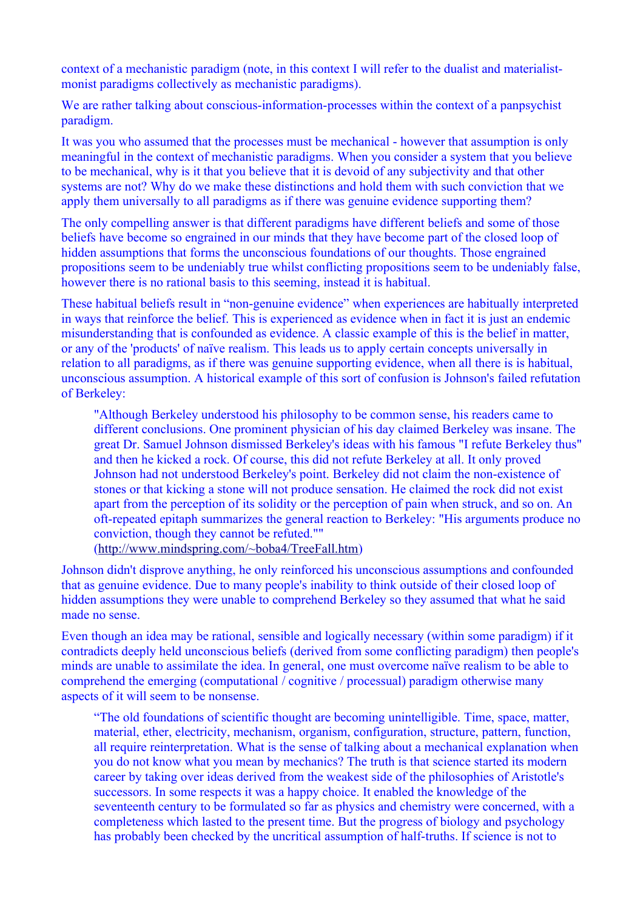context of a mechanistic paradigm (note, in this context I will refer to the dualist and materialist-monist paradigms collectively as mechanistic paradigms).

We are rather talking about conscious-information-processes within the context of a panpsychist paradigm.

It was you who assumed that the processes must be mechanical - however that assumption is only meaningful in the context of mechanistic paradigms. When you consider a system that you believe to be mechanical, why is it that you believe that it is devoid of any subjectivity and that other systems are not? Why do we make these distinctions and hold them with such conviction that we apply them universally to all paradigms as if there was genuine evidence supporting them?

The only compelling answer is that different paradigms have different beliefs and some of those beliefs have become so engrained in our minds that they have become part of the closed loop of hidden assumptions that forms the unconscious foundations of our thoughts. Those engrained propositions seem to be undeniably true whilst conflicting propositions seem to be undeniably false, however there is no rational basis to this seeming, instead it is habitual.

These habitual beliefs result in “non-genuine evidence” when experiences are habitually interpreted in ways that reinforce the belief. This is experienced as evidence when in fact it is just an endemic misunderstanding that is confounded as evidence. A classic example of this is the belief in matter, or any of the 'products' of naïve realism. This leads us to apply certain concepts universally in relation to all paradigms, as if there was genuine supporting evidence, when all there is is habitual, unconscious assumption. A historical example of this sort of confusion is Johnson's failed refutation of Berkeley:

> "Although Berkeley understood his philosophy to be common sense, his readers came to different conclusions. One prominent physician of his day claimed Berkeley was insane. The great Dr. Samuel Johnson dismissed Berkeley's ideas with his famous "I refute Berkeley thus" and then he kicked a rock. Of course, this did not refute Berkeley at all. It only proved Johnson had not understood Berkeley's point. Berkeley did not claim the non-existence of stones or that kicking a stone will not produce sensation. He claimed the rock did not exist apart from the perception of its solidity or the perception of pain when struck, and so on. An oft-repeated epitaph summarizes the general reaction to Berkeley: "His arguments produce no conviction, though they cannot be refuted.""
> (http://www.mindspring.com/~boba4/TreeFall.htm)

Johnson didn't disprove anything, he only reinforced his unconscious assumptions and confounded that as genuine evidence. Due to many people's inability to think outside of their closed loop of hidden assumptions they were unable to comprehend Berkeley so they assumed that what he said made no sense.

Even though an idea may be rational, sensible and logically necessary (within some paradigm) if it contradicts deeply held unconscious beliefs (derived from some conflicting paradigm) then people's minds are unable to assimilate the idea. In general, one must overcome naïve realism to be able to comprehend the emerging (computational / cognitive / processual) paradigm otherwise many aspects of it will seem to be nonsense.

> “The old foundations of scientific thought are becoming unintelligible. Time, space, matter, material, ether, electricity, mechanism, organism, configuration, structure, pattern, function, all require reinterpretation. What is the sense of talking about a mechanical explanation when you do not know what you mean by mechanics? The truth is that science started its modern career by taking over ideas derived from the weakest side of the philosophies of Aristotle's successors. In some respects it was a happy choice. It enabled the knowledge of the seventeenth century to be formulated so far as physics and chemistry were concerned, with a completeness which lasted to the present time. But the progress of biology and psychology has probably been checked by the uncritical assumption of half-truths. If science is not to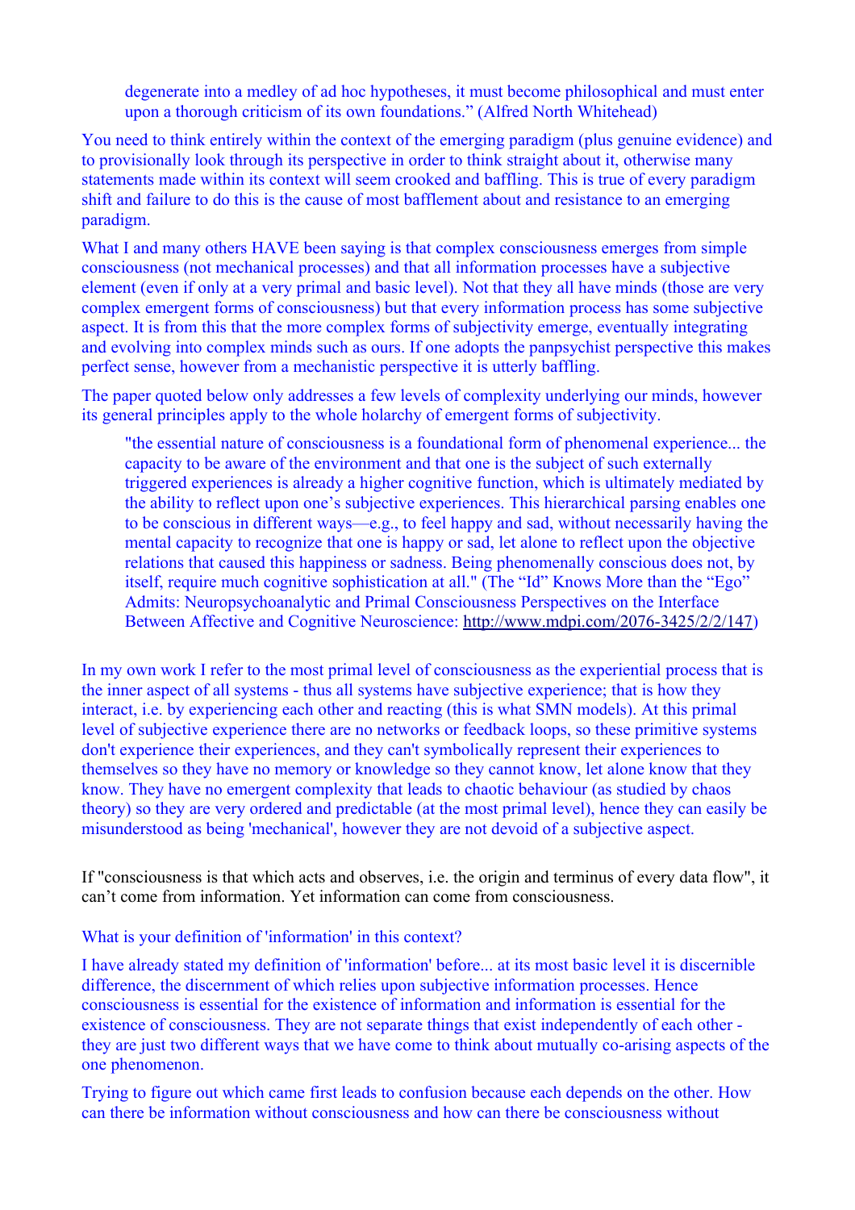> degenerate into a medley of ad hoc hypotheses, it must become philosophical and must enter upon a thorough criticism of its own foundations." (Alfred North Whitehead)

You need to think entirely within the context of the emerging paradigm (plus genuine evidence) and to provisionally look through its perspective in order to think straight about it, otherwise many statements made within its context will seem crooked and baffling. This is true of every paradigm shift and failure to do this is the cause of most bafflement about and resistance to an emerging paradigm.

What I and many others HAVE been saying is that complex consciousness emerges from simple consciousness (not mechanical processes) and that all information processes have a subjective element (even if only at a very primal and basic level). Not that they all have minds (those are very complex emergent forms of consciousness) but that every information process has some subjective aspect. It is from this that the more complex forms of subjectivity emerge, eventually integrating and evolving into complex minds such as ours. If one adopts the panpsychist perspective this makes perfect sense, however from a mechanistic perspective it is utterly baffling.

The paper quoted below only addresses a few levels of complexity underlying our minds, however its general principles apply to the whole holarchy of emergent forms of subjectivity.

> "the essential nature of consciousness is a foundational form of phenomenal experience... the capacity to be aware of the environment and that one is the subject of such externally triggered experiences is already a higher cognitive function, which is ultimately mediated by the ability to reflect upon one's subjective experiences. This hierarchical parsing enables one to be conscious in different ways—e.g., to feel happy and sad, without necessarily having the mental capacity to recognize that one is happy or sad, let alone to reflect upon the objective relations that caused this happiness or sadness. Being phenomenally conscious does not, by itself, require much cognitive sophistication at all." (The "Id" Knows More than the "Ego" Admits: Neuropsychoanalytic and Primal Consciousness Perspectives on the Interface Between Affective and Cognitive Neuroscience: http://www.mdpi.com/2076-3425/2/2/147)

In my own work I refer to the most primal level of consciousness as the experiential process that is the inner aspect of all systems - thus all systems have subjective experience; that is how they interact, i.e. by experiencing each other and reacting (this is what SMN models). At this primal level of subjective experience there are no networks or feedback loops, so these primitive systems don't experience their experiences, and they can't symbolically represent their experiences to themselves so they have no memory or knowledge so they cannot know, let alone know that they know. They have no emergent complexity that leads to chaotic behaviour (as studied by chaos theory) so they are very ordered and predictable (at the most primal level), hence they can easily be misunderstood as being 'mechanical', however they are not devoid of a subjective aspect.

If "consciousness is that which acts and observes, i.e. the origin and terminus of every data flow", it can't come from information. Yet information can come from consciousness.

What is your definition of 'information' in this context?

I have already stated my definition of 'information' before... at its most basic level it is discernible difference, the discernment of which relies upon subjective information processes. Hence consciousness is essential for the existence of information and information is essential for the existence of consciousness. They are not separate things that exist independently of each other - they are just two different ways that we have come to think about mutually co-arising aspects of the one phenomenon.

Trying to figure out which came first leads to confusion because each depends on the other. How can there be information without consciousness and how can there be consciousness without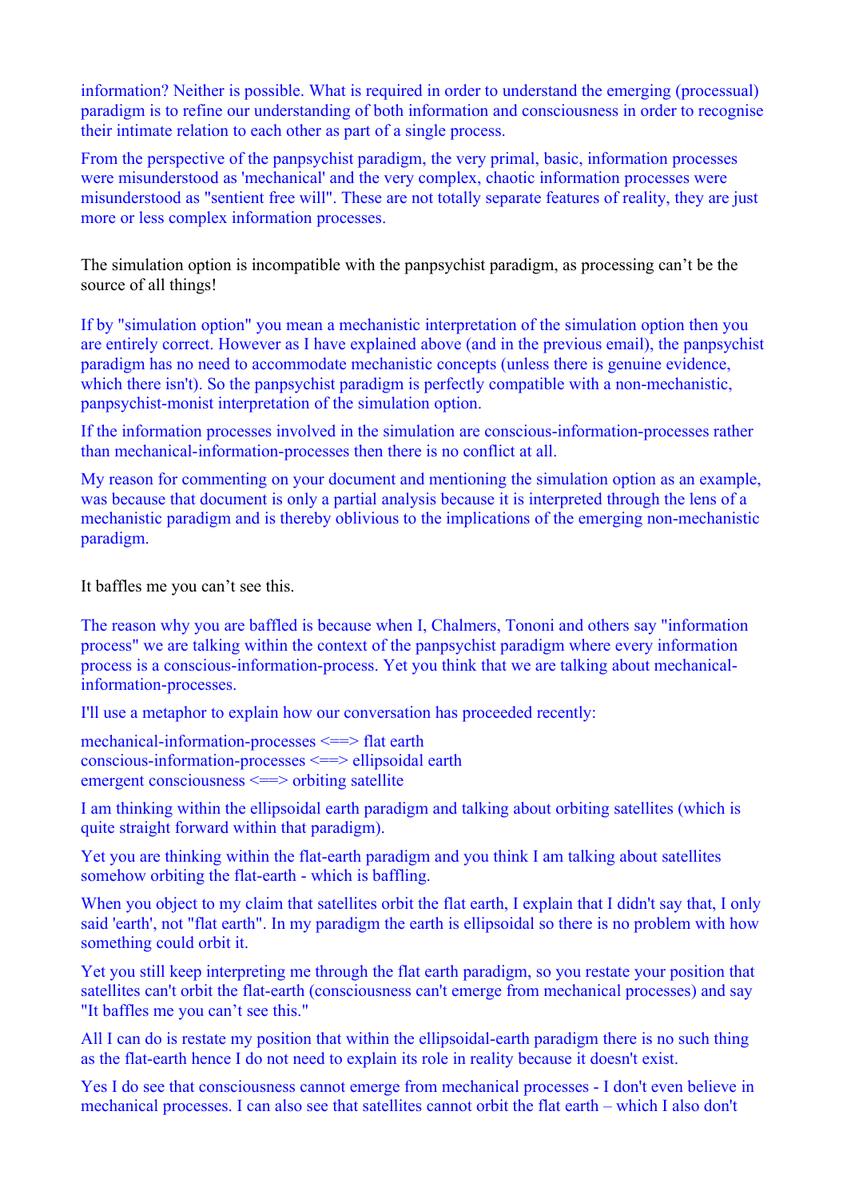information? Neither is possible. What is required in order to understand the emerging (processual) paradigm is to refine our understanding of both information and consciousness in order to recognise their intimate relation to each other as part of a single process.

From the perspective of the panpsychist paradigm, the very primal, basic, information processes were misunderstood as 'mechanical' and the very complex, chaotic information processes were misunderstood as "sentient free will". These are not totally separate features of reality, they are just more or less complex information processes.

The simulation option is incompatible with the panpsychist paradigm, as processing can't be the source of all things!

If by "simulation option" you mean a mechanistic interpretation of the simulation option then you are entirely correct. However as I have explained above (and in the previous email), the panpsychist paradigm has no need to accommodate mechanistic concepts (unless there is genuine evidence, which there isn't). So the panpsychist paradigm is perfectly compatible with a non-mechanistic, panpsychist-monist interpretation of the simulation option.

If the information processes involved in the simulation are conscious-information-processes rather than mechanical-information-processes then there is no conflict at all.

My reason for commenting on your document and mentioning the simulation option as an example, was because that document is only a partial analysis because it is interpreted through the lens of a mechanistic paradigm and is thereby oblivious to the implications of the emerging non-mechanistic paradigm.

It baffles me you can't see this.

The reason why you are baffled is because when I, Chalmers, Tononi and others say "information process" we are talking within the context of the panpsychist paradigm where every information process is a conscious-information-process. Yet you think that we are talking about mechanical-information-processes.

I'll use a metaphor to explain how our conversation has proceeded recently:

mechanical-information-processes <==> flat earth
conscious-information-processes <==> ellipsoidal earth
emergent consciousness <==> orbiting satellite

I am thinking within the ellipsoidal earth paradigm and talking about orbiting satellites (which is quite straight forward within that paradigm).

Yet you are thinking within the flat-earth paradigm and you think I am talking about satellites somehow orbiting the flat-earth - which is baffling.

When you object to my claim that satellites orbit the flat earth, I explain that I didn't say that, I only said 'earth', not "flat earth". In my paradigm the earth is ellipsoidal so there is no problem with how something could orbit it.

Yet you still keep interpreting me through the flat earth paradigm, so you restate your position that satellites can't orbit the flat-earth (consciousness can't emerge from mechanical processes) and say "It baffles me you can't see this."

All I can do is restate my position that within the ellipsoidal-earth paradigm there is no such thing as the flat-earth hence I do not need to explain its role in reality because it doesn't exist.

Yes I do see that consciousness cannot emerge from mechanical processes - I don't even believe in mechanical processes. I can also see that satellites cannot orbit the flat earth – which I also don't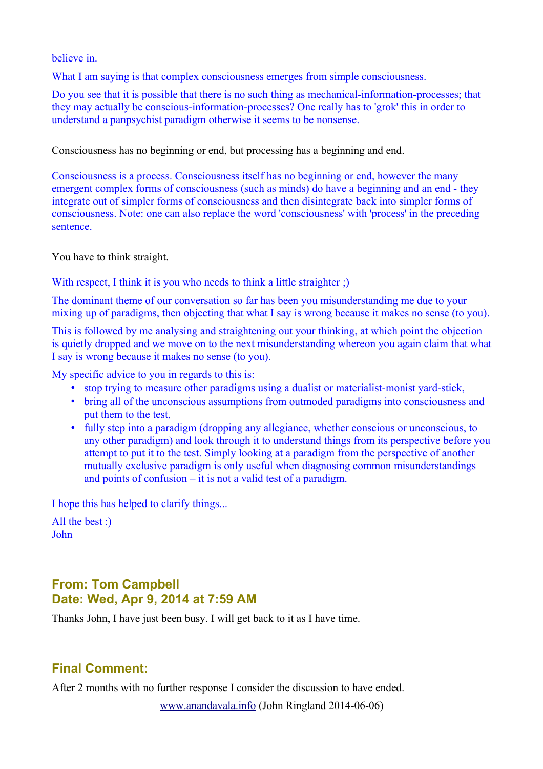believe in.

What I am saying is that complex consciousness emerges from simple consciousness.

Do you see that it is possible that there is no such thing as mechanical-information-processes; that they may actually be conscious-information-processes? One really has to 'grok' this in order to understand a panpsychist paradigm otherwise it seems to be nonsense.

Consciousness has no beginning or end, but processing has a beginning and end.

Consciousness is a process. Consciousness itself has no beginning or end, however the many emergent complex forms of consciousness (such as minds) do have a beginning and an end - they integrate out of simpler forms of consciousness and then disintegrate back into simpler forms of consciousness. Note: one can also replace the word 'consciousness' with 'process' in the preceding sentence.

You have to think straight.

With respect, I think it is you who needs to think a little straighter ;)

The dominant theme of our conversation so far has been you misunderstanding me due to your mixing up of paradigms, then objecting that what I say is wrong because it makes no sense (to you).

This is followed by me analysing and straightening out your thinking, at which point the objection is quietly dropped and we move on to the next misunderstanding whereon you again claim that what I say is wrong because it makes no sense (to you).

My specific advice to you in regards to this is:

- stop trying to measure other paradigms using a dualist or materialist-monist yard-stick,
- bring all of the unconscious assumptions from outmoded paradigms into consciousness and put them to the test,
- fully step into a paradigm (dropping any allegiance, whether conscious or unconscious, to any other paradigm) and look through it to understand things from its perspective before you attempt to put it to the test. Simply looking at a paradigm from the perspective of another mutually exclusive paradigm is only useful when diagnosing common misunderstandings and points of confusion – it is not a valid test of a paradigm.

I hope this has helped to clarify things...

All the best :)
John

---

### From: Tom Campbell
### Date: Wed, Apr 9, 2014 at 7:59 AM

Thanks John, I have just been busy. I will get back to it as I have time.

---

### Final Comment:

After 2 months with no further response I consider the discussion to have ended.

www.anandavala.info (John Ringland 2014-06-06)